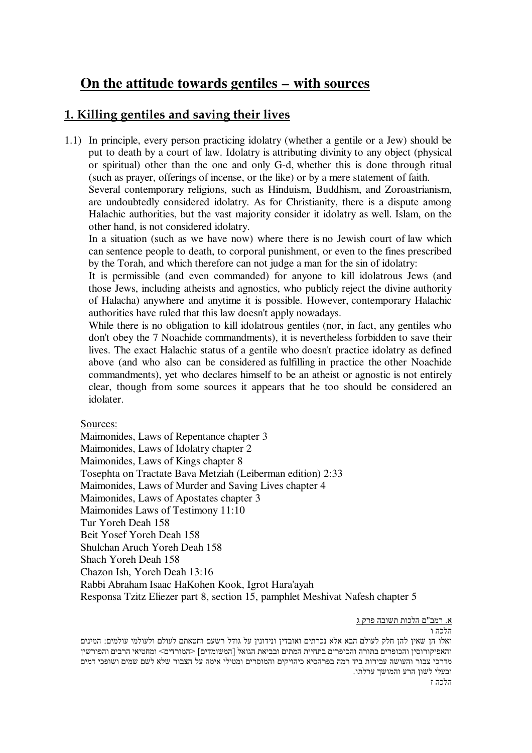# On the attitude towards gentiles – with sources

## 1. Killing gentiles and saving their lives

1.1) In principle, every person practicing idolatry (whether a gentile or a Jew) should be put to death by a court of law. Idolatry is attributing divinity to any object (physical or spiritual) other than the one and only G-d, whether this is done through ritual (such as prayer, offerings of incense, or the like) or by a mere statement of faith.
Several contemporary religions, such as Hinduism, Buddhism, and Zoroastrianism, are undoubtedly considered idolatry. As for Christianity, there is a dispute among Halachic authorities, but the vast majority consider it idolatry as well. Islam, on the other hand, is not considered idolatry.
In a situation (such as we have now) where there is no Jewish court of law which can sentence people to death, to corporal punishment, or even to the fines prescribed by the Torah, and which therefore can not judge a man for the sin of idolatry:
It is permissible (and even commanded) for anyone to kill idolatrous Jews (and those Jews, including atheists and agnostics, who publicly reject the divine authority of Halacha) anywhere and anytime it is possible. However, contemporary Halachic authorities have ruled that this law doesn't apply nowadays.
While there is no obligation to kill idolatrous gentiles (nor, in fact, any gentiles who don't obey the 7 Noachide commandments), it is nevertheless forbidden to save their lives. The exact Halachic status of a gentile who doesn't practice idolatry as defined above (and who also can be considered as fulfilling in practice the other Noachide commandments), yet who declares himself to be an atheist or agnostic is not entirely clear, though from some sources it appears that he too should be considered an idolater.

Sources:
Maimonides, Laws of Repentance chapter 3
Maimonides, Laws of Idolatry chapter 2
Maimonides, Laws of Kings chapter 8
Tosephta on Tractate Bava Metziah (Leiberman edition) 2:33
Maimonides, Laws of Murder and Saving Lives chapter 4
Maimonides, Laws of Apostates chapter 3
Maimonides Laws of Testimony 11:10
Tur Yoreh Deah 158
Beit Yosef Yoreh Deah 158
Shulchan Aruch Yoreh Deah 158
Shach Yoreh Deah 158
Chazon Ish, Yoreh Deah 13:16
Rabbi Abraham Isaac HaKohen Kook, Igrot Hara'ayah
Responsa Tzitz Eliezer part 8, section 15, pamphlet Meshivat Nafesh chapter 5

א. רמב"ם הלכות תשובה פרק ג

הלכה ו

ואלו הן שאין להן חלק לעולם הבא אלא נכרתים ואובדין ונידונין על גודל רשעם וחטאתם לעולם ולעולמי עולמים: המינים והאפיקורוסין והכופרים בתורה והכופרים בתחיית המתים ובביאת הגואל [המשומדים] <המורדים> ומחטיאי הרבים והפורשין מדרכי צבור והעושה עבירות ביד רמה בפרהסיא כיהויקים והמוסרים ומטילי אימה על הצבור שלא לשם שמים ושופכי דמים ובעלי לשון הרע והמושך ערלתו.

הלכה ז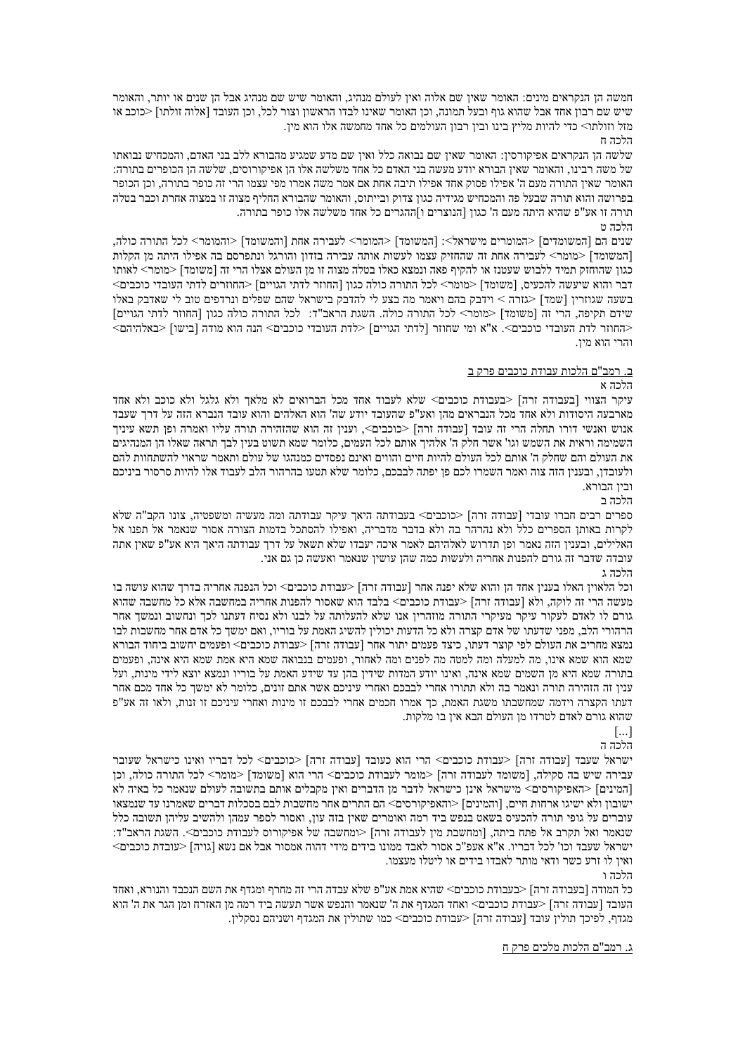חמשה הן הנקראים מינים: האומר שאין שם אלוה ואין לעולם מנהיג, והאומר שיש שם מנהיג אבל הן שנים או יותר, והאומר שיש שם רבון אחד אבל שהוא גוף ובעל תמונה, וכן האומר שאינו לבדו הראשון וצור לכל, וכן העובד [אלוה זולתו] <כוכב או מזל וזולתו> כדי להיות מליץ בינו ובין רבון העולמים כל אחד מחמשה אלו הוא מין.

הלכה ח

שלשה הן הנקראים אפיקורסין: האומר שאין שם נבואה כלל ואין שם מדע שמגיע מהבורא ללב בני האדם, והמכחיש נבואתו של משה רבינו, והאומר שאין הבורא יודע מעשה בני האדם כל אחד משלשה אלו הן אפיקורסים, שלשה הן הכופרים בתורה: האומר שאין התורה מעם ה' אפילו פסוק אחד אפילו תיבה אחת אם אמר משה אמרו מפי עצמו הרי זה כופר בתורה, וכן הכופר בפרושה והוא תורה שבעל פה והמכחיש מגידיה כגון צדוק ובייתוס, והאומר שהבורא החליף מצוה זו במצוה אחרת וכבר בטלה תורה זו אע"פ שהיא היתה מעם ה' כגון [הנוצרים ו]ההגרים כל אחד משלשה אלו כופר בתורה.

הלכה ט

שנים הם [המשומדים] <המומרים מישראל>: [המשומד] <המומר> לעבירה אחת [והמשומד] <והמומר> לכל התורה כולה, [המשומד] <מומר> לעבירה אחת זה שהחזיק עצמו לעשות אותה עבירה בזדון והורגל ונתפרסם בה אפילו היתה מן הקלות כגון שהוחזק תמיד ללבוש שעטנז או להקיף פאה ונמצא כאלו בטלה מצוה זו מן העולם אצלו הרי זה [משומד] <מומר> לאותו דבר והוא שיעשה להכעיס, [משומד] <מומר> לכל התורה כולה כגון [החוזר לדתי הגויים] <החוזרים לדתי העובדי כוכבים> בשעה שגוזרין [שמד] <גזרה > וידבק בהם ויאמר מה בצע לי להדבק בישראל שהם שפלים ונרדפים טוב לי שאדבק באלו שידם תקיפה, הרי זה [משומד] <מומר> לכל התורה כולה. השגת הראב"ד: לכל התורה כולה כגון [החוזר לדתי הגויים] <החוזר לדת העובדי כוכבים>. א"א ומי שחוזר [לדתי הגויים] <לדת העובדי כוכבים> הנה הוא מודה [בישו] <באלהיהם> והרי הוא מין.

## ב. רמב"ם הלכות עבודת כוכבים פרק ב

הלכה א

עיקר הצווי [בעבודה זרה] <בעבודת כוכבים> שלא לעבוד אחד מכל הברואים לא מלאך ולא גלגל ולא כוכב ולא אחד מארבעה היסודות ולא אחד מכל הנבראים מהן ואע"פ שהעובד יודע שה' הוא האלהים והוא עובד הנברא הזה על דרך שעבד אנוש ואנשי דורו תחלה הרי זה עובד [עבודה זרה] <כוכבים>, ועניין זה הוא שהזהירה תורה עליו ואמרה ופן תשא עיניך השמימה וראית את השמש וגו' אשר חלק ה' אלהיך אותם לכל העמים, כלומר שמא תשוט בעין לבך תראה שאלו הן המנהיגים את העולם והם שחלק ה' אותם לכל העולם להיות חיים והווים ואינם נפסדים כמנהגו של עולם ותאמר שראוי להשתחוות להם ולעובדן, ובענין הזה צוה ואמר השמרו לכם פן יפתה לבבכם, כלומר שלא תטעו בהרהור הלב לעבוד אלו להיות סרסור ביניכם ובין הבורא.

הלכה ב

ספרים רבים חברו עובדי [עבודה זרה] <כוכבים> בעבודתה היאך עיקר עבודתה ומה מעשיה ומשפטיה, צונו הקב"ה שלא לקרות באותן הספרים כלל ולא נהרהר בה ולא בדבר מדבריה, ואפילו להסתכל בדמות הצורה אסור שנאמר אל תפנו אל האלילים, ובענין הזה נאמר ופן תדרוש לאלהיהם לאמר איכה יעבדו שלא תשאל על דרך עבודתה היאך היא אע"פ שאין אתה עובדה שדבר זה גורם להפנות אחריה ולעשות כמה שהן עושין שנאמר ואעשה כן גם אני.

הלכה ג

וכל הלאוין האלו בענין אחד הן והוא שלא יפנה אחר [עבודה זרה] <עבודת כוכבים> וכל הנפנה אחריה בדרך שהוא עושה בו מעשה הרי זה לוקה, ולא [עבודה זרה] <עבודת כוכבים> בלבד הוא שאסור להפנות אחריה במחשבה אלא כל מחשבה שהוא גורם לו לאדם לעקור עיקר מעיקרי התורה מוזהרין אנו שלא להעלותה על לבנו ולא נסיח דעתנו לכך ונחשוב ונמשך אחר הרהורי הלב, מפני שדעתו של אדם קצרה ולא כל הדעות יכולין להשיג האמת על בוריו, ואם ימשך כל אדם אחר מחשבות לבו נמצא מחריב את העולם לפי קוצר דעתו, כיצד פעמים יתור אחר [עבודה זרה] <עבודת כוכבים> ופעמים יחשוב ביחוד הבורא שמא הוא שמא אינו, מה למעלה ומה למטה מה לפנים ומה לאחור, ופעמים בנבואה שמא היא אמת שמא היא אינה, ופעמים בתורה שמא היא מן השמים שמא אינה, ואינו יודע המדות שידין בהן עד שידע האמת על בוריו ונמצא יוצא לידי מינות, ועל ענין זה הזהירה תורה ונאמר בה ולא תתורו אחרי לבבכם ואחרי עיניכם אשר אתם זונים, כלומר לא ימשך כל אחד מכם אחר דעתו הקצרה וידמה שמחשבתו משגת האמת, כך אמרו חכמים אחרי לבבכם זו מינות ואחרי עיניכם זו זנות, ולאו זה אע"פ שהוא גורם לאדם לטרדו מן העולם הבא אין בו מלקות.

[...]

הלכה ה

ישראל שעבד [עבודה זרה] <עבודת כוכבים> הרי הוא כעובד [עבודה זרה] <כוכבים> לכל דבריו ואינו כישראל שעובר עבירה שיש בה סקילה, [משומד לעבודה זרה] <מומר לעבודת כוכבים> הרי הוא [משומד] <מומר> לכל התורה כולה, וכן [המינים] <האפיקורסים> מישראל אינן כישראל לדבר מן הדברים ואין מקבלים אותם בתשובה לעולם שנאמר כל באיה לא ישובון ולא ישיגו ארחות חיים, [והמינים] <והאפיקורסים> הם התרים אחר מחשבות לבם בסכלות דברים שאמרנו עד שנמצאו עוברים על גופי תורה להכעיס בשאט בנפש ביד רמה ואומרים שאין בזה עון, ואסור לספר עמהן ולהשיב עליהן תשובה כלל שנאמר ואל תקרב אל פתח ביתה, [ומחשבת מין לעבודה זרה] <ומחשבה של אפיקורוס לעבודת כוכבים>. השגת הראב"ד: ישראל שעבד וכו' לכל דבריו. א"א אעפ"כ אסור לאבד ממונו בידים מידי דהוה אמומר אבל אם נשא [גויה] <עובדת כוכבים> ואין לו זרע כשר ודאי מותר לאבדו בידים או ליטלו מעצמו.

הלכה ו

כל המודה [בעבודה זרה] <בעבודת כוכבים> שהיא אמת אע"פ שלא עבדה הרי זה מחרף ומגדף את השם הנכבד והנורא, ואחד העובד [עבודה זרה] <עבודת כוכבים> ואחד המגדף את ה' שנאמר והנפש אשר תעשה ביד רמה מן האזרח ומן הגר את ה' הוא מגדף, לפיכך תולין עובד [עבודה זרה] <עבודת כוכבים> כמו שתולין את המגדף ושניהם נסקלין.

## ג. רמב"ם הלכות מלכים פרק ח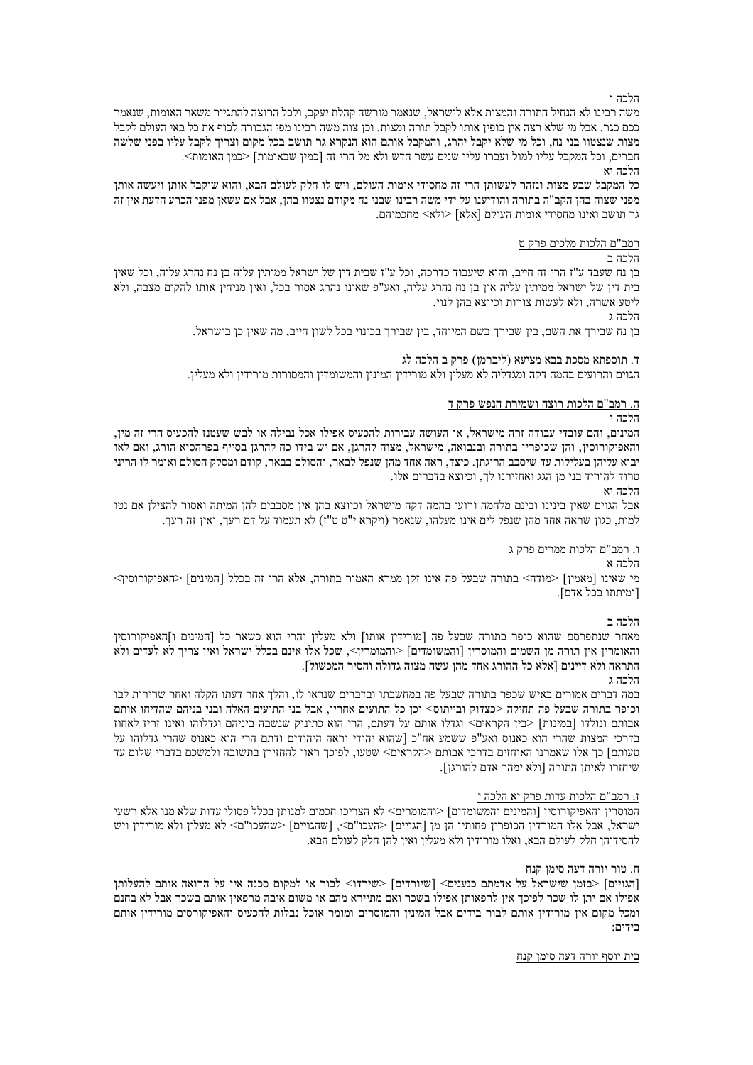הלכה י

משה רבינו לא הנחיל התורה והמצות אלא לישראל, שנאמר מורשה קהלת יעקב, ולכל הרוצה להתגייר משאר האומות, שנאמר ככם כגר, אבל מי שלא רצה אין כופין אותו לקבל תורה ומצות, וכן צוה משה רבינו מפי הגבורה לכוף את כל באי העולם לקבל מצות שנצטוו בני נח, וכל מי שלא יקבל יהרג, והמקבל אותם הוא הנקרא גר תושב בכל מקום וצריך לקבל עליו בפני שלשה חברים, וכל המקבל עליו למול ועברו עליו שנים עשר חדש ולא מל הרי זה [כמין שבאומות] <כמן האומות>.

הלכה יא

כל המקבל שבע מצות ונזהר לעשותן הרי זה מחסידי אומות העולם, ויש לו חלק לעולם הבא, והוא שיקבל אותן ויעשה אותן מפני שצוה בהן הקב"ה בתורה והודיענו על ידי משה רבינו שבני נח מקודם נצטוו בהן, אבל אם עשאן מפני הכרע הדעת אין זה גר תושב ואינו מחסידי אומות העולם [אלא] <ולא> מחכמיהם.

רמב"ם הלכות מלכים פרק ט

הלכה ב

בן נח שעבד ע"ז הרי זה חייב, והוא שיעבוד כדרכה, וכל ע"ז שבית דין של ישראל ממיתין עליה בן נח נהרג עליה, וכל שאין בית דין של ישראל ממיתין עליה אין בן נח נהרג עליה, ואע"פ שאינו נהרג אסור הבכל, ואין מניחין אותו להקים מצבה, ולא ליטע אשרה, ולא לעשות צורות וכיוצא בהן לנוי.

הלכה ג

בן נח שבירך את השם, בין שבירך בשם המיוחד, בין שבירך בכינוי בכל לשון חייב, מה שאין כן בישראל.

ד. תוספתא מסכת בבא מציעא (ליברמן) פרק ב הלכה לג

הגוים והרועים בהמה דקה ומגדליה לא מעלין ולא מורידין המינין והמשומדין והמסורות מורידין ולא מעלין.

ה. רמב"ם הלכות רוצח ושמירת הנפש פרק ד

הלכה י

המינים, והם עובדי עבודה זרה מישראל, או העושה עבירות להכעיס אפילו אכל נבילה או לבש שעטנז להכעיס הרי זה מין, והאפיקורוסין, והן שכופרין בתורה ובנבואה, מישראל, מצוה להרגן, אם יש בידו כח להרגן בסייף בפרהסיא הורג, ואם לאו יבוא עליהן בעלילות עד שיסבב הריגתן. כיצד, ראה אחד מהן שנפל לבאר, והסולם בבאר, קודם ומסלק הסולם ואומר לו הריני טרוד להוריד בני מן הגג ואחזירנו לך, וכיוצא בדברים אלו.

הלכה יא

אבל הגוים שאין בינינו ובינם מלחמה ורועי בהמה דקה מישראל וכיוצא בהן אין מסבבים להן המיתה ואסור להצילן אם נטו למות, כגון שראה אחד מהן שנפל לים אינו מעלהו, שנאמר (ויקרא י"ט ט"ז) לא תעמוד על דם רעך, ואין זה רעך.

ו. רמב"ם הלכות ממרים פרק ג

הלכה א

מי שאינו [מאמין] <מודה> בתורה שבעל פה אינו זקן ממרא האמור בתורה, אלא הרי זה בכלל [המינים] <האפיקורוסין> [ומיתתו בכל אדם].

הלכה ב

מאחר שנתפרסם שהוא כופר בתורה שבעל פה [מורידין אותו] ולא מעלין והרי הוא כשאר כל [המינים ו]האפיקורוסין והאומרין אין תורה מן השמים והמוסרין [והמשומדים] <והמומרין>, שכל אלו אינם בכלל ישראל ואין צריך לא לעדים ולא התראה ולא דיינים [אלא כל ההורג אחד מהן עשה מצוה גדולה והסיר המכשול].

הלכה ג

במה דברים אמורים באיש שכפר בתורה שבעל פה במחשבתו ובדברים שנראו לו, והלך אחר דעתו הקלה ואחר שרירות לבו וכופר בתורה שבעל פה תחילה <כצדוק וביתוס> וכן כל התועים אחריו, אבל בני התועים האלה ובני בניהם שהדיחו אותם אבותם ונולדו [במינות] <בין הקראים> וגדלו אותם על דעתם, הרי הוא כתינוק שנשבה ביניהם וגדלוהו ואינו זריז לאחוז בדרכי המצות שהרי הוא כאנוס ואע"פ ששמע אח"כ [שהוא יהודי וראה היהודים ודתם הרי הוא כאנוס שהרי גדלוהו על טעותם] כך אלו שאמרנו האוחזים בדרכי אבותם <הקראים> שטעו, לפיכך ראוי להחזירן בתשובה ולמשכם בדברי שלום עד שיחזרו לאיתן התורה [ולא ימהר אדם להורגן].

ז. רמב"ם הלכות עדות פרק יא הלכה י

המוסרין והאפיקורוסין [והמינים והמשומדים] <והמומרים> לא הצריכו חכמים למנותן בכלל פסולי עדות שלא מנו אלא רשעי ישראל, אבל אלו המורדין הכופרין פחותין הן מן [הגויים] <העכו"ם>, [שהגויים] <שהעכו"ם> לא מעלין ולא מורידין ויש לחסידיהן חלק לעולם הבא, ואלו מורידין ולא מעלין ואין להן חלק לעולם הבא.

ח. טור יורה דעה סימן קנח

[הגויים] <בזמן שישראל על אדמתם כנענים> [שיורדים] <שירדו> לבור או למקום סכנה אין על הרואה אותם להעלותן אפילו אם יתן לו שכר לפיכך אין לרפאותן אפילו בשכר ואם מתיירא מהם או משום איבה מרפאין אותם בשכר אבל לא בחנם ומכל מקום אין מורידין אותם לבור בידים אבל המינין והמוסרים ומומר אוכל נבלות להכעיס והאפיקורסים מורידין אותם בידים:

בית יוסף יורה דעה סימן קנח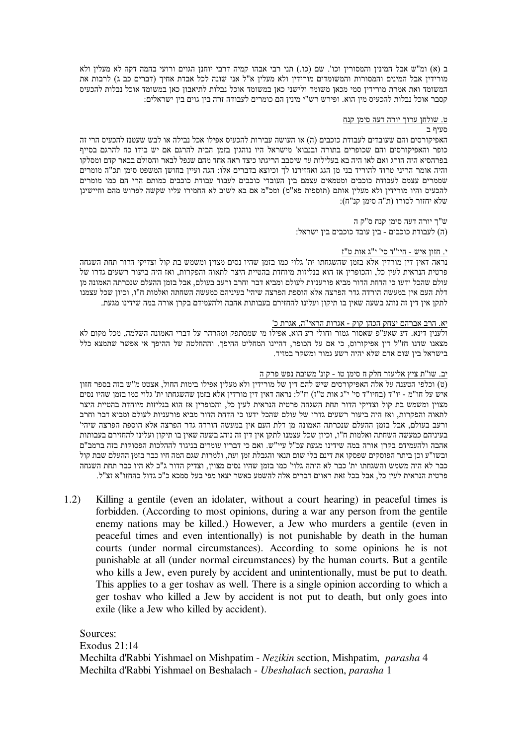ב (א) ומ"ש אבל המינין והמסורין וכו'. שם (כו.) תני רבי אבהו קמיה דרבי יוחנן הגוים ורועי בהמה דקה לא מעלין ולא מורידין אבל המינים והמסורות והמשומדים מורידין ולא מעלין א"ל אני שונה לכל אבדת אחיך (דברים כב ג) לרבות את המשומד ואת אמרת מורידין סמי מכאן משומד ולישני כאן במשומד אוכל נבלות לתיאבון כאן במשומד אוכל נבלות להכעיס קסבר אוכל נבלות להכעיס מין הוא. ופירש רש"י מינין הם כומרים לעבודה זרה בין גוים בין ישראלים:

ט. שולחן ערוך יורה דעה סימן קנח

סעיף ב

האפיקורסים והם שעובדים לעבודת כוכבים (ה) או העושה עבירות להכעיס אפילו אכל נבילה או לבש שעטנז להכעיס הרי זה כופר והאפיקורסים והם שכופרים בתורה ובנבוא' מישראל היו נוהגין בזמן הבית להרגם אם יש בידו כח להרגם בסייף בפרהסיא היה הורג ואם לאו היה בא בעלילות עד שיסבב הריגתו כיצד ראה אחד מהם שנפל לבאר והסולם בבאר קדם ומסלקו והיה אומר הריני טרוד להוריד בני מן הגג ואחזירנו לך וכיוצא בדברים אלו: הגה ועיין בחושן המשפט סימן תכ"ה מומרים שמֵמרים עצמם לעבודת כוכבים ומטמאים עצמם בין העובדי כוכבים לעבוד עבודת כוכבים כמותם הרי הם כמו מומרים להכעיס והיו מורידין ולא מעלין אותם (תוספות פא"מ) ומכ"מ אם בא לשוב לא החמירו עליו שקשה לפרוש מהם וחיישינן שלא יחזור לסורו (ת"ה סימן קנ"ח):

ש"ך יורה דעה סימן קנח ס"ק ה

(ה) לעבודת כוכבים - בין עובד כוכבים בין ישראל:

י. חזון איש - חיו"ד סי' י"ג אות ט"ז

נראה דאין דין מורדין אלא בזמן שהשגחתו ית' גלוי כמו בזמן שהיו נסים מצוין ומשמש בת קול וצדיקי הדור תחת השגחה פרטית הנראית לעין כל, והכופרין אז הוא בנליזות מיוחדת בהטיית היצר לתאוה והפקרות, ואז היה ביעור רשעים גדרו של עולם שהכל ידעו כי הדחת הדור מביא פורעניות לעולם ומביא דבר וחרב ורעב בעולם, אבל בזמן ההעלם שנכרתה האמונה מן דלת העם אין במעשה הורדה גדר הפרצה אלא הוספת הפרצה שיהי' בעיניהם כמעשה השחתה ואלמות ח"ו, וכיון שכל עצמנו לתקן אין דין זה נוהג בשעה שאין בו תיקון ועלינו להחזירם בעבותות אהבה ולהעמידם בקרן אורה במה שידינו מגעת.

יא. הרב אברהם יצחק הכהן קוק - אגרות הראי"ה, אגרת כ'

ולענין דינא. דע שאע"פ שאסור גמור וחולי רע הוא, אפילו מי שמסתפק ומהרהר על דברי האמונה השלמה, מכל מקום לא מצאנו שדנו חז"ל דין אפיקורוס, כי אם על הכופר, דהיינו המחליט היפך. וההחלטה של ההיפך אי אפשר שתמצא כלל בישראל בין שום אדם שלא יהיה רשע גמור ומשקר במזיד.

יב. שו"ת ציץ אליעזר חלק ח סימן טו - קונ' משיבת נפש פרק ה

(ט) וכלפי הטענה על אלה האפיקורסים שיש להם דין של מורידין ולא מעלין אפילו בימות החול, אצטט מ"ש בזה בספר חזון איש על חו"מ - יו"ד (בחיו"ד סי' י"ג אות ט"ז) וז"ל: נראה דאין דין מורדין אלא בזמן שהשגחתו ית' גלוי כמו בזמן שהיו נסים מצוין ומשמש בת קול וצדיקי הדור תחת השגחה פרטית הנראית לעין כל, והכופרין אז הוא בנליזות מיוחדת בהטיית היצר לתאוה והפקרות, ואז היה ביעור רשעים גדרו של עולם שהכל ידעו כי הדחת הדור מביא פורעניות לעולם ומביא דבר וחרב ורעב בעולם, אבל בזמן ההעלם שנכרתה האמונה מן דלת העם אין במעשה הורדה גדר הפרצה אלא הוספת הפרצה שיהי' בעיניהם כמעשה השחתה ואלמות ח"ו, וכיון שכל עצמנו לתקן אין דין זה נוהג בשעה שאין בו תיקון ועלינו להחזירם בעבותות אהבה ולהעמידם בקרן אורה במה שידינו מגעת עכ"ל עיי"ש. ואם כי דבריו עומדים בניגוד להחלכות הפסוקות בזה ברמב"ם ובשו"ע וכן ביתר הפוסקים שפסקו את דינם בלי שום תנאי והגבלת זמן ועת, ולמרות שגם המה חיו כבר בזמן ההעלם שבת קול כבר לא היה משמש והשגחתו ית' כבר לא היתה גלוי' כמו בזמן שהיו נסים מצוין, וצדיק הדור ג"כ לא היו כבר תחת השגחה פרטית הנראית לעין כל, אבל בכל זאת ראוים דברים אלה להשמע כאשר יצאו מפי בעל סמכא כ"כ גדול כהחזו"א זצ"ל.

1.2) Killing a gentile (even an idolater, without a court hearing) in peaceful times is forbidden. (According to most opinions, during a war any person from the gentile enemy nations may be killed.) However, a Jew who murders a gentile (even in peaceful times and even intentionally) is not punishable by death in the human courts (under normal circumstances). According to some opinions he is not punishable at all (under normal circumstances) by the human courts. But a gentile who kills a Jew, even purely by accident and unintentionally, must be put to death. This applies to a ger toshav as well. There is a single opinion according to which a ger toshav who killed a Jew by accident is not put to death, but only goes into exile (like a Jew who killed by accident).

Sources:

Exodus 21:14

Mechilta d'Rabbi Yishmael on Mishpatim - *Nezikin* section, Mishpatim, *parasha* 4

Mechilta d'Rabbi Yishmael on Beshalach - *Ubeshalach* section, *parasha* 1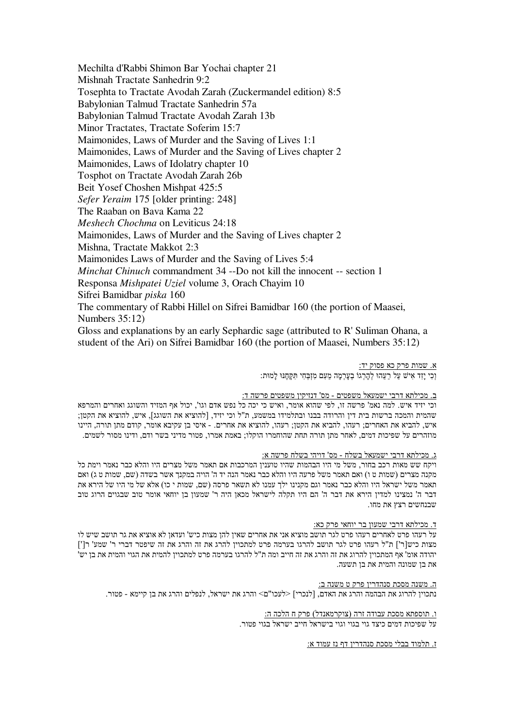Mechilta d'Rabbi Shimon Bar Yochai chapter 21
Mishnah Tractate Sanhedrin 9:2
Tosephta to Tractate Avodah Zarah (Zuckermandel edition) 8:5
Babylonian Talmud Tractate Sanhedrin 57a
Babylonian Talmud Tractate Avodah Zarah 13b
Minor Tractates, Tractate Soferim 15:7
Maimonides, Laws of Murder and the Saving of Lives 1:1
Maimonides, Laws of Murder and the Saving of Lives chapter 2
Maimonides, Laws of Idolatry chapter 10
Tosphot on Tractate Avodah Zarah 26b
Beit Yosef Choshen Mishpat 425:5
*Sefer Yeraim* 175 [older printing: 248]
The Raaban on Bava Kama 22
*Meshech Chochma* on Leviticus 24:18
Maimonides, Laws of Murder and the Saving of Lives chapter 2
Mishna, Tractate Makkot 2:3
Maimonides Laws of Murder and the Saving of Lives 5:4
*Minchat Chinuch* commandment 34 --Do not kill the innocent -- section 1
Responsa *Mishpatei Uziel* volume 3, Orach Chayim 10
Sifrei Bamidbar *piska* 160
The commentary of Rabbi Hillel on Sifrei Bamidbar 160 (the portion of Maasei, Numbers 35:12)
Gloss and explanations by an early Sephardic sage (attributed to R' Suliman Ohana, a student of the Ari) on Sifrei Bamidbar 160 (the portion of Maasei, Numbers 35:12)

א. שמות פרק כא פסוק יד:

וְכִי יָזִד אִישׁ עַל רֵעֵהוּ לְהָרְגוֹ בְעָרְמָה מֵעִם מִזְבְּחִי תִּקָּחֶנּוּ לָמוּת:

ב. מכילתא דרבי ישמעאל משפטים - מס' דנזיקין משפטים פרשה ד:

וכי יזיד איש. למה נאמ' פרשה זו, לפי שהוא אומר, ואיש כי יכה כל נפש אדם וגו', יכול אף המזיד והשוגג ואחרים והמרפא שהמית והמכה ברשות בית דין והרודה בבנו ובתלמידו במשמע, ת"ל וכי יזיד, [להוציא את השוגג], איש, להוציא את הקטן; איש, להביא את האחרים; רעהו, להביא את הקטן; רעהו, להוציא את אחרים. - איסי בן עקיבא אומר, קודם מתן תורה, היינו מוזהרים על שפיכות דמים, לאחר מתן תורה תחת שהוחמרו הוקלו; באמת אמרו, פטור מדיני בשר ודם, ודינו מסור לשמים.

ג. מכילתא דרבי ישמעאל בשלח - מס' דויהי בשלח פרשה א:

ויקח שש מאות רכב בחור, משל מי היו הבהמות שהיו טוענין המרכבות אם תאמר משל מצרים היו והלא כבר נאמר וימת כל מקנה מצרים (שמות ט ו) ואם תאמר משל פרעה היו והלא כבר נאמר הנה יד ה' הויה במקנך אשר בשדה (שם, שמות ט ג) ואם תאמר משל ישראל היו והלא כבר נאמר וגם מקנינו ילך עמנו לא תשאר פרסה (שם, שמות י כו) אלא של מי היו של הירא את דבר ה' נמצינו למדין הירא את דבר ה' הם היו תקלה לישראל מכאן היה ר' שמעון בן יוחאי אומר טוב שבגוים הרוג טוב שבנחשים רצץ את מחו.

ד. מכילתא דרבי שמעון בר יוחאי פרק כא:

על רעהו פרט לאחרים רעהו פרט לגר תושב מוציא אני את אחרים שאין להן מצות כיש' ועדאן לא אוציא את גר תושב שיש לו מצות כיש[ר'] ת"ל רעהו פרט לגר תושב להרגו בערמה פרט למתכוין להרג את זה והרג את זה שיפטר דברי ר' שמעו' ר['] יהודה אומ' אף המתכוין להרוג את זה והרג את זה חייב ומה ת"ל להרגו בערמה פרט למתכוין להמית את הגוי והמית את בן יש' את בן שמונה והמית את בן תשעה.

ה. משנה מסכת סנהדרין פרק ט משנה ב:

נתכוין להרוג את הבהמה והרג את האדם, [לנכרי] <לעכו"ם> והרג את ישראל, לנפלים והרג את בן קיימא - פטור.

ו. תוספתא מסכת עבודה זרה (צוקרמאנדל) פרק ח הלכה ה:

על שפיכות דמים כיצד גוי בגוי וגוי בישראל חייב ישראל בגוי פטור.

ז. תלמוד בבלי מסכת סנהדרין דף נז עמוד א: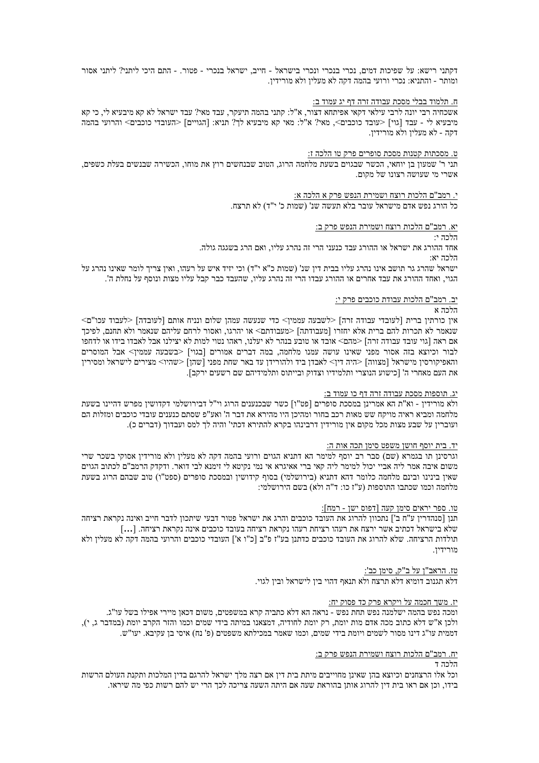דקתני רישא: על שפיכות דמים, נכרי בנכרי ונכרי בישראל - חייב, ישראל בנכרי - פטור. - התם היכי ליתני? ליתני אסור ומותר - והתניא: נכרי ורועי בהמה דקה לא מעלין ולא מורידין.

ח. תלמוד בבלי מסכת עבודה זרה דף יג עמוד ב:

אשכחיה רבי יונה לרבי עילאי דקאי אפיתחא דצור, א"ל: קתני בהמה תיעקר, עבד מאי? עבד ישראל לא קא מיבעיא לי, כי קא מיבעיא לי - עבד [גוי] <עובד כוכבים>, מאי? א"ל: מאי קא מיבעיא לך? תניא: [הגויים] <העובדי כוכבים> והרועי בהמה דקה - לא מעלין ולא מורידין.

ט. מסכתות קטנות מסכת סופרים פרק טו הלכה ז:

תני ר' שמעון בן יוחאי, הכשר שבגוים בשעת מלחמה הרוג, הטוב שבנחשים רוץ את מוחו, הכשירה שבנשים בעלת כשפים, אשרי מי שעושה רצונו של מקום.

י. רמב"ם הלכות רוצח ושמירת הנפש פרק א הלכה א:

כל הורג נפש אדם מישראל עובר בלא תעשה שנ' (שמות כ' י"ד) לא תרצח.

יא. רמב"ם הלכות רוצח ושמירת הנפש פרק ב:

הלכה י:

אחד ההורג את ישראל או ההורג עבד כנעני הרי זה נהרג עליו, ואם הרג בשגגה גולה.

הלכה יא:

ישראל שהרג גר תושב אינו נהרג עליו בבית דין שנ' (שמות כ"א י"ד) וכי יזיד איש על רעהו, ואין צריך לומר שאינו נהרג על הגוי, ואחד ההורג את עבד אחרים או ההורג עבדו הרי זה נהרג עליו, שהעבד כבר קבל עליו מצות ונוסף על נחלת ה'.

יב. רמב"ם הלכות עבודת כוכבים פרק י:

הלכה א

אין כורתין ברית [לעובדי עבודה זרה] <לשבעה עממין> כדי שנעשה עמהן שלום ונניח אותם [לעובדה] <לעבוד עכו"ם> שנאמר לא תכרות להם ברית אלא יחזרו [מעבודתם] <מעבודתם> או יהרגו, ואסור לרחם עליהם שנאמר ולא תחנם, לפיכך אם ראה [גוי עובד עבודה זרה] <מהם> אובד או טובע בנהר לא יעלנו, ראהו נטוי למות לא יצילנו אבל לאבדו בידו או לדחפו לבור וכיוצא בזה אסור מפני שאינו עושה עמנו מלחמה, במה דברים אמורים [בגוי] <בשבעה עממין> אבל המוסרים והאפיקורסין מישראל [מצווה] <היה דין> לאבדן ביד ולהורידן עד באר שחת מפני [שהן] <שהיו> מצירים לישראל ומסירין את העם מאחרי ה' [כישוע הנוצרי ותלמידיו וצדוק ובייתוס ותלמידיהם שם רשעים ירקב].

יג. תוספות מסכת עבודה זרה דף כו עמוד ב:

ולא מורידין - וא"ת הא אמרינן במסכת סופרים [פט"ו] כשר שבכנענים הרוג וי"ל דבירושלמי דקדושין מפרש דהיינו בשעת מלחמה ומביא ראיה מויקח שש מאות רכב בחור ומהיכן היו מהירא את דבר ה' ואע"פ שסתם כנענים עובדי כוכבים ומזלות הם ועוברין על שבע מצות מכל מקום אין מורידין דרבינהו בקרא להתירא דכתי' והיה לך למס ועבדוך (דברים כ).

יד. בית יוסף חושן משפט סימן תכה אות ה:

וגרסינן תו בגמרא (שם) סבר רב יוסף למימר הא דתניא הגוים ורועי בהמה דקה לא מעלין ולא מורידין אסוקי בשכר שרי משום איבה אמר ליה אביי יכול למימר ליה קאי ברי אאיגרא אי נמי נקיטא לי זימנא לבי דואר. ודקדק הרמב"ם לכתוב הגוים שאין בינינו ובינם מלחמה כלומר דהא דתניא (בירושלמי) בסוף קידושין ובמסכת סופרים (ספט"ו) טוב שבהם הרוג בשעת מלחמה וכמו שכתבו התוספות (ע"ז כו: ד"ה ולא) בשם הירושלמי:

טו. ספר יראים סימן קעה [דפוס ישן - רמח]:

תנן [סנהדרין ע"ח ב'] נתכוון להרוג את העובד כוכבים והרג את ישראל פטור דבעי שיתכון לדבר חייב ואינה נקראת רציחה שלא בישראל דכתיב אשר ירצח את רעהו רציחת רעהו נקראת רציחה בעובד כוכבים אינה נקראת רציחה. [...]
תולדות הרציחה. שלא להרוג את העובד כוכבים כדתנן בע"ז פ"ב [כ"ו א'] העובדי כוכבים והרועי בהמה דקה לא מעלין ולא מורידין.

טז. הראב"ן על ב"ק, סימן כב':

דלא תגנוב דומיא דלא תרצח ולא תנאף דהוי בין לישראל ובין לגוי.

יז. משך חכמה על ויקרא פרק כד פסוק יח:

ומכה נפש בהמה ישלמנה נפש תחת נפש - נראה הא דלא כתביה קרא במשפטים, משום דכאן מיירי אפילו בשל עו"ג.
ולכן א"ש דלא כתוב מכה אדם מות יומת, רק יומת לחודיה, דמצאנו במיתה בידי שמים וכמו והזר הקרב יומת (במדבר ג, י), דממית עו"ג דינו מסור לשמים ויומת בידי שמים, וכמו שאמר במכילתא משפטים (פ' נח) איסי בן עקיבא. יעו"ש.

יח. רמב"ם הלכות רוצח ושמירת הנפש פרק ב:

הלכה ד

וכל אלו הרצחנים וכיוצא בהן שאינן מחוייבים מיתת בית דין אם רצה מלך ישראל להרגם בדין המלכות ותקנת העולם הרשות בידו, וכן אם ראו בית דין להרוג אותן בהוראת שעה אם היתה השעה צריכה לכך הרי יש להם רשות כפי מה שיראו.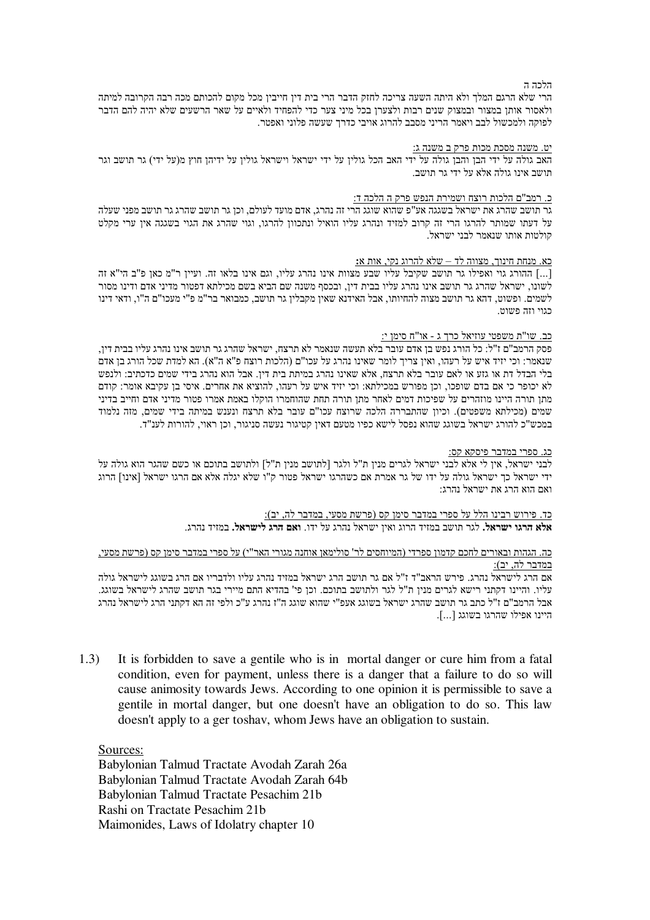הלכה ה

הרי שלא הרגם המלך ולא היתה השעה צריכה לחזק הדבר הרי בית דין חייבין מכל מקום להכותם מכה רבה הקרובה למיתה ולאסור אותן במצור ובמצוק שנים רבות ולצערן בכל מיני צער כדי להפחיד ולאיים על שאר הרשעים שלא יהיה להם הדבר לפוקה ולמכשול לבב ויאמר הריני מסבב להרוג אויבי כדרך שעשה פלוני ונפטר.

יט. משנה מסכת מכות פרק ב משנה ג:

האב גולה על ידי הבן והבן גולה על ידי האב הכל גולין על ידי ישראל וישראל גולין על ידיהן חוץ מ(על ידי) גר תושב וגר תושב אינו גולה אלא על ידי גר תושב.

כ. רמב"ם הלכות רוצח ושמירת הנפש פרק ה הלכה ד:

גר תושב שהרג את ישראל בשגגה אע"פ שהוא שוגג הרי זה נהרג, אדם מועד לעולם, וכן גר תושב שהרג גר תושב מפני שעלה על דעתו שמותר להרגו הרי זה קרוב למזיד ונהרג עליו הואיל ונתכוון להרגו, וגוי שהרג את הגוי בשגגה אין ערי מקלט קולטות אותו שנאמר לבני ישראל.

כא. מנחת חינוך, מצווה לד – שלא להרוג נקי, אות א:

[...] ההורג גוי ואפילו גר תושב שקיבל עליו שבע מצוות אינו נהרג עליו, וגם אינו בלאו זה. ועיין ר"מ כאן פ"ב הי"א זה לשונו, ישראל שהרג גר תושב אינו נהרג עליו בבית דין, ובכסף משנה שם הביא בשם מכילתא דפטור מדיני אדם ודינו מסור לשמים. ופשוט, דהא גר תושב מצוה להחיותו, אבל האידנא שאין מקבלין גר תושב, כמבואר ברמ"מ פ"י מעכו"ם ה"ו, ודאי דינו כגוי וזה פשוט.

כב. שו"ת משפטי עוזיאל כרך ג - או"ח סימן י:

פסק הרמב"ם ז"ל: כל הורג נפש בן אדם עובר בלא תעשה שנאמר לא תרצח, ישראל שהרג גר תושב אינו נהרג עליו בבית דין, שנאמר: וכי יזיד איש על רעהו, ואין צריך לומר שאינו נהרג על עכו"ם (הלכות רוצח פ"א ה"א). הא למדת שכל הורג בן אדם בלי הבדל דת או גזע או לאם עובר בלא תרצח, אלא שאינו נהרג במיתת בית דין. אבל הוא נהרג בידי שמים כדכתיב: ולנפש לא יכופר כי אם בדם שופכו, וכן מפורש במכילתא: וכי יזיד איש על רעהו, להוציא את אחרים. איסי בן עקיבא אומר: קודם מתן תורה היינו מוזהרים על שפיכות דמים לאחר מתן תורה תחת שהוחמרו הוקלו באמת אמרו פטור מדיני אדם וחייב בדיני שמים (מכילתא משפטים). וכיון שהתבררה הלכה שרוצח עכו"ם עובר בלא תרצח ונענש במיתה בידי שמים, מזה נלמוד במכש"כ להורג ישראל בשוגג שהוא נפסל לישא כפיו מטעם דאין קטיגור נעשה סניגור, וכן ראוי, להורות לענ"ד.

כג. ספרי במדבר פיסקא קס:

לבני ישראל, אין לי אלא לבני ישראל לגרים מנין ת"ל ולגר [לתושב מנין ת"ל] ולתושב בתוכם או כשם שהגר הוא גולה על ידי ישראל כך ישראל גולה על ידו של גר אמרת אם כשהרגו ישראל פטור ק"ו שלא יגלה אלא אם הרגו ישראל [אינו] הרוג ואם הוא הרג את ישראל נהרג:

כד. פירוש רבינו הלל על ספרי במדבר סימן קס (פרשת מסעי, במדבר לה, יב):

**אלא הרגו ישראל.** לגר תושב במזיד הרוג ואין ישראל נהרג על ידו. **ואם הרג לישראל.** במזיד נהרג.

כה. הגהות וביאורים לחכם קדמון ספרדי (המיוחסים לר' סולימאן אוחנה מגורי האר"י) על ספרי במדבר סימן קס (פרשת מסעי, במדבר לה, יב):

אם הרג לישראל נהרג. פירש הראב"ד ז"ל אם גר תושב הרג ישראל במזיד נהרג עליו ולדבריו אם הרג בשוגג לישראל גולה עליו. והיינו דקתני רישא לגרים מנין ת"ל לגר ולתושב בתוכם. וכן פי' בהדיא התם מיירי בגר תושב שהרג לישראל בשוגג. אבל הרמב"ם ז"ל כתב גר תושב שהרג ישראל בשוגג אעפ"י שהוא שוגג ה"ז נהרג ע"כ ולפי זה הא דקתני הרג לישראל נהרג היינו אפילו שהרגו בשוגג [...].

1.3) It is forbidden to save a gentile who is in mortal danger or cure him from a fatal condition, even for payment, unless there is a danger that a failure to do so will cause animosity towards Jews. According to one opinion it is permissible to save a gentile in mortal danger, but one doesn't have an obligation to do so. This law doesn't apply to a ger toshav, whom Jews have an obligation to sustain.

Sources:

Babylonian Talmud Tractate Avodah Zarah 26a
Babylonian Talmud Tractate Avodah Zarah 64b
Babylonian Talmud Tractate Pesachim 21b
Rashi on Tractate Pesachim 21b
Maimonides, Laws of Idolatry chapter 10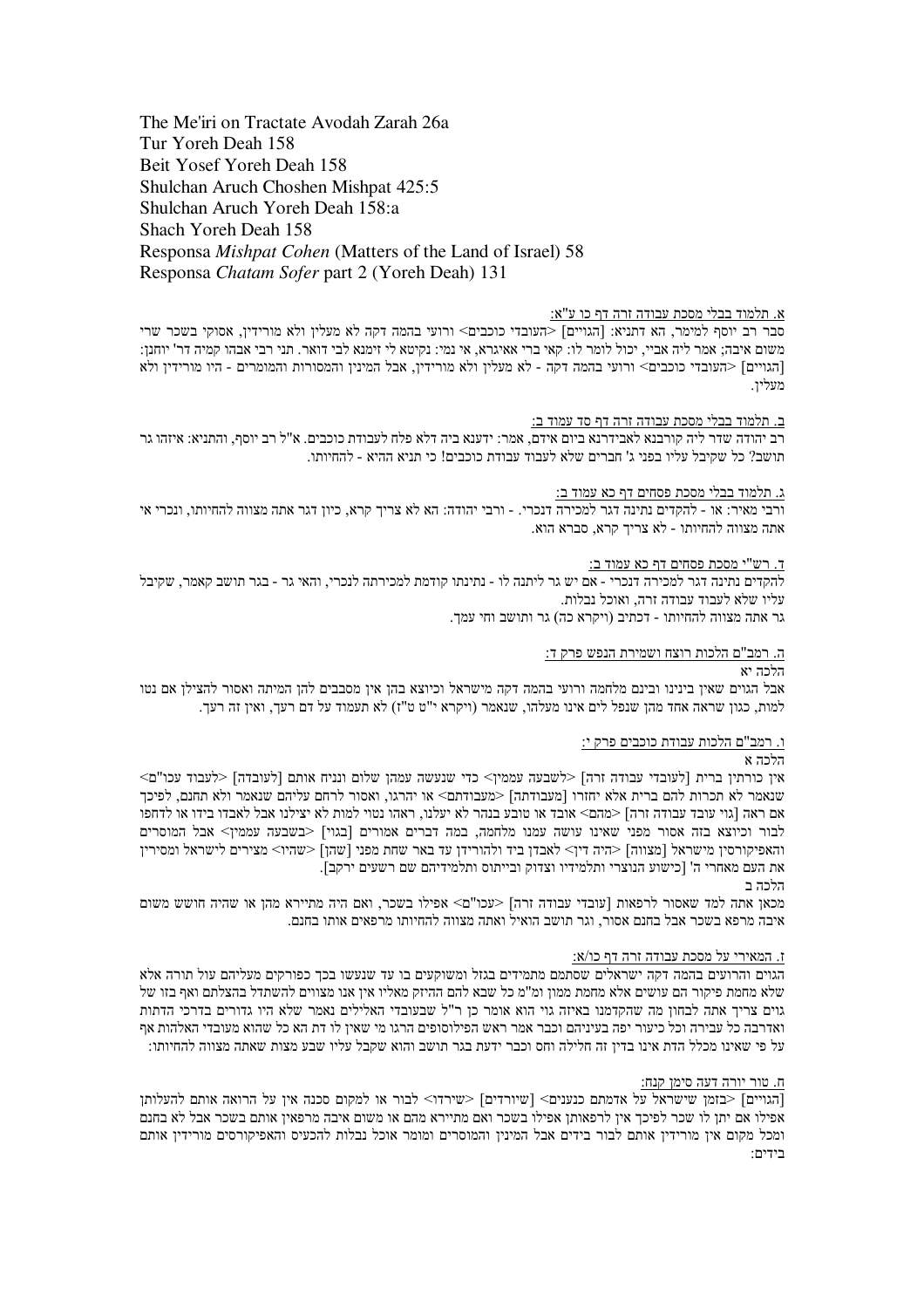The Me'iri on Tractate Avodah Zarah 26a
Tur Yoreh Deah 158
Beit Yosef Yoreh Deah 158
Shulchan Aruch Choshen Mishpat 425:5
Shulchan Aruch Yoreh Deah 158:a
Shach Yoreh Deah 158
Responsa *Mishpat Cohen* (Matters of the Land of Israel) 58
Responsa *Chatam Sofer* part 2 (Yoreh Deah) 131

<u>א. תלמוד בבלי מסכת עבודה זרה דף כו ע"א:</u>

סבר רב יוסף למימר, הא דתניא: [הגויים] <העובדי כוכבים> ורועי בהמה דקה לא מעלין ולא מורידין, אסוקי בשכר שרי משום איבה; אמר ליה אביי, יכול לומר לו: קאי ברי אאיגרא, אי נמי: נקיטא לי זימנא לבי דואר. תני רבי אבהו קמיה דר' יוחנן: [הגויים] <העובדי כוכבים> ורועי בהמה דקה - לא מעלין ולא מורידין, אבל המינין והמסורות והמומרים - היו מורידין ולא מעלין.

<u>ב. תלמוד בבלי מסכת עבודה זרה דף סד עמוד ב:</u>

רב יהודה שדר ליה קורבנא לאבידרנא ביום אידם, אמר: ידענא ביה דלא פלח לעבודת כוכבים. א"ל רב יוסף, והתניא: איזהו גר תושב? כל שקיבל עליו בפני ג' חברים שלא לעבוד עבודת כוכבים! כי תניא ההיא - להחיותו.

<u>ג. תלמוד בבלי מסכת פסחים דף כא עמוד ב:</u>

ורבי מאיר: או - להקדים נתינה דגר למכירה דנכרי. - ורבי יהודה: הא לא צריך קרא, כיון דגר אתה מצווה להחיותו, ונכרי אי אתה מצווה להחיותו - לא צריך קרא, סברא הוא.

<u>ד. רש"י מסכת פסחים דף כא עמוד ב:</u>

להקדים נתינה דגר למכירה דנכרי - אם יש גר ליתנה לו - נתינתו קודמת למכירתה לנכרי, והאי גר - בגר תושב קאמר, שקיבל עליו שלא לעבוד עבודה זרה, ואוכל נבלות.

גר אתה מצווה להחיותו - דכתיב (ויקרא כה) גר ותושב וחי עמך.

<u>ה. רמב"ם הלכות רוצח ושמירת הנפש פרק ד:</u>

הלכה יא

אבל הגוים שאין בינינו ובינם מלחמה ורועי בהמה דקה מישראל וכיוצא בהן אין מסבבים להן המיתה ואסור להצילן אם נטו למות, כגון שראה אחד מהן שנפל לים אינו מעלהו, שנאמר (ויקרא י"ט ט"ז) לא תעמוד על דם רעך, ואין זה רעך.

<u>ו. רמב"ם הלכות עבודת כוכבים פרק י:</u>

הלכה א

אין כורתין ברית [לעובדי עבודה זרה] <לשבעה עממין> כדי שנעשה עמהן שלום ונניח אותם [לעבודה] <לעבוד עכו"ם> שנאמר לא תכרות להם ברית אלא יחזרו [מעבודתה] <מעבודתם> או יהרגו, ואסור לרחם עליהם שנאמר ולא תחנם, לפיכך אם ראה [גוי עובד עבודה זרה] <מהם> אובד או טובע בנהר לא יעלנו, ראהו נטוי למות לא יצילנו אבל לאבדו בידו או לדחפו לבור וכיוצא בזה אסור מפני שאינו עושה עמנו מלחמה, במה דברים אמורים [בגוי] <בשבעה עממין> אבל המוסרים והאפיקורסין מישראל [מצווה] <היה דין> לאבדן ביד ולהורידן עד באר שחת מפני [שהן] <שהיו> מצירים לישראל ומסירין את העם מאחרי ה' [כישוע הנוצרי ותלמידיו וצדוק ובייתוס ותלמידיהם שם רשעים ירקב].

הלכה ב

מכאן אתה למד שאסור לרפאות [עובדי עבודה זרה] <עכו"ם> אפילו בשכר, ואם היה מתיירא מהן או שהיה חושש משום איבה מרפא בשכר אבל בחנם אסור, וגר תושב הואיל ואתה מצווה להחיותו מרפאים אותו בחנם.

<u>ז. המאירי על מסכת עבודה זרה דף כו/א:</u>

הגוים והרועים בהמה דקה ישראלים שסתמם מתמידים בגזל ומשוקעים בו עד שנעשו בכך כפורקים מעליהם עול תורה אלא שלא מחמת פיקור הם עושים אלא מחמת ממון ומ"מ כל שבא להם ההיזק מאליו אין אנו מצווים להשתדל בהצלתם ואף בזו של גוים צריך אתה לבחון מה שהקדמנו באיזה גוי הוא אומר כן ר"ל שבעובדי האלילים נאמר שלא היו גדורים בדרכי הדתות ואדרבה כל עבירה וכל כיעור יפה בעיניהם וכבר אמר ראש הפילוסופים הרגו מי שאין לו דת הא כל שהוא מעובדי האלהות אף על פי שאינו מכלל הדת אינו בדין זה חלילה וחס וכבר ידעת שבגר תושב והוא שקבל עליו שבע מצות שאתה מצווה להחיותו:

<u>ח. טור יורה דעה סימן קנח:</u>

[הגויים] <בזמן שישראל על אדמתם כנענים> [שיורדים] <שירדו> לבור או למקום סכנה אין על הרואה אותם להעלותן אפילו אם יתן לו שכר לפיכך אין לרפאותן אפילו בשכר ואם מתיירא מהם או משום איבה מרפאין אותם בשכר אבל לא בחנם ומכל מקום אין מורידין אותם לבור בידים אבל המינין והמוסרים ומומר אוכל נבלות להכעיס והאפיקורסים מורידין אותם בידים: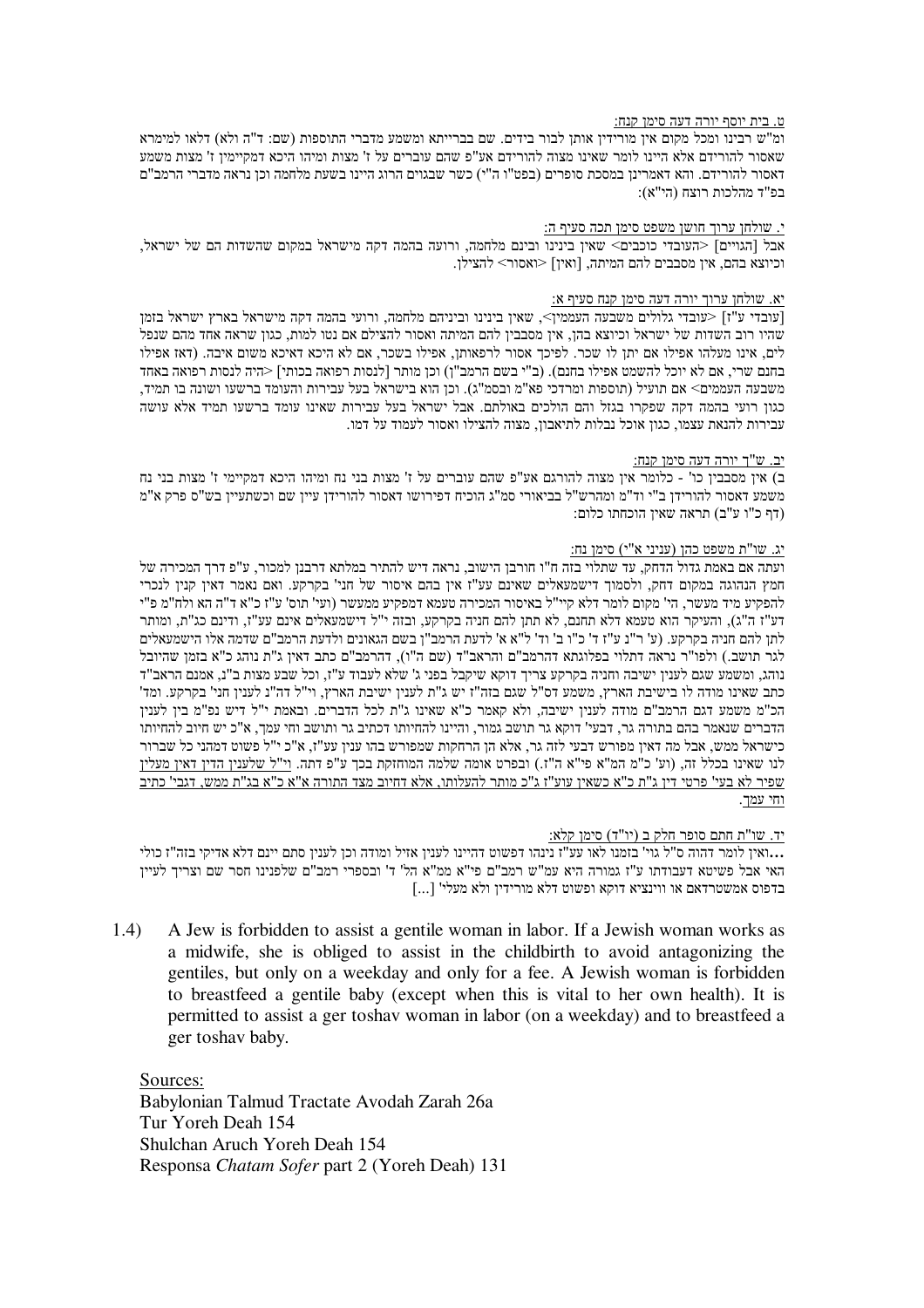ט. בית יוסף יורה דעה סימן קנח:

ומ"ש רבינו ומכל מקום אין מורידין אותן לבור בידים. שם בברייתא ומשמע מדברי התוספות (שם: ד"ה ולא) דלאו למימרא שאסור להורידם אלא היינו לומר שאינו מצוה להורידם אע"פ שהם עוברים על ז' מצות ומיהו היכא דמקיימין ז' מצות משמע דאסור להורידם. והא דאמרינן במסכת סופרים (בפט"ו ה"י) כשר שבגוים הרוג היינו בשעת מלחמה וכן נראה מדברי הרמב"ם בפ"ד מהלכות רוצח (הי"א):

י. שולחן ערוך חושן משפט סימן תכה סעיף ה:

אבל [הגויים] <העובדי כוכבים> שאין בינינו ובינם מלחמה, ורועה בהמה דקה מישראל במקום שהשדות הם של ישראל, וכיוצא בהם, אין מסבבים להם המיתה, [ואין] <ואסור> להצילן.

יא. שולחן ערוך יורה דעה סימן קנח סעיף א:

[עובדי ע"ז] <עובדי גלולים משבעה העממין>, שאין בינינו וביניהם מלחמה, ורועי בהמה דקה מישראל בארץ ישראל בזמן שהיו רוב השדות של ישראל וכיוצא בהן, אין מסבבין להם המיתה ואסור להצילם אם נטו למות, כגון שראה אחד מהם שנפל לים, אינו מעלהו אפילו אם יתן לו שכר. לפיכך אסור לרפאותן, אפילו בשכר, אם לא היכא דאיכא משום איבה. (דאז אפילו בחנם שרי, אם לא יוכל להשתמט אפילו בחנם). (ב"י בשם הרמב"ן) וכן מותר [לנסות רפואה בכותי] <היה לנסות רפואה באחד משבעה העממים> אם תועיל (תוספות ומרדכי פא"מ ובסמ"ג). וכן הוא בישראל בעל עבירות והעומד ברשעו ושונה בו תמיד, כגון רועי בהמה דקה שפקרו בגזל והם הולכים באולתם. אבל ישראל בעל עבירות שאינו עומד ברשעו תמיד אלא עושה עבירות להנאת עצמו, כגון אוכל נבלות לתיאבון, מצוה להצילו ואסור לעמוד על דמו.

יב. ש"ך יורה דעה סימן קנח:

ב) אין מסבבין כו' - כלומר אין מצוה להורגם אע"פ שהם עוברים על ז' מצות בני נח ומיהו היכא דמקיימי ז' מצות בני נח משמע דאסור להורידן ב"י וד"מ ומהרש"ל בביאורי סמ"ג הוכיח דפירושו דאסור להורידן עיין שם וכשתעיין בש"ס פרק א"מ (דף כ"ו ע"ב) תראה שאין הוכחתו כלום:

יג. שו"ת משפט כהן (עניני א"י) סימן נח:

ועתה אם באמת גדול הדחק, עד שתלוי בזה ח"ו חורבן הישוב, נראה דיש להתיר במלתא דרבנן למכור, ע"פ דרך המכירה של חמץ הנהוגה במקום דחק, ולסמוך דישמעאלים שאינם עע"ז אין בהם איסור של חני' בקרקע. ואם נאמר דאין קנין לנכרי להפקיע מיד מעשר, הי' מקום לומר דלא קיי"ל באיסור המכירה טעמא דמפקיע ממעשר (ועי' תוס' ע"ז כ"א ד"ה הא ולח"מ פ"י דע"ז ה"ג), והעיקר הוא טעמא דלא תחנם, לא תתן להם חניה בקרקע, ובזה י"ל דישמעאלים אינם עע"ז, ודינם כג"ת, ומותר לתן להם חניה בקרקע. (ע' ר"נ ע"ז ד' כ"ו ב' וד' ל"א א' לדעת הרמב"ן בשם הגאונים ולדעת הרמב"ם שדמה אלו הישמעאלים לגר תושב.) ולפו"ר נראה דתלוי בפלוגתא דהרמב"ם והראב"ד (שם ה"ו), דהרמב"ם כתב דאין ג"ת נוהג כ"א בזמן שהיובל נוהג, ומשמע שגם לענין ישיבה וחניה בקרקע צריך דוקא שיקבל בפני ג' שלא לעבוד ע"ז, וכל שבע מצות ב"נ, אמנם הראב"ד כתב שאינו מודה לו בישיבת הארץ, משמע דס"ל שגם בזה"ז יש ג"ת לענין ישיבת הארץ, וי"ל דה"נ לענין חני' בקרקע. ומד' הכ"מ משמע דגם הרמב"ם מודה לענין ישיבה, ולא קאמר כ"א שאינו ג"ת לכל הדברים. ובאמת י"ל דיש נפ"מ בין לענין הדברים שנאמר בהם בתורה גר, דבעי' דוקא גר תושב גמור, והיינו להחיותו דכתיב גר ותושב וחי עמך, א"כ יש חיוב להחיותו כישראל ממש, אבל מה דאין מפורש דבעי לזה גר, אלא הן הרחקות שמפורש בהו ענין עע"ז, א"כ י"ל פשוט דמהני כל שברור לנו שאינו בכלל זה. (וע' כ"מ המ"א פי"א ה"ז.) ובפרט אומה שלמה המוחזקת בכך ע"פ דתה. וי"ל שלענין הדין דאין מעלין שפיר לא בעי' פרטי דין ג"ת כ"א כשאין עוע"ז ג"כ מותר להעלותו, אלא דחיוב מצד התורה א"א כ"א בג"ת ממש, דגבי' כתיב וחי עמך.

יד. שו"ת חתם סופר חלק ב (יו"ד) סימן קלא:

...ואין לומר דהוה ס"ל גוי' בזמנו לאו עע"ז נינהו דפשוט דהיינו לענין אזיל ומודה וכן לענין סתם יינם דלא אדיקי בזה"ז כולי האי אבל פשיטא דעבודתו ע"ז גמורה היא עמ"ש רמב"ם פי"א ממ"א הל' ד' ובספרי רמב"ם שלפנינו חסר שם וצריך לעיין בדפוס אמשטרדאם או ווינציא דוקא ופשוט דלא מורידין ולא מעלי' [...]

1.4) A Jew is forbidden to assist a gentile woman in labor. If a Jewish woman works as a midwife, she is obliged to assist in the childbirth to avoid antagonizing the gentiles, but only on a weekday and only for a fee. A Jewish woman is forbidden to breastfeed a gentile baby (except when this is vital to her own health). It is permitted to assist a ger toshav woman in labor (on a weekday) and to breastfeed a ger toshav baby.

Sources:
Babylonian Talmud Tractate Avodah Zarah 26a
Tur Yoreh Deah 154
Shulchan Aruch Yoreh Deah 154
Responsa *Chatam Sofer* part 2 (Yoreh Deah) 131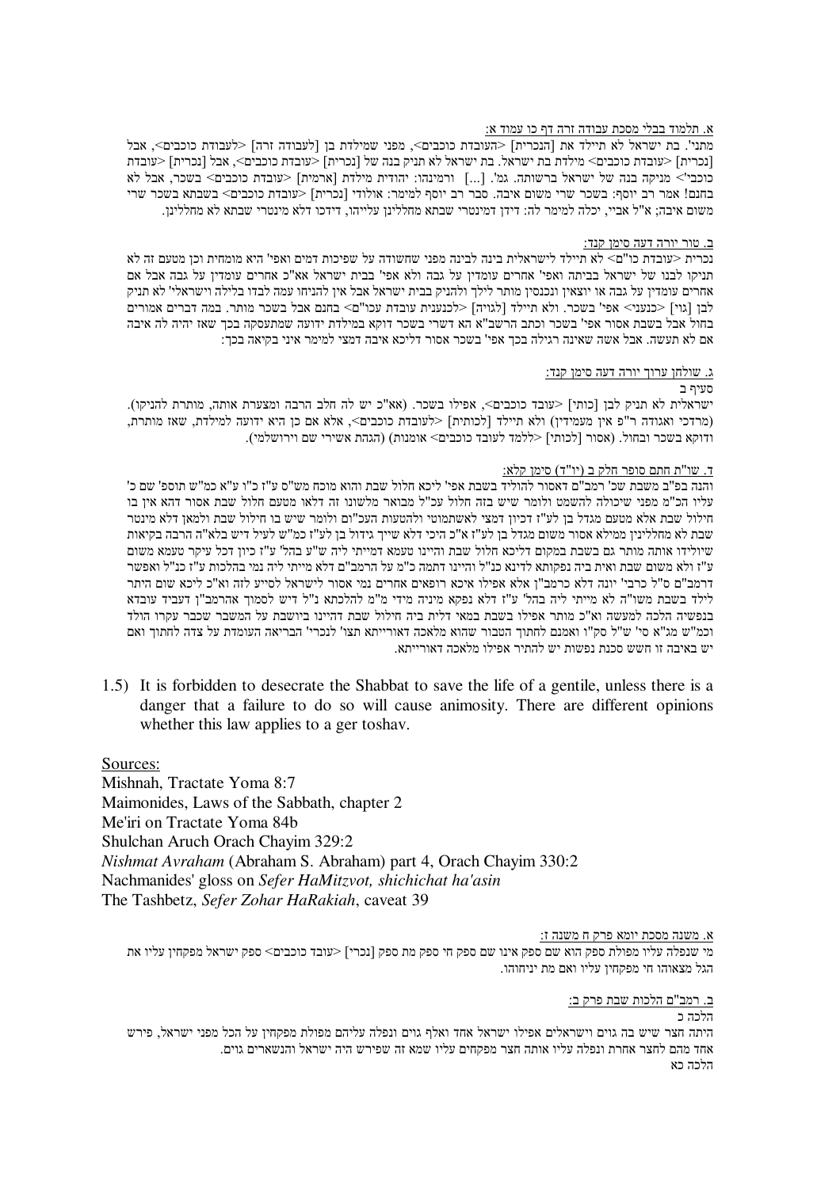א. תלמוד בבלי מסכת עבודה זרה דף כו עמוד א:

מתני'. בת ישראל לא תיילד את [הנכרית] <העובדת כוכבים>, מפני שמילדת בן [לעבודה זרה] <לעבודת כוכבים>, אבל [נכרית] <עובדת כוכבים> מילדת בת ישראל. בת ישראל לא תניק בנה של [נכרית] <עובדת כוכבים>, אבל [נכרית] <עובדת כוכבי'> מניקה בנה של ישראל ברשותה. גמ'. [...] ורמינהו: יהודית מילדת [ארמית] <עובדת כוכבים> בשכר, אבל לא בחנם! אמר רב יוסף: בשכר שרי משום איבה. סבר רב יוסף למימר: אולודי [נכרית] <עובדת כוכבים> בשבתא בשכר שרי משום איבה; א"ל אביי, יכלה למימר לה: דידן דמינטרי שבתא מחללינן עלייהו, דידכו דלא מינטרי שבתא לא מחללינן.

ב. טור יורה דעה סימן קנד:

נכרית <עובדת כו"ם> לא תיילד לישראלית בינה לבינה מפני שחשודה על שפיכות דמים ואפי' היא מומחית וכן מטעם זה לא תניקו לבנו של ישראל בביתה ואפי' אחרים עומדין על גבה ולא אפי' בבית ישראל אבל אין להניחו עמה לבדו אבל אם אחרים עומדין על גבה או יוצאין ונכנסין מותר ליילד ולהניק בבית ישראל אבל אין להניחו עמה לבדו בלילה וישראלי' לא תניק לבן [גוי] <כנעני> אפי' בשכר. ולא תיילד [לגויה] <לכנענית עובדת עכו"ם> בחנם אבל בשכר מותר. במה דברים אמורים בחול אבל בשבת אסור אפי' בשכר וכתב הרשב"א הא דשרי בשכר דוקא במילדת ידועה שמתעסקה בכך שאז יהיה לה איבה אם לא תעשה. אבל אשה שאינה רגילה בכך אפי' בשכר אסור דליכא איבה דמצי למימר איני בקיאה בכך:

ג. שולחן ערוך יורה דעה סימן קנד:

סעיף ב

ישראלית לא תניק לבן [כותי] <עובד כוכבים>, אפילו בשכר. (ואא"כ יש לה חלב הרבה ומצערת אותה, מותרת להניקו). (מרדכי ואגודה ר"פ אין מעמידין) ולא תיילד [לכותית] <לעובדת כוכבים>, אלא אם כן היא ידועה למילדת, שאז מותרת, ודוקא בשכר ובחול. (אסור [לכותי] <ללמד לעובד כוכבים> אומנות) (הגהת אשירי שם וירושלמי).

ד. שו"ת חתם סופר חלק ב (יו"ד) סימן קלא:

והנה בפ"ב משבת שכ' רמב"ם דאסור להוליד בשבת אפי' ליכא חלול שבת והוא מוכח מש"ס ע"ז כ"ו ע"א כמ"ש תוספ' שם כ' עליו הכ"מ מפני שיכולה להשמט ולומר שיש בזה חלול עכ"ל מבואר מלשונו זה דלאו מטעם חלול שבת אסור דהא אין בו חילול שבת אלא מטעם מגדל בן לע"ז דכיון דמצי לאשתמוטי ולהטעות העכ"ום ולומר שיש בו חילול שבת ולמאן דלא מינטר שבת לא מחללינן ממילא אסור משום מגדל בן לע"ז א"כ היכי דלא שייך גידול בן לע"ז כמ"ש לעיל דיש בלא"ה הרבה בקיאות שיולידו אותה מותר גם בשבת במקום דליכא חלול שבת והיינו טעמא דמייתי ליה ש"ע בהל' ע"ז כיון דכל עיקר טעמא משום ע"ז ולא משום שבת ואית ביה נפקותא לדינא כנ"ל והיינו דתמה כ"מ על הרמב"ם דלא מייתי ליה נמי בהלכות ע"ז כנ"ל ואפשר דרמב"ם ס"ל כרבי' יונה דלא כרמב"ן אלא אפילו איכא רופאים אחרים נמי אסור לישראל לסייע לזה וא"כ ליכא שום היתר לילד בשבת משו"ה לא מייתי ליה בהל' ע"ז דלא נפקא מיניה מידי מ"מ להלכתא נ"ל דיש לסמוך אהרמב"ן דעביד עובדא בנפשיה הלכה למעשה וא"כ מותר אפילו בשבת במאי דלית ביה חילול שבת דהיינו ביושבת על המשבר שכבר עקרו הולד וכמ"ש מג"א סי' ש"ל סק"ו ואמנם לחתוך הטבור שהוא מלאכה דאורייתא תצו' לנכרי' הבריאה העומדת על צדה לחתוך ואם יש באיבה זו חשש סכנת נפשות יש להתיר אפילו מלאכה דאורייתא.

1.5) It is forbidden to desecrate the Shabbat to save the life of a gentile, unless there is a danger that a failure to do so will cause animosity. There are different opinions whether this law applies to a ger toshav.

Sources:

Mishnah, Tractate Yoma 8:7
Maimonides, Laws of the Sabbath, chapter 2
Me'iri on Tractate Yoma 84b
Shulchan Aruch Orach Chayim 329:2
*Nishmat Avraham* (Abraham S. Abraham) part 4, Orach Chayim 330:2
Nachmanides' gloss on *Sefer HaMitzvot, shichichat ha'asin*
The Tashbetz, *Sefer Zohar HaRakiah*, caveat 39

א. משנה מסכת יומא פרק ח משנה ז:

מי שנפלה עליו מפולת ספק הוא שם ספק אינו שם ספק חי ספק מת ספק [נכרי] <עובד כוכבים> ספק ישראל מפקחין עליו את הגל מצאוהו חי מפקחין עליו ואם מת יניחוהו.

ב. רמב"ם הלכות שבת פרק ב:

הלכה כ

היתה חצר שיש בה גוים וישראלים אפילו ישראל אחד ואלף גוים ונפלה עליהם מפולת מפקחין על הכל מפני ישראל, פירש אחד מהם לחצר אחרת ונפלה עליו אותה חצר מפקחים עליו שמא זה שפירש היה ישראל והנשארים גוים.

הלכה כא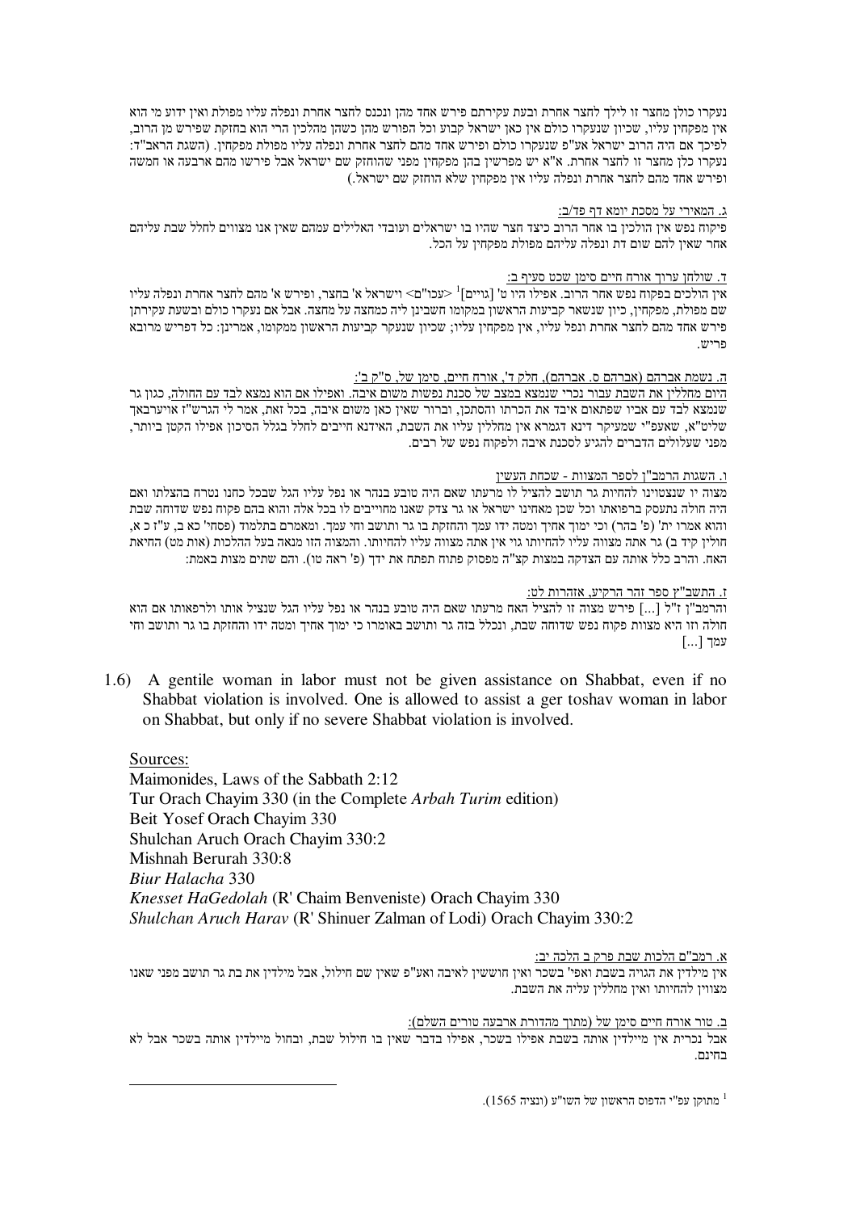נעקרו כולן מחצר זו לילך לחצר אחרת ובעת עקירתם פירש אחד מהן ונכנס לחצר אחרת ונפלה עליו מפולת ואין ידוע מי הוא אין מפקחין עליו, שכיון שנעקרו כולם אין כאן ישראל קבוע וכל הפורש מהן כשהן מהלכין הרי הוא בחזקת שפירש מן הרוב, לפיכך אם היה הרוב ישראל אע"פ שנעקרו כולם ופירש אחד מהם לחצר אחרת ונפלה עליו מפולת מפקחין. (השגת הראב"ד: נעקרו כלן מחצר זו לחצר אחרת. א"א יש מפרשין בהן מפקחין מפני שהחזק שם ישראל אבל פירשו מהם ארבעה או חמשה ופירש אחד מהם לחצר אחרת ונפלה עליו אין מפקחין שלא הוחזק שם ישראל.)

ג. המאירי על מסכת יומא דף פד/ב:

פיקוח נפש אין הולכין בו אחר הרוב כיצד חצר שהיו בו ישראלים ועובדי האלילים עמהם שאין אנו מצווים לחלל שבת עליהם אחר שאין להם שום דת ונפלה עליהם מפולת מפקחין על הכל.

ד. שולחן ערוך אורח חיים סימן שכט סעיף ב:

אין הולכים בפקוח נפש אחר הרוב. אפילו היו ט' [גויים][1] <עכו"ם> וישראל א' בחצר, ופירש א' מהם לחצר אחרת ונפלה עליו שם מפולת, מפקחין, כיון שנשאר קביעות הראשון במקומו חשבינן ליה כמחצה על מחצה. אבל אם נעקרו כולם ובשעת עקירתן פירש אחד מהם לחצר אחרת ונפל עליו, אין מפקחין עליו; שכיון שנעקר קביעות הראשון ממקומו, אמרינן: כל דפריש מרובא פריש.

ה. נשמת אברהם (אברהם ס. אברהם), חלק ד', אורח חיים, סימן של, ס"ק ב':

היום מחללין את השבת עבור גר נכרי שנמצא במצב של סכנת נפשות משום איבה. ואפילו אם הוא נמצא לבד עם החולה, כגון גר שנמצא לבד עם אביו שפתאום איבד את הכרתו והסתכן, וברור שאין כאן משום איבה, בכל זאת, אמר לי הגרש"ז אויערבאך שליט"א, שאפ"י שמעיקר דינא דגמרא אין מחללין עליו את השבת, האידנא חייבים לחלל בגלל הסיכון אפילו הקטן ביותר, מפני שעלולים הדברים להגיע לסכנת איבה ולפקוח נפש של רבים.

ו. השגות הרמב"ן לספר המצוות - שכחת העשין

מצוה יז שנצטוינו להחיות גר תושב להציל לו מרעתו שאם היה טובע בנהר או נפל עליו הגל שבכל כחנו נטרח בהצלתו ואם היה חולה נתעסק ברפואתו וכל שכן מאחינו ישראל או גר צדק שאנו מחוייבים לו בכל אלה והוא בהם פקוח נפש שדוחה שבת והוא אמרו ית' (פ' בהר) וכי ימוך אחיך ומטה ידו עמך והחזקת בו גר ותושב וחי עמך. ומאמרם בתלמוד (פסחי' כא ב, ע"ז כ א, חולין קיד ב) גר אתה מצווה עליו להחיותו גוי אין אתה מצווה עליו להחיותו. והמצוה הזו מנאה בעל ההלכות (אות מט) החיאת האח. והרב כלל אותה עם הצדקה במצות קצ"ה מפסוק פתוח תפתח את ידך (פ' ראה טו). והם שתים מצות באמת:

ז. התשב"ץ ספר זהר הרקיע, אזהרות לט:

והרמב"ן ז"ל [...] פירש מצוה זו להציל האח מרעתו שאם היה טובע בנהר או נפל עליו הגל שנציל אותו ולרפאותו אם הוא חולה וזו היא מצוות פקוח נפש שדוחה שבת, ונכלל בזה גר ותושב באומרו כי ימוך אחיך ומטה ידו והחזקת בו גר ותושב וחי עמך [...]

1.6) A gentile woman in labor must not be given assistance on Shabbat, even if no Shabbat violation is involved. One is allowed to assist a ger toshav woman in labor on Shabbat, but only if no severe Shabbat violation is involved.

Sources:

Maimonides, Laws of the Sabbath 2:12
Tur Orach Chayim 330 (in the Complete *Arbah Turim* edition)
Beit Yosef Orach Chayim 330
Shulchan Aruch Orach Chayim 330:2
Mishnah Berurah 330:8
*Biur Halacha* 330
*Knesset HaGedolah* (R' Chaim Benveniste) Orach Chayim 330
*Shulchan Aruch Harav* (R' Shinuer Zalman of Lodi) Orach Chayim 330:2

א. רמב"ם הלכות שבת פרק ב הלכה יב:

אין מילדין את הגויה בשבת ואפי' בשכר ואין חוששין לאיבה ואע"פ שאין שם חילול, אבל מילדין את בת גר תושב מפני שאנו מצווין להחיותו ואין מחללין עליה את השבת.

ב. טור אורח חיים סימן של (מתוך מהדורת ארבעה טורים השלם):

אבל נכרית אין מיילדין אותה בשבת אפילו בשכר, אפילו בדבר שאין בו חילול שבת, ובחול מיילדין אותה בשכר אבל לא בחינם.

[1] מתוקן עפ"י הדפוס הראשון של השו"ע (ונציה 1565).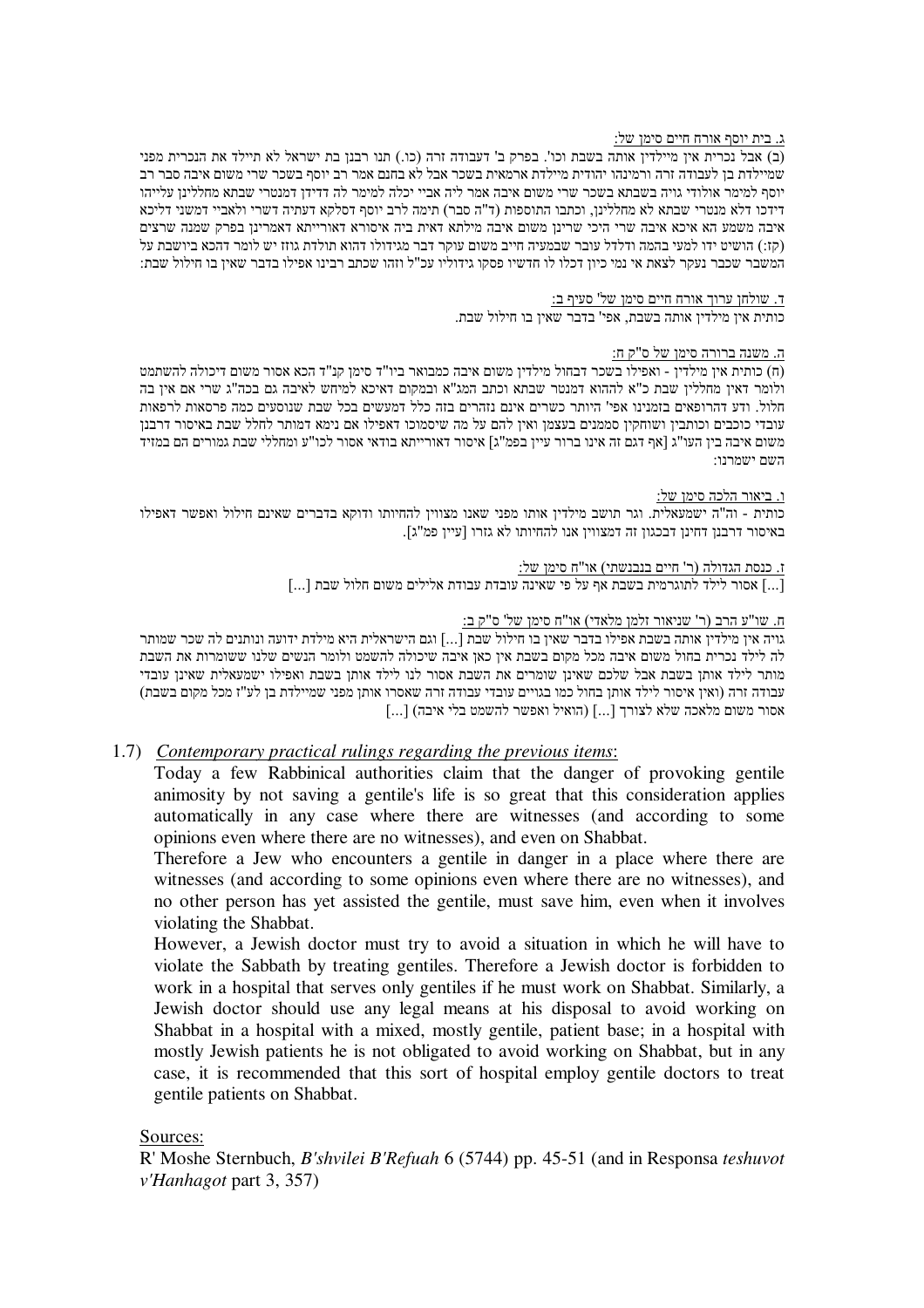ג. בית יוסף אורח חיים סימן של:

(ב) אבל נכרית אין מיילדין אותה בשבת וכו'. בפרק ב' דעבודה זרה (כו.) תנו רבנן בת ישראל לא תיילד את הנכרית מפני שמיילדת בן לעבודה זרה ורמינהו יהודית מיילדת ארמאית בשכר אבל לא בחנם אמר רב יוסף בשכר שרי משום איבה סבר רב יוסף למימר אולודי גויה בשבתא בשכר שרי משום איבה אמר ליה אביי יכלה למימר לה דדידן דמנטרי שבתא מחללינן עלייהו דידכו דלא מנטרי שבתא לא מחללינן, וכתבו התוספות (ד"ה סבר) תימה לרב יוסף דסלקא דעתיה דשרי ולאביי דמשני דליכא איבה משמע הא איכא איבה שרי היכי שרינן משום איבה מילתא דאית ביה איסורא דאורייתא דאמרינן בפרק שמנה שרצים (קז:) הושיט ידו למעי בהמה ודלדל עובר שבמעיה חייב משום עוקר דבר מגידולו דהוא תולדת גוזז יש לומר דהכא ביושבת על המשבר שכבר נעקר לצאת אי נמי כיון דכלו לו חדשיו פסקו גידוליו עכ"ל וזהו שכתב רבינו אפילו בדבר שאין בו חילול שבת:

ד. שולחן ערוך אורח חיים סימן של' סעיף ב:

כותית אין מילדין אותה בשבת, אפי' בדבר שאין בו חילול שבת.

ה. משנה ברורה סימן של ס"ק ח:

(ח) כותית אין מילדין - ואפילו בשכר דבחול מילדין משום איבה כמבואר ביו"ד סימן קנ"ד הכא אסור משום דיכולה להשתמט ולומר דאין מחללין שבת כ"א לההוא דמנטר שבתא וכתב המג"א ובמקום דאיכא למיחש לאיבה גם בכה"ג שרי אם אין בה חלול. ודע דהרופאים בזמנינו אפי' היותר כשרים אינם נזהרים בזה כלל דמעשים בכל שבת שנוסעים כמה פרסאות לרפאות עובדי כוכבים וכותבין ושוחקין סממנים בעצמן ואין להם על מה שיסמוכו דאפילו אם נימא דמותר לחלל שבת באיסור דרבנן משום איבה בין הער"ג [אף דגם זה אינו ברור עיין בפמ"ג] איסור דאורייתא בודאי אסור לכו"ע ומחללי שבת גמורים הם במזיד השם ישמרנו:

ו. ביאור הלכה סימן של:

כותית - וה"ה ישמעאלית. וגר תושב מילדין אותו מפני שאנו מצווין להחיותו ודוקא בדברים שאינם חילול ואפשר דאפילו באיסור דרבנן דחינן דבכגון זה דמצווין אנו להחיותו לא גזרו [עיין פמ"ג].

ז. כנסת הגדולה (ר' חיים בנבנשתי) או"ח סימן של:

[...] אסור לילד לתוגרמית בשבת אף על פי שאינה עובדת עבודת אלילים משום חלול שבת [...]

ח. שו"ע הרב (ר' שניאור זלמן מלאדי) או"ח סימן של' ס"ק ב:

גויה אין מילדין אותה בשבת אפילו בדבר שאין בו חילול שבת [...] וגם הישראלית היא מילדת ידועה ונותנים לה שכר שמותר לה ליילד נכרית בחול משום איבה מכל מקום בשבת אין כאן איבה שיכולה להשמט ולומר הנשים שלנו ששומרות את השבת מותר ליילד אותן בשבת אבל שלכם שאינן שומרים את השבת אסור לנו ליילד אותן בשבת ואפילו ישמעאלית שאינן עובדי עבודה זרה (ואין איסור ליילד אותן בחול כמו בגויים עובדי עבודה זרה שאסרו אותן מפני שמיילדת בן לע"ז מכל מקום בשבת) אסור משום מלאכה שלא לצורך [...] (הואיל ואפשר להשמט בלי איבה) [...]

1.7) *Contemporary practical rulings regarding the previous items*:

Today a few Rabbinical authorities claim that the danger of provoking gentile animosity by not saving a gentile's life is so great that this consideration applies automatically in any case where there are witnesses (and according to some opinions even where there are no witnesses), and even on Shabbat.

Therefore a Jew who encounters a gentile in danger in a place where there are witnesses (and according to some opinions even where there are no witnesses), and no other person has yet assisted the gentile, must save him, even when it involves violating the Shabbat.

However, a Jewish doctor must try to avoid a situation in which he will have to violate the Sabbath by treating gentiles. Therefore a Jewish doctor is forbidden to work in a hospital that serves only gentiles if he must work on Shabbat. Similarly, a Jewish doctor should use any legal means at his disposal to avoid working on Shabbat in a hospital with a mixed, mostly gentile, patient base; in a hospital with mostly Jewish patients he is not obligated to avoid working on Shabbat, but in any case, it is recommended that this sort of hospital employ gentile doctors to treat gentile patients on Shabbat.

Sources:

R' Moshe Sternbuch, *B'shvilei B'Refuah* 6 (5744) pp. 45-51 (and in Responsa *teshuvot v'Hanhagot* part 3, 357)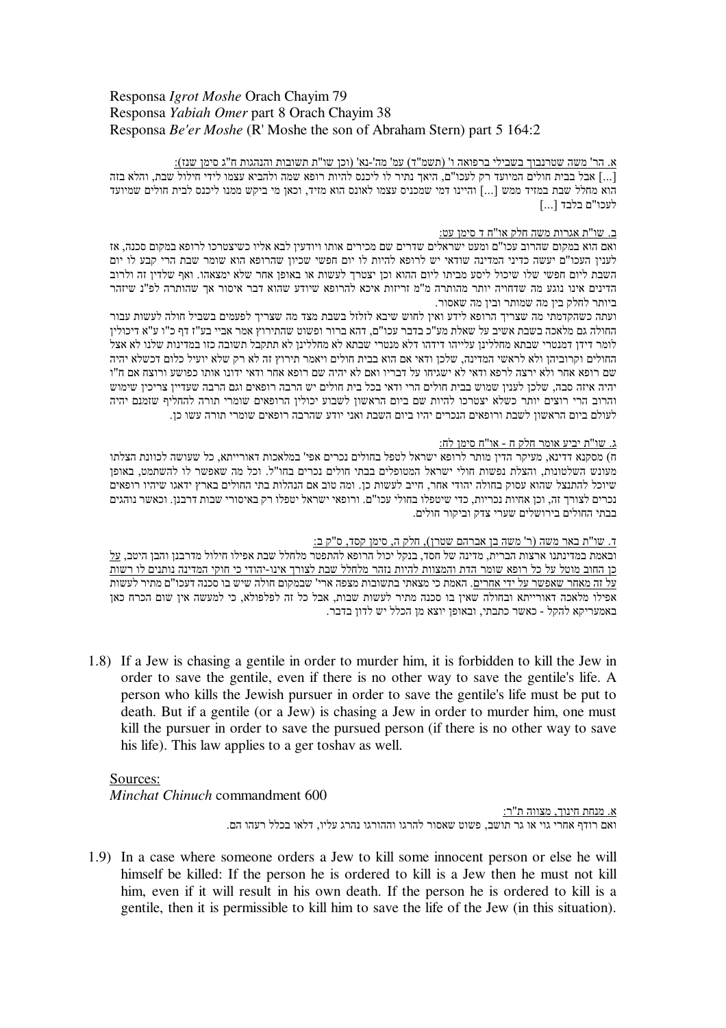Responsa *Igrot Moshe* Orach Chayim 79
Responsa *Yabiah Omer* part 8 Orach Chayim 38
Responsa *Be'er Moshe* (R' Moshe the son of Abraham Stern) part 5 164:2

א. הר' משה שטרנבוך בשבילי ברפואה ו' (תשמ"ד) עמ' מה'-נא' (וכן שו"ת תשובות והנהגות ח"ג סימן שנז):
[...] אבל בבית חולים המיועד רק לעכו"ם, היאך נתיר לו ליכנס להיות רופא שמה ולהביא עצמו לידי חילול שבת, והלא בזה הוא מחלל שבת במזיד ממש [...] והיינו דמי שמכניס עצמו לאונס הוא מזיד, וכאן מי ביקש ממנו ליכנס לבית חולים שמיועד לעכו"ם בלבד [...]

ב. שו"ת אגרות משה חלק או"ח ד סימן עט:
ואם הוא במקום שהרוב עכו"ם ומעט ישראלים שדרים שם מכירים אותו ויודעין לבא אליו כשיצטרכו לרופא במקום סכנה, אז לענין העכו"ם יעשה כדיני המדינה שודאי יש לרופא להיות לו יום חפשי שכיון שהרופא הוא שומר שבת הרי קבע לו יום השבת ליום חפשי שלו שיכול ליסע מביתו ליום ההוא וכן יצטרך לעשות או באופן אחר שלא ימצאהו. ואף שלדין זה ולרוב הדינים אינו נוגע מה שדחויה יותר מהותרה מ"מ זריזות איכא להרופא שיודע שהוא דבר איסור אך שהותרה לפ"נ שיזהר ביותר לחלק בין מה שמותר ובין מה שאסור.
ועתה כשהקדמתי מה שצריך הרופא לידע ואין לחוש שיבא לזלזל בשבת מצד מה שצריך לפעמים בשביל חולה לעשות עבור החולה גם מלאכה בשבת אשיב על שאלת מע"כ בדבר עכו"ם, דהא ברור ופשוט שהתירוץ אמר אביי בע"ז דף כ"ו ע"א דיכולין לומר דידן דמנטרי שבתא מחללינן עלייהו דידהו דלא מנטרי שבתא לא מחללינן לא תתקבל תשובה כזו במדינות שלנו לא אצל החולים וקרוביהן ולא לראשי המדינה, שלכן ודאי אם הוא בבית חולים ויאמר תירוץ זה לא רק שלא יועיל כלום דכשלא יהיה שם רופא אחר ולא ירצה לרפא ודאי לא ישגיחו על דבריו ואם לא יהיה שם רופא אחר ודאי ידונו אותו כפושע ורוצח אם ח"ו יהיה איזה סבה, שלכן לענין שמוש בבית חולים הרי ודאי בכל בית חולים יש הרבה רופאים וגם הרבה שעדיין צריכין שימוש והרוב הרי רוצים יותר כשלא יצטרכו להיות שם ביום הראשון יכולין הרופאים שומרי תורה להחליף שזמנם יהיה לעולם ביום הראשון לשבת ורופאים הנכרים יהיו ביום השבת ואני יודע שהרבה רופאים שומרי תורה עשו כן.

ג. שו"ת יביע אומר חלק ח - או"ח סימן לח:
ח) מסקנא דדינא, מעיקר הדין מותר לרופא ישראל לטפל בחולים נכרים אפי' במלאכות דאורייתא, כל שעושה לכוונת הצלתו מעונש השלטונות, והצלת נפשות חולי ישראל המטופלים בבתי חולים נכרים בחו"ל. וכל מה שאפשר לו להשתמט, באופן שיוכל להתנצל שהוא עסוק בחולה יהודי אחר, חייב לעשות כן. ומה טוב אם הנהלות בתי החולים בארץ ידאגו שיהיו רופאים נכרים לצורך זה, וכן אחיות נכריות, כדי שיטפלו בחולי עכו"ם. ורופאי ישראל יטפלו רק באיסורי שבות דרבנן. וכאשר נוהגים בבתי החולים בירושלים שערי צדק וביקור חולים.

ד. שו"ת באר משה (ר' משה בן אברהם שטרן), חלק ה, סימן קסד, ס"ק ב:
ובאמת במדינתנו ארצות הברית, מדינה של חסד, בנקל יכול הרופא להתפטר מלחלל שבת אפילו חילול מדרבנן והבן היטב, על כן החוב מוטל על כל רופא שומר הדת והמצוות להיות נזהר מלחלל שבת לצורך אינו-יהודי כי חוקי המדינה נותנים לו רשות על זה מאחר שאפשר על ידי אחרים. האמת כי מצאתי בתשובות מצפה ארי' שבמקום חולה שיש בו סכנה דעכו"ם מתיר לעשות אפילו מלאכה דאורייתא ובחולה שאין בו סכנה מתיר לעשות שבות, אבל כל זה לפלפולא, כי למעשה אין שום הכרח כאן באמעריקא להקל - כאשר כתבתי, ובאופן יוצא מן הכלל יש לדון בדבר.

1.8) If a Jew is chasing a gentile in order to murder him, it is forbidden to kill the Jew in order to save the gentile, even if there is no other way to save the gentile's life. A person who kills the Jewish pursuer in order to save the gentile's life must be put to death. But if a gentile (or a Jew) is chasing a Jew in order to murder him, one must kill the pursuer in order to save the pursued person (if there is no other way to save his life). This law applies to a ger toshav as well.

Sources:
*Minchat Chinuch* commandment 600

א. מנחת חינוך, מצווה ת"ר:
ואם רודף אחרי גוי או גר תושב, פשוט שאסור להרגו וההורגו נהרג עליו, דלאו בכלל רעהו הם.

1.9) In a case where someone orders a Jew to kill some innocent person or else he will himself be killed: If the person he is ordered to kill is a Jew then he must not kill him, even if it will result in his own death. If the person he is ordered to kill is a gentile, then it is permissible to kill him to save the life of the Jew (in this situation).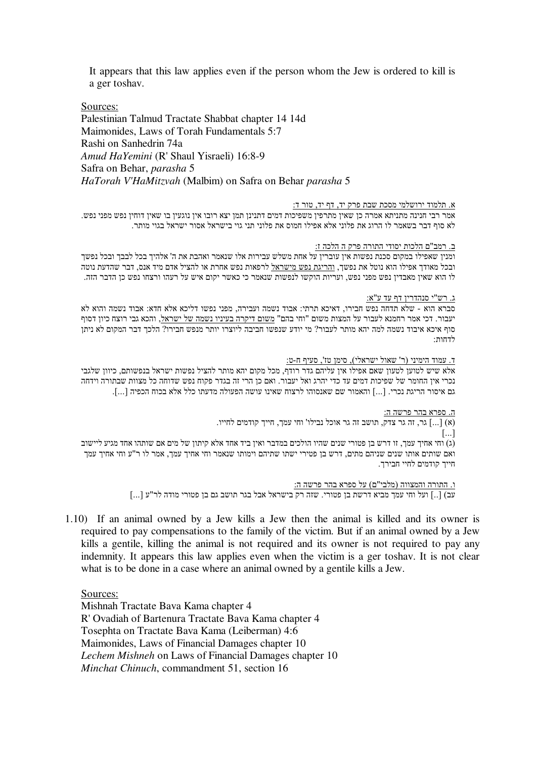It appears that this law applies even if the person whom the Jew is ordered to kill is a ger toshav.

Sources:
Palestinian Talmud Tractate Shabbat chapter 14 14d
Maimonides, Laws of Torah Fundamentals 5:7
Rashi on Sanhedrin 74a
*Amud HaYemini* (R' Shaul Yisraeli) 16:8-9
Safra on Behar, *parasha* 5
*HaTorah V'HaMitzvah* (Malbim) on Safra on Behar *parasha* 5

א. תלמוד ירושלמי מסכת שבת פרק יד, דף יד, טור ד:
אמר רבי חנינה מתניתא אמרה כן שאין מתרפין משפיכות דמים דתנינן תמן יצא רובו אין נוגעין בו שאין דוחין נפש מפני נפש. לא סוף דבר בשאמר לו הרוג את פלוני אלא אפילו חמוס את פלוני תני גוי בישראל אסור ישראל בגוי מותר.

ב. רמב"ם הלכות יסודי התורה פרק ה הלכה ז:
ומנין שאפילו במקום סכנת נפשות אין עוברין על אחת משלש עבירות אלו שנאמר ואהבת את ה' אלהיך בכל לבבך ובכל נפשך ובכל מאודך אפילו הוא נוטל את נפשך, והריגת נפש מישראל לרפאות נפש אחרת או להציל אדם מיד אנס, דבר שהדעת נוטה לו הוא שאין מאבדין נפש מפני נפש, ועריות הוקשו לנפשות שנאמר כי כאשר יקום איש על רעהו ורצחו נפש כן הדבר הזה.

ג. רש"י סנהדרין דף עד ע"א:
סברא הוא - שלא תדחה נפש חבירו, דאיכא תרתי: אבוד נשמה ועבירה, מפני נפשו דליכא אלא חדא: אבוד נשמה והוא לא יעבור. דכי אמר רחמנא לעבור על המצות משום "וחי בהם" משום דיקרה בעיניו נשמה של ישראל, והכא גבי רוצח כיון דסוף סוף איכא איבוד נשמה למה יהא מותר לעבור? מי יודע שנפשו חביבה ליוצרו יותר מנפש חבירו? הלכך דבר המקום לא ניתן לדחות:

ד. עמוד הימיני (ר' שאול ישראלי), סימן טז', סעיף ח-ט:
אלא שיש לטעון שאם אפילו אין עליהם גדר רודף, מכל מקום יהא מותר להציל נפשות ישראל בנפשותם, כיוון שלגבי נכרי אין החומר של שפיכות דמים עד כדי יהרג ואל יעבור. ואם כן הרי זה בגדר פקוח נפש שדוחה כל מצוות שבתורה וידחה גם איסור הריגת נכרי. [...] והאמור שם שאנסוהו לרצוח שאינו עושה הפעולה מדעתו כלל אלא בכוח הכפיה [...].

ה. ספרא בהר פרשה ה:
(א) [...] גר, זה גר צדק, תושב זה גר אוכל נבילו' וחי עמך, חייך קודמים לחייו.
[...]
(ג) וחי אחיך עמך, זו דרש בן פטורי שנים שהיו הולכים במדבר ואין ביד אחד אלא קיתון של מים אם שותהו אחד מגיע ליישוב ואם שותים אותו שנים שניהם מתים, דרש בן פטירי ישתו שתיהם וימותו שנאמר וחי אחיך עמך, אמר לו ר"ע וחי אחיך עמך חייך קודמים לחיי חבירך.

ו. התורה והמצווה (מלבי"ם) על ספרא בהר פרשה ה:
עב) [..] ועל וחי עמך מביא דרשת בן פטורי. שזה רק בישראל אבל בגר תושב גם בן פטורי מודה לר"ע [...]

1.10) If an animal owned by a Jew kills a Jew then the animal is killed and its owner is required to pay compensations to the family of the victim. But if an animal owned by a Jew kills a gentile, killing the animal is not required and its owner is not required to pay any indemnity. It appears this law applies even when the victim is a ger toshav. It is not clear what is to be done in a case where an animal owned by a gentile kills a Jew.

Sources:
Mishnah Tractate Bava Kama chapter 4
R' Ovadiah of Bartenura Tractate Bava Kama chapter 4
Tosephta on Tractate Bava Kama (Leiberman) 4:6
Maimonides, Laws of Financial Damages chapter 10
*Lechem Mishneh* on Laws of Financial Damages chapter 10
*Minchat Chinuch*, commandment 51, section 16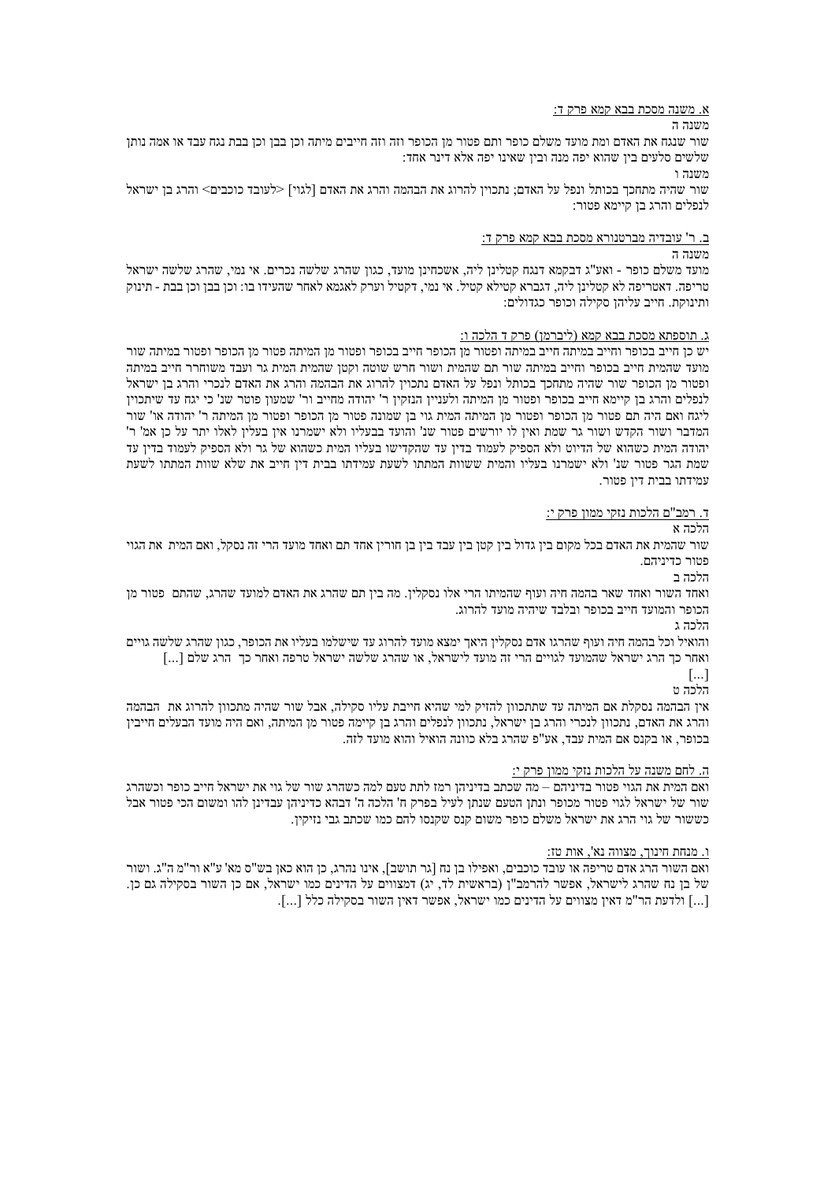א. משנה מסכת בבא קמא פרק ד:

משנה ה

שור שנגח את האדם ומת מועד משלם כופר ותם פטור מן הכופר וזה וזה חייבים מיתה וכן בבן וכן בבת נגח עבד או אמה נותן שלשים סלעים בין שהוא יפה מנה ובין שאינו יפה אלא דינר אחד:

משנה ו

שור שהיה מתחכך בכותל ונפל על האדם; נתכוין להרוג את הבהמה והרג את האדם [לגוי] <לעובד כוכבים> והרג בן ישראל לנפלים והרג בן קיימא פטור:

ב. ר' עובדיה מברטנורא מסכת בבא קמא פרק ד:

משנה ה

מועד משלם כופר - ואע"ג דבקמא דנגח קטלינן ליה, אשכחינן מועד, כגון שהרג שלשה נכרים. אי נמי, שהרג שלשה ישראל טריפה. דאטריפה לא קטלינן ליה, דגברא קטילא קטיל. אי נמי, דקטיל וערק לאגמא לאחר שהעידו בו: וכן בבן וכן בבת - תינוק ותינוקת. חייב עליהן סקילה וכופר כגדולים:

ג. תוספתא מסכת בבא קמא (ליברמן) פרק ד הלכה ו:

יש כן חייב בכופר וחייב במיתה חייב במיתה ופטור מן הכופר חייב בכופר ופטור מן המיתה פטור מן הכופר ופטור במיתה שור מועד שהמית חייב בכופר וחייב במיתה שור תם שהמית ושור חרש שוטה וקטן שהמית המית גר ועבד משוחרר חייב במיתה ופטור מן הכופר שור שהיה מתחכך בכותל ונפל על האדם נתכוין להרוג את הבהמה והרג את האדם לנכרי והרג בן ישראל לנפלים והרג בן קיימא חייב בכופר ופטור מן המיתה ולעניין הנזקין ר' יהודה מחייב ור' שמעון פוטר שנ' כי יגח עד שיתכוין ליגח ואם היה תם פטור מן הכופר ופטור מן המיתה המית גוי בן שמונה פטור מן הכופר ופטור מן המיתה ר' יהודה או' שור המדבר ושור הקדש ושור גר שמת ואין לו יורשים פטור שנ' והועד בבעליו ולא ישמרנו אין בעלין לאלו יתר על כן אמ' ר' יהודה המית כשהוא של הדיוט ולא הספיק לעמוד בדין עד שהקדישו בעליו המית כשהוא של גר ולא הספיק לעמוד בדין עד שמת הגר פטור שנ' ולא ישמרנו בעליו והמית ששוות המתתו לשעת עמידתו בבית דין חייב את שלא שוות המתתו לשעת עמידתו בבית דין פטור.

ד. רמב"ם הלכות נזקי ממון פרק י:

הלכה א

שור שהמית את האדם בכל מקום בין גדול בין קטן בין עבד בין בן חורין אחד תם ואחד מועד הרי זה נסקל, ואם המית את הגוי פטור כדיניהם.

הלכה ב

ואחד השור ואחד שאר בהמה חיה ועוף שהמיתו הרי אלו נסקלין. מה בין תם שהרג את האדם למועד שהרג, שהתם פטור מן הכופר והמועד חייב בכופר ובלבד שיהיה מועד להרוג.

הלכה ג

והואיל וכל בהמה חיה ועוף שהרגו אדם נסקלין היאך ימצא מועד להרוג עד שישלמו בעליו את הכופר, כגון שהרג שלשה גויים ואחר כך הרג ישראל שהמועד לגויים הרי זה מועד לישראל, או שהרג שלשה ישראל טרפה ואחר כך הרג שלם [...]

[...]

הלכה ט

אין הבהמה נסקלת אם המיתה עד שתתכוון להזיק למי שהיא חייבת עליו סקילה, אבל שור שהיה מתכוון להרוג את הבהמה והרג את האדם, נתכוון לנכרי והרג בן ישראל, נתכוון לנפלים והרג בן קיימה פטור מן המיתה, ואם היה מועד הבעלים חייבין בכופר, או בקנס אם המית עבד, אע"פ שהרג בלא כוונה הואיל והוא מועד לזה.

ה. לחם משנה על הלכות נזקי ממון פרק י:

ואם המית את הגוי פטור בדיניהם – מה שכתב בדיניהם רמז לתת טעם למה כשהרג שור של גוי את ישראל חייב כופר וכשהרג שור של ישראל לגוי פטור מכופר ונתן הטעם שנתן לעיל בפרק ח' הלכה ה' דבהא כדיניהן עבדינן להו ומשום הכי פטור אבל כששור של גוי הרג את ישראל משלם כופר משום קנס שקנסו להם כמו שכתב גבי נזיקין.

ו. מנחת חינוך, מצווה נא', אות טז:

ואם השור הרג אדם טריפה או עובד כוכבים, ואפילו בן נח [גר תושב], אינו נהרג, כן הוא כאן בש"ס מא' ע"א ור"מ ה"ג. ושור של בן נח שהרג לישראל, אפשר להרמב"ן (בראשית לד, יג) דמצווים על הדינים כמו ישראל, אם כן השור בסקילה גם כן. [...] ולדעת הר"מ דאין מצווים על הדינים כמו ישראל, אפשר דאין השור בסקילה כלל [...].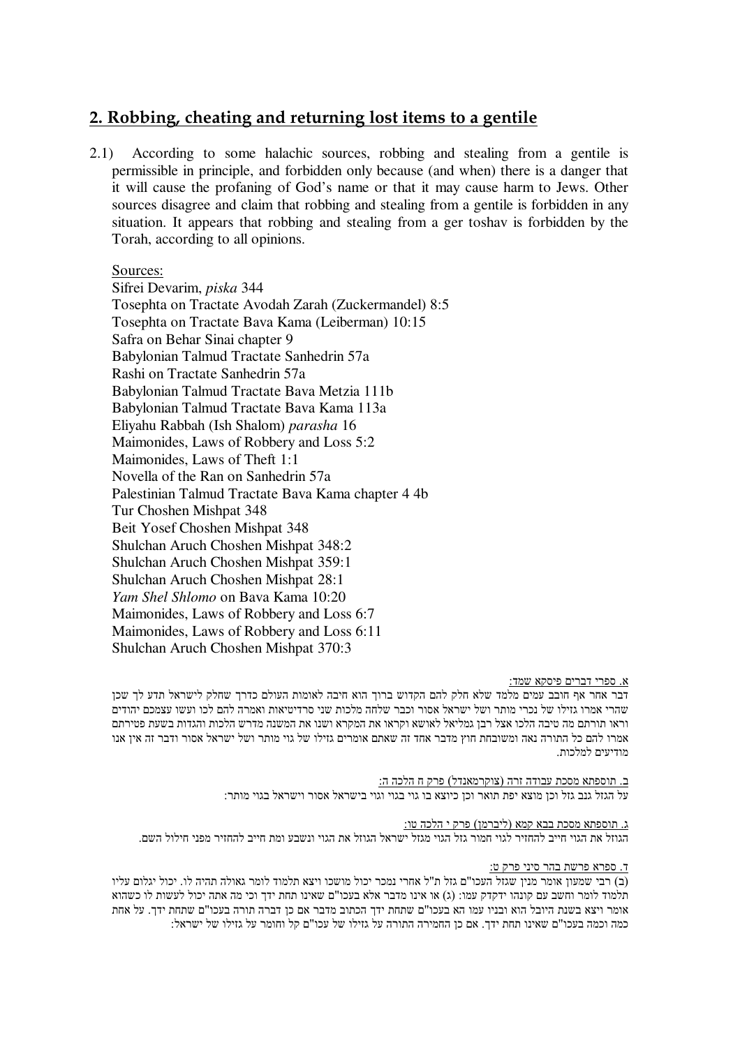## 2. Robbing, cheating and returning lost items to a gentile

2.1) According to some halachic sources, robbing and stealing from a gentile is permissible in principle, and forbidden only because (and when) there is a danger that it will cause the profaning of God's name or that it may cause harm to Jews. Other sources disagree and claim that robbing and stealing from a gentile is forbidden in any situation. It appears that robbing and stealing from a ger toshav is forbidden by the Torah, according to all opinions.

Sources:
Sifrei Devarim, *piska* 344
Tosephta on Tractate Avodah Zarah (Zuckermandel) 8:5
Tosephta on Tractate Bava Kama (Leiberman) 10:15
Safra on Behar Sinai chapter 9
Babylonian Talmud Tractate Sanhedrin 57a
Rashi on Tractate Sanhedrin 57a
Babylonian Talmud Tractate Bava Metzia 111b
Babylonian Talmud Tractate Bava Kama 113a
Eliyahu Rabbah (Ish Shalom) *parasha* 16
Maimonides, Laws of Robbery and Loss 5:2
Maimonides, Laws of Theft 1:1
Novella of the Ran on Sanhedrin 57a
Palestinian Talmud Tractate Bava Kama chapter 4 4b
Tur Choshen Mishpat 348
Beit Yosef Choshen Mishpat 348
Shulchan Aruch Choshen Mishpat 348:2
Shulchan Aruch Choshen Mishpat 359:1
Shulchan Aruch Choshen Mishpat 28:1
*Yam Shel Shlomo* on Bava Kama 10:20
Maimonides, Laws of Robbery and Loss 6:7
Maimonides, Laws of Robbery and Loss 6:11
Shulchan Aruch Choshen Mishpat 370:3

א. ספרי דברים פיסקא שמד:

דבר אחר אף חובב עמים מלמד שלא חלק להם הקדוש ברוך הוא חיבה לאומות העולם כדרך שחלק לישראל תדע לך שכן שהרי אמרו גזילו של נכרי מותר ושל ישראל אסור וכבר שלחה מלכות שני סרדיטיאות ואמרה להם לכו ועשו עצמכם יהודים וראו תורתם מה טיבה הלכו אצל רבן גמליאל לאושא וקראו את המקרא ושנו את המשנה מדרש הלכות והגדות בשעת פטירתם אמרו להם כל התורה נאה ומשובחת חוץ מדבר אחד זה שאתם אומרים גזילו של גוי מותר ושל ישראל אסור ודבר זה אין אנו מודיעים למלכות.

ב. תוספתא מסכת עבודה זרה (צוקרמאנדל) פרק ח הלכה ה:

על הגזל גנב גזל וכן מוצא יפת תואר וכן כיוצא בו גוי בגוי וגוי בישראל אסור וישראל בגוי מותר:

ג. תוספתא מסכת בבא קמא (ליברמן) פרק י הלכה טו:

הגוזל את הגוי חייב להחזיר לגוי חמור גזל הגוי מגזל ישראל הגוזל את הגוי ונשבע ומת חייב להחזיר מפני חילול השם.

ד. ספרא פרשת בהר סיני פרק ט:

(ב) רבי שמעון אומר מנין שגזל העכו"ם גזל ת"ל אחרי נמכר יכול מושכו ויצא תלמוד לומר גאולה תהיה לו. יכול יגלום עליו תלמוד לומר וחשב עם קונהו ידקדק עמו: (ג) או אינו מדבר אלא בעכו"ם שאינו תחת ידך וכי מה אתה יכול לעשות לו כשהוא אומר ויצא בשנת היובל הוא ובניו עמו הא בעכו"ם שתחת ידך הכתוב מדבר אם כן דברה תורה בעכו"ם שתחת ידך. על אחת כמה וכמה בעכו"ם שאינו תחת ידך. אם כן החמירה התורה על גזילו של עכו"ם קל וחומר על גזילו של ישראל: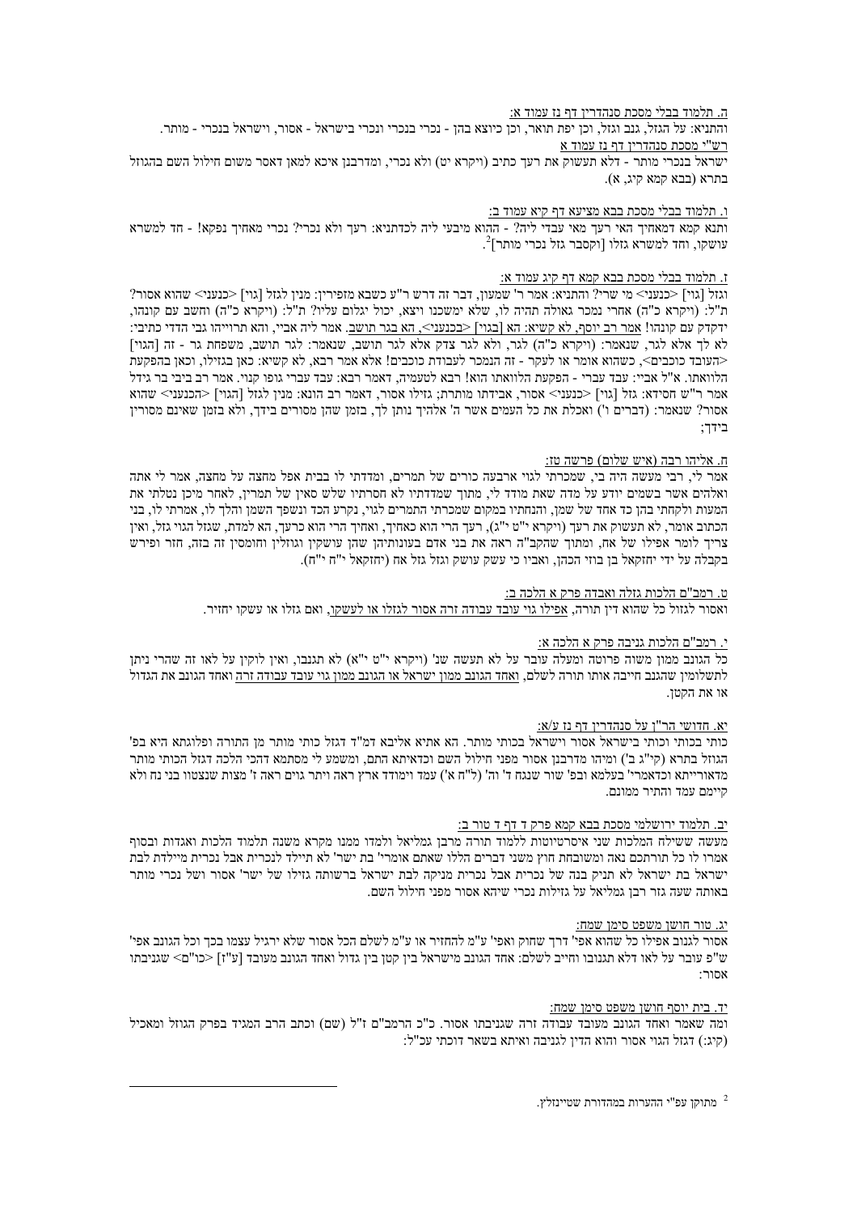<u>ה. תלמוד בבלי מסכת סנהדרין דף נז עמוד א:</u>

והתניא: על הגזל, גנב וגזל, וכן יפת תואר, וכן כיוצא בהן - נכרי בנכרי ונכרי בישראל - אסור, וישראל בנכרי - מותר.

<u>רש"י מסכת סנהדרין דף נז עמוד א</u>

ישראל בנכרי מותר - דלא תעשוק את רעך כתיב (ויקרא יט) ולא נכרי, ומדרבנן איכא למאן דאסר משום חילול השם בהגוזל בתרא (בבא קמא קיג, א).

<u>ו. תלמוד בבלי מסכת בבא מציעא דף קיא עמוד ב:</u>

ותנא קמא מאחיך האי רעך מאי עבדי ליה? - ההוא מיבעי ליה לכדתניא: רעך ולא נכרי? נכרי מאחיך נפקא! - חד למשרא עושקו, וחד למשרא גזלו [וקסבר גזל נכרי מותר][2].

<u>ז. תלמוד בבלי מסכת בבא קמא דף קיג עמוד א:</u>

וגזל [גוי] <כנעני> מי שרי? והתניא: אמר ר' שמעון, דבר זה דרש ר"ע כשבא מזפירין: מנין לגזל [גוי] <כנעני> שהוא אסור? ת"ל: (ויקרא כ"ה) אחרי נמכר גאולה תהיה לו, שלא ימשכנו ויצא, יכול יגלום עליו? ת"ל: (ויקרא כ"ה) וחשב עם קונהו, ידקדק עם קונהו! <u>אמר רב יוסף, לא קשיא: הא [בגוי] <בכנעני>, הא בגר תושב.</u> אמר ליה אביי, והא תרוייהו גבי הדדי כתיבי: לא לך אלא לגר, שנאמר: (ויקרא כ"ה) לגר, ולא לגר צדק אלא לגר תושב, שנאמר: לגר תושב, משפחת גר - זה [הגוי] <העובד כוכבים>, כשהוא אומר או לעקר - זה הנמכר לעבודת כוכבים! אלא אמר רבא, לא קשיא: כאן בגזילו, וכאן בהפקעת הלוואתו. א"ל אביי: עבד עברי - הפקעת הלוואתו הוא! רבא לטעמיה, דאמר רבא: עבד עברי גופו קנוי. אמר רב ביבי בר גידל אמר ר"ש חסידא: גזל [גוי] <כנעני> אסור, אבידתו מותרת; גזילו אסור, דאמר רב הונא: מנין לגזל [הגוי] <הכנעני> שהוא אסור? שנאמר: (דברים ו') ואכלת את כל העמים אשר ה' אלהיך נותן לך, בזמן שהן מסורין בידך, ולא בזמן שאינם מסורין בידך;

<u>ח. אליהו רבה (איש שלום) פרשה טז:</u>

אמר לי, רבי מעשה היה בי, שמכרתי לגוי ארבעה כורים של תמרים, ומדדתי לו בבית אפל מחצה על מחצה, אמר לי אתה ואלהים אשר בשמים יודע על מדה שאת מודד לי, מתוך שמדדתיו לא חסרתיו שלש סאין של תמרין, לאחר מיכן נטלתי את המעות ולקחתי בהן כד אחד של שמן, והנחתיו במקום שמכרתי התמרים לגוי, נקרע הכד ונשפך השמן והלך לו, אמרתי לו, בני הכתוב אומר, לא תעשוק את רעך (ויקרא י"ט י"ג), רעך הרי הוא כאחיך, ואחיך הרי הוא כרעך, הא למדת, שגזל הגוי גזל, ואין צריך לומר אפילו של אח, ומתוך שהקב"ה ראה את בני אדם בעונותיהן שהן עושקין וגוזלין וחומסין זה בזה, חזר ופירש בקבלה על ידי יחזקאל בן בוזי הכהן, ואביו כי עשק עושק וגזל גזל אח (יחזקאל י"ח י"ח).

<u>ט. רמב"ם הלכות גזלה ואבדה פרק א הלכה ב:</u>

ואסור לגזול כל שהוא דין תורה, <u>אפילו גוי עובד עבודה זרה אסור לגזלו או לעשקו</u>, ואם גזלו או עשקו יחזיר.

<u>י. רמב"ם הלכות גניבה פרק א הלכה א:</u>

כל הגונב ממון משוה פרוטה ומעלה עובר על לא תעשה שנ' (ויקרא י"ט י"א) לא תגנבו, ואין לוקין על לאו זה שהרי ניתן לתשלומין שהגנב חייבה אותו תורה לשלם, <u>ואחד הגונב ממון ישראל או הגונב ממון גוי עובד עבודה זרה</u> ואחד הגונב את הגדול או את הקטן.

<u>יא. חדושי הר"ן על סנהדרין דף נז ע/א:</u>

כותי בכותי וכותי בישראל אסור וישראל בכותי מותר. הא אתיא אליבא דמ"ד דגזל כותי מותר מן התורה ופלוגתא היא בפ' הגוזל בתרא (קי"ג ב') ומיהו מדרבנן אסור מפני חילול השם וכדאיתא התם, ומשמע לי מסתמא דהכי הלכה דגזל הכותי מותר מדאורייתא וכדאמרי' בעלמא ובפ' שור שנגח ד' וה' (ל"ח א') עמד וימודד ארץ ראה ויתר גוים ראה ז' מצות שנצטוו בני נח ולא קיימם עמד והתיר ממונם.

<u>יב. תלמוד ירושלמי מסכת בבא קמא פרק ד דף ד טור ב:</u>

מעשה ששילח המלכות שני איסרטיוטות ללמוד תורה מרבן גמליאל ולמדו ממנו מקרא משנה תלמוד הלכות ואגדות ובסוף אמרו לו כל תורתכם נאה ומשובחת חוץ משני דברים הללו שאתם אומרי' בת ישר' לא תיילד לנכרית אבל נכרית מיילדת לבת ישראל בת ישראל לא תניק בנה של נכרית אבל נכרית מניקה לבת ישראל ברשותה גזילו של ישר' אסור ושל נכרי מותר באותה שעה גזר רבן גמליאל על גזילות נכרי שיהא אסור מפני חילול השם.

<u>יג. טור חושן משפט סימן שמח:</u>

אסור לגנוב אפילו כל שהוא אפי' דרך שחוק ואפי' ע"מ להחזיר או ע"מ לשלם הכל אסור שלא ירגיל עצמו בכך וכל הגונב אפי' ש"פ עובר על לאו דלא תגנובו וחייב לשלם: אחד הגונב מישראל בין קטן בין גדול ואחד הגונב מעובד [ע"ז] <כו"ם> שגניבתו אסור:

<u>יד. בית יוסף חושן משפט סימן שמח:</u>

ומה שאמר ואחד הגונב מעובד עבודה זרה שגניבתו אסור. כ"כ הרמב"ם ז"ל (שם) וכתב הרב המגיד בפרק הגוזל ומאכיל (קיג:) דגזל הגוי אסור והוא הדין לגניבה ואיתא בשאר דוכתי עכ"ל:

---

[2] מתוקן עפ"י ההערות במהדורת שטיינזלץ.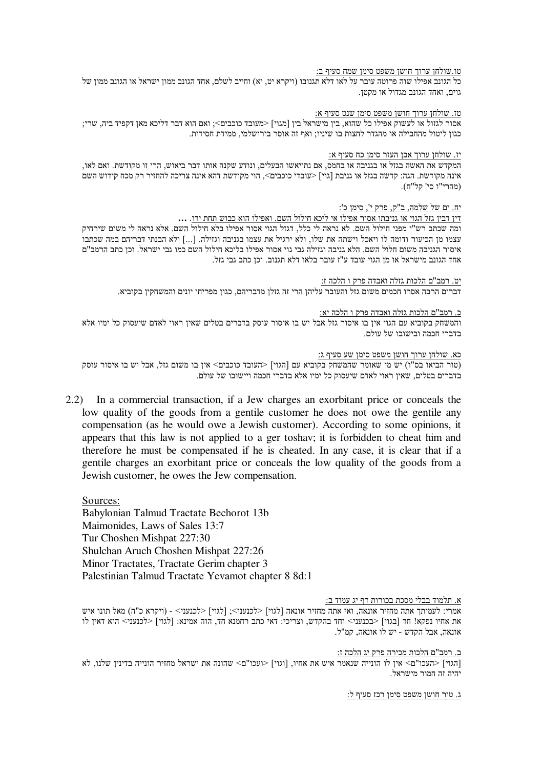טו. שולחן ערוך חושן משפט סימן שמח סעיף ב:

כל הגונב אפילו שוה פרוטה עובר על לאו דלא תגנובו (ויקרא יט, יא) וחייב לשלם, אחד הגונב ממון ישראל או הגונב ממון של גוים, ואחד הגונב מגדול או מקטן.

טז. שולחן ערוך חושן משפט סימן שנט סעיף א:

אסור לגזול או לעשוק אפילו כל שהוא, בין מישראל בין [מגוי] <מעובד כוכבים>; ואם הוא דבר דליכא מאן דקפיד ביה, שרי; כגון ליטול מהחבילה או מהגדר לחצות בו שיניו; ואף זה אוסר בירושלמי, ממידת חסידות.

יז. שולחן ערוך אבן העזר סימן כח סעיף א:

המקדש את האשה בגזל או בגניבה או בחמס, אם נתייאשו הבעלים, ונודע שקנה אותו דבר ביאוש, הרי זו מקודשת. ואם לאו, אינה מקודשת. הגה: קדשה בגזל או גניבת [גוי] <עובדי כוכבים>, הוי מקודשת דהא אינה צריכה להחזיר רק מכח קידוש השם (מהרי"ו סי' קל"ח).

יח. ים של שלמה, ב"ק, פרק י', סימן כ':

דין דבין גזל הגוי או גניבתו אסור אפילו אי ליכא חילול השם. ואפילו הוא כבוש תחת ידו. ...

ומה שכתב רש"י מפני חילול השם. לא נראה לי כלל, דגזל הגוי אסור אפילו בלא חילול השם. אלא נראה לי משום שירחיק עצמו מן הכיעור ודומה לו ויאכל וישתה את שלו, ולא ירגיל את עצמו בגניבה וגזילה. [...] ולא הבנתי דבריהם במה שכתבו איסור הגניבה משום חלול השם. הלא גניבה וגזילה גבי גוי אסור אפילו בליכא חילול השם כמו גבי ישראל. וכן כתב הרמב"ם אחד הגונב מישראל או מן הגוי עובד ע"ז עובר בלאו דלא תגנוב. וכן כתב גבי גזל.

יט. רמב"ם הלכות גזלה ואבדה פרק ו הלכה ז:

דברים הרבה אסרו חכמים משום גזל והעובר עליהן הרי זה גזלן מדבריהם, כגון מפריחי יונים והמשחקין בקוביא.

כ. רמב"ם הלכות גזלה ואבדה פרק ו הלכה יא:

והמשחק בקוביא עם הגוי אין בו איסור גזל אבל יש בו איסור עוסק בדברים בטלים שאין ראוי לאדם שיעסוק כל ימיו אלא בדברי חכמה ובישובו של עולם.

כא. שולחן ערוך חושן משפט סימן שע סעיף ג:

(טור הביאו בס"י) יש מי שאומר שהמשחק בקוביא עם [הגוי] <העובד כוכבים> אין בו משום גזל, אבל יש בו איסור עוסק בדברים בטלים, שאין ראוי לאדם שיעסוק כל ימיו אלא בדברי חכמה ויישובו של עולם.

2.2) In a commercial transaction, if a Jew charges an exorbitant price or conceals the low quality of the goods from a gentile customer he does not owe the gentile any compensation (as he would owe a Jewish customer). According to some opinions, it appears that this law is not applied to a ger toshav; it is forbidden to cheat him and therefore he must be compensated if he is cheated. In any case, it is clear that if a gentile charges an exorbitant price or conceals the low quality of the goods from a Jewish customer, he owes the Jew compensation.

Sources:

Babylonian Talmud Tractate Bechorot 13b
Maimonides, Laws of Sales 13:7
Tur Choshen Mishpat 227:30
Shulchan Aruch Choshen Mishpat 227:26
Minor Tractates, Tractate Gerim chapter 3
Palestinian Talmud Tractate Yevamot chapter 8 8d:1

א. תלמוד בבלי מסכת בכורות דף יג עמוד ב:

אמרי: לעמיתך אתה מחזיר אונאה, ואי אתה מחזיר אונאה [לגוי] <לכנעני>; [לגוי] <לכנעני> - (ויקרא כ"ה) מאל תונו איש את אחיו נפקא! חד [בגוי] <בכנעני> וחד בהקדש, וצריכי: דאי כתב רחמנא חד, הוה אמינא: [לגוי] <לכנעני> הוא דאין לו אונאה, אבל הקדש - יש לו אונאה, קמ"ל.

ב. רמב"ם הלכות מכירה פרק יג הלכה ז:

[הגוי] <העכו"ם> אין לו הונייה שנאמר איש את אחיו, [וגוי] <ועכו"ם> שהונה את ישראל מחזיר הונייה בדינין שלנו, לא יהיה זה חמור מישראל.

ג. טור חושן משפט סימן רכז סעיף ל: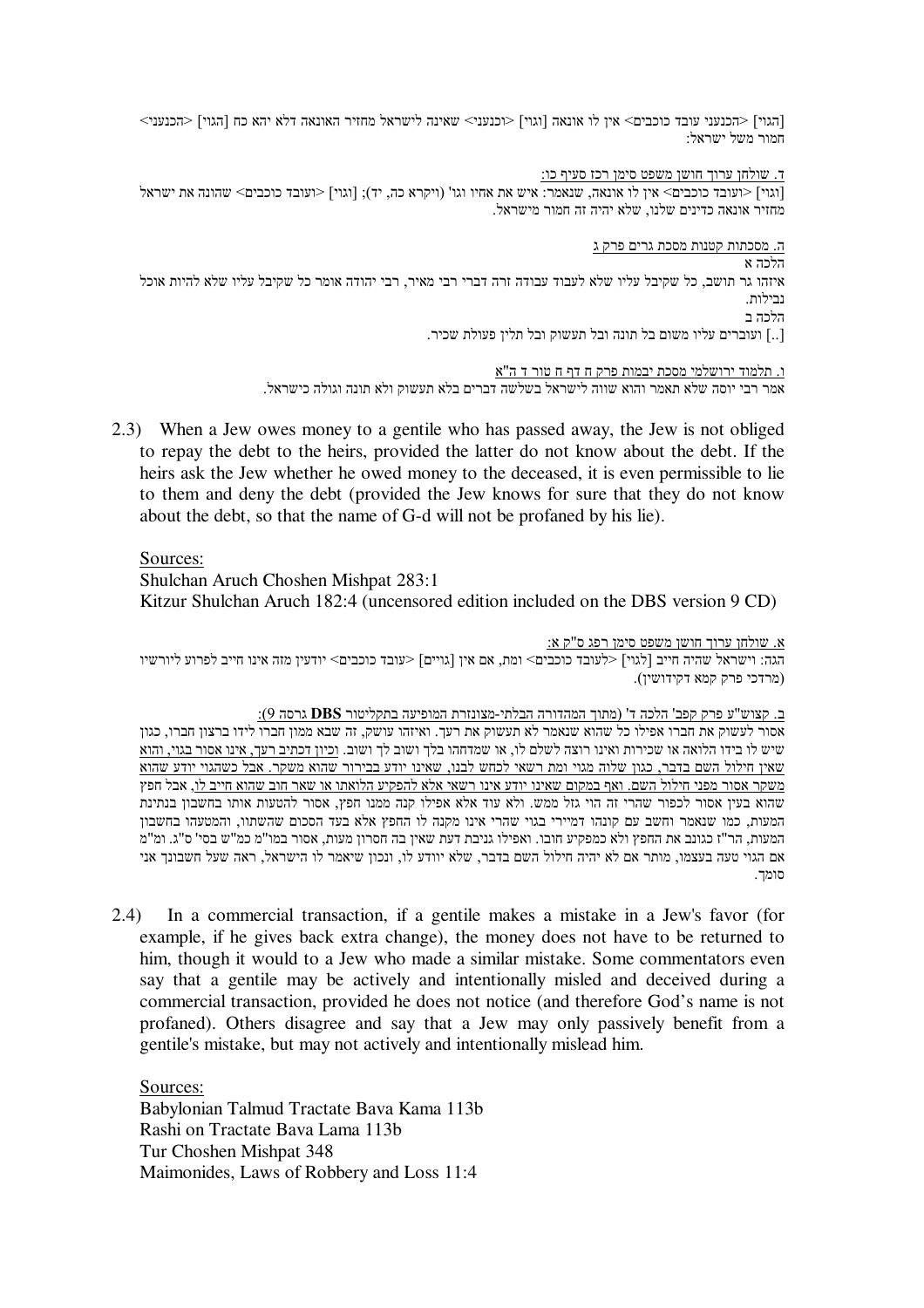[הגוי] <הכנעני עובד כוכבים> אין לו אונאה [וגוי] <וכנעני> שאינה לישראל מחזיר האונאה דלא יהא כח [הגוי] <הכנעני> חמור משל ישראל:

ד. שולחן ערוך חושן משפט סימן רכז סעיף כו:

[וגוי] <ועובד כוכבים> אין לו אונאה, שנאמר: איש את אחיו וגו' (ויקרא כה, יד); [וגוי] <ועובד כוכבים> שהונה את ישראל מחזיר אונאה כדינים שלנו, שלא יהיה זה חמור מישראל.

ה. מסכתות קטנות מסכת גרים פרק ג

הלכה א

איזהו גר תושב, כל שקיבל עליו שלא לעבוד עבודה זרה דברי רבי מאיר, רבי יהודה אומר כל שקיבל עליו שלא להיות אוכל נבילות.

הלכה ב

[..] ועוברים עליו משום בל תונה ובל תעשוק ובל תלין פעולת שכיר.

ו. תלמוד ירושלמי מסכת יבמות פרק ח דף ח טור ד ה"א

אמר רבי יוסה שלא תאמר והוא שווה לישראל בשלשה דברים בלא תעשוק ולא תונה וגולה כישראל.

2.3) When a Jew owes money to a gentile who has passed away, the Jew is not obliged to repay the debt to the heirs, provided the latter do not know about the debt. If the heirs ask the Jew whether he owed money to the deceased, it is even permissible to lie to them and deny the debt (provided the Jew knows for sure that they do not know about the debt, so that the name of G-d will not be profaned by his lie).

Sources:
Shulchan Aruch Choshen Mishpat 283:1
Kitzur Shulchan Aruch 182:4 (uncensored edition included on the DBS version 9 CD)

א. שולחן ערוך חושן משפט סימן רפג ס"ק א:

הגה: וישראל שהיה חייב [לגוי] <לעובד כוכבים> ומת, אם אין [גויים] <עובד כוכבים> יודעין מזה אינו חייב לפרוע ליורשיו (מרדכי פרק קמא דקידושין).

ב. קצוש"ע פרק קפב' הלכה ד' (מתוך המהדורה הבלתי-מצונזרת המופיעה בתקליטור DBS גרסה 9):

אסור לעשוק את חברו אפילו כל שהוא שנאמר לא תעשוק את רעך. ואיזהו עושק, זה שבא ממון חברו לידו ברצון חברו, כגון שיש לו בידו הלואה או שכירות ואינו רוצה לשלם לו, או שמדחהו בלך ושוב לך ושוב. וכיון דכתיב רעך, אינו אסור בגוי, והוא שאין חילול השם בדבר, כגון שלוה מגוי ומת ראשי יכול לכחש לבנו, שאינו יודע בבירור שהוא משקר. אבל כשהגוי יודע שהוא משקר אסור מפני חילול השם. ואף במקום שאינו יודע אינו רשאי אלא להפקיע הלואתו או שאר חוב שהוא חייב לו, אבל חפץ שהוא בעין אסור לכפור שהרי זה הוי גזל ממש. ולא עוד אלא אפילו קנה ממנו חפץ, אסור להטעות אותו בחשבון בנתינת המעות, כמו שנאמר וחשב עם קונהו דמיירי בגוי שהרי אינו מקנה לו החפץ אלא בעד הסכום שהשתוו, והמטעהו בחשבון המעות, הר"ז כגונב את החפץ ולא כמפקיע חובו. ואפילו גניבת דעת שאין בה חסרון מעות, אסור במו"מ כמ"ש בסי' ס"ג. ומ"מ אם הגוי טעה בעצמו, מותר אם לא יהיה חילול השם בדבר, שלא יוודע לו, ונכון שיאמר לו הישראל, ראה שעל חשבונך אני סומך.

2.4) In a commercial transaction, if a gentile makes a mistake in a Jew's favor (for example, if he gives back extra change), the money does not have to be returned to him, though it would to a Jew who made a similar mistake. Some commentators even say that a gentile may be actively and intentionally misled and deceived during a commercial transaction, provided he does not notice (and therefore God's name is not profaned). Others disagree and say that a Jew may only passively benefit from a gentile's mistake, but may not actively and intentionally mislead him.

Sources:
Babylonian Talmud Tractate Bava Kama 113b
Rashi on Tractate Bava Lama 113b
Tur Choshen Mishpat 348
Maimonides, Laws of Robbery and Loss 11:4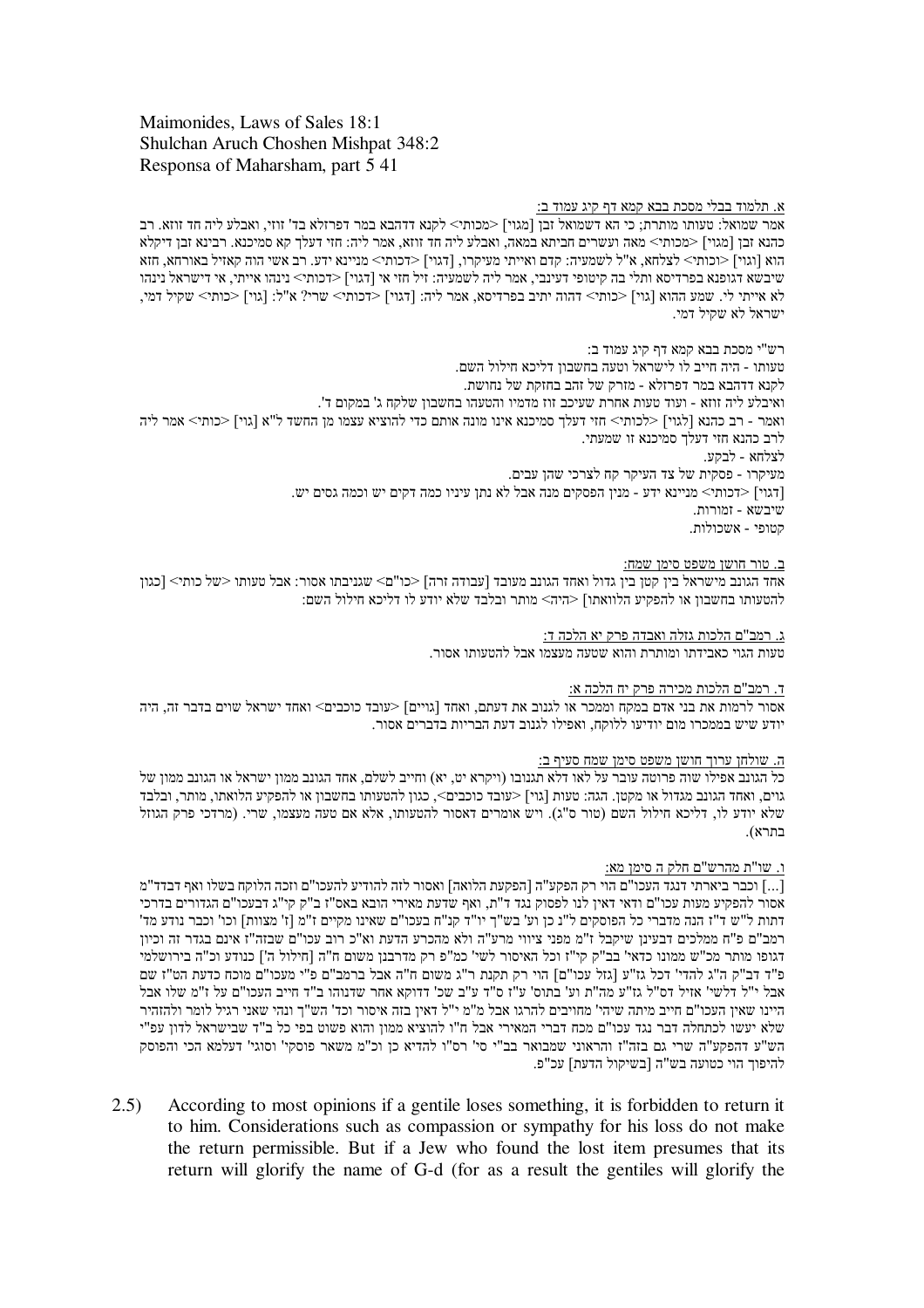Maimonides, Laws of Sales 18:1
Shulchan Aruch Choshen Mishpat 348:2
Responsa of Maharsham, part 5 41

א. תלמוד בבלי מסכת בבא קמא דף קיג עמוד ב:

אמר שמואל: טעותו מותרת; כי הא דשמואל זבן [מגוי] <מכותי> לקנא דדהבא במר דפרזלא בד' זוזי, ואבלע ליה חד זוזא. רב כהנא זבן [מגוי] <מכותי> מאה ועשרים חביתא במאה, ואבלע ליה חד זוזא, אמר ליה: חזי דעלך קא סמיכנא. רבינא זבן דיקלא הוא [וגוי] <וכותי> לצלחא, א"ל לשמעיה: קדם ואייתי מעיקרו, [דגוי] <דכותי> מניינא ידע. רב אשי הוה קאזיל באורחא, חזא שיבשא דגופנא בפרדיסא ותלי בה קיטופי דעינבי, אמר ליה לשמעיה: זיל חזי אי [דגוי] <דכותי> נינהו אייתי, אי דישראל נינהו לא אייתי לי. שמע ההוא [גוי] <כותי> דהוה יתיב בפרדיסא, אמר ליה: [דגוי] <דכותי> שרי? א"ל: [גוי] <כותי> שקיל דמי, ישראל לא שקיל דמי.

רש"י מסכת בבא קמא דף קיג עמוד ב:

טעותו - היה חייב לו לישראל וטעה בחשבון דליכא חילול השם.

לקנא דדהבא במר דפרזלא - מזרק של זהב בחזקת של נחושת.

ואיבלע ליה זוזא - ועוד טעות אחרת שעיכב זוז מדמיו והטעהו בחשבון שלקח ג' במקום ד'.

ואמר - רב כהנא [לגוי] <לכותי> חזי דעלך סמיכנא אינו מונה אותם כדי להוציא עצמו מן החשד ל"א [גוי] <כותי> אמר ליה לרב כהנא חזי דעלך סמיכנא זו שמעתי.

לצלחא - לבקע.

מעיקרו - פסקית של צד העיקר קח לצרכי שהן עבים.

[דגוי] <דכותי> מניינא ידע - מנין הפסקים מנה אבל לא נתן עיניו כמה דקים יש וכמה גסים יש.

שיבשא - זמורות.

קטופי - אשכולות.

ב. טור חושן משפט סימן שמח:

אחד הגונב מישראל בין קטן בין גדול ואחד הגונב מעובד [עבודה זרה] <כו"ם> שגניבתו אסור: אבל טעותו <של כותי> [כגון להטעותו בחשבון או להפקיע הלוואתו] <היה> מותר ובלבד שלא יודע לו דליכא חילול השם:

ג. רמב"ם הלכות גזלה ואבדה פרק יא הלכה ד:

טעות הגוי כאבידתו ומותרת והוא שטעה מעצמו אבל להטעותו אסור.

ד. רמב"ם הלכות מכירה פרק יח הלכה א:

אסור לרמות את בני אדם במקח וממכר או לגנוב את דעתם, ואחד [גויים] <עובד כוכבים> ואחד ישראל שוים בדבר זה, היה יודע שיש בממכרו מום יודיעו ללוקח, ואפילו לגנוב דעת הבריות בדברים אסור.

ה. שולחן ערוך חושן משפט סימן שמח סעיף ב:

כל הגונב אפילו שוה פרוטה עובר על לאו דלא תגנובו (ויקרא יט, יא) וחייב לשלם, אחד הגונב ממון ישראל או הגונב ממון של גוים, ואחד הגונב מגדול או מקטן. הגה: טעות [גוי] <עובד כוכבים>, כגון להטעותו בחשבון או להפקיע הלואתו, מותר, ובלבד שלא יודע לו, דליכא חילול השם (טור ס"ג). ויש אומרים דאסור להטעותו, אלא אם טעה מעצמו, שרי. (מרדכי פרק הגוזל בתרא).

ו. שו"ת מהרש"ם חלק ה סימן מא:

[...] וכבר ביארתי דנגד העכו"ם הוי רק הפקע"ה [הפקעת הלואה] ואסור לזה להודיע להעכו"ם וזכה הלוקח בשלו ואף דבדד"מ אסור להפקיע מעות עכו"ם ודאי דאין לנו לפסוק נגד ד"ת, ואף שדעת מאירי הובא באס"ז ב"ק קי"ג דבעכו"ם הגדורים בדרכי דתות ל"ש ד"ז הנה מדברי כל הפוסקים ל"נ כן וע' בש"ך יו"ד קנ"ח בעכו"ם שאינו מקיים ז"מ [ז' מצוות] וכו' וכבר נודע מד' רמב"ם פ"ח ממלכים דבעינן שיקבל ז"מ מפני ציווי מרע"ה ולא מהכרע הדעת וא"כ רוב עכו"ם שבזה"ז אינם בגדר זה וכיון דגופו מותר מכ"ש ממונו כדאי' בב"ק קי"ג וכל האיסור לשי' כמ"פ רק מדרבנן משום ח"ה [חילול ה'] כנודע וכ"ה בירושלמי פ"ד דב"ק ה"ג להדי' דכל גז"ע [גזל עכו"ם] הוי רק תקנת ר"ג משום ח"ה אבל ברמב"ם פ"י מעכו"ם מוכח כדעת הט"ז שם אבל י"ל דלשי' אזיל דס"ל גז"ע מה"ת וע' בתוס' ע"ז ס"ד ע"ב שכ' דדוקא אחר שדנוהו ב"ד חייב העכו"ם על ז"מ שלו אבל היינו שאין העכו"ם חייב מיתה שיהי' מחויבים להרגו אבל מ"מ י"ל דאין בזה איסור וכדו' הש"ך ונהי שאני רגיל לומר ולהזהיר שלא יעשו לכתחלה דבר נגד עכו"ם מכח דברי המאירי אבל ח"ו להוציא ממון והוא פשוט בפי כל ב"ד שבישראל לדון עפ"י הש"ע דהפקע"ה שרי גם בזה"ז והראוני שמבואר בב"י סי' רס"ו להדיא כן וכ"מ משאר פוסקי' וסוגי' דעלמא הכי והפוסק להיפוך הוי כטועה בש"ה [בשיקול הדעת] עכ"פ.

2.5) According to most opinions if a gentile loses something, it is forbidden to return it to him. Considerations such as compassion or sympathy for his loss do not make the return permissible. But if a Jew who found the lost item presumes that its return will glorify the name of G-d (for as a result the gentiles will glorify the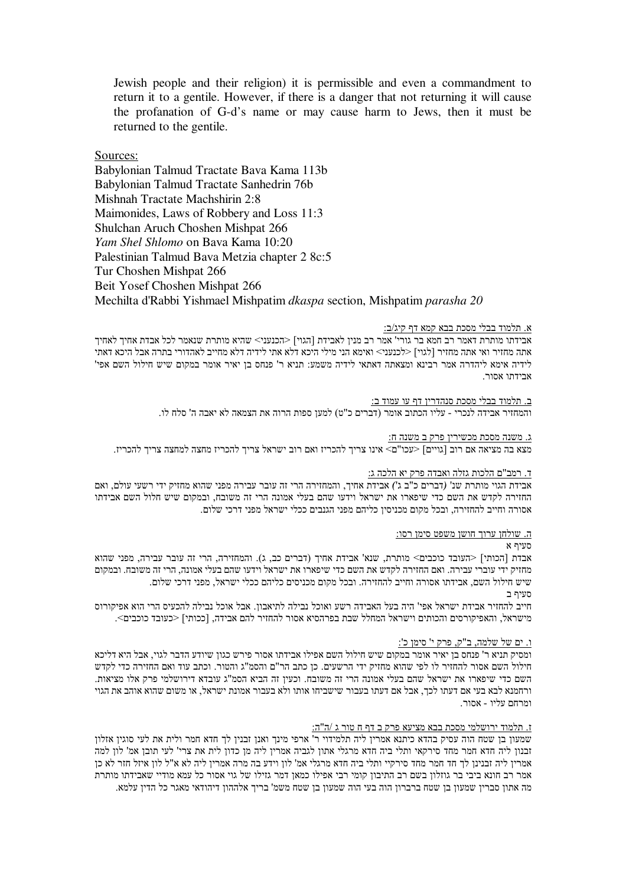Jewish people and their religion) it is permissible and even a commandment to return it to a gentile. However, if there is a danger that not returning it will cause the profanation of G-d's name or may cause harm to Jews, then it must be returned to the gentile.

Sources:

Babylonian Talmud Tractate Bava Kama 113b
Babylonian Talmud Tractate Sanhedrin 76b
Mishnah Tractate Machshirin 2:8
Maimonides, Laws of Robbery and Loss 11:3
Shulchan Aruch Choshen Mishpat 266
*Yam Shel Shlomo* on Bava Kama 10:20
Palestinian Talmud Bava Metzia chapter 2 8c:5
Tur Choshen Mishpat 266
Beit Yosef Choshen Mishpat 266
Mechilta d'Rabbi Yishmael Mishpatim *dkaspa* section, Mishpatim *parasha 20*

א. תלמוד בבלי מסכת בבא קמא דף קיג/ב:

אבידתו מותרת דאמר רב חמא בר גורי' אמר רב מנין לאבידת [הגוי] <הכנעני> שהיא מותרת שנאמר לכל אבדת אחיך לאחיך אתה מחזיר ואי אתה מחזיר [לגוי] <לכנעני> ואימא הני מילי היכא דלא אתי לידיה דלא מחייב לאהדורי בתרה אבל היכא דאתי לידיה אימא ליהדרה אמר רבינא ומצאתה דאתאי לידיה משמע: תניא ר' פנחס בן יאיר אומר במקום שיש חילול השם אפי' אבידתו אסור.

ב. תלמוד בבלי מסכת סנהדרין דף עו עמוד ב:

והמחזיר אבידה לנכרי - עליו הכתוב אומר (דברים כ"ט) למען ספות הרוה את הצמאה לא יאבה ה' סלח לו.

ג. משנה מסכת מכשירין פרק ב משנה ח:

מצא בה מציאה אם רוב [גויים] <עכו"ם> אינו צריך להכריז ואם רוב ישראל צריך להכריז מחצה למחצה צריך להכריז.

ד. רמב"ם הלכות גזלה ואבדה פרק יא הלכה ג:

אבידת הגוי מותרת שנ' (דברים כ"ב ג') אבידת אחיך, והמחזירה הרי זה עובר עבירה מפני שהוא מחזיק ידי רשעי עולם, ואם החזירה לקדש את השם כדי שיפארו את ישראל וידעו שהם בעלי אמונה הרי זה משובח, ובמקום שיש חלול השם אבידתו אסורה וחייב להחזירה, ובכל מקום מכניסין כליהם מפני הגנבים ככלי ישראל מפני דרכי שלום.

ה. שולחן ערוך חושן משפט סימן רסו:

סעיף א

אבדת [הכותי] <העובד כוכבים> מותרת, שנא' אבידת אחיך (דברים כב, ג). והמחזירה, הרי זה עובר עבירה, מפני שהוא מחזיק ידי עוברי עבירה. ואם החזירה לקדש את השם כדי שיפארו את ישראל וידעו שהם בעלי אמונה, הרי זה משובח. ובמקום שיש חילול השם, אבידתו אסורה וחייב להחזירה. ובכל מקום מכניסים כליהם ככלי ישראל, מפני דרכי שלום.

סעיף ב

חייב להחזיר אבידת ישראל אפי' היה בעל האבידה רשע ואוכל נבילה לתיאבון. אבל אוכל נבילה להכעיס הרי הוא אפיקורוס מישראל, והאפיקורסים והכותים וישראל המחלל שבת בפרהסיא אסור להחזיר להם אבידה, [ככותי] <כעובד כוכבים>.

ו. ים של שלמה, ב"ק, פרק י' סימן כ':

ומסיק תניא ר' פנחס בן יאיר אומר במקום שיש חילול השם אפילו אבידתו אסור פירש כגון שיודע הדבר לגוי, אבל היא דליכא חילול השם אסור להחזיר לו לפי שהוא מחזיק ידי הרשעים. כן כתב הר"ם והסמ"ג והטור. וכתב עוד ואם החזירה כדי לקדש השם כדי שיפארו את ישראל שהם בעלי אמונה הרי זה משובח. וכעין זה הביא הסמ"ג עובדא דירושלמי פרק אלו מציאות. ורחמנא לבא בעי אם דעתו לכך, אבל אם דעתו בעבור שישבחו אותו ולא בעבור אמונת ישראל, או משום שהוא אוהב את הגוי ומרחם עליו - אסור.

ז. תלמוד ירושלמי מסכת בבא מציעא פרק ב דף ח טור ג /ה"ה:

שמעון בן שטח הוה עסיק בהדא כיתנא אמרין ליה תלמידוי ר' ארפי מינך ואנן זבנין לך חדא חמר ולית את לעי סוגין אזלון זבנון ליה חדא חמר מחד סירקאי ותלי ביה חדא מרגלי אתון לגביה אמרין ליה מן כדון לית את צרי' לעי תובן אמ' לון למה אמרין ליה זבנינן לך חד חמר מחד סירקיי ותלי ביה חדא מרגלי אמ' לון וידע בה מרה אמרין ליה לא א"ל לון איזל חזר לא כן אמר רב הונא ביבי בר גוזלון בשם רב התיבון קומי רבי אפילו כמאן דמר גזילו של גוי אסור כל עמא מודיי שאבידתו מותרת מה אתון סברין שמעון בן שטח ברברון הוה בעי הוה שמעון בן שטח משמי' בריך אלההון דיהודאי מאגר כל הדין עלמא.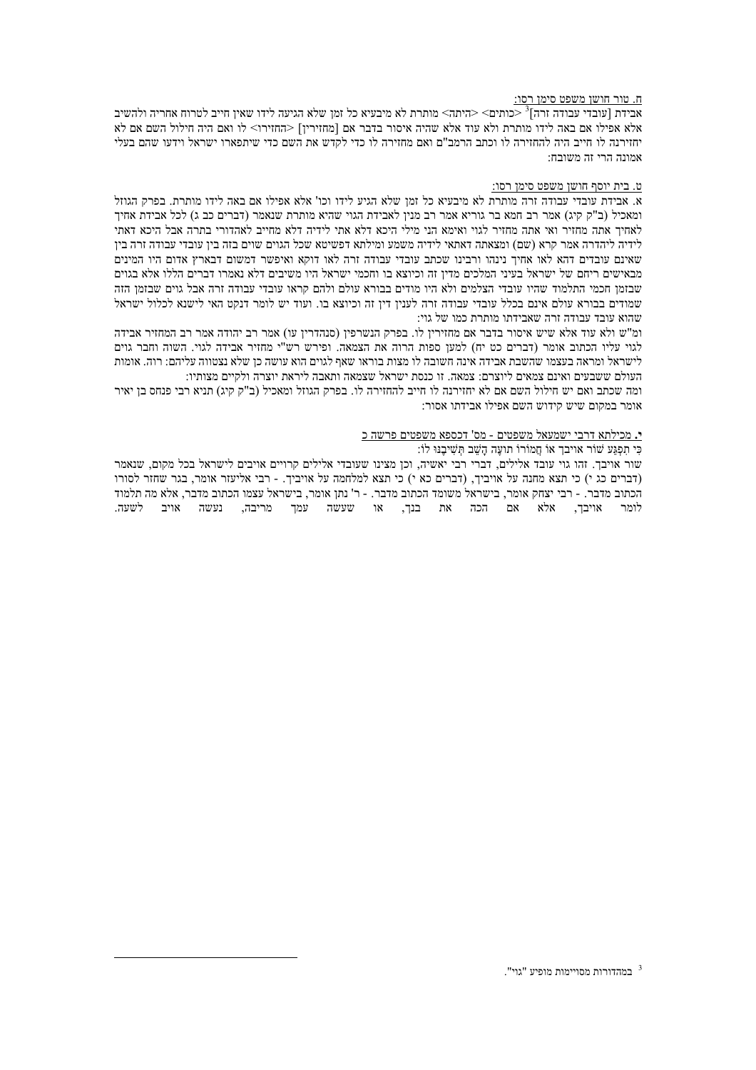ח. טור חושן משפט סימן רסו:

אבידת [עובדי עבודה זרה][3] <כותים> <היתה> מותרת לא מיבעיא כל זמן שלא הגיעה לידו שאין חייב לטרוח אחריה ולהשיב אלא אפילו אם באה לידו מותרת ולא עוד אלא שהיה איסור בדבר אם [מחזירין] <החזירו> לו ואם היה חילול השם אם לא יחזירנה לו חייב היה להחזירה לו וכתב הרמב"ם ואם מחזירה לו כדי לקדש את השם כדי שיתפארו ישראל וידעו שהם בעלי אמונה הרי זה משובח:

ט. בית יוסף חושן משפט סימן רסו:

א. אבידת עובדי עבודה זרה מותרת לא מיבעיא כל זמן שלא הגיע לידו וכו' אלא אפילו אם באה לידו מותרת. בפרק הגוזל ומאכיל (ב"ק קיג) אמר רב חמא בר גוריא אמר רב מנין לאבידת הגוי שהיא מותרת שנאמר (דברים כב ג) לכל אבידת אחיך לאחיך אתה מחזיר ואי אתה מחזיר לגוי ואימא הני מילי היכא דלא אתי לידיה דלא מחייב לאהדורי בתרה אבל היכא דאתי לידיה ליהדרה אמר קרא (שם) ומצאתה דאתאי לידיה משמע ומילתא דפשיטא שכל הגוים שוים בזה בין עובדי עבודה זרה בין שאינם עובדים דהא לאו אחיך נינהו ורבינו שכתב עובדי עבודה זרה לאו דוקא ואיפשר דמשום דבארץ אדום היו המינים מבאישים ריחם של ישראל בעיני המלכים מדין זה וכיוצא בו וחכמי ישראל היו משיבים דלא נאמרו דברים הללו אלא בגוים שבזמן חכמי התלמוד שהיו עובדי הצלמים ולא היו מודים בבורא עולם ולהם קראו עובדי עבודה זרה אבל גוים שבזמן הזה שמודים בבורא עולם אינם בכלל עובדי עבודה זרה לענין דין זה וכיוצא בו. ועוד יש לומר דנקט האי לישנא לכלול ישראל שהוא עובד עבודה זרה שאבידתו מותרת כמו של גוי:

ומ"ש ולא עוד אלא שיש איסור בדבר אם מחזירין לו. בפרק הנשרפין (סנהדרין עו) אמר רב יהודה אמר רב המחזיר אבידה לגוי עליו הכתוב אומר (דברים כט יח) למען ספות הרוה את הצמאה. ופירש רש"י מחזיר אבידה לגוי. השוה וחבר גוים לישראל ומראה בעצמו שהשבת אבידה אינה חשובה לו מצות בוראו שאף לגוים הוא עושה כן שלא נצטווה עליהם: רוה. אומות העולם ששבעים ואינם צמאים ליוצרם: צמאה. זו כנסת ישראל שצמאה ותאבה ליראת יוצרה ולקיים מצותיו:

ומה שכתב ואם יש חילול השם אם לא יחזירנה לו חייב להחזירה לו. בפרק הגוזל ומאכיל (ב"ק קיג) תניא רבי פנחס בן יאיר אומר במקום שיש קידוש השם אפילו אבידתו אסור:

י. מכילתא דרבי ישמעאל משפטים - מס' דכספא משפטים פרשה כ

כִּי תִפְגַּע שׁוֹר אֹיִבְךָ אוֹ חֲמֹרוֹ תֹּעֶה הָשֵׁב תְּשִׁיבֶנּוּ לוֹ:

שור אויבך. זהו גוי עובד אלילים, דברי רבי יאשיה, וכן מצינו שעובדי אלילים קרויים אויבים לישראל בכל מקום, שנאמר (דברים כג י) כי תצא מחנה על אויביך, (דברים כא י) כי תצא למלחמה על אויביך. - רבי אליעזר אומר, בגר שחזר לסורו הכתוב מדבר. - רבי יצחק אומר, בישראל משומד הכתוב מדבר. - ר' נתן אומר, בישראל עצמו הכתוב מדבר, אלא מה תלמוד לומר אויבך, אלא אם הכה את בנך, או שעשה עמך מריבה, נעשה אויב לשעה.

[3] במהדורות מסויימות מופיע "גוי".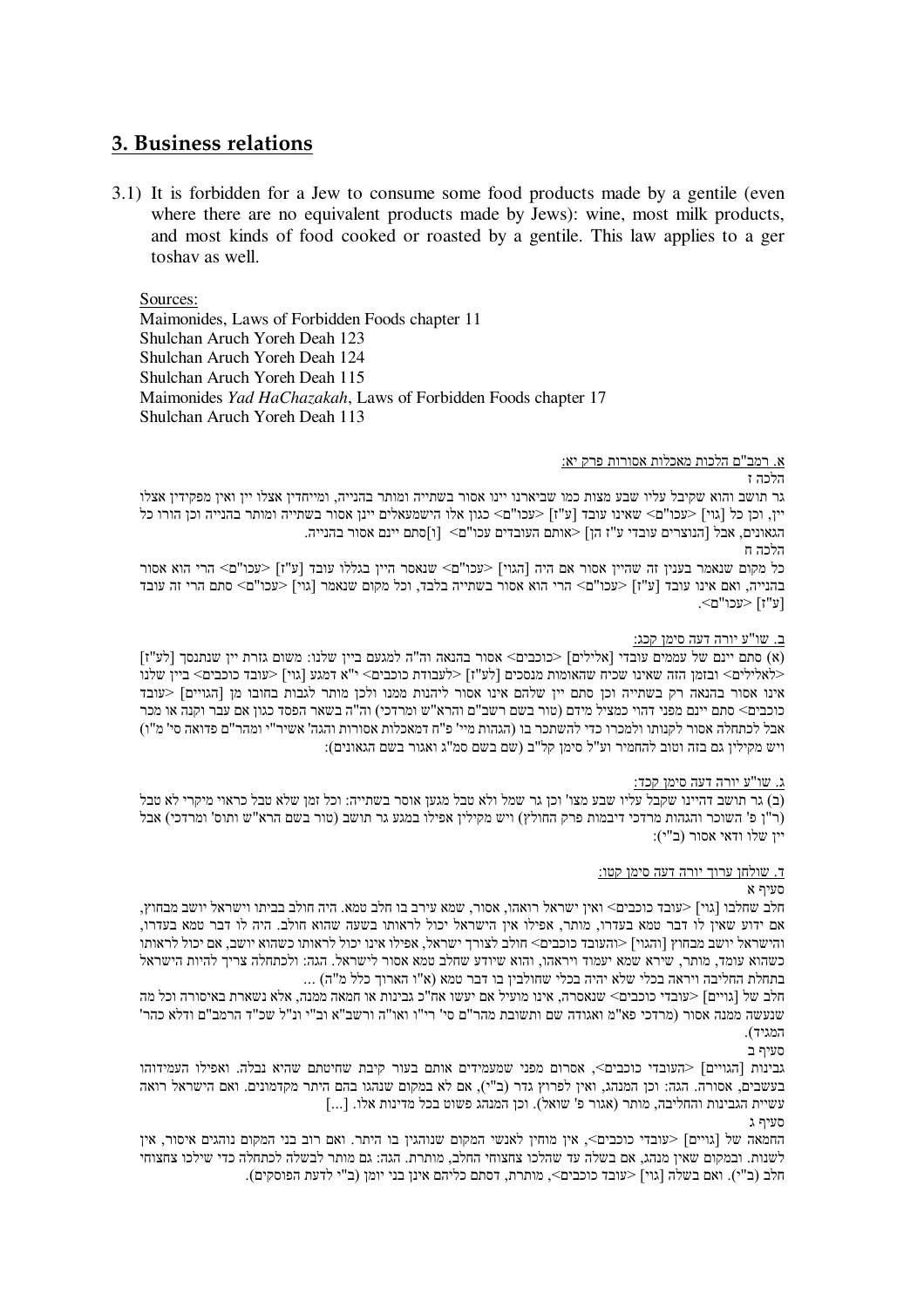## 3. Business relations

3.1) It is forbidden for a Jew to consume some food products made by a gentile (even where there are no equivalent products made by Jews): wine, most milk products, and most kinds of food cooked or roasted by a gentile. This law applies to a ger toshav as well.

Sources:
Maimonides, Laws of Forbidden Foods chapter 11
Shulchan Aruch Yoreh Deah 123
Shulchan Aruch Yoreh Deah 124
Shulchan Aruch Yoreh Deah 115
Maimonides *Yad HaChazakah*, Laws of Forbidden Foods chapter 17
Shulchan Aruch Yoreh Deah 113

א. רמב"ם הלכות מאכלות אסורות פרק יא:

הלכה ז

גר תושב והוא שקיבל עליו שבע מצות כמו שביארנו יינו אסור בשתייה ומותר בהנייה, ומייחדין אצלו יין ואין מפקידין אצלו יין, וכן כל [גוי] <עכו"ם> שאינו עובד [ע"ז] <עכו"ם> כגון אלו הישמעאלים יינן אסור בשתייה ומותר בהנייה וכן הורו כל הגאונים, אבל [הנוצרים עובדי ע"ז הן] <אותם העובדים עכו"ם> [ו]סתם יינם אסור בהנייה.

הלכה ח

כל מקום שנאמר בענין זה שהיין אסור אם היה [הגוי] <עכו"ם> שנאסר היין בגללו עובד [ע"ז] <עכו"ם> הרי הוא אסור בהנייה, ואם אינו עובד [ע"ז] <עכו"ם> הרי הוא אסור בשתייה בלבד, וכל מקום שנאמר [גוי] <עכו"ם> סתם הרי זה עובד [ע"ז] <עכו"ם>.

ב. שו"ע יורה דעה סימן קכג:

(א) סתם יינם של עממים עובדי [אלילים] <כוכבים> אסור בהנאה וה"ה למגעם ביין שלנו: משום גזרת יין שנתנסך [לע"ז] <לאלילים> ובזמן הזה שאינו שכיח שהאומות מנסכים [לע"ז] <לעבודת כוכבים> י"א דמגע [גוי] <עובד כוכבים> ביין שלנו אינו אסור בהנאה רק בשתייה וכן סתם יין שלהם אינו אסור ליהנות ממנו ולכן מותר לגבות בחובו מן [הגויים] <עובד כוכבים> סתם יינם מפני דהוי כמציל מידם (טור בשם רשב"ם והרא"ש ומרדכי) וה"ה בשאר הפסד כגון אם עבר וקנה או מכר אבל לכתחלה אסור לקנותו ולמכרו כדי להשתכר בו (הגהות מיי' פ"ח דמאכלות אסורות והגה' אשיר"י ומהר"ם פדואה סי' מ"ו) ויש מקילין גם בזה וטוב להחמיר וע"ל סימן קל"ב (שם בשם סמ"ג ואגור בשם הגאונים):

ג. שו"ע יורה דעה סימן קכד:

(ב) גר תושב דהיינו שקבל עליו שבע מצו' וכן גר שמל ולא טבל מגעו אוסר בשתייה: וכל זמן שלא טבל כראוי מיקרי לא טבל (ר"ן פ' השוכר והגהות מרדכי דיבמות פרק החולץ) ויש מקילין אפילו במגע גר תושב (טור בשם הרא"ש ותוס' ומרדכי) אבל יין שלו ודאי אסור (ב"י):

ד. שולחן ערוך יורה דעה סימן קטו:

סעיף א

חלב שחלבו [גוי] <עובד כוכבים> ואין ישראל רואהו, אסור, שמא עירב בו חלב טמא. היה חולב בביתו וישראל יושב מבחוץ, אם ידוע שאין לו דבר טמא בעדרו, מותר, אפילו אין הישראל יכול לראותו בשעה שהוא חולב. היה לו דבר טמא בעדרו, והישראל יושב מבחוץ [והגוי] <והעובד כוכבים> חולב לצורך ישראל, אפילו אינו יכול לראותו כשהוא יושב, אם יכול לראותו כשהוא עומד, מותר, שירא שמא יעמוד ויראהו, והוא שיודע שחלב טמא אסור לישראל. הגה: ולכתחלה צריך להיות הישראל בתחלת החליבה ויראה בכלי שלא יהיה בכלי שחולבין בו דבר טמא (א"ו הארוך כלל מ"ה) ...

חלב של [גויים] <עובדי כוכבים> שנאסרה, אינו מועיל אם יעשו אח"כ גבינות או חמאה ממנה, אלא נשארת באיסורה וכל מה שנעשה ממנה אסור (מרדכי פא"מ ואגודה שם ותשובת מהר"ם סי' רי"ו ואו"ה ורשב"א וב"י ונ"ל שכ"ד הרמב"ם ודלא כהר' המגיד).

סעיף ב

גבינות [הגויים] <העובדי כוכבים>, אסרום מפני שמעמידים אותם בעור קיבת שחיטתם שהיא נבלה. ואפילו העמידוהו בעשבים, אסורה. הגה: וכן המנהג, ואין לפרוץ גדר (ב"י), אם לא במקום שנהגו בהם היתר מקדמונים. ואם הישראל רואה עשיית הגבינות והחליבה, מותר (אגור פ' שואל). וכן המנהג פשוט בכל מדינות אלו. [...]

סעיף ג

החמאה של [גויים] <עובדי כוכבים>, אין מוחין לאנשי המקום שנוהגין בו היתר. ואם רוב בני המקום נוהגים איסור, אין לשנות. ובמקום שאין מנהג, אם בשלה עד שהלכו צחצוחי החלב, מותרת. הגה: גם מותר לבשלה לכתחלה כדי שילכו צחצוחי חלב (ב"י). ואם בשלה [גוי] <עובד כוכבים>, מותרת, דסתם כליהם אינן בני יומן (ב"י לדעת הפוסקים).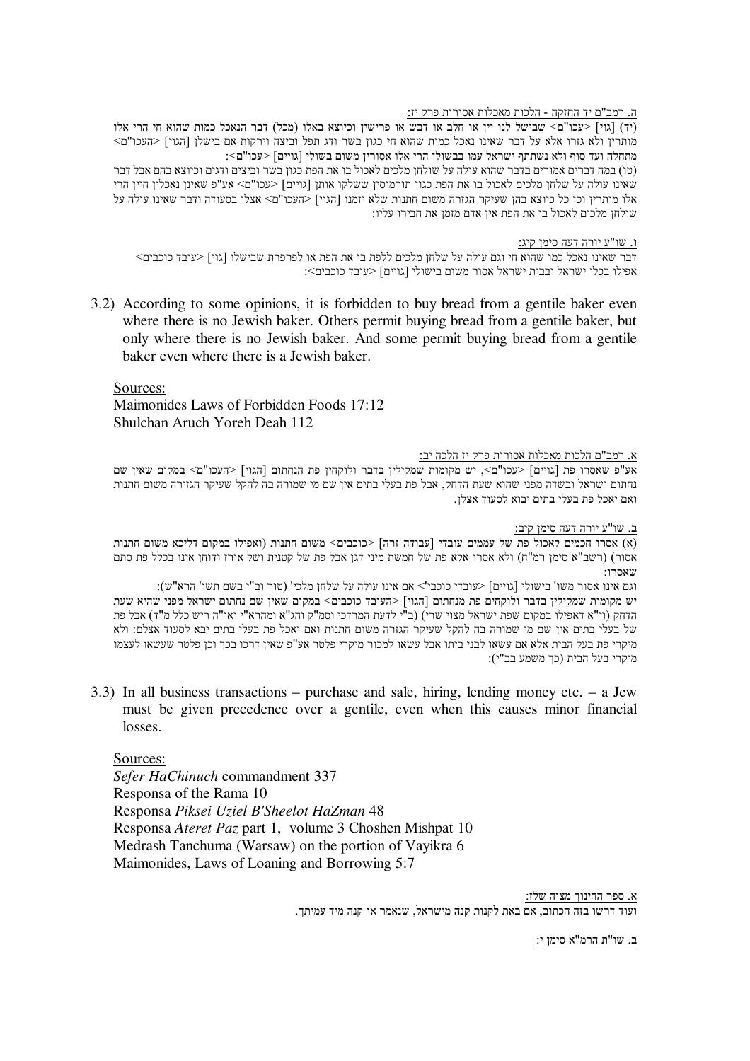ה. רמב"ם יד החזקה - הלכות מאכלות אסורות פרק יז:

(יד) [גוי] <עכו"ם> שבישל לנו יין או חלב או דבש או פרישין וכיוצא באלו (מכל) דבר הנאכל כמות שהוא חי הרי אלו מותרין ולא גזרו אלא על דבר שאינו נאכל כמות שהוא חי כגון בשר ודג תפל וביצה וירקות אם בישלן [הגוי] <העכו"ם> מתחלה ועד סוף ולא נשתתף ישראל עמו בבשולן הרי אלו אסורין משום בשולי [גויים] <עכו"ם>:

(טו) במה דברים אמורים בדבר שהוא עולה על שולחן מלכים לאכול בו את הפת כגון בשר וביצים ודגים וכיוצא בהם אבל דבר שאינו עולה על שלחן מלכים לאכול בו את הפת כגון תורמוסין ששלקו אותן [גויים] <עכו"ם> אע"פ שאינן נאכלין חיין הרי אלו מותרין וכן כל כיוצא בהן שעיקר הגזרה משום חתנות שלא יזמנו [הגוי] <העכו"ם> אצלו בסעודה ודבר שאינו עולה על שולחן מלכים לאכול בו את הפת אין אדם מזמן את חבירו עליו:

ו. שו"ע יורה דעה סימן קיג:

דבר שאינו נאכל כמו שהוא חי וגם עולה על שלחן מלכים ללפת בו את הפת או לפרפרת שבישלו [גוי] <עובד כוכבים> אפילו בכלי ישראל ובבית ישראל אסור משום בישולי [גויים] <עובד כוכבים>:

3.2) According to some opinions, it is forbidden to buy bread from a gentile baker even where there is no Jewish baker. Others permit buying bread from a gentile baker, but only where there is no Jewish baker. And some permit buying bread from a gentile baker even where there is a Jewish baker.

Sources:
Maimonides Laws of Forbidden Foods 17:12
Shulchan Aruch Yoreh Deah 112

א. רמב"ם הלכות מאכלות אסורות פרק יז הלכה יב:

אע"פ שאסרו פת [גויים] <עכו"ם>, יש מקומות שמקילין בדבר ולוקחין פת הנחתום [הגוי] <העכו"ם> במקום שאין שם נחתום ישראל ובשדה מפני שהוא שעת הדחק, אבל פת בעלי בתים אין שם מי שמורה בה להקל שעיקר הגזירה משום חתנות ואם יאכל פת בעלי בתים יבוא לסעוד אצלן.

ב. שו"ע יורה דעה סימן קיב:

(א) אסרו חכמים לאכול פת של עממים עובדי [עבודה זרה] <כוכבים> משום חתנות (ואפילו במקום דליכא משום חתנות אסור) (רשב"א סימן רמ"ח) ולא אסרו אלא פת של חמשת מיני דגן אבל פת של קטנית ושל אורז ודוחן אינו בכלל פת סתם שאסרו:

וגם אינו אסור משו' בישולי [גויים] <עובדי כוכבי'> אם אינו עולה על שלחן מלכי' (טור וב"י בשם תשו' הרא"ש):

יש מקומות שמקילין בדבר ולוקחים פת מנחתום [הגוי] <העובד כוכבים> במקום שאין שם נחתום ישראל מפני שהיא שעת הדחק (וי"א דאפילו במקום שפת ישראל מצוי שרי) (ב"י לדעת המרדכי וסמ"ק והג"א ומהרא"י ואו"ה ריש כלל מ"ד) אבל פת של בעלי בתים אין שם מי שמורה בה להקל שעיקר הגזרה משום חתנות ואם יאכל פת בעלי בתים יבא לסעוד אצלם: ולא מיקרי פת בעל הבית אלא אם עשאו לבני ביתו אבל עשאו למכור מיקרי פלטר אע"פ שאין דרכו בכך וכן פלטר שעשאו לעצמו מיקרי בעל הבית (כך משמע בב"י):

3.3) In all business transactions – purchase and sale, hiring, lending money etc. – a Jew must be given precedence over a gentile, even when this causes minor financial losses.

Sources:
*Sefer HaChinuch* commandment 337
Responsa of the Rama 10
Responsa *Piksei Uziel B'Sheelot HaZman* 48
Responsa *Ateret Paz* part 1, volume 3 Choshen Mishpat 10
Medrash Tanchuma (Warsaw) on the portion of Vayikra 6
Maimonides, Laws of Loaning and Borrowing 5:7

א. ספר החינוך מצוה שלז:

ועוד דרשו בזה הכתוב, אם באת לקנות קנה מישראל, שנאמר או קנה מיד עמיתך.

ב. שו"ת הרמ"א סימן י: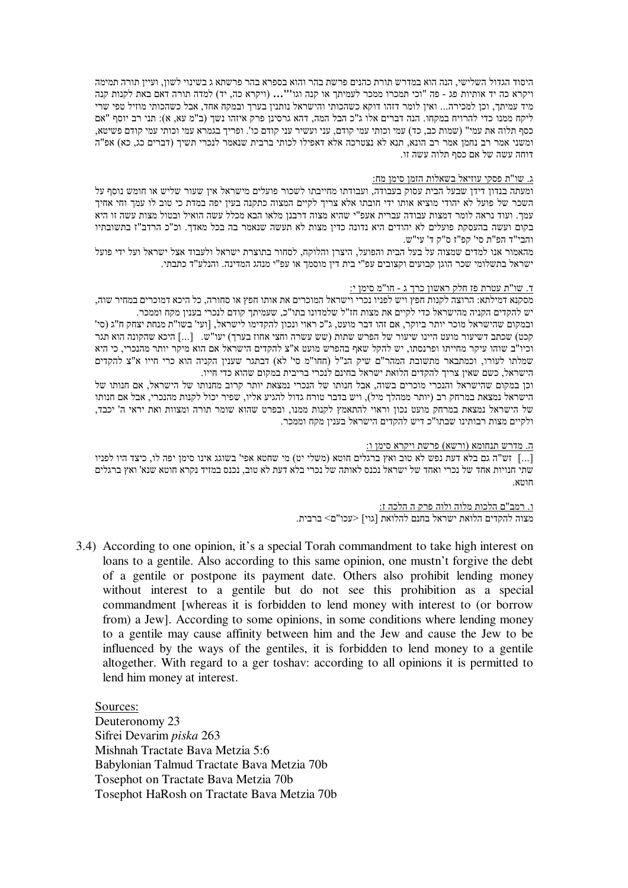היסוד הגדול השלישי, הנה הוא במדרש תורת כהנים פרשת בהר והוא בספרא בהר פרשתא ג בשינוי לשון, ועיין תורה תמימה ויקרא כה יד אותיות פג - פה "וכי תמכרו ממכר לעמיתך או קנה וגו'"... (ויקרא כה, יד) למדה תורה דאם באת לקנות קנה מיד עמיתך, וכן למכירה... ואין לומר דזהו דוקא כשהכותי והישראל נותנין בערך ובמקח אחד, אבל כשהכותי מוזיל טפי שרי ליקח ממנו כדי להרויח במקחו. הנה דברים אלו ג"כ הבל המה, דהא גרסינן פרק איזהו נשך (ב"מ עא, א): תני רב יוסף "אם כסף תלוה את עמי" (שמות כב, כד) עמי וכותי עמי קודם, עני ועשיר עני קודם כו'. ופריך בגמרא עמי וכותי עמי קודם פשיטא, ומשני אמר רב נחמן אמר רב הונא, תנא לא נצטרכה אלא דאפילו לכותי ברבית שנאמר לנכרי תשיך (דברים כג, כא) אפ"ה דוחה עשה של אם כסף תלוה עשה זו.

ג. שו"ת פסקי עוזיאל בשאלות הזמן סימן מח:

ומעתה בנדון דידן שבעל הבית עסוק בעבודה, ועבודתו מחייבתו לשכור פועלים מישראל אין שעור שליש או חומש נוסף על השכר של פועל לא יהודי מוציא אותו ידי חובתו אלא צריך לקיים המצוה כתקנה בענין יפה במדת כי טוב לו עמך וחי אחיך עמך. ועוד נראה לומר דמצות עבודה עברית אעפ"י שהיא מצוה דרבנן מלאו הבא מכלל עשה הואיל ובטול מצות עשה זו היא בקום ועשה בהעסקת פועלים לא יהודים היא נדונה כדין מצות לא תעשה שנאמר בה בכל מאדך. וכ"כ הרדב"ז בתשובותיו והבי"ד הפ"ת סי' קפ"ז ס"ק ד' עי"ש.

מהאמור אנו למדים שמצוה על בעל הבית והפועל, היצרן והלוקח, לסחור בתוצרת ישראל ולעבוד אצל ישראל ועל ידי פועל ישראל בתשלומי שכר הוגן קבועים וקצובים עפ"י בית דין מוסמך או עפ"י מנהג המדינה. והנלע"ד כתבתי.

ד. שו"ת עטרת פז חלק ראשון כרך ג - חו"מ סימן י:

מסקנא דמילתא: הרוצה לקנות חפץ ויש לפניו נכרי וישראל המוכרים את אותו חפץ או סחורה, כל היכא דמוכרים במחיר שוה, יש להקדים הקניה מהישראל כדי לקיים את מצות חז"ל שלמדונו בתו"כ, שעמיתך קודם לנכרי בענין מקח וממכר.

ובמקום שהישראל מוכר יותר ביוקר, אם זהו דבר מועט, ג"כ ראוי ונכון להקדימו לישראל, [ועי' בשו"ת מנחת יצחק ח"ג (סי' קכט) שכתב דשיעור מועט היינו שיעור של הפרש שתות (שש עשרה וחצי אחוז בערך) יעו"ש. [...] היכא שהקונה הוא תגר וכיו"ב שזהו עיקר מחייתו ופרנסתו, יש להקל שאף בהפרש מועט א"צ להקדים הישראל אם הוא מיקר יותר מהנכרי, כי היא שמלתו לעורו, וכמתבאר מתשובת המהר"ם שיק הנ"ל (חחו"מ סי' לא) דבתגר שענין הקניה הוא כרי חייו א"צ להקדים הישראל, כשם שאין צריך להקדים הלואת ישראל בחינם לנכרי ברבית במקום שהוא כדי חייו.

וכן במקום שהישראל והנכרי מוכרים בשוה, אבל חנותו של הנכרי נמצאת יותר קרוב מחנותו של הישראל, אם חנותו של הישראל נמצאת במרחק רב (יותר ממהלך מיל), ויש בדבר טורח גדול להגיע אליו, שפיר יכול לקנות מהנכרי, אבל אם חנותו של הישראל נמצאת במרחק מועט נכון וראוי להתאמץ לקנות ממנו, ובפרט שהוא שומר תורה ומצוות ואת יראי ה' יכבד, ולקיים מצות רבותינו שבתו"כ דיש להקדים הישראל בענין מקח וממכר.

ה. מדרש תנחומא (ורשא) פרשת ויקרא סימן ו:

[...] זש"ה גם בלא דעת נפש לא טוב ואץ ברגלים חוטא (משלי יט) מי שחטא אפי' בשוגג אינו סימן יפה לו, כיצד היו לפניו שתי חנויות אחד של נכרי ואחד של ישראל נכנס לאותה של נכרי בלא דעת לא טוב, נכנס במזיד נקרא חוטא שנא' ואץ ברגלים חוטא.

ו. רמב"ם הלכות מלוה ולוה פרק ה הלכה ז:

מצוה להקדים הלואת ישראל בחנם להלואת [גוי] <עכו"ם> ברבית.

3.4) According to one opinion, it's a special Torah commandment to take high interest on loans to a gentile. Also according to this same opinion, one mustn't forgive the debt of a gentile or postpone its payment date. Others also prohibit lending money without interest to a gentile but do not see this prohibition as a special commandment [whereas it is forbidden to lend money with interest to (or borrow from) a Jew]. According to some opinions, in some conditions where lending money to a gentile may cause affinity between him and the Jew and cause the Jew to be influenced by the ways of the gentiles, it is forbidden to lend money to a gentile altogether. With regard to a ger toshav: according to all opinions it is permitted to lend him money at interest.

Sources:

Deuteronomy 23
Sifrei Devarim *piska* 263
Mishnah Tractate Bava Metzia 5:6
Babylonian Talmud Tractate Bava Metzia 70b
Tosephot on Tractate Bava Metzia 70b
Tosephot HaRosh on Tractate Bava Metzia 70b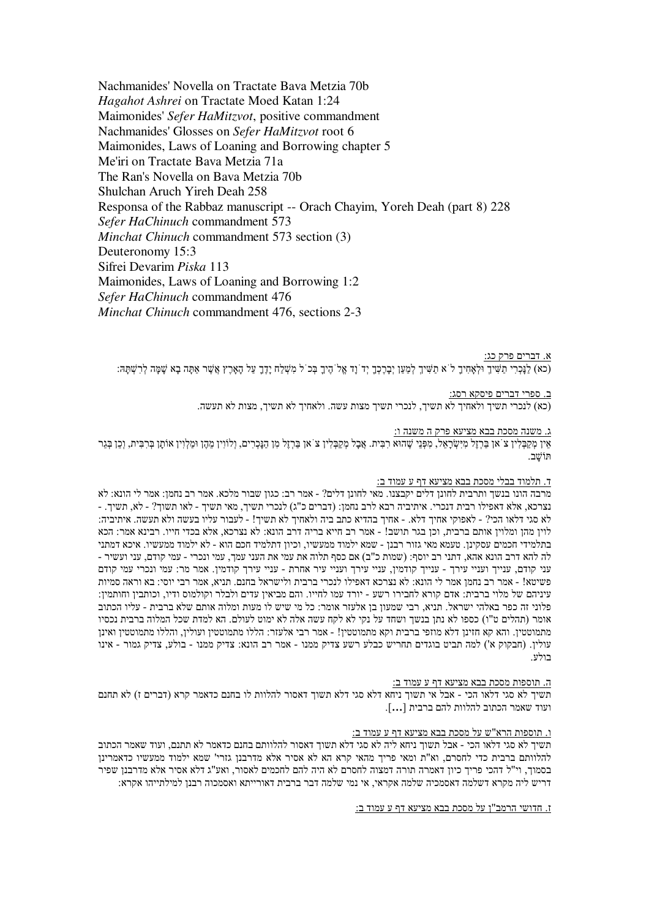Nachmanides' Novella on Tractate Bava Metzia 70b
*Hagahot Ashrei* on Tractate Moed Katan 1:24
Maimonides' *Sefer HaMitzvot*, positive commandment
Nachmanides' Glosses on *Sefer HaMitzvot* root 6
Maimonides, Laws of Loaning and Borrowing chapter 5
Me'iri on Tractate Bava Metzia 71a
The Ran's Novella on Bava Metzia 70b
Shulchan Aruch Yireh Deah 258
Responsa of the Rabbaz manuscript -- Orach Chayim, Yoreh Deah (part 8) 228
*Sefer HaChinuch* commandment 573
*Minchat Chinuch* commandment 573 section (3)
Deuteronomy 15:3
Sifrei Devarim *Piska* 113
Maimonides, Laws of Loaning and Borrowing 1:2
*Sefer HaChinuch* commandment 476
*Minchat Chinuch* commandment 476, sections 2-3

א. דברים פרק כג:

(כא) לַנָּכְרִי תַשִּׁיךְ וּלְאָחִיךָ לֹא תַשִּׁיךְ לְמַעַן יְבָרֶכְךָ יְדֹוָד אֱלֹהֶיךָ בְּכֹל מִשְׁלַח יָדֶךָ עַל הָאָרֶץ אֲשֶׁר אַתָּה בָא שָׁמָּה לְרִשְׁתָּהּ:

ב. ספרי דברים פיסקא רסג:

(כא) לנכרי תשיך ולאחיך לא תשיך, לנכרי תשיך מצות עשה. ולאחיך לא תשיך, מצות לא תעשה.

ג. משנה מסכת בבא מציעא פרק ה משנה ו:

אֵין מְקַבְּלִין צֹאן בַּרְזֶל מִיִּשְׂרָאֵל, מִפְּנֵי שֶׁהוּא רִבִּית. אֲבָל מְקַבְּלִין צֹאן בַּרְזֶל מִן הַנָּכְרִים, וְלוֹוִין מֵהֶן וּמַלְוִין אוֹתָן בְּרִבִּית, וְכֵן בְּגֵר תּוֹשָׁב.

ד. תלמוד בבלי מסכת בבא מציעא דף ע עמוד ב:

מרבה הונו בנשך ותרבית לחונן דלים יקבצנו. מאי לחונן דלים? - אמר רב: כגון שבור מלכא. אמר רב נחמן: אמר לי הונא: לא נצרכא, אלא דאפילו רבית דנכרי. איתיביה רבא לרב נחמן: (דברים כ"ג) לנכרי תשיך, מאי תשיך - לאו תשוך? - לא, תשיך. - לא סגי דלאו הכי? - לאפוקי אחיך דלא. - אחיך בהדיא כתב ביה ולאחיך לא תשיך! - לעבור עליו בעשה ולא תעשה. איתיביה: לוין מהן ומלוין אותם ברבית, וכן בגר תושב! - אמר רב חייא בריה דרב הונא: לא נצרכא, אלא בכדי חייו. רבינא אמר: הכא בתלמידי חכמים עסקינן. טעמא מאי גזור רבנן - שמא ילמוד ממעשיו, וכיון דתלמיד חכם הוא - לא ילמוד ממעשיו. איכא דמתני לה להא דרב הונא אהא, דתני רב יוסף: (שמות כ"ב) אם כסף תלוה את עמי את העני עמך, עמי ונכרי - עמי קודם, עני ועשיר - עני קודם, ענייך ועניי עירך - ענייך קודמין, עניי עירך ועניי עיר אחרת - עניי עירך קודמין. אמר מר: עמי ונכרי עמי קודם פשיטא! - אמר רב נחמן אמר לי הונא: לא נצרכא דאפילו לנכרי ברבית ולישראל בחנם. תניא, אמר רבי יוסי: בא וראה סמיות עיניהם של מלוי ברבית: אדם קורא לחבירו רשע - יורד עמו לחייו. והם מביאין עדים ולבלר וקולמוס ודיו, וכותבין וחותמין: פלוני זה כפר באלהי ישראל. תניא, רבי שמעון בן אלעזר אומר: כל מי שיש לו מעות ומלוה אותם שלא ברבית - עליו הכתוב אומר (תהלים ט"ו) כספו לא נתן בנשך ושחד על נקי לא לקח עשה אלה לא ימוט לעולם. הא למדת שכל המלוה ברבית נכסיו מתמוטטין. והא קא חזינן דלא מוזפי ברבית וקא מתמוטטין! - אמר רבי אלעזר: הללו מתמוטטין ועולין, והללו מתמוטטין ואינן עולין. (חבקוק א') למה תביט בוגדים תחריש כבלע רשע צדיק ממנו - אמר רב הונא: צדיק ממנו - בולע, צדיק גמור - אינו בולע.

ה. תוספות מסכת בבא מציעא דף ע עמוד ב:

תשיך לא סגי דלאו הכי - אבל אי תשוך ניחא דלא סגי דלא תשוך דאסור להלוות לו בחנם כדאמר קרא (דברים ז) לא תחנם ועוד שאמר הכתוב להלוות להם ברבית [...].

ו. תוספות הרא"ש על מסכת בבא מציעא דף ע עמוד ב:

תשיך לא סגי דלאו הכי - אבל תשוך ניחא ליה לא סגי דלא תשוך דאסור להלוותם בחנם כדאמר לא תחנם, ועוד שאמר הכתוב להלוותם ברבית כדי לחסרם, וא"ת ומאי פריך מהאי קרא הא לא אסיר אלא מדרבנן גזרי' שמא ילמוד ממעשיו כדאמרינן בסמוך, וי"ל דהכי פריך כיון דאמרה תורה דמצוה לחסרם לא היה להם לחכמים לאסור, ואע"ג דלא אסיר אלא מדרבנן שפיר דריש ליה מקרא דשלמה דאסמכיה שלמה אקראי, אי נמי שלמה דבר ברבית דאורייתא ואסמכוה רבנן למילתייהו אקרא:

ז. חדושי הרמב"ן על מסכת בבא מציעא דף ע עמוד ב: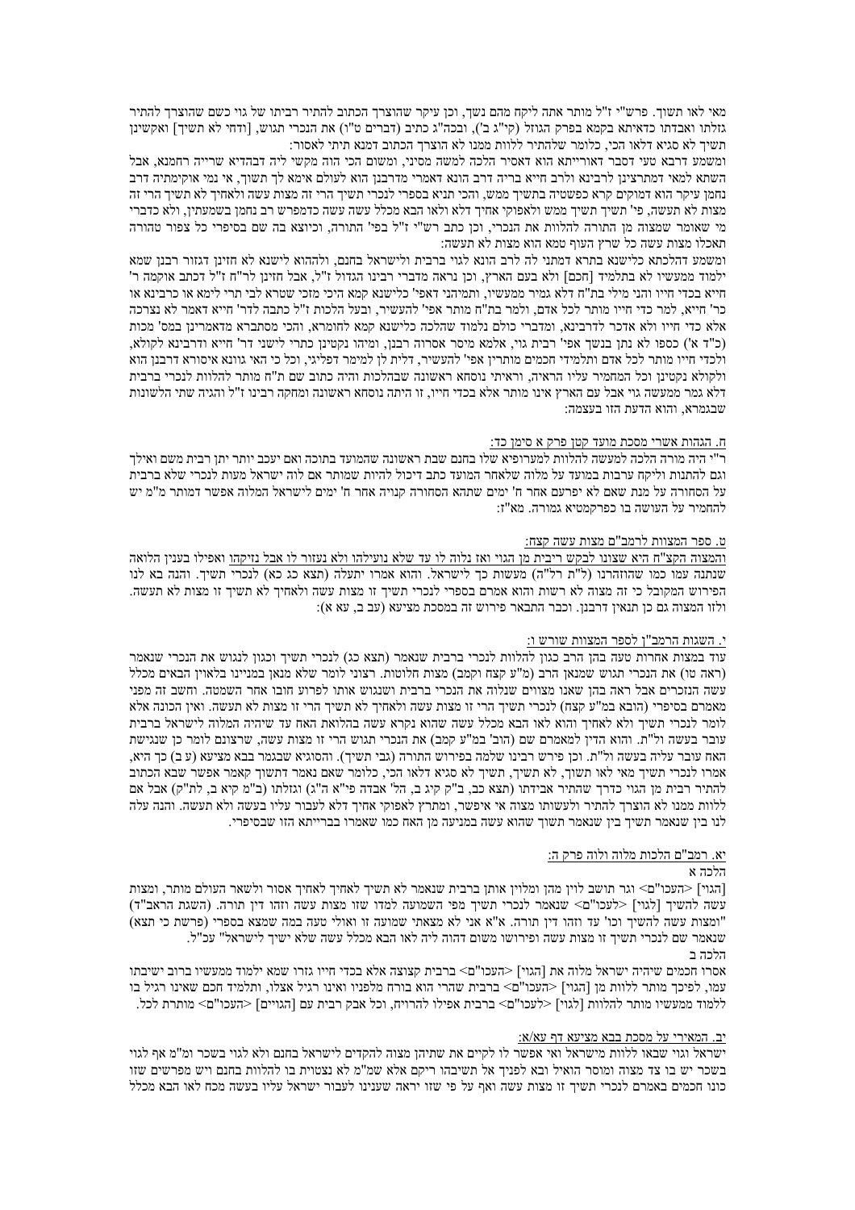מאי לאו תשוך. פרש"י ז"ל מותר אתה ליקח מהם נשך, וכן עיקר שהוצרך הכתוב להתיר רביתו של גוי כשם שהוצרך להתיר גזלתו ואבדתו כדאיתא בקמא בפרק הגזול (קי"ג ב'), ובכה"ג כתיב (דברים ט"ו) את הנכרי תגוש, [ודחי לא תשיך] ואקשינן תשיך לא סגיא דלאו הכי, כלומר שלהתיר ללוות ממנו לא הוצרך הכתוב דמנא תיתי לאסור:

ומשמע דרבא טעי סבר דאורייתא הוא דאסיר הלכה למשה מסיני, ומשום הכי הוה מקשי ליה דבהדיא שרייה רחמנא, אבל השתא למאי דמתרצינן לרבינא ולרב חייא בריה דרב הונא דאמרי מדרבנן הוא לעולם אימא לך תשוך, אי נמי אוקימתיה דרב נחמן עיקר הוא דמוקים קרא כפשטיה בתשיך ממש, והכי תניא בספרי לנכרי תשיך הרי זה מצות עשה ולאחיך לא תשיך הרי זה מצות לא תעשה, פי' תשיך תשיך ממש ולאפוקי אחיך דלא ולאו הבא מכלל עשה עשה כדמפרש רב נחמן בשמעתין, ולא כדברי מי שאומר שמצוה מן התורה להלוות את הנכרי, וכן כתב רש"י ז"ל בפי' התורה, וכיוצא בה שם בסיפרי כל צפור טהורה תאכלו מצות עשה כל שרץ העוף טמא הוא מצות לא תעשה:

ומשמע דהלכתא כלישנא בתרא דמתני לה לרב הונא לגוי ברבית ולישראל בחנם, ולההוא לישנא לא חזינן דגזור רבנן שמא ילמוד ממעשיו לא בתלמיד [חכם] ולא בעם הארץ, וכן נראה מדברי רבינו הגדול ז"ל, אבל חזינן לר"ח ז"ל דכתב אוקמה ר' חייא בכדי חייו והני מילי בת"ח דלא גמיר ממעשיו, ותמיהני דאפי' כלישנא קמא היכי מזכי שטרא לבי תרי לימא או כרבינא או כר' חייא, למר כדי חייו מותר לכל אדם, ולמר בת"ח מותר אפי' להעשיר, ובעל הלכות ז"ל כתבה לדר' חייא דאמר לא נצרכה אלא כדי חייו ולא אדכר לדרבינא, ומדברי כולם נלמוד שהלכה כלישנא קמא לחומרא, והכי מסתברא מדאמרינן במס' מכות (כ"ד א') כספו לא נתן בנשך אפי' רבית גוי, אלמא מיסר אסורה רבנן, ומיהו נקטינן כתרי לישני דר' חייא ודרבינא לקולא, ולכדי חייו מותר לכל אדם ותלמידי חכמים מותרין אפי' להעשיר, דלית לן למימר דפליגי, וכל כי האי גוונא איסורא דרבנן הוא ולקולא נקטינן וכל המחמיר עליו הראיה, וראיתי נוסחא ראשונה שבהלכות והיה כתוב שם ת"ח מותר להלוות לנכרי ברבית דלא גמר ממעשה גוי אבל עם הארץ אינו מותר אלא בכדי חייו, זו היתה נוסחא ראשונה ומחקה רבינו ז"ל והגיה שתי הלשונות שבגמרא, והוא הדעת הזו בעצמה:

<u>ח. הגהות אשרי מסכת מועד קטן פרק א סימן כד:</u>

ר"י היה מורה הלכה למעשה להלוות למערופיא שלו בחנם שבת ראשונה שהמועד בתוכה ואם יעכב יותר יתן רבית משם ואילך וגם להתנות וליקח ערבות במועד על מלוה שלאחר המועד כתב דיכול להיות שמותר אם לוה ישראל מעות לנכרי שלא ברבית על הסחורה על מנת שאם לא יפרעם אחר ח' ימים שתהא הסחורה קנויה אחר ח' ימים לישראל המלוה אפשר דמותר מ"מ יש להחמיר על העושה בו כפרקמטיא גמורה. מא"ז:

<u>ט. ספר המצוות לרמב"ם מצות עשה קצח:</u>

<u>והמצוה הקצ"ח היא שצונו לבקש ריבית מן הגוי ואז נלוה לו עד שלא נועילהו ולא נעזור לו אבל נזיקהו</u> ואפילו בענין הלואה שנתנה עמו כמו שהוזהרנו (ל"ת רל"ה) מעשות כך לישראל. והוא אמרו יתעלה (תצא כג כא) לנכרי תשיך. והנה בא לנו הפירוש המקובל כי זה מצוה לא רשות והוא אמרם בספרי לנכרי תשיך זו מצות עשה ולאחיך לא תשיך זו מצות לא תעשה. ולזו המצוה גם כן תנאין דרבנן. וכבר התבאר פירוש זה במסכת מציעא (עב ב, עא א):

<u>י. השגות הרמב"ן לספר המצוות שורש ו:</u>

עוד במצות אחרות טעה בהן הרב כגון להלוות לנכרי ברבית שנאמר (תצא כג) לנכרי תשיך וכגון לנגוש את הנכרי שנאמר (ראה טו) את הנכרי תגוש שמנאן הרב (מ"ע קצח וקמב) מצות חלוטות. רצוני לומר שלא מנאן במניינו בלאוין הבאים מכלל עשה הנזכרים אבל ראה בהן שאנו מצווים שנלוה את הנכרי ברבית ושנגוש אותו לפרוע חובו אחר השמטה. וחשב זה מפני מאמרם בספרי (הובא במ"ע קצח) לנכרי תשיך הרי זו מצות עשה ולאחיך לא תשיך הרי זו מצות לא תעשה. ואין הכונה אלא לומר לנכרי תשיך ולא לאחיך והוא לאו הבא מכלל עשה שהוא ונקרא עשה בהלואה האח עד שיהיה לישראל המלוה ברבית עובר בעשה ול"ת. והוא הדין למאמרם שם (הובא במ"ע קמב) את הנכרי תגוש הרי זו מצות עשה, שרצונם לומר כן שנגישת האח עובר עליה בעשה ול"ת. וכן פירש רבינו שלמה בפירוש התורה (גבי תשיך). והסוגיא שבגמר בבא מציעא (ע ב) כך היא, אמרו לנכרי תשיך מאי לאו תשוך, לא תשיך, תשיך לא סגיא דלאו הכי, כלומר שאם נאמר דתשוך קאמר אפשר שבא הכתוב להתיר רבית מן הגוי כדרך שהתיר אבידתו (תצא כב, ב"ק קיג ב, הל' אבדה פי"א ה"ג) וגזלתו (ב"מ קיא ב, לת"ק) אבל אם ללוות ממנו לא הוצרך להתיר ולעשותו מצוה אי איפשר, ומתרץ לאפוקי אחיך דלא לעבור עליו בעשה ולא תעשה. והנה עלה לנו בין שנאמר תשיך בין שנאמר תשוך שהוא עשה במניעה מן האח כמו שאמרו בברייתא הזו שבספרי.

<u>יא. רמב"ם הלכות מלוה ולוה פרק ה:</u>

הלכה א

[הגוי] <העכו"ם> וגר תושב לוין מהן ומלוין אותן ברבית שנאמר לא תשיך לאחיך לאחיך אסור ולשאר העולם מותר, ומצות עשה להשיך [לגוי] <לעכו"ם> שנאמר לנכרי תשיך מפי השמועה למדו שזו מצות עשה וזהו דין תורה. (השגת הראב"ד) "ומצות עשה להשיך וכו' עד וזהו דין תורה. א"א אני לא מצאתי שמועה זו ואולי טעה במה שמצא בספרי (פרשת כי תצא) שנאמר שם לנכרי תשיך זו מצות עשה ופירושו משום דהוה ליה לאו הבא מכלל עשה שלא ישיך לישראל" עכ"ל.

הלכה ב

אסרו חכמים שיהיה ישראל מלוה את [הגוי] <העכו"ם> ברבית קצוצה אלא בכדי חייו גזרו שמא ילמוד ממעשיו ברוב ישיבתו עמו, לפיכך מותר ללוות מן [הגוי] <העכו"ם> ברבית שהרי הוא בורח מלפניו ואינו רגיל אצלו, ותלמיד חכם שאינו רגיל בו ללמוד ממעשיו מותר להלוות [לגוי] <לעכו"ם> ברבית אפילו להרויח, וכל אבק רבית עם [הגויים] <העכו"ם> מותרת לכל.

<u>יב. המאירי על מסכת בבא מציעא דף עא/א:</u>

ישראל וגוי שבאו ללוות מישראל ואי אפשר לו לקיים את שתיהן מצוה להקדים לישראל בחנם ולא לגוי בשכר ומ"מ אף לגוי בשכר יש בו צד מצוה ומוסר הואיל ובא לפניך אל תשיבהו ריקם אלא שמ"מ לא נצטוית בו להלוות בחנם ויש מפרשים שזו כונו חכמים באמרם לנכרי תשיך זו מצות עשה ואף על פי שזו יראה שענינו לעבור ישראל עליו בעשה מכח לאו הבא מכלל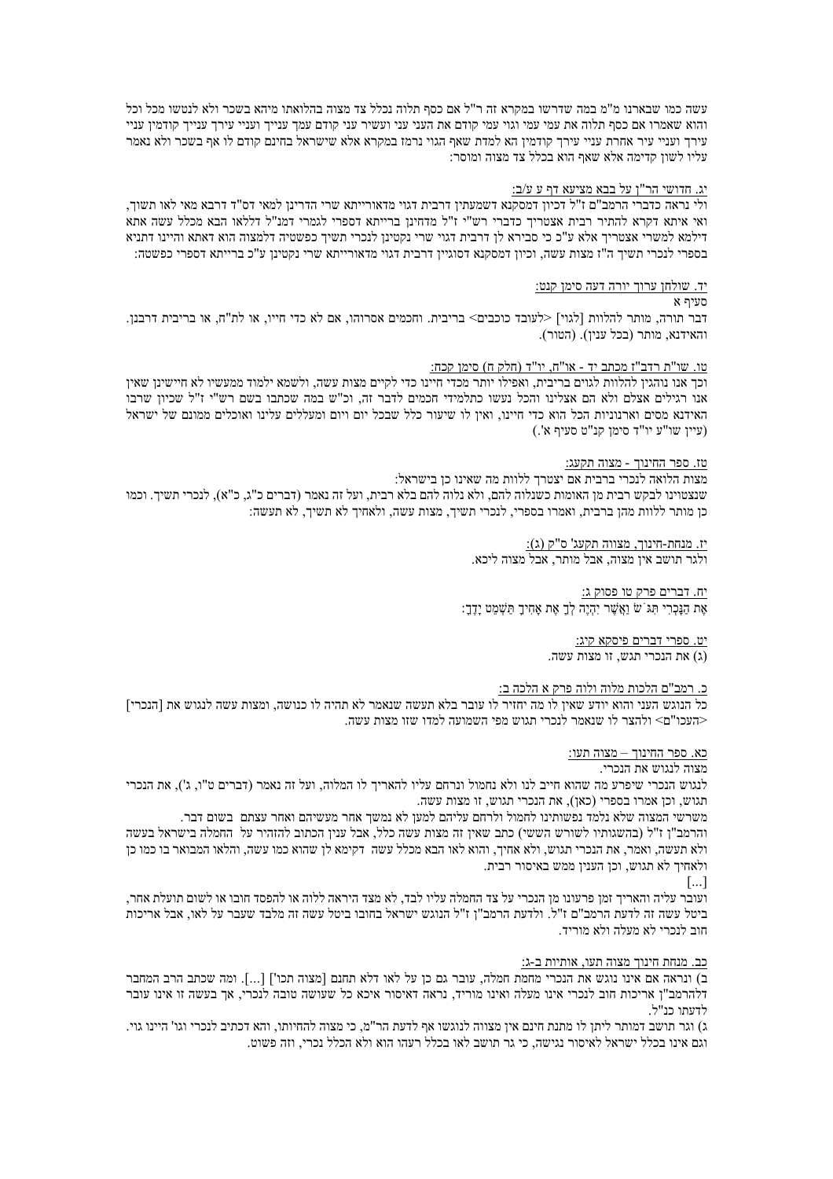עשה כמו שבארנו מ"מ במה שדרשו במקרא זה ר"ל אם כסף תלוה נכלל צד מצוה בהלואתו מיהא בשכר ולא לנטשו מכל וכל והוא שאמרו אם כסף תלוה את עמי עמי וגוי עמי קודם את העני עני ועשיר עני קודם עמך ענייך ועניי עירך ענייך קודמין עניי עירך ועניי עיר אחרת עניי עירך קודמין הא למדת שאף הגוי נרמז במקרא אלא שישראל בחינם קודם לו אף בשכר ולא נאמר עליו לשון קדימה אלא שאף הוא בכלל צד מצוה ומוסר:

יג. חדושי הר"ן על בבא מציעא דף ע ע/ב:

ולי נראה כדברי הרמב"ם ז"ל דכיון דמסקנא דשמעתין דרבית דגוי מדאורייתא שרי הדרינן למאי דס"ד דרבא מאי לאו תשוך, ואי איתא דקרא להתיר רבית אצטריך כדברי רש"י ז"ל מדחינן ברייתא דספרי לגמרי דמנ"ל דללאו הבא מכלל עשה אתא דילמא למשרי אצטריך אלא ע"כ כי סבירא לן דרבית דגוי שרי נקטינן לנכרי תשיך כפשטיה דלמצוה הוא דאתא והיינו דתניא בספרי לנכרי תשיך ה"ז מצות עשה, וכיון דמסקנא דסוגיין דרבית דגוי מדאורייתא שרי נקטינן ע"כ ברייתא דספרי כפשטה:

יד. שולחן ערוך יורה דעה סימן קנט:

סעיף א

דבר תורה, מותר להלוות [לגוי] <לעובד כוכבים> ברבית. וחכמים אסרוהו, אם לא כדי חייו, או לת"ח, או בריבית דרבנן. והאידנא, מותר (בכל ענין). (הטור).

טו. שו"ת רדב"ז מכתב יד - או"ח, יו"ד (חלק ח) סימן קכח:

וכך אנו נוהגין להלוות לגוים בריבית, ואפילו יותר מכדי חיינו כדי לקיים מצות עשה, ולשמא ילמוד ממעשיו לא חיישינן שאין אנו רגילים אצלם ולא הם אצלינו והכל נעשו כתלמידי חכמים לדבר זה, וכ"ש במה שכתבו בשם רש"י ז"ל שכיון שרבו האידנא מסים וארנוניות הכל הוא כדי חיינו, ואין לו שיעור כלל שבכל יום ויום ומעללים עלינו ואוכלים ממונם של ישראל (עיין שו"ע יו"ד סימן קנ"ט סעיף א'.)

טז. ספר החינוך - מצוה תקעג:

מצות הלואה לנכרי ברבית אם יצטרך ללוות מה שאינו כן בישראל:

שנצטוינו לבקש רבית מן האומות כשנלוה להם, ולא נלוה להם בלא רבית, ועל זה נאמר (דברים כ"ג, כ"א), לנכרי תשיך. וכמו כן מותר ללוות מהן ברבית, ואמרו בספרי, לנכרי תשיך, מצות עשה, ולאחיך לא תשיך, לא תעשה:

יז. מנחת-חינוך, מצווה תקעג' ס"ק (ג):

ולגר תושב אין מצוה, אבל מותר, אבל מצוה ליכא.

יח. דברים פרק טו פסוק ג:

אֶת הַנָּכְרִי תִּגֹּשׂ וַאֲשֶׁר יִהְיֶה לְךָ אֶת אָחִיךָ תַּשְׁמֵט יָדֶךָ:

יט. ספרי דברים פיסקא קיג:

(ג) את הנכרי תגש, זו מצות עשה.

כ. רמב"ם הלכות מלוה ולוה פרק א הלכה ב:

כל הנוגש העני והוא יודע שאין לו מה יחזיר לו עובר בלא תעשה שנאמר לא תהיה לו כנושה, ומצות עשה לנגוש את [הנכרי] <העכו"ם> ולהצר לו שנאמר לנכרי תגוש מפי השמועה למדו שזו מצות עשה.

כא. ספר החינוך – מצוה תעו:

מצוה לנגוש את הנכרי.

לנגוש הנכרי שיפרע מה שהוא חייב לנו ולא נחמול ונרחם עליו להאריך לו המלוה, ועל זה נאמר (דברים ט"ו, ג'), את הנכרי תגוש, וכן אמרו בספרי (כאן), את הנכרי תגוש, זו מצות עשה.

משרשי המצוה שלא נלמד נפשותינו לחמול ולרחם עליהם למען לא נמשך אחר מעשיהם ואחר עצתם בשום דבר.

והרמב"ן ז"ל (בהשגותיו לשורש הששי) כתב שאין זה מצות עשה כלל, אבל ענין הכתוב להזהיר על החמלה בישראל בעשה ולא תעשה, ואמר, את הנכרי תגוש, ולא אחיך, והוא לאו הבא מכלל עשה דקימא לן שהוא כמו עשה, והלאו המבואר בו כמו כן ולאחיך לא תגוש, וכן הענין ממש באיסור רבית.

[...]

ועובר עליה והאריך זמן פרעונו מן הנכרי על צד החמלה עליו לבד, לא מצד היראה ללוה או להפסד חובו או לשום תועלת אחר, ביטל עשה זה לדעת הרמב"ם ז"ל. ולדעת הרמב"ן ז"ל הנוגש ישראל בחובו ביטל עשה זה מלבד שעבר על לאו, אבל אריכות חוב לנכרי לא מעלה ולא מוריד.

כב. מנחת חינוך מצוה תעו, אותיות ב-ג:

ב) ונראה אם אינו נוגש את הנכרי מחמת חמלה, עובר גם כן על לאו דלא תחנם [מצוה תכו'] [...]. ומה שכתב הרב המחבר דלהרמב"ן אריכות חוב לנכרי אינו מעלה ואינו מוריד, נראה דאיסור איכא כל שעושה טובה לנכרי, אך בעשה זו אינו עובר לדעתו כנ"ל.

ג) וגר תושב דמותר ליתן לו מתנת חינם אין מצווה לנוגשו אף לדעת הר"מ, כי מצוה להחיותו, והא דכתיב לנכרי וגו' היינו גוי. וגם אינו בכלל ישראל לאיסור נגישה, כי גר תושב לאו בכלל רעהו הוא ולא הכלל נכרי, וזה פשוט.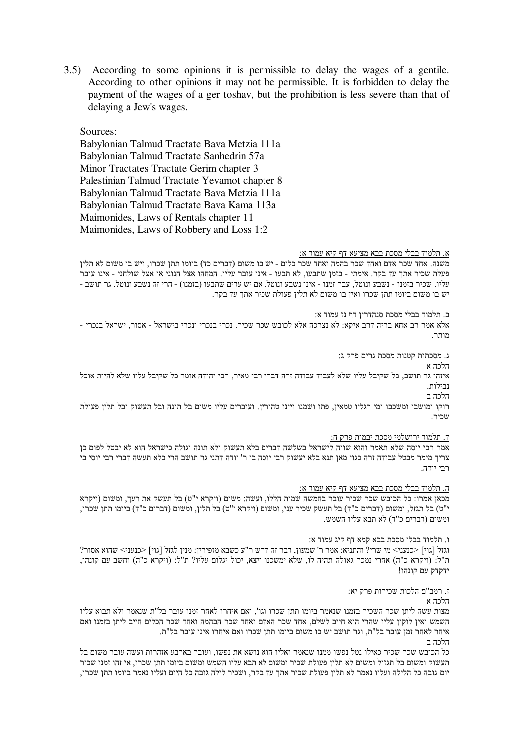3.5) According to some opinions it is permissible to delay the wages of a gentile. According to other opinions it may not be permissible. It is forbidden to delay the payment of the wages of a ger toshav, but the prohibition is less severe than that of delaying a Jew's wages.

Sources:

Babylonian Talmud Tractate Bava Metzia 111a
Babylonian Talmud Tractate Sanhedrin 57a
Minor Tractates Tractate Gerim chapter 3
Palestinian Talmud Tractate Yevamot chapter 8
Babylonian Talmud Tractate Bava Metzia 111a
Babylonian Talmud Tractate Bava Kama 113a
Maimonides, Laws of Rentals chapter 11
Maimonides, Laws of Robbery and Loss 1:2

א. תלמוד בבלי מסכת בבא מציעא דף קיא עמוד א:

משנה. אחד שכר אדם ואחד שכר בהמה ואחד שכר כלים - יש בו משום (דברים כד) ביומו תתן שכרו, ויש בו משום לא תלין פעלת שכיר אתך עד בקר. אימתי - בזמן שתבעו, לא תבעו - אינו עובר עליו. המחהו אצל חנוני או אצל שולחני - אינו עובר עליו. שכיר בזמנו - נשבע ונוטל, עבר זמנו - אינו נשבע ונוטל. אם יש עדים שתבעו (בזמנו) - הרי זה נשבע ונוטל. גר תושב - יש בו משום ביומו תתן שכרו ואין בו משום לא תלין פעולת שכיר אתך עד בקר.

ב. תלמוד בבלי מסכת סנהדרין דף נז עמוד א:

אלא אמר רב אחא בריה דרב איקא: לא נצרכה אלא לכובש שכר שכיר. נכרי בנכרי ונכרי בישראל - אסור, ישראל בנכרי - מותר.

ג. מסכתות קטנות מסכת גרים פרק ג:

הלכה א

איזהו גר תושב, כל שקיבל עליו שלא לעבוד עבודה זרה דברי רבי מאיר, רבי יהודה אומר כל שקיבל עליו שלא להיות אוכל נבילות.

הלכה ב

רוקו ומושבו ומשכבו ומי רגליו טמאין, פתו ושמנו ויינו טהורין. ועוברים עליו משום בל תונה ובל תעשוק ובל תלין פעולת שכיר.

ד. תלמוד ירושלמי מסכת יבמות פרק ח:

אמר רבי יוסה שלא תאמר והוא שווה לישראל בשלשה דברים בלא תעשוק ולא תונה וגולה כישראל הוא לא יבטל לפום כן צריך מימר מבטל עבודה זרה כגוי מאן תנא בלא יעשוק רבי יוסה בי ר' יודה דתני גר תושב הרי בלא תעשה דברי רבי יוסי בי רבי יודה.

ה. תלמוד בבלי מסכת בבא מציעא דף קיא עמוד א:

מכאן אמרו: כל הכובש שכר שכיר עובר בחמשה שמות הללו, ועשה: משום (ויקרא י"ט) בל תעשק את רעך, ומשום (ויקרא י"ט) בל תגזל, ומשום (דברים כ"ד) בל תעשק שכיר עני, ומשום (ויקרא י"ט) בל תלין, ומשום (דברים כ"ד) ביומו תתן שכרו, ומשום (דברים כ"ד) לא תבא עליו השמש.

ו. תלמוד בבלי מסכת בבא קמא דף קיג עמוד א:

וגזל [גוי] <כנעני> מי שרי? והתניא: אמר ר' שמעון, דבר זה דרש ר"ע כשבא מזפירין: מנין לגזל [גוי] <כנעני> שהוא אסור? ת"ל: (ויקרא כ"ה) אחרי נמכר גאולה תהיה לו, שלא ימשכנו ויצא, יכול יגלום עליו? ת"ל: (ויקרא כ"ה) וחשב עם קונהו, ידקדק עם קונהו!

ז. רמב"ם הלכות שכירות פרק יא:

הלכה א

מצות עשה ליתן שכר השכיר בזמנו שנאמר ביומו תתן שכרו וגו', ואם איחרו לאחר זמנו עובר בל"ת שנאמר ולא תבוא עליו השמש ואין לוקין עליו שהרי הוא חייב לשלם, אחד שכר האדם ואחד שכר הבהמה ואחד שכר הכלים חייב ליתן בזמנו ואם איחר לאחר זמן עובר בל"ת, וגר תושב יש בו משום ביומו תתן שכרו ואם איחרו אינו עובר בל"ת.

הלכה ב

כל הכובש שכר שכיר כאילו נטל נפשו ממנו שנאמר ואליו הוא נושא את נפשו, ועובר בארבע אזהרות ועשה עובר משום בל תעשוק ומשום בל תגזול ומשום לא תלין פעולת שכיר ומשום לא תבא עליו השמש ומשום ביומו תתן שכרו, אי זהו זמנו שכיר יום גובה כל הלילה ועליו נאמר לא תלין פעולת שכיר אתך עד בקר, ושכיר לילה גובה כל היום ועליו נאמר ביומו תתן שכרו,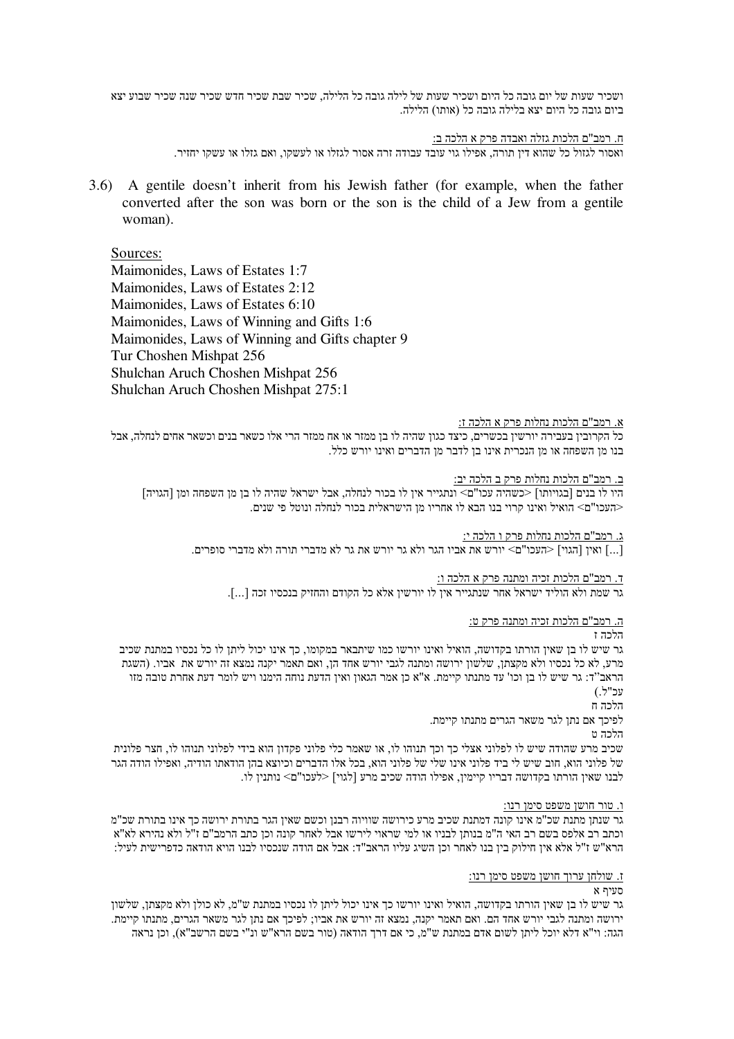ושכיר שעות של יום גובה כל היום ושכיר שעות של לילה גובה כל הלילה, שכיר שבת שכיר חדש שכיר שנה שכיר שבוע יצא ביום גובה כל היום יצא בלילה גובה כל (אותו) הלילה.

ח. רמב"ם הלכות גזלה ואבדה פרק א הלכה ב:

ואסור לגזול כל שהוא דין תורה, אפילו גוי עובד עבודה זרה אסור לגזלו או לעשקו, ואם גזלו או עשקו יחזיר.

3.6) A gentile doesn't inherit from his Jewish father (for example, when the father converted after the son was born or the son is the child of a Jew from a gentile woman).

Sources:

Maimonides, Laws of Estates 1:7
Maimonides, Laws of Estates 2:12
Maimonides, Laws of Estates 6:10
Maimonides, Laws of Winning and Gifts 1:6
Maimonides, Laws of Winning and Gifts chapter 9
Tur Choshen Mishpat 256
Shulchan Aruch Choshen Mishpat 256
Shulchan Aruch Choshen Mishpat 275:1

א. רמב"ם הלכות נחלות פרק א הלכה ז:

כל הקרובין בעבירה יורשין בכשרים, כיצד כגון שהיה לו בן ממזר או אח ממזר הרי אלו כשאר בנים וכשאר אחים לנחלה, אבל בנו מן השפחה או מן הנכרית אינו בן לדבר מן הדברים ואינו יורש כלל.

ב. רמב"ם הלכות נחלות פרק ב הלכה יב:

היו לו בנים [בגויותו] <כשהיה עכו"ם> ונתגייר אין לו בכור לנחלה, אבל ישראל שהיה לו בן מן השפחה ומן [הגויה] <העכו"ם> הואיל ואינו קרוי בנו הבא לו אחריו מן הישראלית בכור לנחלה ונוטל פי שנים.

ג. רמב"ם הלכות נחלות פרק ו הלכה י:

[...] ואין [הגוי] <העכו"ם> יורש את אביו הגר ולא גר יורש את גר לא מדברי תורה ולא מדברי סופרים.

ד. רמב"ם הלכות זכיה ומתנה פרק א הלכה ו:

גר שמת ולא הוליד ישראל אחר שנתגייר אין לו יורשין אלא כל הקודם והחזיק בנכסיו זכה [...].

ה. רמב"ם הלכות זכיה ומתנה פרק ט:

הלכה ז

גר שיש לו בן שאין הורתו בקדושה, הואיל ואינו יורשו כמו שיתבאר במקומו, כך אינו יכול ליתן לו כל נכסיו במתנת שכיב מרע, לא כל נכסיו ולא מקצתן, שלשון ירושה ומתנה לגבי יורש אחד הן, ואם תאמר יקנה נמצא זה יורש את אביו. (השגת הראב"ד: גר שיש לו בן וכו' עד מתנתו קיימת. א"א כן אמר הגאון ואין הדעת נוחה הימנו ויש לומר דעת אחרת טובה מזו עכ"ל.)

הלכה ח

לפיכך אם נתן לגר משאר הגרים מתנתו קיימת.

הלכה ט

שכיב מרע שהודה שיש לו לפלוני אצלי כך וכך תנוהו לו, או שאמר כלי פלוני פקדון הוא בידי לפלוני תנוהו לו, חצר פלונית של פלוני הוא, חוב שיש לי ביד פלוני אינו שלי של פלוני הוא, בכל אלו הדברים וכיוצא בהן הודאתו הודיה, ואפילו הודה הגר לבנו שאין הורתו בקדושה דבריו קיימין, אפילו הודה שכיב מרע [לגוי] <לעכו"ם> נותנין לו.

ו. טור חושן משפט סימן רנו:

גר שנתן מתנת שכ"מ אינו קונה דמתנת שכיב מרע כירושה שוויוה רבנן וכשם שאין הגר בתורת ירושה כך אינו בתורת שכ"מ וכתב רב אלפס בשם רב האי ה"מ בנותן לבניו או למי שראוי לירשו אבל לאחר קונה וכן כתב הרמב"ם ז"ל ולא נהירא לא"א הרא"ש ז"ל אלא אין חילוק בין בנו לאחר וכן השיג עליו הראב"ד: אבל אם הודה שנכסיו לבנו היא הודאה כדפרישית לעיל:

ז. שולחן ערוך חושן משפט סימן רנו:

סעיף א

גר שיש לו בן שאין הורתו בקדושה, הואיל ואינו יורשו כך אינו יכול ליתן לו נכסיו במתנת ש"מ, לא כולן ולא מקצתן, שלשון ירושה ומתנה לגבי יורש אחד הם. ואם תאמר יקנה, נמצא זה יורש את אביו; לפיכך אם נתן לגר משאר הגרים, מתנתו קיימת. הגה: וי"א דלא יוכל ליתן לשום אדם במתנת ש"מ, כי אם דרך הודאה (טור בשם הרא"ש ונ"י בשם הרשב"א), וכן נראה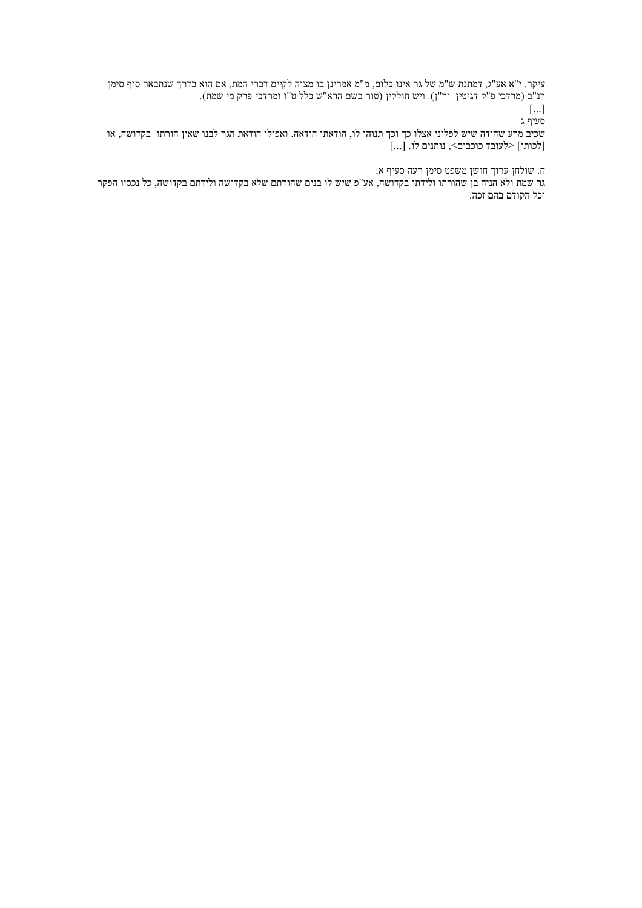עיקר. י"א אע"ג, דמתנת ש"מ של גר אינו כלום, מ"מ אמרינן בו מצוה לקיים דברי המת, אם הוא בדרך שנתבאר סוף סימן רנ"ב (מרדכי פ"ק דגיטין ור"ן). ויש חולקין (טור בשם הרא"ש כלל ט"ו ומרדכי פרק מי שמת).

[...]

סעיף ג

שכיב מרע שהודה שיש לפלוני אצלו כך וכך תנוהו לו, הודאתו הודאה. ואפילו הודאת הגר לבנו שאין הורתו בקדושה, או [לכותי] <לעובד כוכבים>, נותנים לו. [...]

ח. שולחן ערוך חושן משפט סימן רעה סעיף א:

גר שמת ולא הניח בן שהורתו ולידתו בקדושה, אע"פ שיש לו בנים שהורתם שלא בקדושה ולידתם בקדושה, כל נכסיו הפקר וכל הקודם בהם זכה.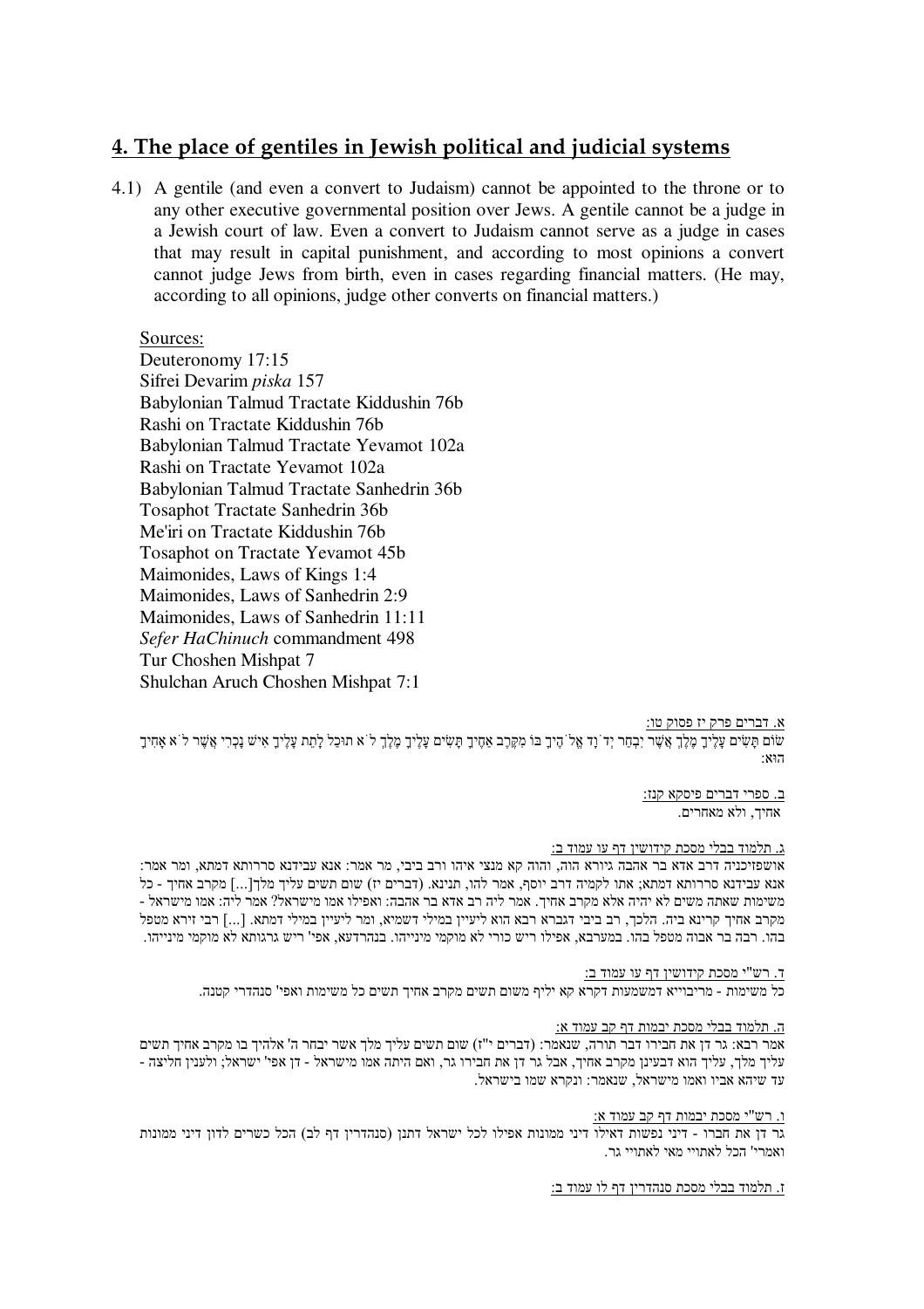## 4. The place of gentiles in Jewish political and judicial systems

4.1) A gentile (and even a convert to Judaism) cannot be appointed to the throne or to any other executive governmental position over Jews. A gentile cannot be a judge in a Jewish court of law. Even a convert to Judaism cannot serve as a judge in cases that may result in capital punishment, and according to most opinions a convert cannot judge Jews from birth, even in cases regarding financial matters. (He may, according to all opinions, judge other converts on financial matters.)

Sources:
Deuteronomy 17:15
Sifrei Devarim *piska* 157
Babylonian Talmud Tractate Kiddushin 76b
Rashi on Tractate Kiddushin 76b
Babylonian Talmud Tractate Yevamot 102a
Rashi on Tractate Yevamot 102a
Babylonian Talmud Tractate Sanhedrin 36b
Tosaphot Tractate Sanhedrin 36b
Me'iri on Tractate Kiddushin 76b
Tosaphot on Tractate Yevamot 45b
Maimonides, Laws of Kings 1:4
Maimonides, Laws of Sanhedrin 2:9
Maimonides, Laws of Sanhedrin 11:11
*Sefer HaChinuch* commandment 498
Tur Choshen Mishpat 7
Shulchan Aruch Choshen Mishpat 7:1

<u>א. דברים פרק יז פסוק טו:</u>
שׂוֹם תָּשִׂים עָלֶיךָ מֶלֶךְ אֲשֶׁר יִבְחַר יְד' נָד אֱל' הֶיךָ בּוֹ מִקֶּרֶב אַחֶיךָ תָּשִׂים עָלֶיךָ מֶלֶךְ ל' א תוּכַל לָתֵת עָלֶיךָ אִישׁ נָכְרִי אֲשֶׁר ל' א אָחִיךָ הוּא:

<u>ב. ספרי דברים פיסקא קנז:</u>
אחיך, ולא מאחרים.

<u>ג. תלמוד בבלי מסכת קידושין דף עו עמוד ב:</u>
אושפזיכניה דרב אדא בר אהבה גיורא הוה, והוה קא מנצי איהו ורב ביבי, מר אמר: אנא עבידנא סררותא דמתא, ומר אמר: אנא עבידנא סררותא דמתא; אתו לקמיה דרב יוסף, אמר להו, תנינא. (דברים יז) שום תשים עליך מלך[...] מקרב אחיך - כל משימות שאתה משים לא יהיה אלא מקרב אחיך. אמר ליה רב אדא בר אהבה: ואפילו אמו מישראל? אמר ליה: אמו מישראל - מקרב אחיך קרינא ביה. הלכך, רב ביבי דגברא רבא הוא ליעיין במילי דשמיא, ומר ליעיין במילי דמתא. [...] רבי זירא מטפל בהו. רבה בר אבוה מטפל בהו. במערבא, אפילו ריש כורי לא מוקמי מינייהו. בנהרדעא, אפי' ריש גרגותא לא מוקמי מינייהו.

<u>ד. רש"י מסכת קידושין דף עו עמוד ב:</u>
כל משימות - מריבוייא דמשמעות דקרא קא יליף משום תשים מקרב אחיך תשים כל משימות ואפי' סנהדרי קטנה.

<u>ה. תלמוד בבלי מסכת יבמות דף קב עמוד א:</u>
אמר רבא: גר דן את חבירו דבר תורה, שנאמר: (דברים י"ז) שום תשים עליך מלך אשר יבחר ה' אלהיך בו מקרב אחיך תשים עליך מלך, עליך הוא דבעינן מקרב אחיך, אבל גר דן את חבירו גר, ואם היתה אמו מישראל - דן אפי' ישראל; ולענין חליצה - עד שיהא אביו ואמו מישראל, שנאמר: ונקרא שמו בישראל.

<u>ו. רש"י מסכת יבמות דף קב עמוד א:</u>
גר דן את חברו - דיני נפשות דאילו דיני ממונות אפילו לכל ישראל דתנן (סנהדרין דף לב) הכל כשרים לדון דיני ממונות ואמרי' הכל לאתויי מאי לאתויי גר.

<u>ז. תלמוד בבלי מסכת סנהדרין דף לו עמוד ב:</u>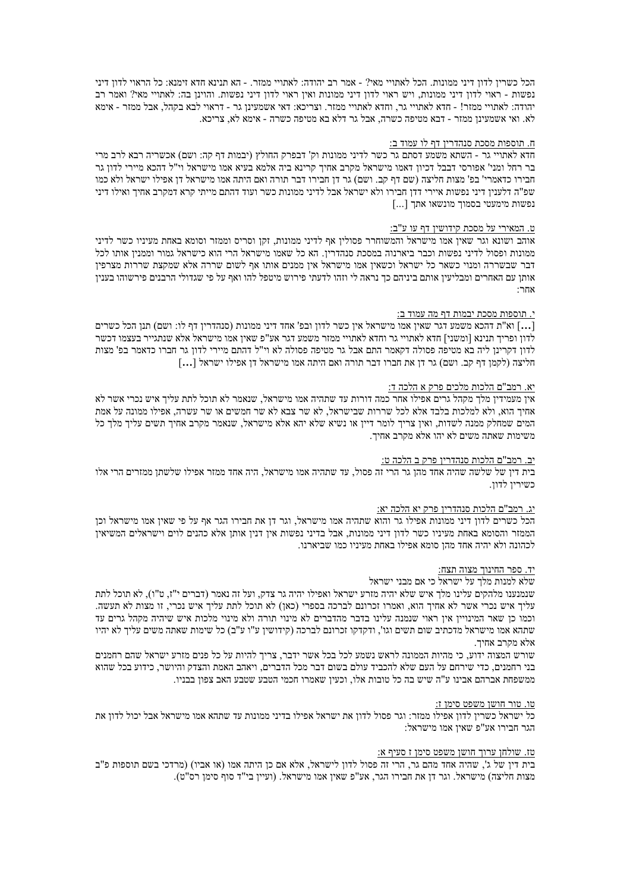הכל כשרין לדון דיני ממונות. הכל לאתויי מאי? - אמר רב יהודה: לאתויי ממזר. - הא תנינא חדא זימנא: כל הראוי לדון דיני נפשות - ראוי לדון דיני ממונות, ויש ראוי לדון דיני ממונות ואין ראוי לדון דיני נפשות. והוינן בה: לאתויי מאי? ואמר רב יהודה: לאתויי ממזר! - חדא לאתויי גר, וחדא לאתויי ממזר. וצריכא: דאי אשמעינן גר - דראוי לבא בקהל, אבל ממזר - אימא לא. ואי אשמעינן ממזר - דבא מטיפה כשרה, אבל גר דלא בא מטיפה כשרה - אימא לא, צריכא.

ח. תוספות מסכת סנהדרין דף לו עמוד ב:

חדא לאתויי גר - השתא משמע דסתם גר כשר לדיני ממונות וק' דבפרק החולץ (יבמות דף קה: ושם) אכשריה רבא לרב מרי בר רחל ומני' אפורסי דבבל דכיון דאמו מישראל מקרב אחיך קרינא ביה אלמא בעיא אמו מישראל וי"ל דהכא מיירי לדון גר חבירו כדאמרי' בפ' מצות חליצה (שם דף קב. ושם) גר דן חבירו דבר תורה ואם היתה אמו מישראל דן אפילו ישראל ולא כמו שפ"ה דלענין דיני נפשות איירי דדן חבירו ולא ישראל אבל לדיני ממונות כשר ועוד דהתם מייתי קרא דמקרב אחיך ואילו דיני נפשות מימעטי בסמוך מונשאו אתך [...]

ט. המאירי על מסכת קידושין דף עו ע"ב:

אוהב ושונא וגר שאין אמו מישראל והמשוחרר פסולין אף לדיני ממונות, זקן וסריס וממזר וסומא באחת מעיניו כשר לדיני ממונות ופסול לדיני נפשות וכבר ביארנוה במסכת סנהדרין. הא כל שאמו מישראל הרי הוא כישראל גמור וממנין אותו לכל דבר שבשררה ומנוי כשאר כל ישראל וכשאין אמו מישראל אין ממנים אותו אף לשום שררה אלא שמקצת שררות מצרפין אותן עם האחרים ומבליעין אותם ביניהם כך נראה לי וזהו לדעתי פירוש מיטפל להו ואף על פי שגדולי הרבנים פירשוהו בענין אחר:

י. תוספות מסכת יבמות דף מה עמוד ב:

[...] וא"ת דהכא משמע דגר שאין אמו מישראל אין כשר לדון ובפ' אחד דיני ממונות (סנהדרין דף לו: ושם) תנן הכל כשרים לדון ופריך תנינא [ומשני] חדא לאתויי גר וחדא לאתויי ממזר משמע דגר אע"פ שאין אמו מישראל אלא שנתגייר בעצמו דכשר לדון דקרינן ליה בא מטיפה פסולה דקאמר התם אבל גר מטיפה פסולה וי"ל דהתם מיירי לדון גר חברו כדאמר בפ' מצות חליצה (לקמן דף קב. ושם) גר דן את חברו דבר תורה ואם היתה אמו מישראל דן אפילו ישראל [...]

יא. רמב"ם הלכות מלכים פרק א הלכה ד:

אין מעמידין מלך מקהל גרים אפילו אחר כמה דורות עד שתהיה אמו מישראל, שנאמר לא תוכל לתת עליך איש נכרי אשר לא אחיך הוא, ולא למלכות בלבד אלא לכל שררות שבישראל, לא שר צבא לא שר חמשים או שר עשרה, אפילו ממונה על אמת המים שמחלק ממנה לשדות, ואין צריך לומר דיין או נשיא שלא יהא אלא מישראל, שנאמר מקרב אחיך תשים עליך מלך כל משימות שאתה משים לא יהו אלא מקרב אחיך.

יב. רמב"ם הלכות סנהדרין פרק ב הלכה ט:

בית דין של שלשה שהיה אחד מהן גר הרי זה פסול, עד שתהיה אמו מישראל, היה אחד ממזר אפילו שלשתן ממזרים הרי אלו כשירין לדון.

יג. רמב"ם הלכות סנהדרין פרק יא הלכה יא:

הכל כשרים לדון דיני ממונות אפילו גר והוא שתהיה אמו מישראל, וגר דן את חבירו הגר אף על פי שאין אמו מישראל וכן הממזר והסומא באחת מעיניו כשר לדון דיני ממונות, אבל בדיני נפשות אין דנין אותן אלא כהנים לוים וישראלים המשיאין לכהונה ולא יהיה אחד מהן סומא אפילו באחת מעיניו כמו שביארנו.

יד. ספר החינוך מצוה תצח:

שלא למנות מלך על ישראל כי אם מבני ישראל

שנמנענו מלהקים עלינו מלך איש שלא יהיה מזרע ישראל ואפילו יהיה גר צדק, ועל זה נאמר (דברים י"ז, ט"ו), לא תוכל לתת עליך איש נכרי אשר לא אחיך הוא, ואמרו זכרונם לברכה בספרי (כאן) לא תוכל לתת עליך איש נכרי, זו מצות לא תעשה. וכמו כן שאר המינויין אין ראוי שנמנה עלינו בדבר מהדברים לא מינוי תורה ולא מינוי מלכות איש שיהיה מקהל גרים עד שתהא אמו מישראל מדכתיב שום תשים וגו', ודקדקו זכרונם לברכה (קידושין ע"ו ע"ב) כל שימות שאתה משים עליך לא יהיו אלא מקרב אחיך.

שורש המצוה ידוע, כי מהיות הממונה לראש נשמע לכל בכל אשר ידבר, צריך להיות על כל פנים מזרע ישראל שהם רחמנים בני רחמנים, כדי שירחם על העם שלא להכביד עולם בשום דבר מכל הדברים, ויאהב האמת והצדק והיושר, כידוע בכל שהוא ממשפחת אברהם אבינו ע"ה שיש בה כל טובות אלו, וכענין שאמרו חכמי הטבע שטבע האב צפון בבניו.

טו. טור חושן משפט סימן ז:

כל ישראל כשרין לדון אפילו ממזר: וגר פסול לדון את ישראל אפילו בדיני ממונות עד שתהא אמו מישראל אבל יכול לדון את הגר חבירו אע"פ שאין אמו מישראל:

טז. שולחן ערוך חושן משפט סימן ז סעיף א:

בית דין של ג', שהיה אחד מהם גר, הרי זה פסול לדון לישראל, אלא אם כן היתה אמו (או אביו) (מרדכי בשם תוספות פ"ב מצות חליצה) מישראל. וגר דן את חבירו הגר, אע"פ שאין אמו מישראל. (ועיין בי"ד סוף סימן רס"ט).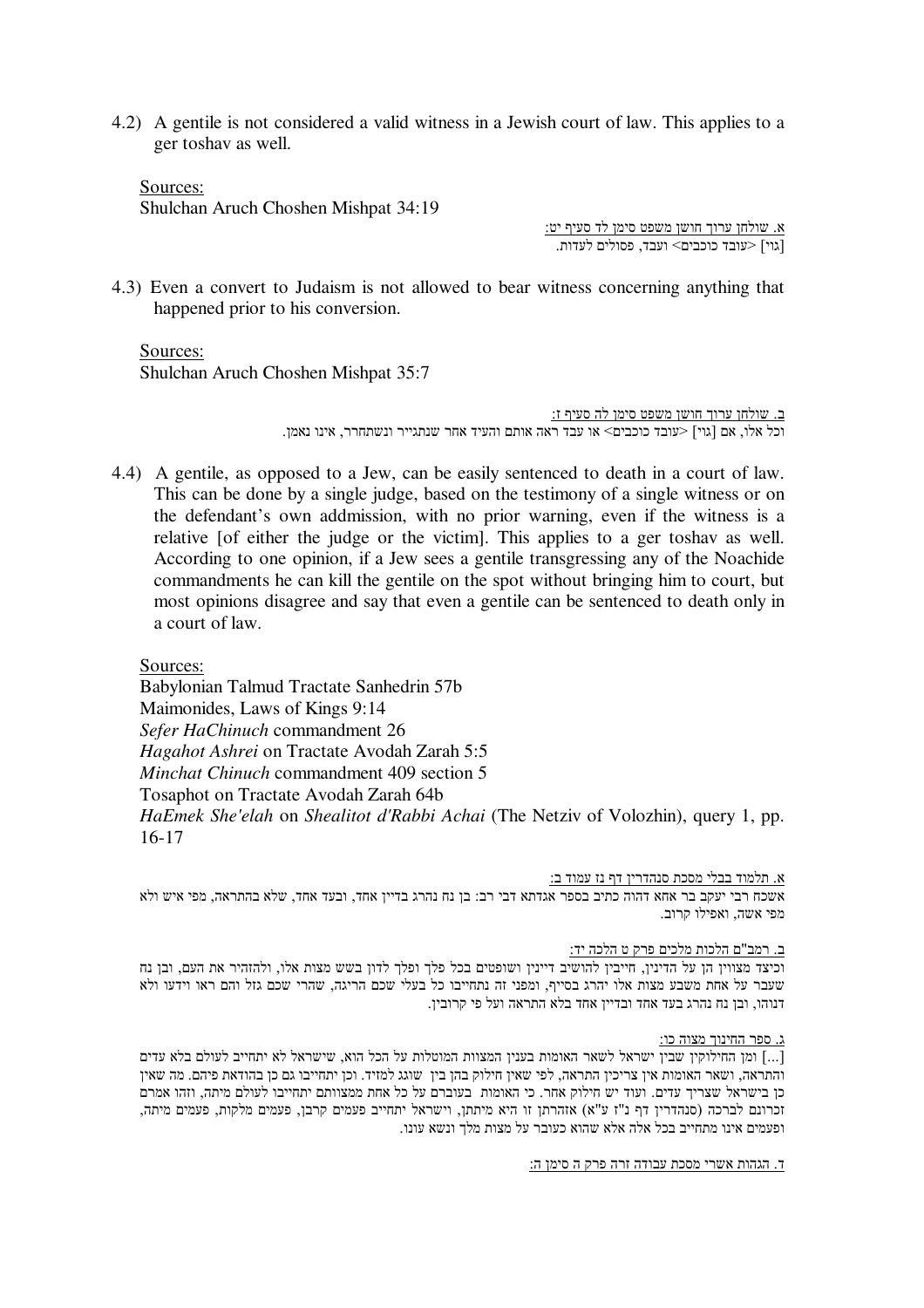4.2) A gentile is not considered a valid witness in a Jewish court of law. This applies to a ger toshav as well.

Sources:
Shulchan Aruch Choshen Mishpat 34:19

א. שולחן ערוך חושן משפט סימן לד סעיף יט:
[גוי] <עובד כוכבים> ועבד, פסולים לעדות.

4.3) Even a convert to Judaism is not allowed to bear witness concerning anything that happened prior to his conversion.

Sources:
Shulchan Aruch Choshen Mishpat 35:7

ב. שולחן ערוך חושן משפט סימן לה סעיף ז:
וכל אלו, אם [גוי] <עובד כוכבים> או עבד ראה אותם והעיד אחר שנתגייר ונשתחרר, אינו נאמן.

4.4) A gentile, as opposed to a Jew, can be easily sentenced to death in a court of law. This can be done by a single judge, based on the testimony of a single witness or on the defendant's own addmission, with no prior warning, even if the witness is a relative [of either the judge or the victim]. This applies to a ger toshav as well. According to one opinion, if a Jew sees a gentile transgressing any of the Noachide commandments he can kill the gentile on the spot without bringing him to court, but most opinions disagree and say that even a gentile can be sentenced to death only in a court of law.

Sources:
Babylonian Talmud Tractate Sanhedrin 57b
Maimonides, Laws of Kings 9:14
*Sefer HaChinuch* commandment 26
*Hagahot Ashrei* on Tractate Avodah Zarah 5:5
*Minchat Chinuch* commandment 409 section 5
Tosaphot on Tractate Avodah Zarah 64b
*HaEmek She'elah* on *Shealitot d'Rabbi Achai* (The Netziv of Volozhin), query 1, pp. 16-17

א. תלמוד בבלי מסכת סנהדרין דף נז עמוד ב:
אשכח רבי יעקב בר אחא דהוה כתיב בספר אגדתא דבי רב: בן נח נהרג בדיין אחד, ובעד אחד, שלא בהתראה, מפי איש ולא מפי אשה, ואפילו קרוב.

ב. רמב"ם הלכות מלכים פרק ט הלכה יד:
וכיצד מצווין הן על הדינין, חייבין להושיב דיינין ושופטים בכל פלך ופלך לדון בשש מצות אלו, ולהזהיר את העם, ובן נח שעבר על אחת משבע מצות אלו יהרג בסייף, ומפני זה נתחייבו כל בעלי שכם הריגה, שהרי שכם גזל והם ראו וידעו ולא דנוהו, ובן נח נהרג בעד אחד ובדיין אחד בלא התראה ועל פי קרובין.

ג. ספר החינוך מצוה כו:
[...] ומן החילוקין שבין ישראל לשאר האומות בענין המצוות המוטלות על הכל הוא, שישראל לא יתחייב לעולם בלא עדים והתראה, ושאר האומות אין צריכין התראה, לפי שאין חילוק בהן בין שוגג למזיד. וכן יתחייבו גם כן בהודאת פיהם. מה שאין כן בישראל שצריך עדים. ועוד יש חילוק אחר. כי האומות בעוברם על כל אחת ממצוותם יתחייבו לעולם מיתה, וזהו אמרם זכרונם לברכה (סנהדרין דף נ"ז ע"א) אזהרתן זו היא מיתתן, וישראל יתחייב פעמים קרבן, פעמים מלקות, פעמים מיתה, ופעמים אינו מתחייב בכל אלה אלא שהוא כעובר על מצות מלך ונשא עונו.

ד. הגהות אשרי מסכת עבודה זרה פרק ה סימן ה: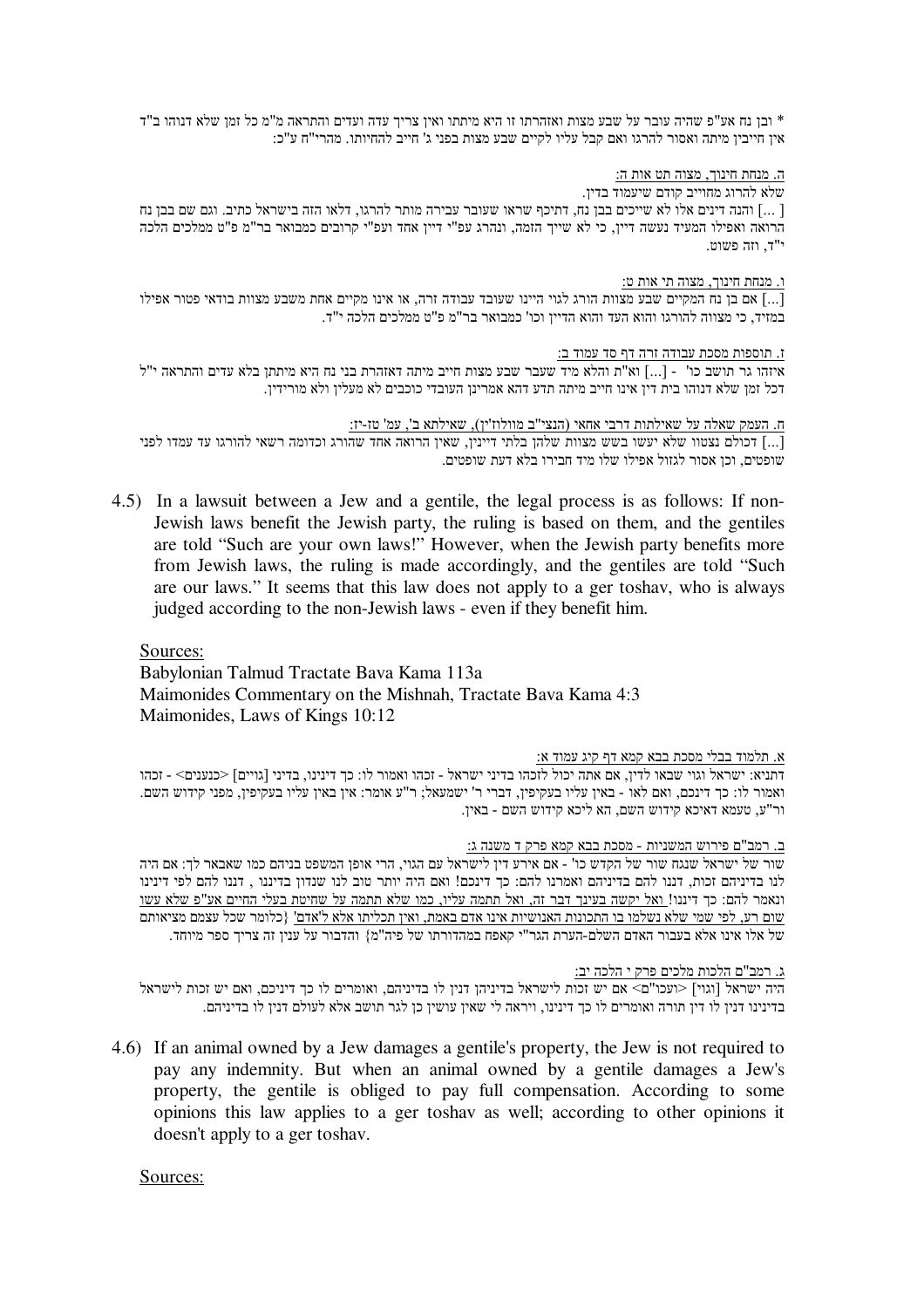* ובן נח אע"פ שהיה עובר על שבע מצות ואזהרתו זו היא מיתתו ואין צריך עדה ועדים והתראה מ"מ כל זמן שלא דנוהו ב"ד אין חייבין מיתה ואסור להרגו ואם קבל עליו לקיים שבע מצות בפני ג' חייב להחיותו. מהרי"ח ע"כ:

ה. מנחת חינוך, מצוה תט אות ה:

שלא להרוג מחוייב קודם שיעמוד בדין.

[ ...] והנה דינים אלו לא שייכים בבן נח, דתיכף שראו שעובר עבירה מותר להרגו, דלאו הזה בישראל כתיב. וגם שם בבן נח הרואה ואפילו המעיד נעשה דיין, כי לא שייך הזמה, ונהרג עפ"י דיין אחד ועפ"י קרובים כמבואר בר"מ פ"ט ממלכים הלכה י"ד, וזה פשוט.

ו. מנחת חינוך, מצוה תי אות ט:

[...] אם בן נח המקיים שבע מצוות הורג לגוי היינו שעובד עבודה זרה, או אינו מקיים אחת משבע מצוות בודאי פטור אפילו במזיד, כי מצווה להורגו והוא העד והוא הדיין וכו' כמבואר בר"מ פ"ט ממלכים הלכה י"ד.

ז. תוספות מסכת עבודה זרה דף סד עמוד ב:

איזהו גר תושב כו' - [...] וא"ת והלא מיד שעבר שבע מצות חייב מיתה דאזהרת בני נח היא מיתתן בלא עדים והתראה י"ל דכל זמן שלא דנוהו בית דין אינו חייב מיתה תדע דהא אמרינן העובדי כוכבים לא מעלין ולא מורידין.

ח. העמק שאלה על שאילתות דרבי אחאי (הנצי"ב מוולוז'ין), שאילתא ב', עמ' טז-יז:

[...] דכולם נצטוו שלא יעשו בשש מצוות שלהן בלתי דיינין, שאין הרואה אחד שהורג וכדומה רשאי להורגו עד עמדו לפני שופטים, וכן אסור לגזול אפילו שלו מיד חבירו בלא דעת שופטים.

4.5) In a lawsuit between a Jew and a gentile, the legal process is as follows: If non-Jewish laws benefit the Jewish party, the ruling is based on them, and the gentiles are told "Such are your own laws!" However, when the Jewish party benefits more from Jewish laws, the ruling is made accordingly, and the gentiles are told "Such are our laws." It seems that this law does not apply to a ger toshav, who is always judged according to the non-Jewish laws - even if they benefit him.

Sources:

Babylonian Talmud Tractate Bava Kama 113a

Maimonides Commentary on the Mishnah, Tractate Bava Kama 4:3

Maimonides, Laws of Kings 10:12

א. תלמוד בבלי מסכת בבא קמא דף קיג עמוד א:

דתניא: ישראל וגוי שבאו לדין, אם אתה יכול לזכהו בדיני ישראל - זכהו ואמור לו: כך דינינו, בדיני [גויים] <כנענים> - זכהו ואמור לו: כך דינכם, ואם לאו - באין עליו בעקיפין, דברי ר' ישמעאל; ר"ע אומר: אין באין עליו בעקיפין, מפני קידוש השם. ור"ע, טעמא דאיכא קידוש השם, הא ליכא קידוש השם - באין.

ב. רמב"ם פירוש המשניות - מסכת בבא קמא פרק ד משנה ג:

שור של ישראל שנגח שור של הקדש כו' - אם אירע דין לישראל עם הגוי, הרי אופן המשפט בניהם כמו שאבאר לך: אם היה לנו בדיניהם זכות, דננו להם בדיניהם ואמרנו להם: כך דינכם! ואם היה יותר טוב לנו שנדון בדיננו , דננו להם לפי דינינו ונאמר להם: כך דיננו! ואל יקשה בעינך דבר זה, ואל תתמה עליו, כמו שלא תתמה על שחיטת בעלי החיים אע"פ שלא עשו שום רע, לפי שמי שלא נשלמו בו התכונות האנושיות אינו אדם באמת, ואין תכליתו אלא ל'אדם' {כלומר שכל עצמם מציאותם של אלו אינו אלא בעבור האדם השלם-הערת הגר"י קאפח במהדורתו של פיה"מ} והדבור על ענין זה צריך ספר מיוחד.

ג. רמב"ם הלכות מלכים פרק י הלכה יב:

היה ישראל [וגוי] <ועכו"ם> אם יש זכות לישראל בדיניהן דנין לו בדיניהם, ואומרים לו כך דיניכם, ואם יש זכות לישראל בדינינו דנין לו דין תורה ואומרים לו כך דינינו, ויראה לי שאין עושין כן לגר תושב אלא לעולם דנין לו בדיניהם.

4.6) If an animal owned by a Jew damages a gentile's property, the Jew is not required to pay any indemnity. But when an animal owned by a gentile damages a Jew's property, the gentile is obliged to pay full compensation. According to some opinions this law applies to a ger toshav as well; according to other opinions it doesn't apply to a ger toshav.

Sources: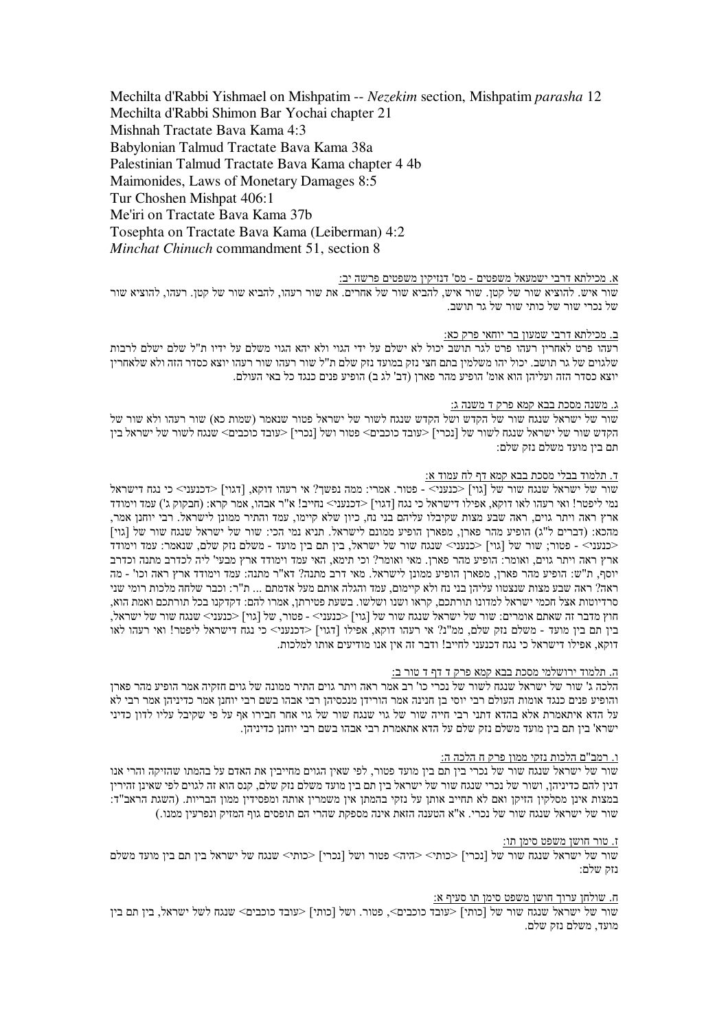Mechilta d'Rabbi Yishmael on Mishpatim -- *Nezekim* section, Mishpatim *parasha* 12
Mechilta d'Rabbi Shimon Bar Yochai chapter 21
Mishnah Tractate Bava Kama 4:3
Babylonian Talmud Tractate Bava Kama 38a
Palestinian Talmud Tractate Bava Kama chapter 4 4b
Maimonides, Laws of Monetary Damages 8:5
Tur Choshen Mishpat 406:1
Me'iri on Tractate Bava Kama 37b
Tosephta on Tractate Bava Kama (Leiberman) 4:2
*Minchat Chinuch* commandment 51, section 8

א. מכילתא דרבי ישמעאל משפטים - מס' דנזיקין משפטים פרשה יב:

שור איש. להוציא שור של קטן. שור איש, להביא שור של אחרים. את שור רעהו, להביא שור של קטן. רעהו, להוציא שור של נכרי שור של כותי שור של גר תושב.

ב. מכילתא דרבי שמעון בר יוחאי פרק כא:

רעהו פרט לאחרין רעהו פרט לגר תושב יכול לא ישלם על ידי הגוי ולא יהא הגוי משלם על ידיו ת"ל שלם ישלם לרבות שלגוים של גר תושב. יכול יהו משלמין בתם חצי נזק במועד נזק שלם ת"ל שור רעהו שור רעהו יוצא כסדר הזה ולא שלאחרין יוצא כסדר הזה ועליהן הוא אומ' הופיע מהר פארן (דב' לג ב) הופיע פנים כנגד כל באי העולם.

ג. משנה מסכת בבא קמא פרק ד משנה ג:

שור של ישראל שנגח שור של הקדש ושל הקדש שנגח לשור של ישראל פטור שנאמר (שמות כא) שור רעהו ולא שור של הקדש שור של ישראל שנגח לשור של [נכרי] <עובד כוכבים> פטור ושל [נכרי] <עובד כוכבים> שנגח לשור של ישראל בין תם בין מועד משלם נזק שלם:

ד. תלמוד בבלי מסכת בבא קמא דף לח עמוד א:

שור של ישראל שנגח שור של [גוי] <כנעני> - פטור. אמרי: ממה נפשך? אי רעהו דוקא, [דגוי] <דכנעני> כי נגח דישראל נמי ליפטר! ואי רעהו לאו דוקא, אפילו דישראל כי נגח [דגוי] <דכנעני> נחייב! א"ר אבהו, אמר קרא: (חבקוק ג') עמד וימודד ארץ ראה ויתר גוים, ראה שבע מצות שקיבלו עליהם בני נח, כיון שלא קיימו, עמד והתיר ממונן לישראל. רבי יוחנן אמר, מהכא: (דברים ל"ג) הופיע מהר פארן, מפארן הופיע ממונם לישראל. תניא נמי הכי: שור של ישראל שנגח שור של [גוי] <כנעני> - פטור; שור של [גוי] <כנעני> שנגח שור של ישראל, בין תם בין מועד - משלם נזק שלם, שנאמר: עמד וימודד ארץ ראה ויתר גוים, ואומר: הופיע מהר פארן. מאי ואומר? וכי תימא, האי עמד וימודד ארץ מבעי' ליה לכדרב מתנה וכדרב יוסף, ת"ש: הופיע מהר פארן, מפארן הופיע ממונן לישראל. מאי דרב מתנה? דא"ר מתנה: עמד וימודד ארץ ראה וכו' - מה ראה? ראה שבע מצות שנצטוו עליהן בני נח ולא קיימום, עמד והגלה אותם מעל אדמתם ... ת"ר: וכבר שלחה מלכות רומי שני סרדיוטות אצל חכמי ישראל למדונו תורתכם, קראו ושנו ושלשו. בשעת פטירתן, אמרו להם: דקדקנו בכל תורתכם ואמת הוא, חוץ מדבר זה שאתם אומרים: שור של ישראל שנגח שור של [גוי] <כנעני> - פטור, של [גוי] <כנעני> שנגח שור של ישראל, בין תם בין מועד - משלם נזק שלם, ממ"נ? אי רעהו דוקא, אפילו [דגוי] <דכנעני> כי נגח דישראל ליפטר! ואי רעהו לאו דוקא, אפילו דישראל כי נגח דכנעני לחייב! ודבר זה אין אנו מודיעים אותו למלכות.

ה. תלמוד ירושלמי מסכת בבא קמא פרק ד דף ד טור ב:

הלכה ג' שור של ישראל שנגח לשור של נכרי כו' רב אמר ראה ויתר גוים התיר ממונה של גוים חזקיה אמר הופיע מהר פארן והופיע פנים כנגד אומות העולם רבי יוסי בן חנינה אמר הורידן מנכסיהן רבי אבהו בשם רבי יוחנן אמר כדיניהן אמר רבי לא על הדא איתאמרת אלא בהדא דתני רבי חייה שור של גוי שנגח שור של גוי אחר חבירו אף על פי שקיבל עליו לדון כדיני ישראל' בין תם בין מועד משלם נזק שלם על הדא אתאמרת רבי אבהו בשם רבי יוחנן כדיניהן.

ו. רמב"ם הלכות נזקי ממון פרק ח הלכה ה:

שור של ישראל שנגח שור של נכרי בין תם בין מועד פטור, לפי שאין הגוים מחייבין את האדם על בהמתו שהזיקה והרי אנו דנין להם כדיניהן, ושור של נכרי שנגח שור של ישראל בין תם בין מועד משלם נזק שלם, קנס הוא זה לגוים לפי שאינן זהירין במצות אינן מסלקין הזיקן ואם לא תחייב אותן על נזקי בהמתן אין משמרין אותה ומפסידין ממון הבריות. (השגת הראב"ד: שור של ישראל שנגח שור של נכרי. א"א הטענה הזאת אינה מספקת שהרי הם תופסים גוף המזיק ונפרעין ממנו.)

ז. טור חושן משפט סימן תו:

שור של ישראל שנגח שור של [נכרי] <כותי> <היה> פטור ושל [נכרי] <כותי> שנגח של ישראל בין תם בין מועד משלם נזק שלם:

ח. שולחן ערוך חושן משפט סימן תו סעיף א:

שור של ישראל שנגח שור של [כותי] <עובד כוכבים>, פטור. ושל [כותי] <עובד כוכבים> שנגח לשל ישראל, בין תם בין מועד, משלם נזק שלם.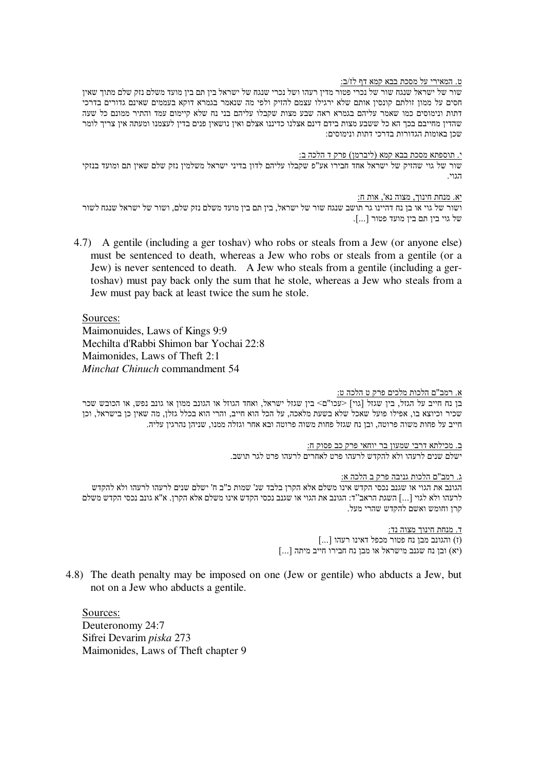ט. המאירי על מסכת בבא קמא דף לז/ב:

שור של ישראל שנגח שור של נכרי פטור מדין רעהו ושל נכרי שנגח של ישראל בין תם בין מועד משלם נזק שלם מתוך שאין חסים על ממון זולתם קונסין אותם שלא ירגילו עצמם להזיק ולפי מה שנאמר בגמרא דוקא בעממים שאינם גדורים בדרכי דתות ונימוסים כמו שאמר עליהם בגמרא ראה שבע מצות שקבלו עליהם בני נח שלא קיימום עמד והתיר ממונם כל שעה שהדין מחייבם בכך הא כל ששבע מצות בידם דינם אצלנו כדיננו אצלם ואין נושאין פנים בדין לעצמנו ומעתה אין צריך לומר שכן באומות הגדורות בדרכי דתות ונימוסים:

י. תוספתא מסכת בבא קמא (ליברמן) פרק ד הלכה ב:

שור של גוי שהזיק של ישראל אחד חבירו אע"פ שקבלו עליהם לדון בדיני ישראל משלמין נזק שלם שאין תם ומועד בנזקי הגוי.

יא. מנחת חינוך, מצוה נא', אות ח:

ושור של גוי או בן נח דהיינו גר תושב שנגח שור של ישראל, בין תם בין מועד משלם נזק שלם, ושור של ישראל שנגח לשור של גוי בין תם בין מועד פטור [...].

4.7) A gentile (including a ger toshav) who robs or steals from a Jew (or anyone else) must be sentenced to death, whereas a Jew who robs or steals from a gentile (or a Jew) is never sentenced to death. A Jew who steals from a gentile (including a ger-toshav) must pay back only the sum that he stole, whereas a Jew who steals from a Jew must pay back at least twice the sum he stole.

Sources:
Maimonuides, Laws of Kings 9:9
Mechilta d'Rabbi Shimon bar Yochai 22:8
Maimonides, Laws of Theft 2:1
*Minchat Chinuch* commandment 54

א. רמב"ם הלכות מלכים פרק ט הלכה ט:

בן נח חייב על הגזל, בין שגזל [גוי] <עכו"ם> בין שגזל ישראל, ואחד הגוזל או הגונב ממון או גונב נפש, או הכובש שכר שכיר וכיוצא בו, אפילו פועל שאכל שלא בשעת מלאכה, על הכל הוא חייב, והרי הוא בכלל גזלן, מה שאין כן בישראל, וכן חייב על פחות משוה פרוטה, ובן נח שגזל פחות משוה פרוטה ובא אחר וגזלה ממנו, שניהן נהרגין עליה.

ב. מכילתא דרבי שמעון בר יוחאי פרק כב פסוק ח:

ישלם שנים לרעהו ולא להקדש לרעהו פרט לאחרים לרעהו פרט לגר תושב.

ג. רמב"ם הלכות גניבה פרק ב הלכה א:

הגונב את הגוי או שגנב נכסי הקדש אינו משלם אלא הקרן בלבד שנ' שמות כ"ב ח' ישלם שנים לרעהו לרעהו ולא להקדש לרעהו ולא לגוי [...] השגת הראב"ד: הגונב את הגוי או שגנב נכסי הקדש אינו משלם אלא הקרן. א"א גונב נכסי הקדש משלם קרן וחומש ואשם להקדש שהרי מעל.

ד. מנחת חינוך מצוה נד:

(ז) והגונב מבן נח פטור מכפל דאינו רעהו [...]

(יא) ובן נח שגנב מישראל או מבן נח חבירו חייב מיתה [...]

4.8) The death penalty may be imposed on one (Jew or gentile) who abducts a Jew, but not on a Jew who abducts a gentile.

Sources:
Deuteronomy 24:7
Sifrei Devarim *piska* 273
Maimonides, Laws of Theft chapter 9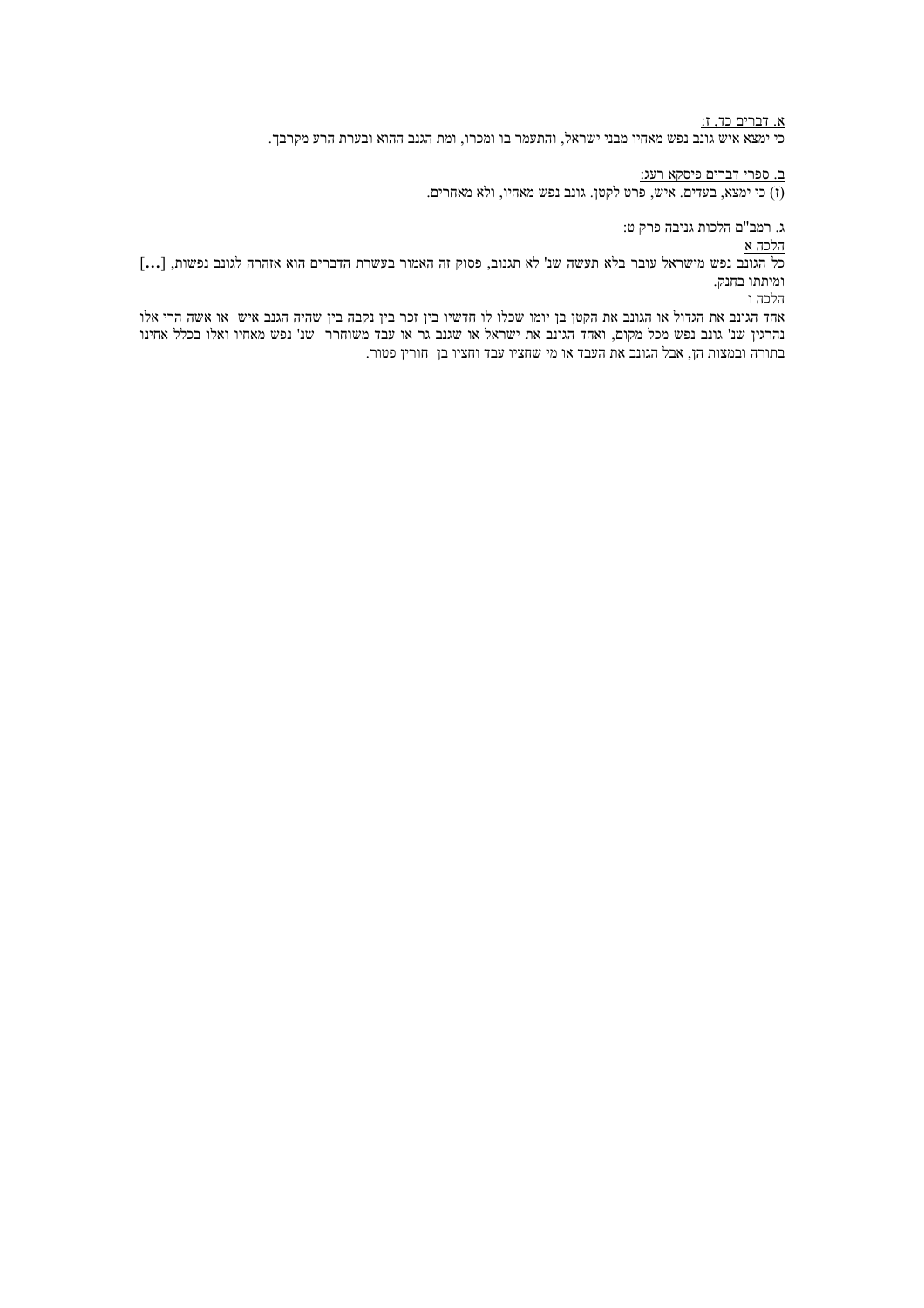<u>א. דברים כד, ז:</u>

כי ימצא איש גונב נפש מאחיו מבני ישראל, והתעמר בו ומכרו, ומת הגנב ההוא ובערת הרע מקרבך.

<u>ב. ספרי דברים פיסקא רעג:</u>

(ז) כי ימצא, בעדים. איש, פרט לקטן. גונב נפש מאחיו, ולא מאחרים.

<u>ג. רמב"ם הלכות גניבה פרק ט:</u>

<u>הלכה א</u>

כל הגונב נפש מישראל עובר בלא תעשה שנ' לא תגנוב, פסוק זה האמור בעשרת הדברים הוא אזהרה לגונב נפשות, [...] ומיתתו בחנק.

הלכה ו

אחד הגונב את הגדול או הגונב את הקטן בן יומו שכלו לו חדשיו בין זכר בין נקבה בין שהיה הגנב איש או אשה הרי אלו נהרגין שנ' גונב נפש מכל מקום, ואחד הגונב את ישראל או שגנב גר או עבד משוחרר שנ' נפש מאחיו ואלו בכלל אחינו בתורה ובמצות הן, אבל הגונב את העבד או מי שחציו עבד וחציו בן חורין פטור.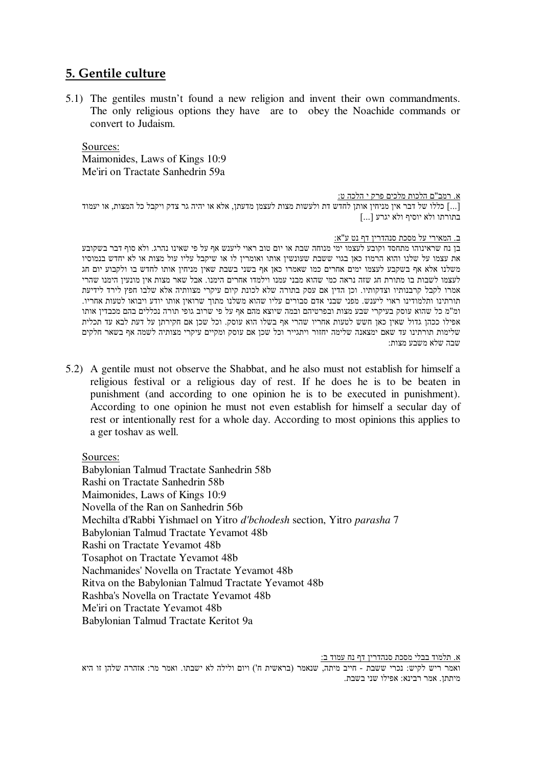## 5. Gentile culture

5.1) The gentiles mustn't found a new religion and invent their own commandments. The only religious options they have are to obey the Noachide commands or convert to Judaism.

Sources:
Maimonides, Laws of Kings 10:9
Me'iri on Tractate Sanhedrin 59a

א. רמב"ם הלכות מלכים פרק י הלכה ט:

[...] כללו של דבר אין מניחין אותן לחדש דת ולעשות מצות לעצמן מדעתן, אלא או יהיה גר צדק ויקבל כל המצות, או יעמוד בתורתו ולא יוסיף ולא יגרע [...]

ב. המאירי על מסכת סנהדרין דף נט ע"א:

בן נח שראינוהו מתחסד וקובע לעצמו ימי מנוחה שבת או יום טוב ראוי ליענש אף על פי שאינו נהרג. ולא סוף דבר בשקובע את עצמו על שלנו והוא הרמוז כאן בגוי ששבת שעונשין אותו ואומרין לו או שיקבל עליו עול מצות או לא יחדש בנמוסיו משלנו אלא אף בשקבע לעצמו ימים אחרים כמו שאמרו כאן אף בשני בשבת שאין מניחין אותו לחדש בו ולקבוע יום חג לעצמו לשבות בו מתורת חג שזה נראה כמי שהוא מבני עמנו וילמדו אחרים הימנו. אבל שאר מצות אין מונעין הימנו שהרי אמרו לקבל קרבנותיו וצדקותיו. וכן הדין אם עסק בתורה שלא לכונת קיום עיקרי מצוותיה אלא שלבו חפץ לירד לידיעת תורתינו ותלמודינו ראוי ליענש. מפני שבני אדם סבורים עליו שהוא משלנו מתוך שרואין אותו יודע ויבואו לטעות אחריו. ומ"מ כל שהוא עוסק בעיקרי שבע מצות ובפרטיהם ובמה שיוצא מהם אף על פי שרוב גופי תורה נכללים בהם מכבדין אותו אפילו ככהן גדול שאין כאן חשש לטעות אחריו שהרי אף בשלו הוא עוסק. וכל שכן אם חקירתן על דעת לבא עד תכלית שלימות תורתינו עד שאם ימצאנה שלימה יחזור ויתגייר וכל שכן אם עוסק ומקיים עיקרי מצותיה לשמה אף בשאר חלקים שבה שלא משבע מצות:

5.2) A gentile must not observe the Shabbat, and he also must not establish for himself a religious festival or a religious day of rest. If he does he is to be beaten in punishment (and according to one opinion he is to be executed in punishment). According to one opinion he must not even establish for himself a secular day of rest or intentionally rest for a whole day. According to most opinions this applies to a ger toshav as well.

Sources:
Babylonian Talmud Tractate Sanhedrin 58b
Rashi on Tractate Sanhedrin 58b
Maimonides, Laws of Kings 10:9
Novella of the Ran on Sanhedrin 56b
Mechilta d'Rabbi Yishmael on Yitro *d'bchodesh* section, Yitro *parasha* 7
Babylonian Talmud Tractate Yevamot 48b
Rashi on Tractate Yevamot 48b
Tosaphot on Tractate Yevamot 48b
Nachmanides' Novella on Tractate Yevamot 48b
Ritva on the Babylonian Talmud Tractate Yevamot 48b
Rashba's Novella on Tractate Yevamot 48b
Me'iri on Tractate Yevamot 48b
Babylonian Talmud Tractate Keritot 9a

א. תלמוד בבלי מסכת סנהדרין דף נח עמוד ב:

ואמר ריש לקיש: נכרי ששבת - חייב מיתה, שנאמר (בראשית ח') ויום ולילה לא ישבתו. ואמר מר: אזהרה שלהן זו היא מיתתן. אמר רבינא: אפילו שני בשבת.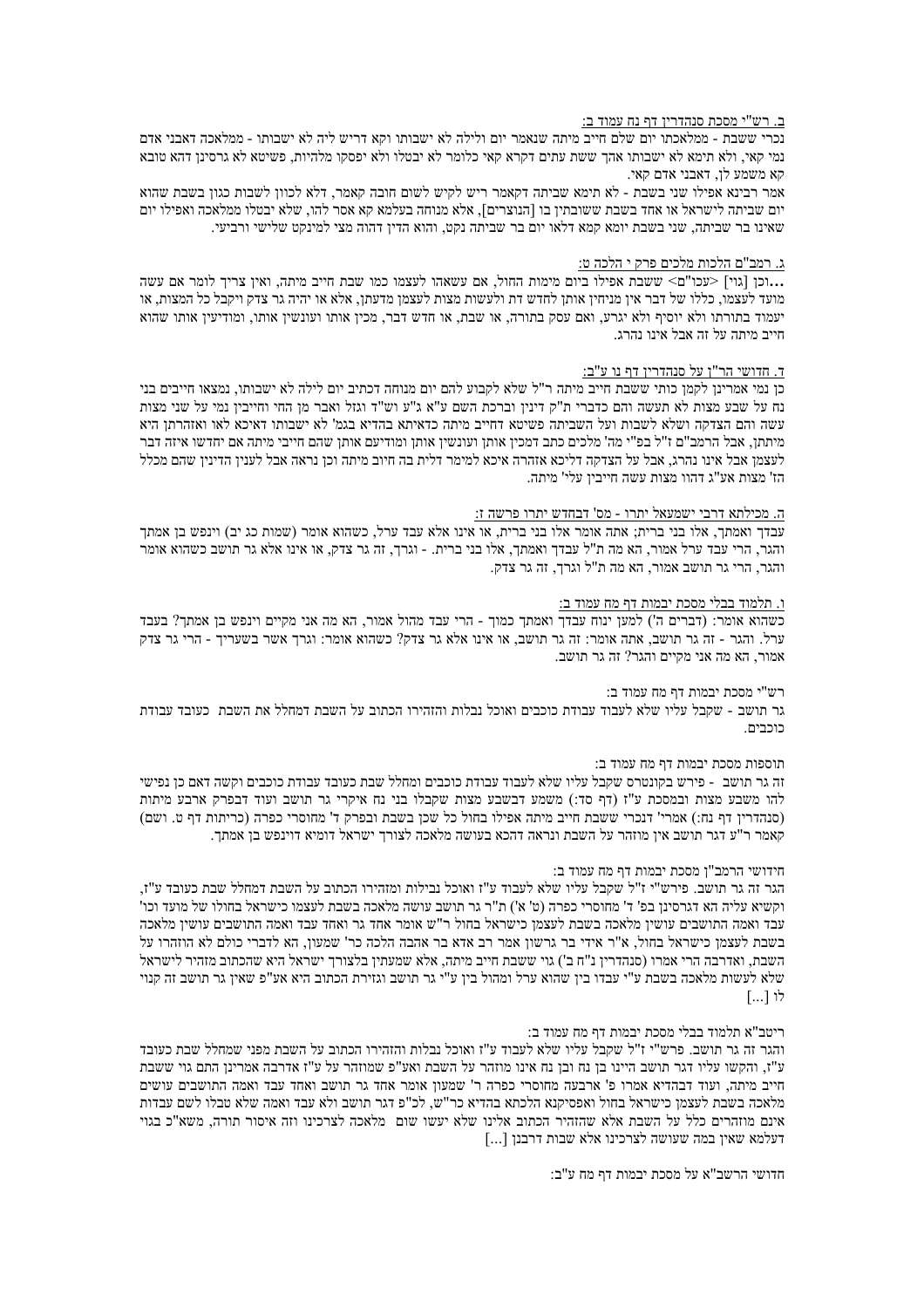ב. רש"י מסכת סנהדרין דף נח עמוד ב:

נכרי ששבת - ממלאכתו יום שלם חייב מיתה שנאמר יום ולילה לא ישבותו וקא דריש ליה לא ישבותו - ממלאכה דאבני אדם נמי קאי, ולא תימא לא ישבותו אהך שש עתים דקרא קאי כלומר לא יבטלו ולא יפסקו מלהיות, פשיטא לא גרסינן דהא טובא קא משמע לן, דאבני אדם קאי.

אמר רבינא אפילו שני בשבת - לא תימא שביתה דקאמר ריש לקיש לשום חובה קאמר, דלא לכוון לשבות כגון בשבת שהוא יום שביתה לישראל או אחד בשבת ששובתין בו [הנוצרים], אלא מנוחה בעלמא קא אסר להו, שלא יבטלו ממלאכה ואפילו יום שאינו בר שביתה, שני בשבת יומא קמא דלאו יום בר שביתה נקט, והוא הדין דהוה מצי למינקט שלישי ורביעי.

ג. רמב"ם הלכות מלכים פרק י הלכה ט:

...וכן [גוי] <עכו"ם> ששבת אפילו ביום מימות החול, אם עשאהו לעצמו כמו שבת חייב מיתה, ואין צריך לומר אם עשה מועד לעצמו, כללו של דבר אין מניחין אותן לחדש דת ולעשות מצות לעצמן מדעתן, אלא או יהיה גר צדק ויקבל כל המצות, או יעמוד בתורתו ולא יוסיף ולא יגרע, ואם עסק בתורה, או שבת, או חדש דבר, מכין אותו ועונשין אותו, ומודיעין אותו שהוא חייב מיתה על זה אבל אינו נהרג.

ד. חדושי הר"ן על סנהדרין דף נו ע"ב:

כן נמי אמרינן לקמן כותי ששבת חייב מיתה ר"ל שלא לקבוע להם יום מנוחה דכתיב יום לילה לא ישבותו, נמצאו חייבים בני נח על שבע מצות לא תעשה והם כדברי ת"ק דינין וברכת השם ע"א ג"ע וש"ד וגזל ואבר מן החי וחייבין נמי על שני מצות עשה והם הצדקה ושלא לשבות ועל השביתה פשיטא דחייב מיתה כדאיתא בהדיא בגמ' לא ישבותו דאיכא לאו ואזהרתן היא מיתתן, אבל הרמב"ם ז"ל בפ"י מה' מלכים כתב דמכין אותן ועונשין אותן ומודיעין אותן שהם חייבי מיתה אם יחדשו איזה דבר לעצמן אבל אינו נהרג, אבל על הצדקה דליכא אזהרה איכא למימר דלית בה חיוב מיתה וכן נראה אבל לענין הדינין שהם מכלל הז' מצות אע"ג דהוו מצות עשה חייבין עלי' מיתה.

ה. מכילתא דרבי ישמעאל יתרו - מס' דבחדש יתרו פרשה ז:

עבדך ואמתך, אלו בני ברית; אתה אומר אלו בני ברית, או אינו אלא עבד ערל, כשהוא אומר (שמות כג יב) וינפש בן אמתך והגר, הרי עבד ערל אמור, הא מה ת"ל עבדך ואמתך, אלו בני ברית. - וגרך, זה גר צדק, או אינו אלא גר תושב כשהוא אומר והגר, הרי גר תושב אמור, הא מה ת"ל וגרך, זה גר צדק.

ו. תלמוד בבלי מסכת יבמות דף מח עמוד ב:

כשהוא אומר: (דברים ה') למען ינוח עבדך ואמתך כמוך - הרי עבד מהול אמור, הא מה אני מקיים וינפש בן אמתך? בעבד ערל. והגר - זה גר תושב, אתה אומר: זה גר תושב, או אינו אלא גר צדק? כשהוא אומר: וגרך אשר בשעריך - הרי גר צדק אמור, הא מה אני מקיים והגר? זה גר תושב.

רש"י מסכת יבמות דף מח עמוד ב:

גר תושב - שקבל עליו שלא לעבוד עבודת כוכבים ואוכל נבלות והזהירו הכתוב על השבת דמחלל את השבת כעובד עבודת כוכבים.

תוספות מסכת יבמות דף מח עמוד ב:

זה גר תושב - פירש בקונטרס שקבל עליו שלא לעבוד עבודת כוכבים ומחלל שבת כעובד עבודת כוכבים וקשה דאם כן נפישי להו משבע מצות ובמסכת ע"ז (דף סד:) משמע דבשבע מצות שקבלו בני נח איקרי גר תושב ועוד דבפרק ארבע מיתות (סנהדרין דף נח:) אמרי' דנכרי ששבת חייב מיתה אפילו בחול כל שכן בשבת ובפרק ד' מחוסרי כפרה (כריתות דף ט. ושם) קאמר ר"ע דגר תושב אין מוזהר על השבת ונראה דהכא בעושה מלאכה לצורך ישראל דומיא דוינפש בן אמתך.

חידושי הרמב"ן מסכת יבמות דף מח עמוד ב:

הגר זה גר תושב. פירש"י ז"ל שקבל עליו שלא לעבוד ע"ז ואוכל נבילות ומזהירו הכתוב על השבת דמחלל שבת כעובד ע"ז, וקשיא עליה הא דגרסינן בפ' ד' מחוסרי כפרה (ט' א') ת"ר גר תושב עושה מלאכה בשבת לעצמו כישראל בחולו של מועד וכו' עבד ואמה התושבים עושין מלאכה בשבת לעצמן כישראל בחול ר"ע אומר אחד גר ואחד עבד ואמה התושבים עושין מלאכה בשבת לעצמן כישראל בחול, א"ר אידי בר גרשון אמר רב אדא בר אהבה הלכה כר' שמעון, הא לדברי כולם לא הוזהרו על השבת, ואדרבה הרי אמרו (סנהדרין נ"ח ב') גוי ששבת חייב מיתה, אלא שמעתין בלצורך ישראל היא שהכתוב מזהיר לישראל שלא לעשות מלאכה בשבת ע"י עבדו בין שהוא ערל ומהול בין ע"י גר תושב וגזירת הכתוב היא אע"פ שאין גר תושב זה קנוי לו [...]

ריטב"א תלמוד בבלי מסכת יבמות דף מח עמוד ב:

והגר זה גר תושב. פרש"י ז"ל שקבל עליו שלא לעבוד ע"ז ואוכל נבלות והזהירו הכתוב על השבת מפני שמחלל שבת כעובד ע"ז, והקשו עליו דגר תושב היינו בן נח ובן נח אינו מוזהר על השבת ואע"פ שמוזהר על ע"ז אדרבה אמרינן התם גוי ששבת חייב מיתה, ועוד דבהדיא אמרו פ' ארבעה מחוסרי כפרה ר' שמעון אומר אחד גר תושב ואחד עבד ואמה התושבים עושים מלאכה בשבת לעצמן כישראל בחול ואפסיקנא הלכתא בהדיא כר"ש, לכ"פ דגר תושב ולא עבד ואמה שלא טבלו לשם עבדות אינם מוזהרים כלל על השבת אלא שהזהיר הכתוב אלינו שלא יעשו שום מלאכה לצרכינו וזה איסור תורה, משא"כ בגוי דעלמא במה שעושה לצרכינו אלא שבות דרבנן [...]

חדושי הרשב"א על מסכת יבמות דף מח ע"ב: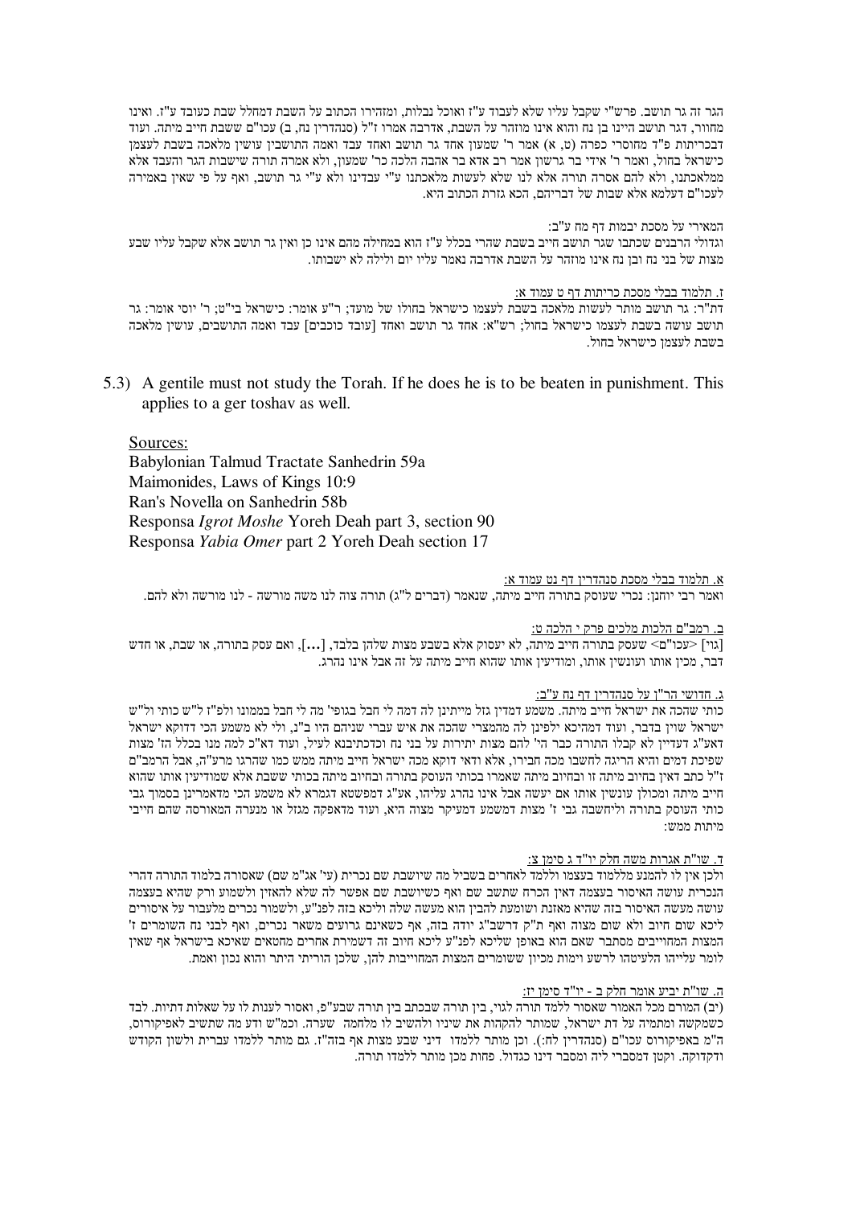הגר זה גר תושב. פרש"י שקבל עליו שלא לעבוד ע"ז ואוכל נבלות, ומזהירו הכתוב על השבת דמחלל שבת כעובד ע"ז. ואינו מחוור, דגר תושב היינו בן נח והוא אינו מוזהר על השבת, אדרבה אמרו ז"ל (סנהדרין נח, ב) עכו"ם ששבת חייב מיתה. ועוד דבכריתות פ"ד מחוסרי כפרה (ט, א) אמר ר' שמעון אחד גר תושב ואחד עבד ואמה התושבין עושין מלאכה בשבת לעצמן כישראל בחול, ואמר ר' אידי בר גרשון אמר רב אדא בר אהבה הלכה כר' שמעון, ולא אמרה תורה שישבות הגר והעבד אלא ממלאכתנו, ולא להם אסרה תורה אלא לנו שלא לעשות מלאכתנו ע"י עבדינו ולא ע"י גר תושב, ואף על פי שאין באמירה לעכו"ם דעלמא אלא שבות של דבריהם, הכא גזרת הכתוב היא.

המאירי על מסכת יבמות דף מח ע"ב:
וגדולי הרבנים שכתבו שגר תושב חייב בשבת שהרי בכלל ע"ז הוא במחילה מהם אינו כן ואין גר תושב אלא שקבל עליו שבע מצות של בני נח ובן נח אינו מוזהר על השבת אדרבה נאמר עליו יום ולילה לא ישבותו.

ז. תלמוד בבלי מסכת כריתות דף ט עמוד א:
דת"ר: גר תושב מותר לעשות מלאכה בשבת לעצמו כישראל בחולו של מועד; ר"ע אומר: כישראל בי"ט; ר' יוסי אומר: גר תושב עושה בשבת לעצמו כישראל בחול; רשב"א: אחד גר תושב ואחד [עובד כוכבים] עבד ואמה התושבים, עושין מלאכה בשבת לעצמן כישראל בחול.

5.3) A gentile must not study the Torah. If he does he is to be beaten in punishment. This applies to a ger toshav as well.

Sources:
Babylonian Talmud Tractate Sanhedrin 59a
Maimonides, Laws of Kings 10:9
Ran's Novella on Sanhedrin 58b
Responsa *Igrot Moshe* Yoreh Deah part 3, section 90
Responsa *Yabia Omer* part 2 Yoreh Deah section 17

א. תלמוד בבלי מסכת סנהדרין דף נט עמוד א:
ואמר רבי יוחנן: נכרי שעוסק בתורה חייב מיתה, שנאמר (דברים ל"ג) תורה צוה לנו משה מורשה - לנו מורשה ולא להם.

ב. רמב"ם הלכות מלכים פרק י הלכה ט:
[גוי] <עכו"ם> שעסק בתורה חייב מיתה, לא יעסוק אלא בשבע מצות שלהן בלבד, [...], ואם עסק בתורה, או שבת, או חדש דבר, מכין אותו ועונשין אותו, ומודיעין אותו שהוא חייב מיתה על זה אבל אינו נהרג.

ג. חדושי הר"ן על סנהדרין דף נח ע"ב:
כותי שהכה את ישראל חייב מיתה. משמע דמדין גזל מייתינן לה דמה לי חבל בגופי' מה לי חבל בממונו ולפ"ז ל"ש כותי ול"ש ישראל שוין בדבר, ועוד דמהיכא ילפינן לה מהמצרי שהכה את איש עברי שניהם היו ב"נ, ולי לא משמע הכי דדוקא ישראל דאע"ג דעדיין לא קבלו התורה כבר הי' להם מצות יתירות על בני נח וכדכתיבנא לעיל, ועוד דא"כ למה מנו בכלל הז' מצות שפיכת דמים והיא הריגה לחשבו מכה חבירו, אלא ודאי דוקא מכה ישראל חייב מיתה ממש כמו שהרגו מרע"ה, אבל הרמב"ם ז"ל כתב דאין בחיוב מיתה זו ובחיוב מיתה שאמרו בכותי העוסק בתורה ובחיוב מיתה בכותי ששבת אלא שמודיעין אותו שהוא חייב מיתה ומכולן עונשין אותו אם יעשה אבל אינו נהרג עליהו, אע"ג דמפשטא דגמרא לא משמע הכי מדאמרינן בסמוך גבי כותי העוסק בתורה וליחשבה גבי ז' מצות דמשמע דמעיקר מצוה היא, ועוד מדאפקה מגזל או מנערה המאורסה שהם חייבי מיתות ממש:

ד. שו"ת אגרות משה חלק יו"ד ג סימן צ:
ולכן אין לו להמנע מללמוד בעצמו וללמד לאחרים בשביל מה שיושבת שם נכרית (עי' אג"מ שם) שאסורה בלמוד התורה דהרי הנכרית עושה האיסור בעצמה דאין הכרח שתשב שם ואף כשיושבת שם אפשר לה שלא להאזין ולשמוע ורק שהיא בעצמה עושה מעשה האיסור בזה שהיא מאזנת ושומעת להבין הוא מעשה שלה וליכא בזה לפנ"ע, ולשמור נכרים מלעבור על איסורים ליכא שום חיוב ולא שום מצוה ואף ת"ק דרשב"ג יודה בזה, אף כשאינם גרועים משאר נכרים, ואף לבני נח השומרים ז' המצות המחוייבים מסתבר שאם הוא באופן שליכא לפנ"ע ליכא חיוב זה דשמירת אחרים מחטאים שאיכא בישראל אף שאין לומר עלייהו הלעיטהו לרשע וימות מכיון ששומרים המצות המחוייבות להן, שלכן הוריתי היתר והוא נכון ואמת.

ה. שו"ת יביע אומר חלק ב - יו"ד סימן יז:
(יב) המורם מכל האמור שאסור ללמד תורה לגוי, בין תורה שבכתב בין תורה שבע"פ, ואסור לענות לו על שאלות דתיות. לבד כשמקשה ומתמיה על דת ישראל, שמותר להקהות את שיניו ולהשיב לו מלחמה שערה. וכמ"ש ודע מה שתשיב לאפיקורוס, ה"מ באפיקורוס עכו"ם (סנהדרין לח:). וכן מותר ללמדו דיני שבע מצות אף בזה"ז. גם מותר ללמדו עברית ולשון הקודש ודקדוקה. וקטן דמסברי ליה ומסבר דינו כגדול. פחות מכן מותר ללמדו תורה.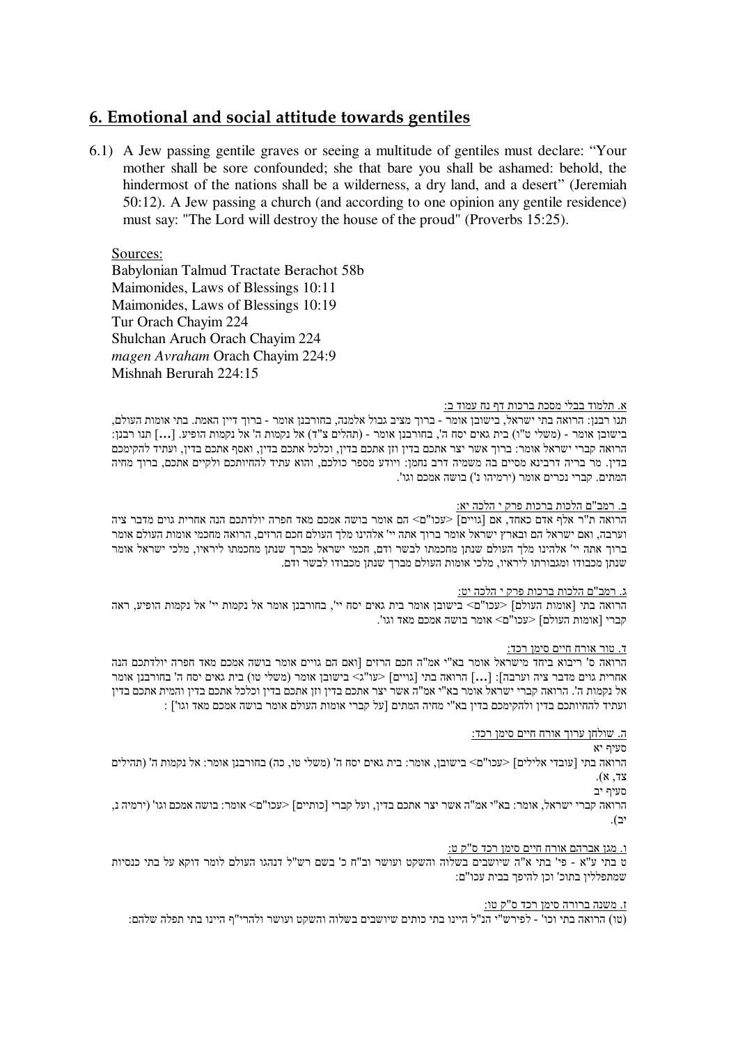## 6. Emotional and social attitude towards gentiles

6.1) A Jew passing gentile graves or seeing a multitude of gentiles must declare: "Your mother shall be sore confounded; she that bare you shall be ashamed: behold, the hindermost of the nations shall be a wilderness, a dry land, and a desert" (Jeremiah 50:12). A Jew passing a church (and according to one opinion any gentile residence) must say: "The Lord will destroy the house of the proud" (Proverbs 15:25).

Sources:
Babylonian Talmud Tractate Berachot 58b
Maimonides, Laws of Blessings 10:11
Maimonides, Laws of Blessings 10:19
Tur Orach Chayim 224
Shulchan Aruch Orach Chayim 224
*magen Avraham* Orach Chayim 224:9
Mishnah Berurah 224:15

א. תלמוד בבלי מסכת ברכות דף נח עמוד ב:

תנו רבנן: הרואה בתי ישראל, בישובן אומר - ברוך מציב גבול אלמנה, בחורבנן אומר - ברוך דיין האמת. בתי אומות העולם, בישובן אומר - (משלי ט"ו) בית גאים יסח ה', בחורבנן אומר - (תהלים צ"ד) אל נקמות ה' אל נקמות הופיע. [...] תנו רבנן: הרואה קברי ישראל אומר: ברוך אשר יצר אתכם בדין וזן אתכם בדין, וכלכל אתכם בדין, ואסף אתכם בדין, ועתיד להקימכם בדין. מר בריה דרבינא מסיים בה משמיה דרב נחמן: ויודע מספר כולכם, והוא עתיד להחיותכם ולקיים אתכם, ברוך מחיה המתים. קברי נכרים אומר (ירמיהו נ') בושה אמכם וגו'.

ב. רמב"ם הלכות ברכות פרק י הלכה יא:

הרואה ת"ר אלף אדם כאחד, אם [גויים] <עכו"ם> הם אומר בושה אמכם מאד חפרה יולדתכם הנה אחרית גוים מדבר ציה וערבה, ואם ישראל הם ובארץ ישראל אומר ברוך אתה יי' אלהינו מלך העולם חכם הרזים, הרואה מחכמי אומות העולם אומר ברוך אתה יי' אלהינו מלך העולם שנתן מחכמתו לבשר ודם, חכמי ישראל מברך שנתן מחכמתו ליראיו, מלכי ישראל אומר שנתן מכבודו ומגבורתו ליראיו, מלכי אומות העולם מברך שנתן מכבודו לבשר ודם.

ג. רמב"ם הלכות ברכות פרק י הלכה יט:

הרואה בתי [אומות העולם] <עכו"ם> בישובן אומר בית גאים יסח יי', בחורבנן אומר אל נקמות יי' אל נקמות הופיע, ראה קברי [אומות העולם] <עכו"ם> אומר בושה אמכם מאד וגו'.

ד. טור אורח חיים סימן רכד:

הרואה ס' ריבוא ביחד מישראל אומר בא"י אמ"ה חכם הרזים [ואם הם גויים אומר בושה אמכם מאד חפרה יולדתכם הנה אחרית גוים מדבר ציה וערבה]: [...] הרואה בתי [גויים] <עו"ג> בישובן אומר (משלי טו) בית גאים יסח ה' בחורבנן אומר אל נקמות ה'. הרואה קברי ישראל אומר בא"י אמ"ה אשר יצר אתכם בדין וזן אתכם בדין וכלכל אתכם בדין והמית אתכם בדין ועתיד להחיותכם ולהקימכם בדין בא"י מחיה המתים [על קברי אומות העולם אומר בושה אמכם מאד וגו'] :

ה. שולחן ערוך אורח חיים סימן רכד:

סעיף יא

הרואה בתי [עובדי אלילים] <עכו"ם> בישובן, אומר: בית גאים יסח ה' (משלי טו, כה) בחורבנן אומר: אל נקמות ה' (תהילים צד, א).

סעיף יב

הרואה קברי ישראל, אומר: בא"י אמ"ה אשר יצר אתכם בדין, ועל קברי [כותיים] <עכו"ם> אומר: בושה אמכם וגו' (ירמיה נ, יב).

ו. מגן אברהם אורח חיים סימן רכד ס"ק ט:

ט בתי ע"א - פי' בתי א"ה שיושבים בשלוה והשקט ועושר וב"ח כ' בשם רש"ל דנהגו העולם לומר דוקא על בתי כנסיות שמתפללין בתוכ' וכן להיפך בבית עכו"ם:

ז. משנה ברורה סימן רכד ס"ק טו:

(טו) הרואה בתי וכו' - לפירש"י הנ"ל היינו בתי כותים שיושבים בשלוה והשקט ועושר ולהרי"ף היינו בתי תפלה שלהם: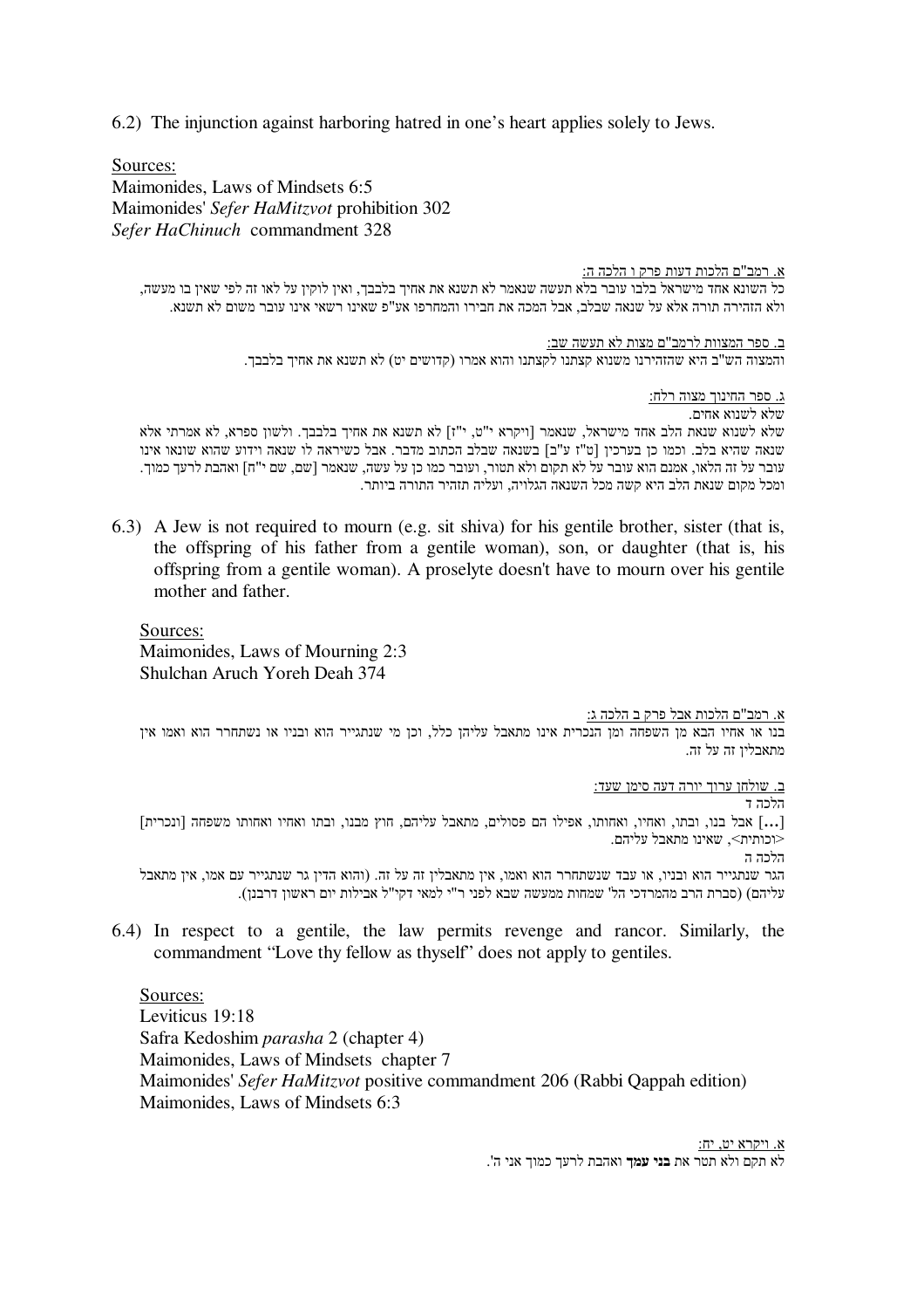6.2) The injunction against harboring hatred in one's heart applies solely to Jews.

Sources:
Maimonides, Laws of Mindsets 6:5
Maimonides' *Sefer HaMitzvot* prohibition 302
*Sefer HaChinuch* commandment 328

א. רמב"ם הלכות דעות פרק ו הלכה ה:

כל השונא אחד מישראל בלבו עובר בלא תעשה שנאמר לא תשנא את אחיך בלבבך, ואין לוקין על לאו זה לפי שאין בו מעשה, ולא הזהירה תורה אלא על שנאה שבלב, אבל המכה את חבירו והמחרפו אע"פ שאינו רשאי אינו עובר משום לא תשנא.

ב. ספר המצוות לרמב"ם מצות לא תעשה שב:

והמצוה השב"ב היא שהזהירנו משנוא קצתנו לקצתנו והוא אמרו (קדושים יט) לא תשנא את אחיך בלבבך.

ג. ספר החינוך מצוה רלח:

שלא לשנוא אחים.

שלא לשנוא שנאת הלב אחד מישראל, שנאמר [ויקרא י"ט, י"ז] לא תשנא את אחיך בלבבך. ולשון ספרא, לא אמרתי אלא שנאה שהיא בלב. וכמו כן בערכין [ט"ז ע"ב] בשנאה שבלב הכתוב מדבר. אבל כשיראה לו שנאה וידוע שהוא שונאו אינו עובר על זה הלאו, אמנם הוא עובר על לא תקום ולא תטור, ועובר כמו כן על עשה, שנאמר [שם, שם י"ח] ואהבת לרעך כמוך. ומכל מקום שנאת הלב היא קשה מכל השנאה הגלויה, ועליה תזהיר התורה ביותר.

6.3) A Jew is not required to mourn (e.g. sit shiva) for his gentile brother, sister (that is, the offspring of his father from a gentile woman), son, or daughter (that is, his offspring from a gentile woman). A proselyte doesn't have to mourn over his gentile mother and father.

Sources:
Maimonides, Laws of Mourning 2:3
Shulchan Aruch Yoreh Deah 374

א. רמב"ם הלכות אבל פרק ב הלכה ג:

בנו או אחיו הבא מן השפחה ומן הנכרית אינו מתאבל עליהן כלל, וכן מי שנתגייר הוא ובניו או נשתחרר הוא ואמו אין מתאבלין זה על זה.

ב. שולחן ערוך יורה דעה סימן שעד:

הלכה ד

[...] אבל בנו, ובתו, ואחיו, ואחותו, אפילו הם פסולים, מתאבל עליהם, חוץ מבנו, ובתו ואחיו ואחותו משפחה [ונכרית] <וכותית>, שאינו מתאבל עליהם.

הלכה ה

הגר שנתגייר הוא ובניו, או עבד שנשתחרר הוא ואמו, אין מתאבלין זה על זה. (והוא הדין גר שנתגייר עם אמו, אין מתאבל עליהם) (סברת הרב מהמרדכי הל' שמחות ממעשה שבא לפני ר"י למאי דקי"ל אבילות יום ראשון דרבנן).

6.4) In respect to a gentile, the law permits revenge and rancor. Similarly, the commandment "Love thy fellow as thyself" does not apply to gentiles.

Sources:
Leviticus 19:18
Safra Kedoshim *parasha* 2 (chapter 4)
Maimonides, Laws of Mindsets chapter 7
Maimonides' *Sefer HaMitzvot* positive commandment 206 (Rabbi Qappah edition)
Maimonides, Laws of Mindsets 6:3

א. ויקרא יט, יח:

לא תקם ולא תטר את **בני עמך** ואהבת לרעך כמוך אני ה'.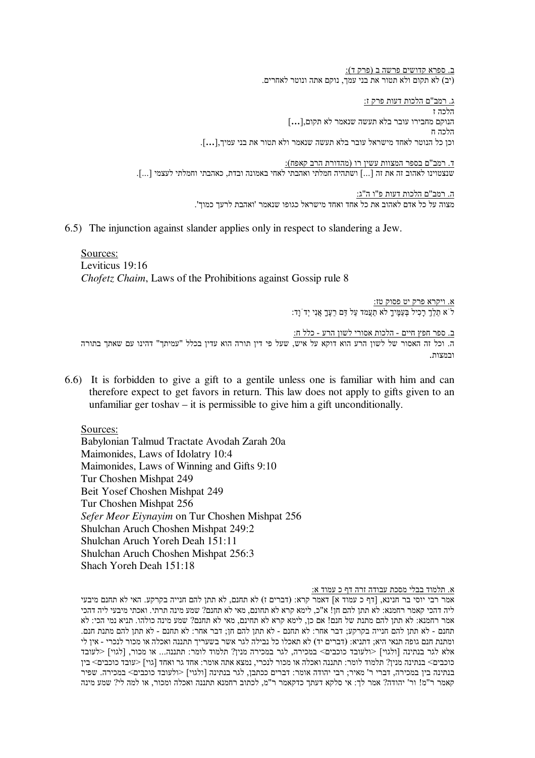ב. ספרא קדושים פרשה ב (פרק ד):

(יב) לא תקום ולא תטור את בני עמך, נוקם אתה ונוטר לאחרים.

ג. רמב"ם הלכות דעות פרק ז:

הלכה ז

הנוקם מחבירו עובר בלא תעשה שנאמר לא תקום,[...]

הלכה ח

וכן כל הנוטר לאחד מישראל עובר בלא תעשה שנאמר ולא תטור את בני עמיך,[...].

ד. רמב"ם בספר המצוות עשין רו (מהדורת הרב קאפח):

שנצטוינו לאהוב זה את זה [...] ושתהיה חמלתי ואהבתי לאחי באמונה ובדת, כאהבתי וחמלתי לעצמי [...].

ה. רמב"ם הלכות דעות פ"ו ה"ג:

מצוה על כל אדם לאהוב את כל אחד ואחד מישראל כגופו שנאמר 'ואהבת לרעך כמוך'.

6.5) The injunction against slander applies only in respect to slandering a Jew.

Sources:

Leviticus 19:16

*Chofetz Chaim*, Laws of the Prohibitions against Gossip rule 8

א. ויקרא פרק יט פסוק טז:

לֹא תֵלֵךְ רָכִיל בְּעַמֶּיךָ לֹא תַעֲמֹד עַל דַּם רֵעֶךָ אֲנִי יְקֹוָק:

ב. ספר חפץ חיים - הלכות אסורי לשון הרע - כלל ח:

ה. וכל זה האסור של לשון הרע הוא דוקא על איש, שעל פי דין תורה הוא עדין בכלל "עמיתך" דהינו עם שאתך בתורה ובמצות.

6.6) It is forbidden to give a gift to a gentile unless one is familiar with him and can therefore expect to get favors in return. This law does not apply to gifts given to an unfamiliar ger toshav – it is permissible to give him a gift unconditionally.

Sources:

Babylonian Talmud Tractate Avodah Zarah 20a

Maimonides, Laws of Idolatry 10:4

Maimonides, Laws of Winning and Gifts 9:10

Tur Choshen Mishpat 249

Beit Yosef Choshen Mishpat 249

Tur Choshen Mishpat 256

*Sefer Meor Eiynayim* on Tur Choshen Mishpat 256

Shulchan Aruch Choshen Mishpat 249:2

Shulchan Aruch Yoreh Deah 151:11

Shulchan Aruch Choshen Mishpat 256:3

Shach Yoreh Deah 151:18

א. תלמוד בבלי מסכת עבודה זרה דף כ עמוד א:

אמר רבי יוסי בר חנינא, [דף כ עמוד א] דאמר קרא: (דברים ז) לא תחנם, לא תתן להם חנייה בקרקע. האי לא תחנם מיבעי ליה דהכי קאמר רחמנא: לא תתן להם חן! א"כ, לימא קרא לא תחונם, מאי לא תחנם? שמע מינה תרתי. ואכתי מיבעי ליה דהכי אמר רחמנא: לא תתן להם מתנת של חנם! אם כן, לימא קרא לא תחינם, מאי לא תחנם? שמע מינה כולהו. תניא נמי הכי: לא תחנם - לא תתן להם חנייה בקרקע; דבר אחר: לא תחנם - לא תתן להם חן; דבר אחר: לא תחנם - לא תתן להם מתנת חנם. ומתנת חנם גופה תנאי היא; דתניא: (דברים יד) לא תאכלו כל נבילה לגר אשר בשעריך תתננה ואכלה או מכור לנכרי - אין לי אלא לגר בנתינה [ולגוי] <ולעובד כוכבים> במכירה, לגר במכירה מנין? תלמוד לומר: תתננה... או מכור, [לגוי] <לעובד כוכבים> בנתינה מנין? תלמוד לומר: תתננה ואכלה או מכור לנכרי, נמצא אתה אומר: אחד גר ואחד [גוי] <עובד כוכבים> בין בנתינה בין במכירה, דברי ר' מאיר; רבי יהודה אומר: דברים ככתבן, לגר בנתינה [ולגוי] <ולעובד כוכבים> במכירה. שפיר קאמר ר"מ! ור' יהודה? אמר לך: אי סלקא דעתך כדקאמר ר"מ, לכתוב רחמנא תתננה ואכלה ומכור, או למה לי? שמע מינה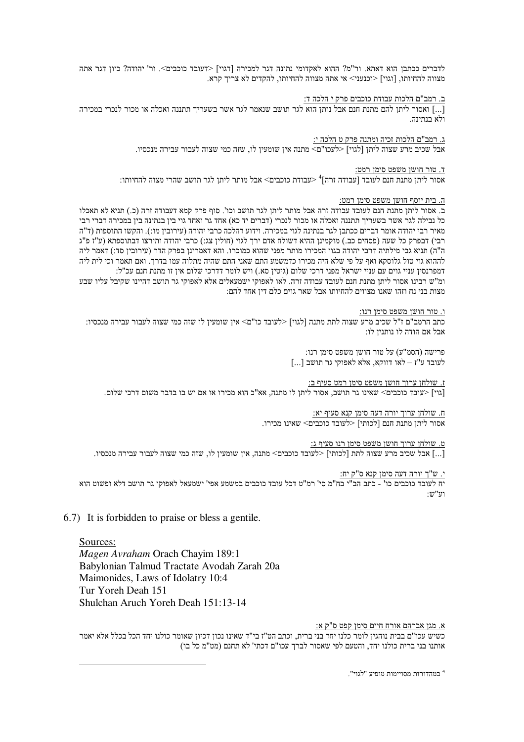לדברים ככתבן הוא דאתא. ור"מ? ההוא לאקדומי נתינה דגר למכירה [דגוי] <דעובד כוכבים>. ור' יהודה? כיון דגר אתה מצווה להחיותו, [וגוי] <וכנעני> אי אתה מצווה להחיותו, להקדים לא צריך קרא.

ב. רמב"ם הלכות עבודת כוכבים פרק י הלכה ד:

[...] ואסור ליתן להם מתנת חנם אבל נותן הוא לגר תושב שנאמר לגר אשר בשעריך תתננה ואכלה או מכור לנכרי במכירה ולא בנתינה.

ג. רמב"ם הלכות זכיה ומתנה פרק ט הלכה י:

אבל שכיב מרע שצוה ליתן [לגוי] <לעכו"ם> מתנה אין שומעין לו, שזה כמי שצוה לעבור עבירה מנכסיו.

ד. טור חושן משפט סימן רמט:

אסור ליתן מתנת חנם לעובד [עבודה זרה][4] <עבודת כוכבים> אבל מותר ליתן לגר תושב שהרי מצוה להחיותו:

ה. בית יוסף חושן משפט סימן רמט:

ב. אסור ליתן מתנת חנם לעובד עבודה זרה אבל מותר ליתן לגר תושב וכו'. סוף פרק קמא דעבודה זרה (כ.) תניא לא תאכלו כל נבילה לגר אשר בשעריך תתננה ואכלה או מכור לנכרי (דברים יד כא) אחד גר ואחד גוי בין בנתינה בין במכירה דברי רבי מאיר רבי יהודה אומר דברים ככתבן לגר בנתינה לגוי במכירה. וידוע דהלכה כרבי יהודה (עירובין מו:). והקשו התוספות (ד"ה רבי) דבפרק כל שעה (פסחים כב.) מוקמינן ההיא דשולח אדם ירך לגוי (חולין צג:) כרבי יהודה ותירצו דבתוספתא (ע"ז פ"ג ה"ה) תניא גבי מילתיה דרבי יהודה בגוי המכירו מותר מפני שהוא כמוכרו. והא דאמרינן בפרק הדר (עירובין סד:) דאמר ליה לההוא גוי טול גלוסקא ואף על פי שלא היה מכירו כדמשמע התם שאני התם שהיה מתלוה עמו בדרך. ואם תאמר וכי לית ליה דמפרנסין עניי גוים עם עניי ישראל מפני דרכי שלום (גיטין סא.) ויש לומר דדרכי שלום אין זו מתנת חנם עכ"ל:

ומ"ש רבינו אסור ליתן מתנת חנם לעובד עבודה זרה. לאו לאפוקי ישמעאלים אלא לאפוקי גר תושב דהיינו שקיבל עליו שבע מצות בני נח וזהו שאנו מצווים להחיותו אבל שאר גוים כלם דין אחד להם:

ו. טור חושן משפט סימן רנו:

כתב הרמב"ם ז"ל שכיב מרע שצוה לתת מתנה [לגוי] <לעובד כו"ם> אין שומעין לו שזה כמי שצוה לעבור עבירה מנכסיו: אבל אם הודה לו נותנין לו:

פרישה (הסמ"ע) על טור חושן משפט סימן רנו:
לעובד ע"ז – לאו דווקא, אלא לאפוקי גר תושב [...]

ז. שולחן ערוך חושן משפט סימן רמט סעיף ב:

[גוי] <עובד כוכבים> שאינו גר תושב, אסור ליתן לו מתנה, אא"כ הוא מכירו או אם יש בו בדבר משום דרכי שלום.

ח. שולחן ערוך יורה דעה סימן קנא סעיף יא:

אסור ליתן מתנת חנם [לכותי] <לעובד כוכבים> שאינו מכירו.

ט. שולחן ערוך חושן משפט סימן רנו סעיף ג:

[...] אבל שכיב מרע שצוה לתת [לכותי] <לעובד כוכבים> מתנה, אין שומעין לו, שזה כמי שצוה לעבור עבירה מנכסיו.

י. ש"ך יורה דעה סימן קנא ס"ק יח:

יח לעובד כוכבים כו' - כתב הב"י בח"מ סי' רמ"ט דכל עובד כוכבים במשמע אפי' ישמעאל לאפוקי גר תושב דלא ופשוט הוא וע"ש:

6.7) It is forbidden to praise or bless a gentile.

Sources:
*Magen Avraham* Orach Chayim 189:1
Babylonian Talmud Tractate Avodah Zarah 20a
Maimonides, Laws of Idolatry 10:4
Tur Yoreh Deah 151
Shulchan Aruch Yoreh Deah 151:13-14

א. מגן אברהם אורח חיים סימן קפט ס"ק א:

כשיש עכו"ם בבית נוהגין לומר כלנו יחד בני ברית, וכתב הט"ז בי"ד שאינו נכון דכיון שאומר כולנו יחד הכל בכלל אלא יאמר אותנו בני ברית כולנו יחד, והטעם לפי שאסור לברך עכו"ם דכתי' לא תחנם (מט"מ כל בו)

---

[4] במהדורות מסויימות מופיע "לגוי".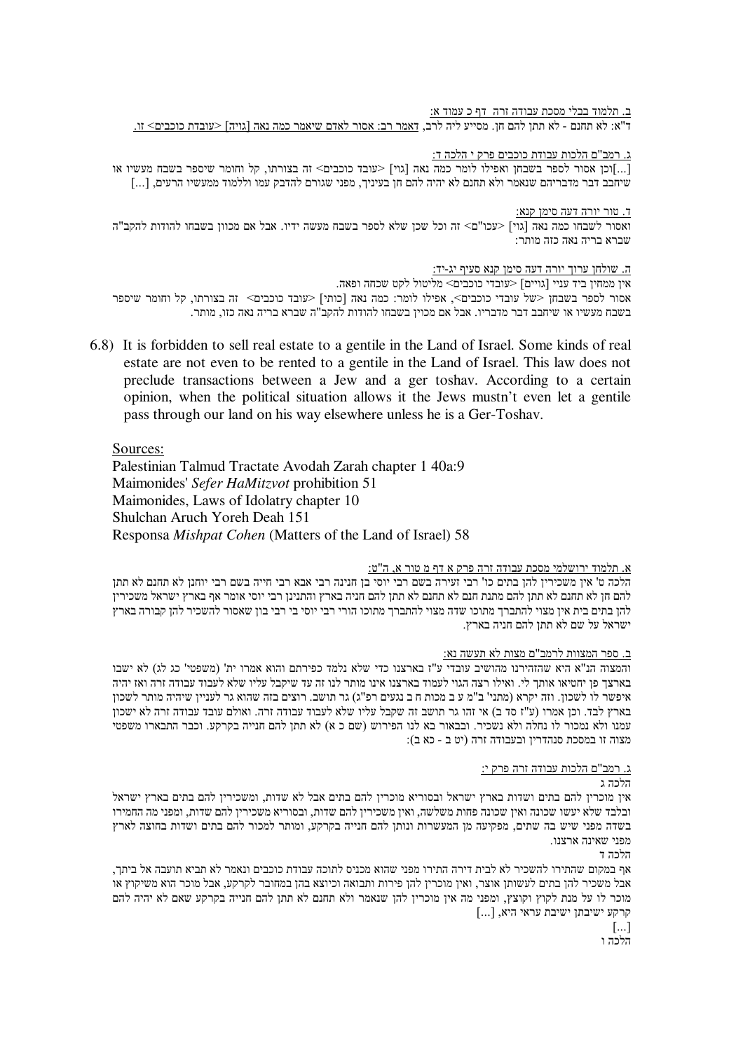ב. תלמוד בבלי מסכת עבודה זרה דף כ עמוד א:

ד"א: לא תחנם - לא תתן להם חן. מסייע ליה לרב, דאמר רב: אסור לאדם שיאמר כמה נאה [גויה] <עובדת כוכבים> זו.

ג. רמב"ם הלכות עבודת כוכבים פרק י הלכה ד:

[...]וכן אסור לספר בשבחן ואפילו לומר כמה נאה [גוי] <עובד כוכבים> זה בצורתו, קל וחומר שיספר בשבח מעשיו או שיחבב דבר מדבריהם שנאמר ולא תחנם לא יהיה להם חן בעיניך, מפני שגורם להדבק עמו וללמוד ממעשיו הרעים, [...]

ד. טור יורה דעה סימן קנא:

ואסור לשבחו כמה נאה [גוי] <עכו"ם> זה וכל שכן שלא לספר בשבח מעשה ידיו. אבל אם מכוון בשבחו להודות להקב"ה שברא בריה נאה כזה מותר:

ה. שולחן ערוך יורה דעה סימן קנא סעיף יג-יד:

אין ממחין ביד עניי [גויים] <עובדי כוכבים> מליטול לקט שכחה ופאה.

אסור לספר בשבחן <של עובדי כוכבים>, אפילו לומר: כמה נאה [כותי] <עובד כוכבים> זה בצורתו, קל וחומר שיספר בשבח מעשיו או שיחבב דבר מדבריו. אבל אם מכוין בשבחו להודות להקב"ה שברא בריה נאה כזו, מותר.

6.8) It is forbidden to sell real estate to a gentile in the Land of Israel. Some kinds of real estate are not even to be rented to a gentile in the Land of Israel. This law does not preclude transactions between a Jew and a ger toshav. According to a certain opinion, when the political situation allows it the Jews mustn't even let a gentile pass through our land on his way elsewhere unless he is a Ger-Toshav.

Sources:

Palestinian Talmud Tractate Avodah Zarah chapter 1 40a:9
Maimonides' *Sefer HaMitzvot* prohibition 51
Maimonides, Laws of Idolatry chapter 10
Shulchan Aruch Yoreh Deah 151
Responsa *Mishpat Cohen* (Matters of the Land of Israel) 58

א. תלמוד ירושלמי מסכת עבודה זרה פרק א דף מ טור א, ה"ט:

הלכה ט' אין משכירין להן בתים כו' רבי זעירה בשם רבי יוסי בן חנינה רבי אבא רבי חייה בשם רבי יוחנן לא תחנם לא תתן להם חן לא תחנם לא תתן להם מתנת חנם לא תחנם לא תתן להם חניה בארץ והתנינן רבי יוסי אומר אף בארץ ישראל משכירין להן בתים בית אין מצוי להתברך מתוכו שדה מצוי להתברך מתוכו הורי רבי יוסי בי רבי בון שאסור להשכיר להן קבורה בארץ ישראל על שם לא תתן להם חניה בארץ.

ב. ספר המצוות לרמב"ם מצות לא תעשה נא:

והמצוה הנ"א היא שהזהירנו מהושיב עובדי ע"ז בארצנו כדי שלא נלמד כפירתם והוא אמרו ית' (משפטי' כג לג) לא ישבו בארצך פן יחטיאו אותך לי. ואילו רצה הגוי לעמוד בארצנו אינו מותר לנו זה עד שיקבל עליו שלא לעבוד עבודה זרה ואז יהיה איפשר לו לשכון. וזה יקרא (מתני' ב"מ ע ב מכות ח ב נגעים רפ"ג) גר תושב. רוצים בזה שהוא גר לעניין שיהיה מותר לשכון בארץ לבד. וכן אמרו (ע"ז סד ב) אי זהו גר תושב זה שקבל עליו שלא לעבוד עבודה זרה. ואולם עובד עבודה זרה לא ישכון עמנו ולא נמכור לו נחלה ולא נשכיר. ובבאור בא לנו הפירוש (שם כ א) לא תתן להם חנייה בקרקע. וכבר התבארו משפטי מצוה זו במסכת סנהדרין ובעבודה זרה (יט ב - כא ב):

ג. רמב"ם הלכות עבודה זרה פרק י:

הלכה ג

אין מוכרין להם בתים ושדות בארץ ישראל ובסוריא מוכרין להם בתים אבל לא שדות, ומשכירין להם בתים בארץ ישראל ובלבד שלא יעשו שכונה ואין שכונה פחות משלשה, ואין משכירין להם שדות, ובסוריא משכירין להם שדות, ומפני מה החמירו בשדה מפני שיש בה שתים, מפקיעה מן המעשרות ונותן להם חנייה בקרקע, ומותר למכור להם בתים ושדות בחוצה לארץ מפני שאינה ארצנו.

הלכה ד

אף במקום שהתירו להשכיר לא לבית דירה התירו מפני שהוא מכניס לתוכה עבודת כוכבים ונאמר לא תביא תועבה אל ביתך, אבל משכיר להן בתים לעשותן אוצר, ואין מוכרין להן פירות ותבואה וכיוצא בהן במחובר לקרקע, אבל מוכר הוא משיקוץ או מוכר לו על מנת לקוץ וקוצץ, ומפני מה אין מוכרין להן שנאמר ולא תחנם לא תתן להם חנייה בקרקע שאם לא יהיה להם קרקע ישיבתן ישיבת עראי היא, [...]

[...]

הלכה ו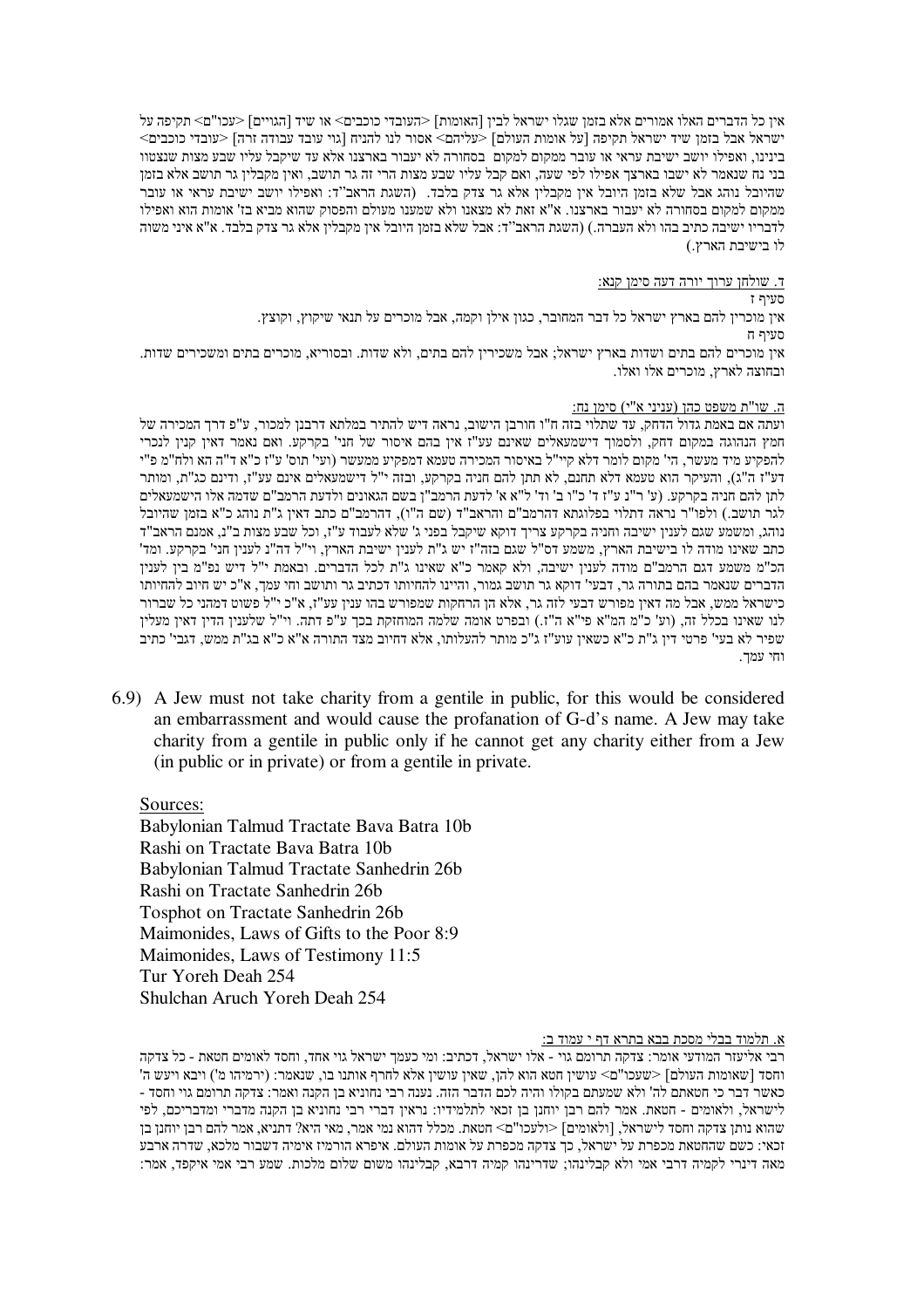אין כל הדברים האלו אמורים אלא בזמן שגלו ישראל לבין [האומות] <העובדי כוכבים> או שיד [הגויים] <עכו"ם> תקיפה על ישראל אבל בזמן שיד ישראל תקיפה [על אומות העולם] <עליהם> אסור לנו להניח [גוי עובד עבודה זרה] <עובדי כוכבים> בינינו, ואפילו יושב ישיבת עראי או עובר ממקום למקום בסחורה לא יעבור בארצנו אלא עד שיקבל עליו שבע מצות שנצטוו בני נח שנאמר לא ישבו בארצך אפילו לפי שעה, ואם קבל עליו שבע מצות הרי זה גר תושב, ואין מקבלין גר תושב אלא בזמן שהיובל נוהג אבל שלא בזמן היובל אין מקבלין אלא גר צדק בלבד. (השגת הראב"ד: ואפילו יושב ישיבת עראי או עובר ממקום למקום בסחורה לא יעבור בארצנו. א"א זאת לא מצאנו ולא שמענו מעולם והפסוק שהוא מביא בז' אומות הוא ואפילו לדבריו ישיבה כתיב בהו ולא העברה.) (השגת הראב"ד: אבל שלא בזמן היובל אין מקבלין אלא גר צדק בלבד. א"א איני משוה לו בישיבת הארץ.)

ד. שולחן ערוך יורה דעה סימן קנא:

סעיף ז

אין מוכרין להם בארץ ישראל כל דבר המחובר, כגון אילן וקמה, אבל מוכרים על תנאי שיקוץ, וקוצץ.

סעיף ח

אין מוכרים להם בתים ושדות בארץ ישראל; אבל משכירין להם בתים, ולא שדות. ובסוריא, מוכרים בתים ומשכירים שדות. ובחוצה לארץ, מוכרים אלו ואלו.

ה. שו"ת משפט כהן (ענייני א"י) סימן נח:

ועתה אם באמת גדול הדחק, עד שתלוי בזה ח"ו חורבן הישוב, נראה דיש להתיר במלתא דרבנן למכור, ע"פ דרך המכירה של חמץ ההנהגה במקום דחק, ולסמוך דישמעאלים שאינם עע"ז אין בהם איסור של חני' בקרקע. ואם נאמר דאין קנין לנכרי להפקיע מיד מעשר, הי' מקום לומר דלא קיי"ל באיסור המכירה טעמא דמפקיע ממעשר (ועי' תוס' ע"ז כ"א ד"ה הא ולח"מ פ"י דע"ז ה"ג), והעיקר הוא טעמא דלא תחנם, לא תתן להם חניה בקרקע, ובזה י"ל דישמעאלים אינם עע"ז, ודינם כג"ת, ומותר לתן להם חניה בקרקע. (ע' ר"נ ע"ז ד' כ"ו ב' וד' ל"א א' לדעת הרמב"ן בשם הגאונים ולדעת הרמב"ם שדמה אלו הישמעאלים לגר תושב.) ולפו"ר נראה דתלוי בפלוגתא דהרמב"ם והראב"ד (שם ה"ו), דהרמב"ם כתב דאין ג"ת נוהג כ"א בזמן שהיובל נוהג, ומשמע שגם לענין ישיבה וחניה בקרקע צריך דוקא שיקבל בפני ג' שלא לעבוד ע"ז, וכל שבע מצות ב"נ, אמנם הראב"ד כתב שאינו מודה לו בישיבת הארץ, משמע דס"ל שגם בזה"ז יש ג"ת לענין ישיבת הארץ, וי"ל דה"נ לענין חני' בקרקע. ומד' הכ"מ משמע דגם הרמב"ם מודה לענין ישיבה, ולא קאמר כ"א שאינו ג"ת לכל הדברים. ובאמת י"ל דיש נפ"מ בין לענין הדברים שנאמר בהם בתורה גר, דבעי' דוקא גר תושב גמור, והיינו להחיותו דכתיב גר ותושב וחי עמך, א"כ יש חיוב להחיותו כישראל ממש, אבל מה דאין מפורש דבעי לזה גר, אלא הן הרחקות שמפורש בהו ענין עע"ז, א"כ י"ל פשוט דמהני כל שברור לנו שאינו בכלל זה, (וע' כ"מ המ"א פי"א ה"ז.) ובפרט אומה שלמה המוחזקת בכך ע"פ דתה. וי"ל שלענין הדין דאין מעלין שפיר לא בעי' פרטי דין ג"ת כ"א כשאין עוע"ז ג"כ מותר להעלותו, אלא דחיוב מצד התורה א"א כ"א בג"ת ממש, דגבי' כתיב וחי עמך.

6.9) A Jew must not take charity from a gentile in public, for this would be considered an embarrassment and would cause the profanation of G-d's name. A Jew may take charity from a gentile in public only if he cannot get any charity either from a Jew (in public or in private) or from a gentile in private.

Sources:

Babylonian Talmud Tractate Bava Batra 10b
Rashi on Tractate Bava Batra 10b
Babylonian Talmud Tractate Sanhedrin 26b
Rashi on Tractate Sanhedrin 26b
Tosphot on Tractate Sanhedrin 26b
Maimonides, Laws of Gifts to the Poor 8:9
Maimonides, Laws of Testimony 11:5
Tur Yoreh Deah 254
Shulchan Aruch Yoreh Deah 254

א. תלמוד בבלי מסכת בבא בתרא דף י עמוד ב:

רבי אליעזר המודעי אומר: צדקה תרומם גוי - אלו ישראל, דכתיב: ומי כעמך ישראל גוי אחד, וחסד לאומים חטאת - כל צדקה וחסד [שאומות העולם] <שעכו"ם> עושין חטא הוא להן, שאין עושין אלא לחרף אותנו בו, שנאמר: (ירמיהו מ') ויבא ויעש ה' כאשר דבר כי חטאתם לה' ולא שמעתם בקולו והיה לכם הדבר הזה. נענה רבי נחוניא בן הקנה ואמר: צדקה תרומם גוי וחסד - לישראל, ולאומים - חטאת. אמר להם רבן יוחנן בן זכאי לתלמידיו: נראין דברי רבי נחוניא בן הקנה מדברי ומדבריכם, לפי שהוא נותן צדקה וחסד לישראל, [ולאומים] <ולעכו"ם> חטאת. מכלל דהוא נמי אמר, מאי היא? דתניא, אמר להם רבן יוחנן בן זכאי: כשם שהחטאת מכפרת על ישראל, כך צדקה מכפרת על אומות העולם. איפרא הורמיז אימיה דשבור מלכא, שדרה ארבע מאה דינרי לקמיה דרבי אמי ולא קבלינהו; שדרינהו קמיה דרבא, קבלינהו משום שלום מלכות. שמע רבי אמי איקפד, אמר: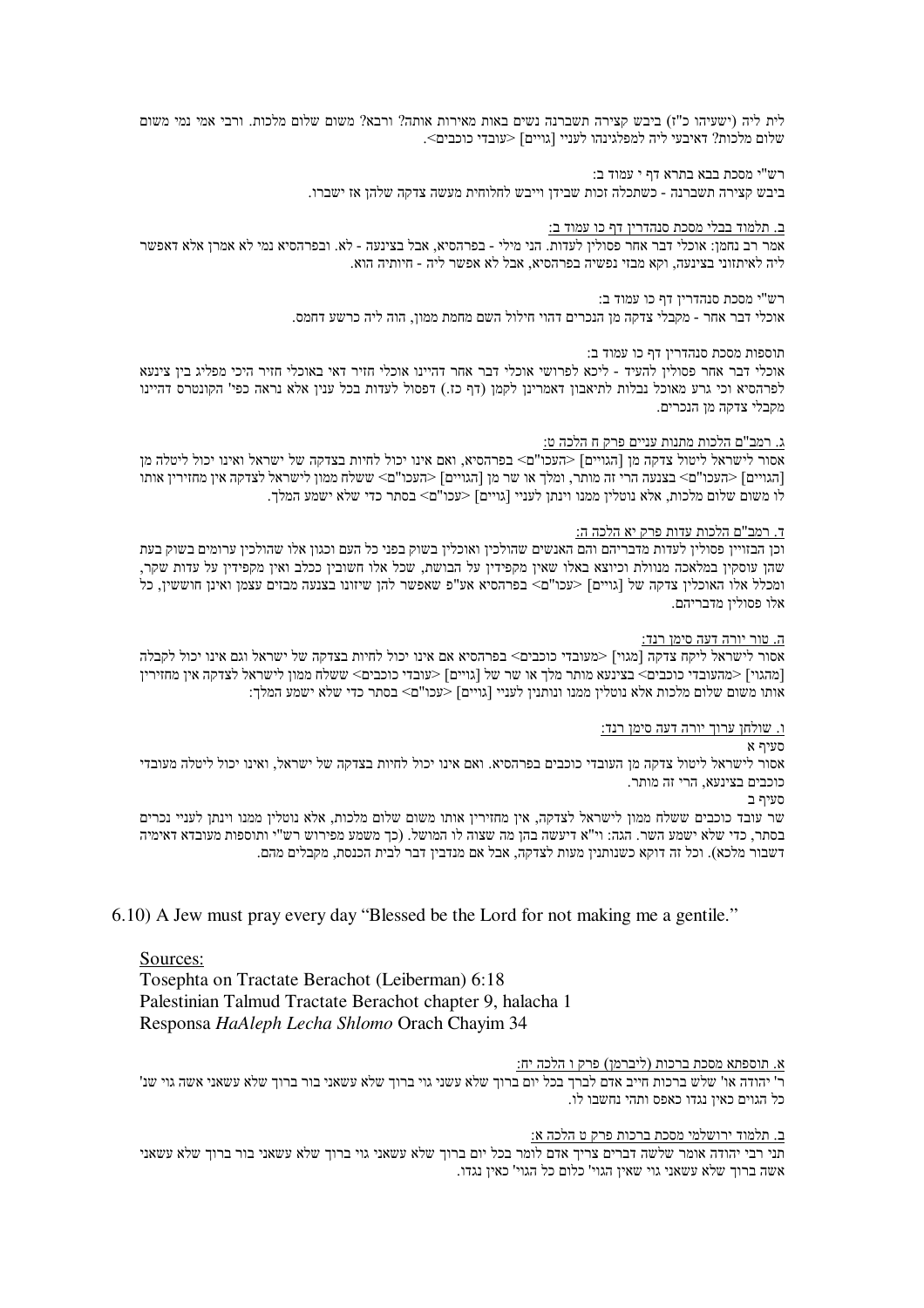לית ליה (ישעיהו כ"ז) ביבש קצירה תשברנה נשים באות מאירות אותה? ורבא? משום שלום מלכות. ורבי אמי נמי משום שלום מלכות? דאיבעי ליה למפלגינהו לעניי [גויים] <עובדי כוכבים>.

רש"י מסכת בבא בתרא דף י עמוד ב:
ביבש קצירה תשברנה - כשתכלה זכות שבידן וייבש לחלוחית מעשה צדקה שלהן אז ישברו.

ב. תלמוד בבלי מסכת סנהדרין דף כו עמוד ב:
אמר רב נחמן: אוכלי דבר אחר פסולין לעדות. הני מילי - בפרהסיא, אבל בצינעה - לא. ובפרהסיא נמי לא אמרן אלא דאפשר ליה לאיתזוני בצינעה, וקא מבזי נפשיה בפרהסיא, אבל לא אפשר ליה - חיותיה הוא.

רש"י מסכת סנהדרין דף כו עמוד ב:
אוכלי דבר אחר - מקבלי צדקה מן הנכרים דהוי חילול השם מחמת ממון, הוה ליה כרשע דחמס.

תוספות מסכת סנהדרין דף כו עמוד ב:
אוכלי דבר אחר פסולין להעיד - ליכא לפרושי אוכלי דבר אחר דהיינו אוכלי חזיר דאי באוכלי חזיר היכי מפליג בין צינעא לפרהסיא וכי גרע מאוכל נבלות לתיאבון דאמרינן לקמן (דף כז.) דפסול לעדות בכל ענין אלא נראה כפי' הקונטרס דהיינו מקבלי צדקה מן הנכרים.

ג. רמב"ם הלכות מתנות עניים פרק ח הלכה ט:
אסור לישראל ליטול צדקה מן [הגויים] <העכו"ם> בפרהסיא, ואם אינו יכול לחיות בצדקה של ישראל ואינו יכול ליטלה מן [הגויים] <העכו"ם> בצנעה הרי זה מותר, ומלך או שר מן [הגויים] <העכו"ם> ששלח ממון לישראל לצדקה אין מחזירין אותו לו משום שלום מלכות, אלא נוטלין ממנו ויותן לעניי [גויים] <עכו"ם> בסתר כדי שלא ישמע המלך.

ד. רמב"ם הלכות עדות פרק יא הלכה ה:
וכן הבזויין פסולין לעדות מדבריהם והם האנשים שהולכין ואוכלין בשוק בפני כל העם וכגון אלו שהולכין ערומים בשוק בעת שהן עוסקין במלאכה מנוולת וכיוצא באלו שאין מקפידין על הבושת, שכל אלו חשובין ככלב ואין מקפידין על עדות שקר, ומכלל אלו האוכלין צדקה של [גויים] <עכו"ם> בפרהסיא אע"פ שאפשר להן שיזונו בצנעה מבזים עצמן ואינן חוששין, כל אלו פסולין מדבריהם.

ה. טור יורה דעה סימן רנד:
אסור לישראל ליקח צדקה [מגוי] <מעובדי כוכבים> בפרהסיא אם אינו יכול לחיות בצדקה של ישראל וגם אינו יכול לקבלה [מהגוי] <מהעובדי כוכבים> בצינעא מותר מלך או שר של [גויים] <עובדי כוכבים> ששלח ממון לישראל לצדקה אין מחזירין אותו משום שלום מלכות אלא נוטלין ממנו ונותנין לעניי [גויים] <עכו"ם> בסתר כדי שלא ישמע המלך:

ו. שולחן ערוך יורה דעה סימן רנד:
סעיף א
אסור לישראל ליטול צדקה מן העובדי כוכבים בפרהסיא. ואם אינו יכול לחיות בצדקה של ישראל, ואינו יכול ליטלה מעובדי כוכבים בצינעא, הרי זה מותר.
סעיף ב
שר עובד כוכבים ששלח ממון לישראל לצדקה, אין מחזירין אותו משום שלום מלכות, אלא נוטלין ממנו וינתן לעניי נכרים בסתר, כדי שלא ישמע השר. הגה: וי"א דיעשה בהן מה שצוה לו המושל. (כך משמע מפירוש רש"י ותוספות מעובדא דאימיה דשבור מלכא). וכל זה דוקא כשנותנין מעות לצדקה, אבל אם מנדבין דבר לבית הכנסת, מקבלים מהם.

6.10) A Jew must pray every day "Blessed be the Lord for not making me a gentile."

Sources:
Tosephta on Tractate Berachot (Leiberman) 6:18
Palestinian Talmud Tractate Berachot chapter 9, halacha 1
Responsa *HaAleph Lecha Shlomo* Orach Chayim 34

א. תוספתא מסכת ברכות (ליברמן) פרק ו הלכה יח:
ר' יהודה או' שלש ברכות חייב אדם לברך בכל יום ברוך שלא עשני גוי ברוך שלא עשאני בור ברוך שלא עשאני אשה גוי שנ' כל הגוים כאין נגדו כאפס ותהי נחשבו לו.

ב. תלמוד ירושלמי מסכת ברכות פרק ט הלכה א:
תני רבי יהודה אומר שלשה דברים צריך אדם לומר בכל יום ברוך שלא עשאני גוי ברוך שלא עשאני בור ברוך שלא עשאני אשה ברוך שלא עשאני גוי שאין הגוי' כלום כל הגוי' כאין נגדו.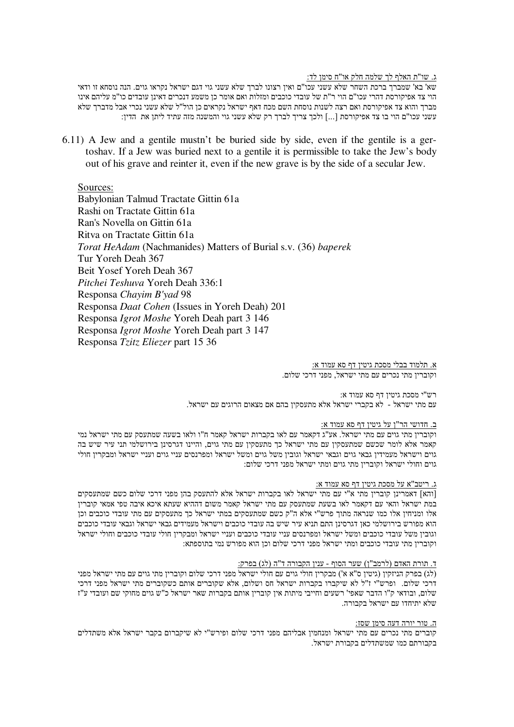ג. שו"ת האלף לך שלמה חלק או"ח סימן לד:

שא' בא' שמברך ברכת השחר שלא עשני עכו"ם ואין רצונו לברך שלא עשני גוי דגם ישראל נקראו גוים. הנה נוסחא זו ודאי הוי צד אפיקורסת דהרי עכו"ם הוי ר"ת של עובדי כוכבים ומזלות ואם אומר כן משמע דנכרים דאינן עובדים כו"מ עליהם אינו מברך והוא צד אפיקורסת ואם רצה לשנות נוסחת השם מכח דאף ישראל נקראים כן הול"ל שלא עשני נכרי אבל מדברך שלא עשני עכו"ם הוי בו צד אפיקורסת [...] ולכך צריך לברך רק שלא עשני גוי והמשנה מזה עתיד ליתן את הדין:

6.11) A Jew and a gentile mustn't be buried side by side, even if the gentile is a ger-toshav. If a Jew was buried next to a gentile it is permissible to take the Jew's body out of his grave and reinter it, even if the new grave is by the side of a secular Jew.

Sources:
Babylonian Talmud Tractate Gittin 61a
Rashi on Tractate Gittin 61a
Ran's Novella on Gittin 61a
Ritva on Tractate Gittin 61a
*Torat HeAdam* (Nachmanides) Matters of Burial s.v. (36) *baperek*
Tur Yoreh Deah 367
Beit Yosef Yoreh Deah 367
*Pitchei Teshuva* Yoreh Deah 336:1
Responsa *Chayim B'yad* 98
Responsa *Daat Cohen* (Issues in Yoreh Deah) 201
Responsa *Igrot Moshe* Yoreh Deah part 3 146
Responsa *Igrot Moshe* Yoreh Deah part 3 147
Responsa *Tzitz Eliezer* part 15 36

א. תלמוד בבלי מסכת גיטין דף סא עמוד א:

וקוברין מתי נכרים עם מתי ישראל, מפני דרכי שלום.

רש"י מסכת גיטין דף סא עמוד א:

עם מתי ישראל - לא בקברי ישראל אלא מתעסקין בהם אם מצאום הרוגים עם ישראל.

ב. חדושי הר"ן על גיטין דף סא עמוד א:

וקוברין מתי גוים עם מתי ישראל. אע"ג דקאמר עם לאו בקברות ישראל קאמר ח"ו ולאו בשעה שמתעסק עם מתי ישראל נמי קאמר אלא לומר שכשם שמתעסקין עם מתי ישראל כך מתעסקין עם מתי גוים, והיינו דגרסינן בירושלמי תני עיר שיש בה גוים וישראל מעמידין גבאי גוים וגבאי ישראל וגובין משל גוים ומשל ישראל ומפרנסים עניי גוים ועניי ישראל ומבקרין חולי גוים וחולי ישראל וקוברין מתי גוים ומתי ישראל מפני דרכי שלום:

ג. ריטב"א על מסכת גיטין דף סא עמוד א:

[והא] דאמרינן קוברין מתי א"י עם מתי ישראל לאו בקברות ישראל אלא להתעסק בהן מפני דרכי שלום כשם שמתעסקים במת ישראל והאי עם דקאמר לאו בשעת שמתעסק עם מתי ישראל קאמר משום דההיא שעתא איכא איבה טפי אמאי קוברין אלו ומניחין אלו כמו שנראה מתוך פרש"י אלא ה"ק כשם שמתעסקים במתי ישראל כך מתעסקים עם מתי עובדי כוכבים וכן הוא מפורש בירושלמי כאן דגרסינן התם תניא עיר שיש בה עובדי כוכבים וישראל מעמידים גבאי ישראל וגבאי עובדי כוכבים וגובין משל ישראל ומשל עובדי כוכבים ומפרנסים עניי עובדי כוכבים ועניי ישראל ומבקרין חולי עובדי כוכבים וחולי ישראל וקוברין מתי עובדי כוכבים ומתי ישראל מפני דרכי שלום וכן הוא מפורש נמי בתוספתא:

ד. תורת האדם (לרמב"ן) שער הסוף - ענין הקבורה ד"ה (לג) בפרק:

(לג) בפרק הניזקין (גיטין ס"א א') מבקרין חולי גוים עם חולי ישראל מפני דרכי שלום וקוברין מתי גוים עם מתי ישראל מפני דרכי שלום. ופרש"י ז"ל לא שיקברו בקברות ישראל חס ושלום, אלא שקוברים אותם כשקוברים מתי ישראל מפני דרכי שלום, ובודאי ק"ו הדבר שאפי' רשעים וחייבי מיתות אין קוברין אותם בקברות שאר ישראל כ"ש גוים מחוקי שם ועובדי ע"ז שלא יתיחדו עם ישראל בקבורה.

ה. טור יורה דעה סימן שסז:

קוברים מתי נכרים עם מתי ישראל ומנחמין אבליהם מפני דרכי שלום ופירש"י לא שיקברום בקבר ישראל אלא משתדלים בקבורתם כמו שמשתדלים בקבורת ישראל.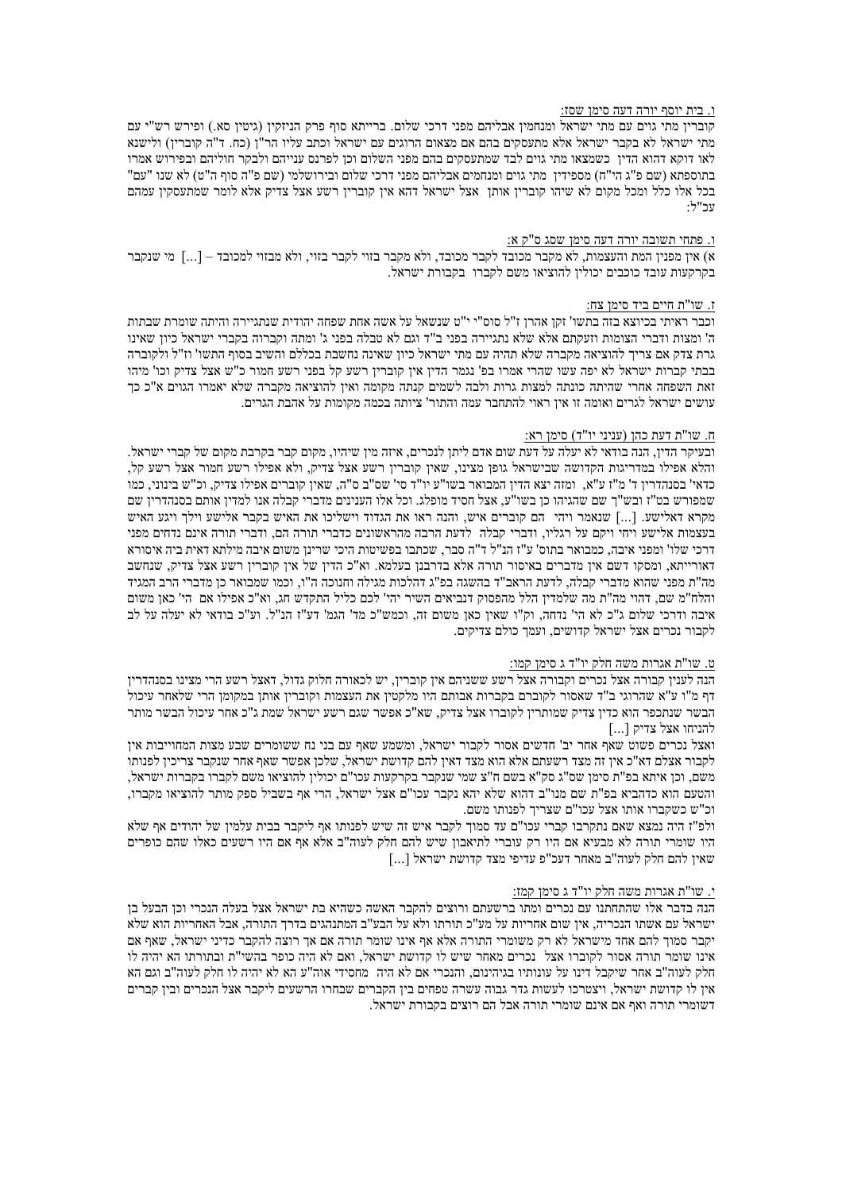ו. בית יוסף יורה דעה סימן שסז:

קוברין מתי גוים עם מתי ישראל ומנחמין אבליהם מפני דרכי שלום. ברייתא סוף פרק הניזקין (גיטין סא.) ופירש רש"י עם מתי ישראל לא בקבר ישראל אלא מתעסקים בהם אם מצאום הרוגים עם ישראל וכתב עליו הר"ן (כח. ד"ה קוברין) ולישנא לאו דוקא דהוא הדין כשמצאו מתי גוים לבד שמתעסקים בהם מפני השלום וכן לפרנס ענייהם ולבקר חוליהם ובפירוש אמרו בתוספתא (שם פ"ג הי"ח) מספידין מתי גוים ומנחמים אבליהם מפני דרכי שלום ובירושלמי (שם פ"ה סוף ה"ט) לא שנו "עם" בכל אלו כלל ומכל מקום לא שיהו קוברין אותן אצל ישראל דהא אין קוברין רשע אצל צדיק אלא לומר שמתעסקין עמהם עכ"ל:

ו. פתחי תשובה יורה דעה סימן שסג ס"ק א:

א) אין מפנין המת והעצמות, לא מקבר מכובד לקבר מכובד, ולא מקבר בזוי לקבר בזוי, ולא מבזוי למכובד – [...] מי שנקבר בקרקעות עובד כוכבים יכולין להוציאו משם לקברו בקבורת ישראל.

ז. שו"ת חיים ביד סימן צח:

וכבר ראיתי בכיוצא בזה בתשו' זקן אהרן ז"ל סוס"י י"ט שנשאל על אשה אחת שפחה יהודית שנתגיירה והיתה שומרת שבתות ה' ומצות ודברי הצומות וזעקתם אלא שלא נתגיירה בפני ב"ד וגם לא טבלה בפני ג' ומתה וקברוה בקברי ישראל כיון שאינו גרת צדק אם צריך להוציאה מקברה שלא תהיה עם מתי ישראל כיון שאינה נחשבת בכללם והשיב בסוף התשו' וז"ל ולקוברה בבתי קברות ישראל לא יפה עשו שהרי אמרו בפ' נגמר הדין אין קוברין רשע קל בפני רשע חמור כ"ש אצל צדיק וכו' מיהו זאת השפחה אחרי שהיתה כונתה למצות גרות ולבה לשמים קנתה מקומה ואין להוציאה מקברה שלא יאמרו הגוים א"כ כך עושים ישראל לגרים ואומה זו אין ראוי להתחבר עמה והתור' ציותה בכמה מקומות על אהבת הגרים.

ח. שו"ת דעת כהן (עניני יו"ד) סימן רא:

ובעיקר הדין, הנה בודאי לא יעלה על דעת שום אדם ליתן לנכרים, איזה מין שיהיו, מקום קבר בקרבת מקום של קברי ישראל. והלא אפילו במדריגות הקדושה שבישראל גופן מצינו, שאין קוברין רשע אצל צדיק, ולא אפילו רשע חמור אצל רשע קל, כדאי' בסנהדרין ד' מ"ז ע"א, ומזה יצא הדין המבואר בשו"ע יו"ד סי' שס"ב ס"ה, שאין קוברים אפילו צדיק, וכ"ש בינוני, כמו שמפורש בט"ז ובש"ך שם שהגיהו כן בשו"ע, אצל חסיד מופלג. וכל אלו הענינים מדברי קבלה אנו למדין אותם בסנהדרין שם מקרא דאלישע. [...] שנאמר ויהי הם קוברים איש, והנה ראו את הגדוד וישליכו את האיש בקבר אלישע וילך ויגע האיש בעצמות אלישע ויחי ויקם על רגליו, ודברי קבלה לדעת הרבה מהראשונים כדברי תורה הם, ודברי תורה אינם נדחים מפני דרכי שלו' ומפני איבה, כמבואר בתוס' ע"ז הנ"ל ד"ה סבר, שכתבו בפשיטות היכי שרינן משום איבה מילתא דאית ביה איסורא דאורייתא, ומסקו דשם אין מדברים באיסור תורה אלא בדרבנן בעלמא. וא"כ הדין של אין קוברין רשע אצל צדיק, שנחשב מה"ת מפני שהוא מדברי קבלה, לדעת הראב"ד בהשגה בפ"ג דהלכות מגילה וחנוכה ה"ו, וכמו שמבואר כן מדברי הרב המגיד והלח"מ שם, דהוי מה"ת מה שלמדין הלל מהפסוק דנביאים השיר יהי' לכם כליל התקדש חג, וא"כ אפילו אם הי' כאן משום איבה ודרכי שלום ג"כ לא הי' נדחה, וק"ו שאין כאן משום זה, וכמש"כ מד' הגמ' דע"ז הנ"ל. וע"כ בודאי לא יעלה על לב לקבור נכרים אצל ישראל קדושים, ועמך כולם צדיקים.

ט. שו"ת אגרות משה חלק יו"ד ג סימן קמו:

הנה לענין קבורה אצל נכרים וקבורה אצל רשע ששניהם אין קוברין, יש לכאורה חלוק גדול, דאצל רשע הרי מצינו בסנהדרין דף מ"ו ע"ב שהרוגי ב"ד שאסור לקוברם בקברות אבותם היו מלקטין את העצמות וקוברין אותן במקומן הרי שלאחר עיכול הבשר שנתכפר הוא כדין צדיק שמותרין לקוברו אצל צדיק, שא"כ אפשר שגם רשע ישראל שמת ג"כ אחר עיכול הבשר מותר להניחו אצל צדיק [...]

ואצל נכרים פשוט שאף אחר יב' חדשים אסור לקבור ישראל, ומשמע שאף עם בני נח ששומרים שבע מצות המחוייבות אין לקבור אצלם דא"כ אין זה מצד רשעתם אלא הוא מצד דאין להם קדושת ישראל, שלכן אפשר שאף אחר שנקבר צריכין לפנותו משם, וכן איתא בפ"ת סימן שס"ג סק"א בשם ח"צ שמי שנקבר בקרקעות עכו"ם יכולין להוציאו משם לקברו בקברות ישראל, והטעם הוא כדהביא בפ"ת שם מנו"ב דהוא שלא יהא נקבר עכו"ם אצל ישראל, הרי אף בשביל ספק מותר להוציאו מקברו, וכ"ש כשקברו אותו אצל עכו"ם שצריך לפנותו משם.

ולפ"ז היה נמצא שאם נתקרבו קברי עכו"ם עד סמוך לקבר איש זה שיש לפנותו אף ליקבר בבית עלמין של יהודים אף שלא היו שומרי תורה לא מבעיא אם היו רק עוברי לתיאבון שיש להם חלק לעוה"ב אלא אף אם היו רשעים כאלו שהם כופרים שאין להם חלק לעוה"ב מאחר דעכ"פ עדיפי מצד קדושת ישראל [...]

י. שו"ת אגרות משה חלק יו"ד ג סימן קמז:

הנה בדבר אלו שהתחתנו עם נכרים ומתו ברשעתם ורוצים להקבר האשה כשהיא בת ישראל אצל בעלה הנכרי וכן הבעל בן ישראל עם אשתו הנכריה, אין שום אחריות על מע"כ תורתו ולא על הבע"ב המתנהגים בדרך התורה, אבל האחריות הוא שלא יקבר סמוך להם אחד מישראל לא רק משומרי התורה אלא אף אינו שומר תורה אם אך רוצה להקבר כדיני ישראל, שאף אם אינו שומר תורה אסור לקוברו אצל נכרים מאחר שיש לו קדושת ישראל, ואם לא היה כופר בהשי"ת ובתורתו הא יהיה לו חלק לעוה"ב אחר שיקבל דינו על עונותיו בגיהנום, והנכרי אם לא היה מחסידי אוה"ע הא לא יהיה לו חלק לעוה"ב וגם הא אין לו קדושת ישראל, ויצטרכו לעשות גדר גבוה עשרה טפחים בין הקברים שבחרו הרשעים ליקבר אצל הנכרים ובין קברים דשומרי תורה ואף אם אינם שומרי תורה אבל הם רוצים בקבורת ישראל.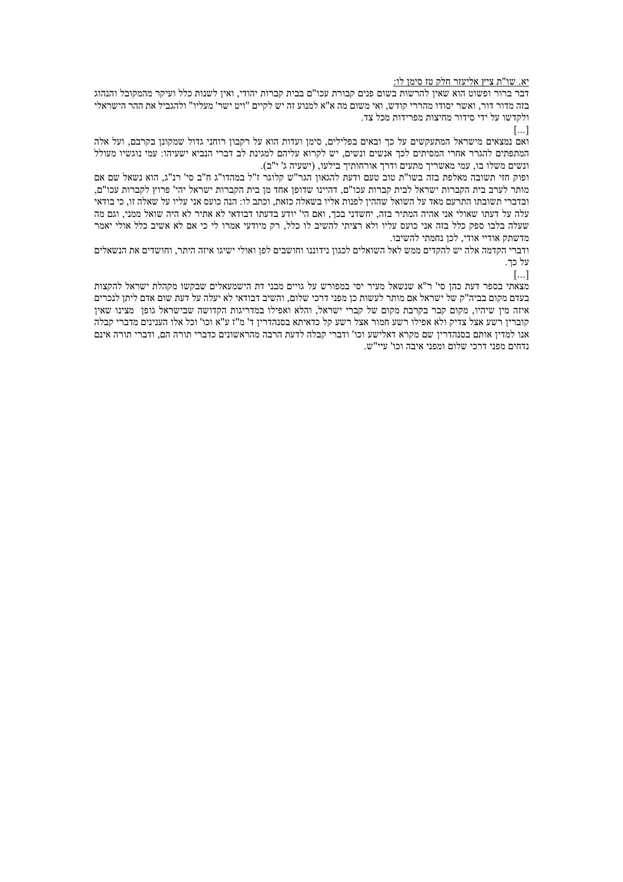<u>יא. שו"ת ציץ אליעזר חלק טז סימן לו:</u>

דבר ברור ופשוט הוא שאין להרשות בשום פנים קבורת עכו"ם בבית קברות יהודי, ואין לשנות כלל ועיקר מהמקובל והנהוג בזה מדור דור, ואשר יסודו מהררי קודש, ואי משום מה א"א למנוע זה יש לקיים "ויט ישר' מעליו" ולהגביל את ההר הישראלי ולקדשו על ידי סידור מחיצות מפרידות מכל צד.

[...]

ואם נמצאים מישראל המתעקשים על כך ובאים בפלילים, סימן ועדות הוא על רקבון רוחני גדול שמקונן בקרבם, ועל אלה המתפתים להגרר אחרי המסיתים לכך אנשים ונשים, יש לקרוא עליהם למגינת לב דברי הנביא ישעיהו: עמי נוגשיו מעולל ונשים משלו בו, עמי מאשריך מתעים ודרך אורחותיך בילעו, (ישעיה ג' י"ב).

ופוק חזי תשובה מאלפת בזה בשו"ת טוב טעם ודעת להגאון הגר"ש קלוגר ז"ל במהדו"ג ח"ב סי' רנ"ג, הוא נשאל שם אם מותר לערב בית הקברות ישראל לבית קברות עכו"ם, דהיינו שדופן אחד מן בית הקברות ישראל יהי' פרוץ לקברות עכו"ם, ובדברי תשובתו התרעם מאד על השואל שההין לפנות אליו בשאלה כזאת, וכתב לו: הנה כועס אני עליו על שאלה זו, כי בודאי עלה על דעתו שאולי אני אהיה המתיר בזה, יחשדני בכך, ואם הי' יודע בדעתו דבודאי לא אתיר לא היה שואל ממני, וגם מה שעלה בלבו ספק כלל בזה אני כועס עליו ולא רציתי להשיב לו כלל, רק מיודעי אמרו לי כי אם לא אשיב כלל אולי יאמר מדשתק אודיי אודי, לכן נחמתי להשיבו.

ודברי הקדמה אלה יש להקדים ממש לאל השואלים לכגון נידוננו וחושבים לפן ואולי ישיגו איזה היתר, וחושדים את הנשאלים על כך.

[...]

מצאתי בספר דעת כהן סי' ר"א שנשאל מעיר יסי במפורש על גויים מבני דת הישמעאלים שבקשו מקהלת ישראל להקצות בעדם מקום בביה"ק של ישראל אם מותר לעשות כן מפני דרכי שלום, והשיב דבודאי לא יעלה על דעת שום אדם ליתן לנכרים איזה מין שיהיו, מקום קבר בקרבת מקום של קברי ישראל, והלא ואפילו במדריגות הקדושה שבישראל גופן מצינו שאין קוברין רשע אצל צדיק ולא אפילו רשע חמור אצל רשע קל כדאיתא בסנהדרין ד' מ"ז ע"א וכו' וכל אלו הענינים מדברי קבלה אנו למדין אותם בסנהדרין שם מקרא דאלישע וכו' ודברי קבלה לדעת הרבה מהראשונים כדברי תורה הם, ודברי תורה אינם נדחים מפני דרכי שלום ומפני איבה וכו' עיי"ש.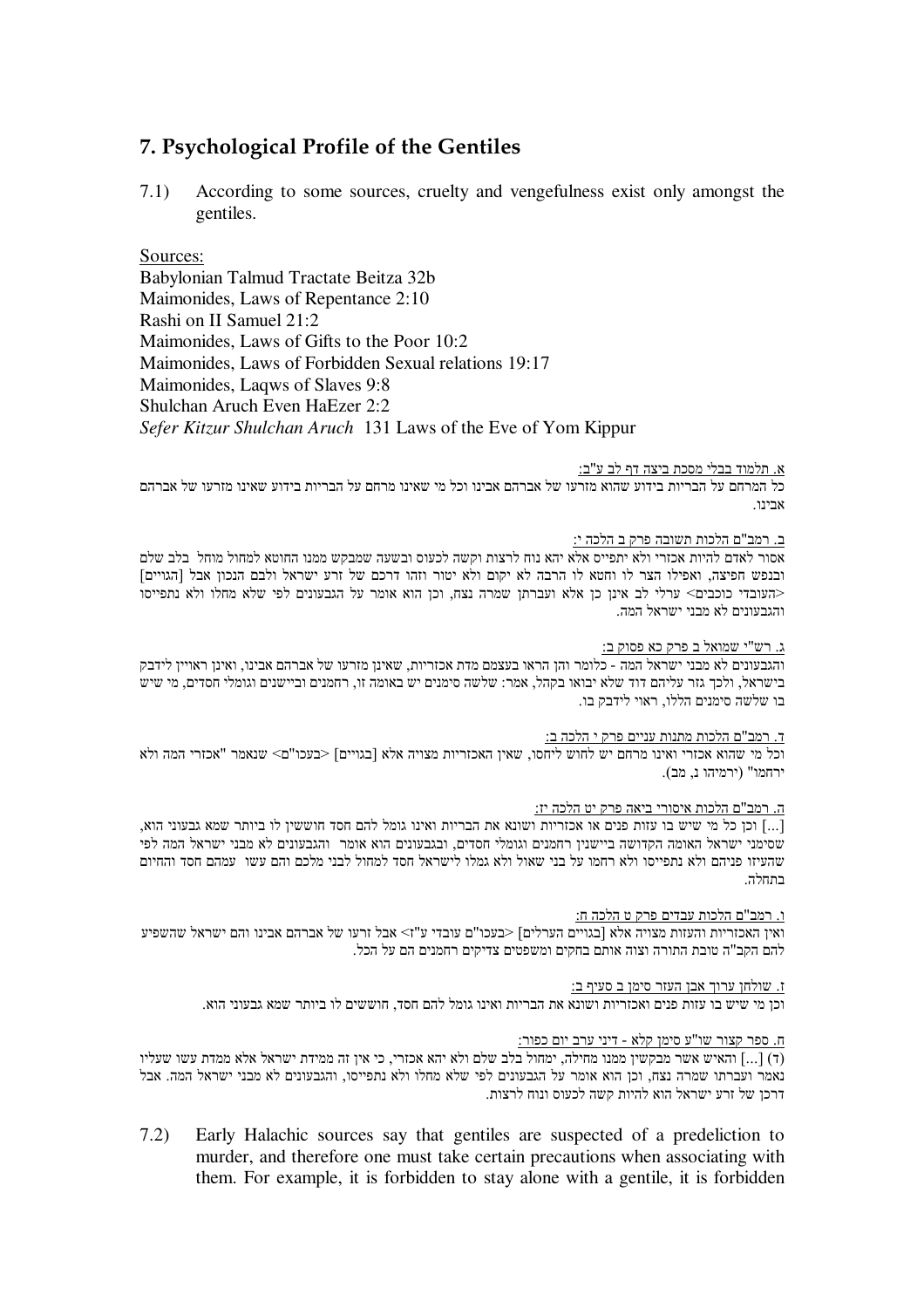## 7. Psychological Profile of the Gentiles

7.1) According to some sources, cruelty and vengefulness exist only amongst the gentiles.

Sources:
Babylonian Talmud Tractate Beitza 32b
Maimonides, Laws of Repentance 2:10
Rashi on II Samuel 21:2
Maimonides, Laws of Gifts to the Poor 10:2
Maimonides, Laws of Forbidden Sexual relations 19:17
Maimonides, Laqws of Slaves 9:8
Shulchan Aruch Even HaEzer 2:2
*Sefer Kitzur Shulchan Aruch* 131 Laws of the Eve of Yom Kippur

א. תלמוד בבלי מסכת ביצה דף לב ע"ב:
כל המרחם על הבריות בידוע שהוא מזרעו של אברהם אבינו וכל מי שאינו מרחם על הבריות בידוע שאינו מזרעו של אברהם אבינו.

ב. רמב"ם הלכות תשובה פרק ב הלכה י:
אסור לאדם להיות אכזרי ולא יתפייס אלא יהא נוח לרצות וקשה לכעוס ובשעה שמבקש ממנו החוטא למחול מוחל בלב שלם ובנפש חפיצה, ואפילו הצר לו וחטא לו הרבה לא יקום ולא יטור וזהו דרכם של זרע ישראל ולבם הנכון אבל [הגויים] <העובדי כוכבים> ערלי לב אינן כן אלא ועברתן שמרה נצח, וכן הוא אומר על הגבעונים לפי שלא מחלו ולא נתפייסו והגבעונים לא מבני ישראל המה.

ג. רש"י שמואל ב פרק כא פסוק ב:
והגבעונים לא מבני ישראל המה - כלומר והן הראו בעצמם מדת אכזריות, שאינן מזרעו של אברהם אבינו, ואינן ראויין לידבק בישראל, ולכך גזר עליהם דוד שלא יבואו בקהל, אמר: שלשה סימנים יש באומה זו, רחמנים וביישנים וגומלי חסדים, מי שיש בו שלשה סימנים הללו, ראוי לידבק בו.

ד. רמב"ם הלכות מתנות עניים פרק י הלכה ב:
וכל מי שהוא אכזרי ואינו מרחם יש לחוש ליחסו, שאין האכזריות מצויה אלא [בגויים] <בעכו"ם> שנאמר "אכזרי המה ולא ירחמו" (ירמיהו נ, מב).

ה. רמב"ם הלכות איסורי ביאה פרק יט הלכה יז:
[...] וכן כל מי שיש בו עזות פנים או אכזריות ושונא את הבריות ואינו גומל להם חסד חוששין לו ביותר שמא גבעוני הוא, שסימני ישראל האומה הקדושה ביישנין רחמנים וגומלי חסדים, ובגבעונים הוא אומר והגבעונים לא מבני ישראל המה לפי שהעיזו פניהם ולא נתפייסו ולא רחמו על בני שאול ולא גמלו לישראל חסד למחול לבני מלכם והם עשו עמהם חסד והחיום בתחלה.

ו. רמב"ם הלכות עבדים פרק ט הלכה ח:
ואין האכזריות והעזות מצויה אלא [בגויים הערלים] <בעכו"ם עובדי ע"ז> אבל זרעו של אברהם אבינו והם ישראל שהשפיע להם הקב"ה טובת התורה וצוה אותם בחקים ומשפטים צדיקים רחמנים הם על הכל.

ז. שולחן ערוך אבן העזר סימן ב סעיף ב:
וכן מי שיש בו עזות פנים ואכזריות ושונא את הבריות ואינו גומל להם חסד, חוששים לו ביותר שמא גבעוני הוא.

ח. ספר קצור שו"ע סימן קלא - דיני ערב יום כפור:
(ד) [...] והאיש אשר מבקשין ממנו מחילה, ימחול בלב שלם ולא יהא אכזרי, כי אין זה ממידת ישראל אלא ממדת עשו שעליו נאמר ועברתו שמרה נצח, וכן הוא אומר על הגבעונים לפי שלא מחלו ולא נתפייסו, והגבעונים לא מבני ישראל המה. אבל דרכן של זרע ישראל הוא להיות קשה לכעוס ונוח לרצות.

7.2) Early Halachic sources say that gentiles are suspected of a predeliction to murder, and therefore one must take certain precautions when associating with them. For example, it is forbidden to stay alone with a gentile, it is forbidden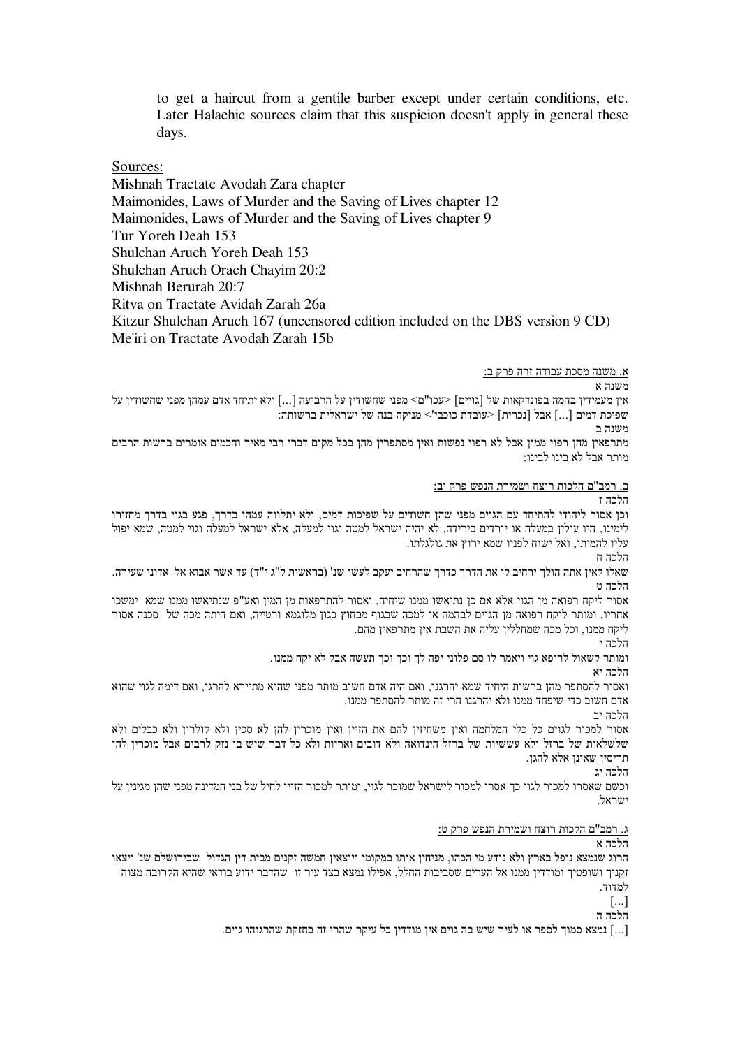to get a haircut from a gentile barber except under certain conditions, etc. Later Halachic sources claim that this suspicion doesn't apply in general these days.

Sources:

Mishnah Tractate Avodah Zara chapter
Maimonides, Laws of Murder and the Saving of Lives chapter 12
Maimonides, Laws of Murder and the Saving of Lives chapter 9
Tur Yoreh Deah 153
Shulchan Aruch Yoreh Deah 153
Shulchan Aruch Orach Chayim 20:2
Mishnah Berurah 20:7
Ritva on Tractate Avidah Zarah 26a
Kitzur Shulchan Aruch 167 (uncensored edition included on the DBS version 9 CD)
Me'iri on Tractate Avodah Zarah 15b

א. משנה מסכת עבודה זרה פרק ב:

משנה א

אין מעמידין בהמה בפונדקאות של [גויים] <עכו"ם> מפני שחשודין על הרביעה [...] ולא יתיחד אדם עמהן מפני שחשודין על שפיכת דמים [...] אבל [נכרית] <עובדת כוכבי'> מניקה בנה של ישראלית ברשותה:

משנה ב

מתרפאין מהן רפוי ממון אבל לא רפוי נפשות ואין מסתפרין מהן בכל מקום דברי רבי מאיר וחכמים אומרים ברשות הרבים מותר אבל לא בינו לבינו:

ב. רמב"ם הלכות רוצח ושמירת הנפש פרק יב:

הלכה ז

וכן אסור ליהודי להתיחד עם הגוים מפני שהן חשודים על שפיכות דמים, ולא יתלווה עמהן בדרך, פגע בגוי בדרך מחזירו לימינו, היו עולין במעלה או יורדים בירידה, לא יהיה ישראל למטה וגוי למעלה, אלא ישראל למעלה וגוי למטה, שמא יפול עליו להמיתו, ואל ישוח לפניו שמא ירוץ את גולגלתו.

הלכה ח

שאלו לאין אתה הולך ירחיב לו את הדרך כדרך שהרחיב יעקב לעשו שנ' (בראשית ל"ג י"ד) עד אשר אבוא אל אדוני שעירה.

הלכה ט

אסור ליקח רפואה מן הגוי אלא אם כן נתיאשו ממנו שיחיה, ואסור להתרפאות מן המין ואע"פ שנתיאשו ממנו שמא ימשכו אחריו, ומותר ליקח רפואה מן הגוים לבהמה או למכה שבגוף מבחוץ כגון מלוגמא ורטייה, ואם היתה מכה של סכנה אסור ליקח ממנו, וכל מכה שמחללין עליה את השבת אין מתרפאין מהם.

הלכה י

ומותר לשאול לרופא גוי ויאמר לו סם פלוני יפה לך וכך וכך תעשה אבל לא יקח ממנו.

הלכה יא

ואסור להסתפר מהן ברשות היחיד שמא יהרגנו, ואם היה אדם חשוב מותר מפני שהוא מתיירא להרגו, ואם דימה לגוי שהוא אדם חשוב כדי שיפחד ממנו ולא יהרגנו הרי זה מותר להסתפר ממנו.

הלכה יב

אסור למכור לגוים כל כלי המלחמה ואין משחיזין להם את הזיין ואין מוכרין להן לא סכין ולא קולרין ולא כבלים ולא שלשלאות של ברזל ולא עששיות של ברזל הינדואה ולא דובים ואריות ולא כל דבר שיש בו נזק לרבים אבל מוכרין להן תריסין שאינן אלא להגן.

הלכה יג

וכשם שאסרו למכור לגוי כך אסרו למכור לישראל שמוכר לגוי, ומותר למכור הזיין לחיל של בני המדינה מפני שהן מגינין על ישראל.

ג. רמב"ם הלכות רוצח ושמירת הנפש פרק ט:

הלכה א

הרוג שנמצא נופל בארץ ולא נודע מי הכהו, מניחין אותו במקומו ויוצאין חמשה זקנים מבית דין הגדול שבירושלם שנ' ויצאו זקניך ושופטיך ומודדין ממנו אל הערים שסביבות החלל, אפילו נמצא בצד עיר זו שהדבר ידוע בודאי שהיא הקרובה מצוה למדוד.

[...]

הלכה ה

[...] נמצא סמוך לספר או לעיר שיש בה גוים אין מודדין כל עיקר שהרי זה בחזקת שהרגוהו גוים.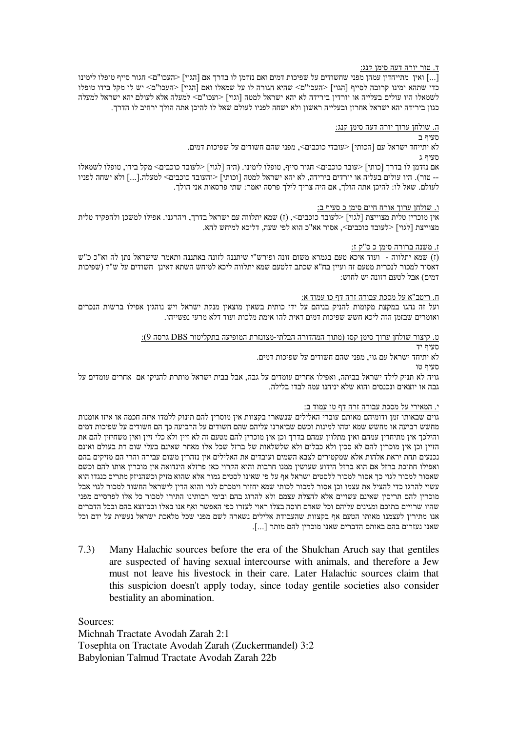ד. טור יורה דעה סימן קנג:

[...] ואין מתייחדין עמהן מפני שחשודים על שפיכות דמים ואם נזדמן לו בדרך אם [הגוי] <העכו"ם> חגור סייף טופלו לימינו כדי שתהא ימינו קרובה לסייף [הגוי] <העכו"ם> שהיא חגורה לו על שמאלו ואם [הגוי] <העכו"ם> יש לו מקל בידו טופלו לשמאלו היו עולין בעלייה או יורדין בירידה לא יהא ישראל למטה [וגוי] <ועכו"ם> למעלה אלא לעולם יהא ישראל למעלה כגון בירידה יהא ישראל אחרון ובעלייה ראשון ולא ישחה לפניו לעולם שאל לו להיכן אתה הולך ירחיב לו הדרך.

ה. שולחן ערוך יורה דעה סימן קנג:

סעיף ב

לא יתייחד ישראל עם [הכותי] <עובדי כוכבים>, מפני שהם חשודים על שפיכות דמים.

סעיף ג

אם נזדמן לו בדרך [כותי] <עובד כוכבים> חגור סייף, טופלו לימינו. (היה [לגוי] <לעובד כוכבים> מקל בידו, טופלו לשמאלו -- טור). היו עולים בעליה או יורדים בירידה, לא יהא ישראל למטה [וכותי] <והעובד כוכבים> למעלה.[...] ולא ישחה לפניו לעולם. שאל לו: להיכן אתה הולך, אם היה צריך לילך פרסה יאמר: שתי פרסאות אני הולך.

ו. שולחן ערוך אורח חיים סימן כ סעיף ב:

אין מוכרין טלית מצוייצת [לגוי] <לעובד כוכבים>, (ז) שמא יתלווה עם ישראל בדרך, ויהרגנו. אפילו למשכן ולהפקיד טלית מצוייצת [לגוי] <לעובד כוכבים>, אסור אא"כ הוא לפי שעה, דליכא למיחש להא.

ז. משנה ברורה סימן כ ס"ק ז:

(ז) שמא יתלווה - ועוד איכא טעם בגמרא משום זונה ופירש"י שיתננה לזונה באתננה ותאמר שישראל נתן לה וא"כ כ"ש דאסור למכור לנכרית מטעם זה ועיין בח"א שכתב דלטעם שמא יתלווה ליכא למיחש השתא דאינן חשודים על ש"ד (שפיכות דמים) אבל לטעם דזונה יש לחוש:

ח. ריטב"א על מסכת עבודה זרה דף כו עמוד א:

ועל זה נהגו במקצת מקומות להניק בניהם על ידי כותית בשאין מוצאין מנקת ישראל ויש נוהגין אפילו ברשות הנכרים ואומרים שבזמן הזה ליכא חשש שפיכות דמים דאית להו אימת מלכות ועוד דלא מרעי נפשייהו.

ט. קיצור שולחן ערוך סימן קסז (מתוך המהדורה הבלתי-מצונזרת המופיעה בתקליטור DBS גרסה 9):

סעיף יד

לא יתיחד ישראל עם גוי, מפני שהם חשודים על שפיכות דמים.

סעיף טו

גויה לא תניק לילד ישראל בביתה, ואפילו אחרים עומדים על גבה, אבל בבית ישראל מותרת להניקו אם אחרים עומדים על גבה או יוצאים ונכנסים והוא שלא יניחנו עמה לבדו בלילה.

י. המאירי על מסכת עבודה זרה דף טו עמוד ב:

גוים שבאותו זמן ודומיהם מאותם עובדי האלילים שנשארו בקצוות אין מוסרין להם תינוק ללמדו איזה חכמה או איזו אומנות מחשש רביעה או מחשש שמא יטהו למינות וכשם שביארנו עליהם שהם חשודים על הרביעה כך הם חשודים על שפיכות דמים והילכך אין מתיחדין עמהם ואין מתלוין עמהם בדרך וכן אין מוכרין להם מטעם זה לא זיין ולא כלי זיין ואין משחיזין להם את הזיין וכן אין מוכרין להם לא סכין ולא כבלים ולא שלשלאות של ברזל שכל אלו מאחר שאינם בעלי שום דת בעולם ואינם נכנעים תחת יראת אלהות אלא שמקטירים לצבא השמים ועובדים את האלילים אין נזהרין משום עבירה והרי הם מזיקים בהם ואפילו חתיכת ברזל אם הוא ברזל הידוע שעושין ממנו חרבות והוא הקרוי כאן פרזלא הינדואה אין מוכרין אותו להם וכשם שאסור למכור לגוי כך אסור למכור ללסטים ישראל אף על פי שאינו לסטים גמור אלא שהוא מזיק וכשהניזק מתריס כנגדו הוא עשוי להרגו כדי להציל את עצמו וכן אסור למכור לכותי שמא יחזור וימכרם לגוי והוא הדין לישראל החשוד למכור לגוי אבל מוכרין להם תריסין שאינם עשויים אלא להצלת עצמם ולא להרוג בהם ובימי רבותינו התירו למכור כל אלו לפרסיים מפני שהיו שרויים בתוכם ומגינים עליהם וכל שאדם חוסה בצלו ראוי לעזרו כפי האפשר ואף אנו באלו וביוצא בהם ובכל הדברים אנו מתירין לעצמנו מאותו הטעם אף בקצוות שהעבודת אלילים נשארה לשם מפני שכל מלאכת ישראל נעשית על ידם וכל שאנו נעזרים בהם באותם הדברים שאנו מוכרין להם מותר [...].

7.3) Many Halachic sources before the era of the Shulchan Aruch say that gentiles are suspected of having sexual intercourse with animals, and therefore a Jew must not leave his livestock in their care. Later Halachic sources claim that this suspicion doesn't apply today, since today gentile societies also consider bestiality an abomination.

Sources:

Michnah Tractate Avodah Zarah 2:1
Tosephta on Tractate Avodah Zarah (Zuckermandel) 3:2
Babylonian Talmud Tractate Avodah Zarah 22b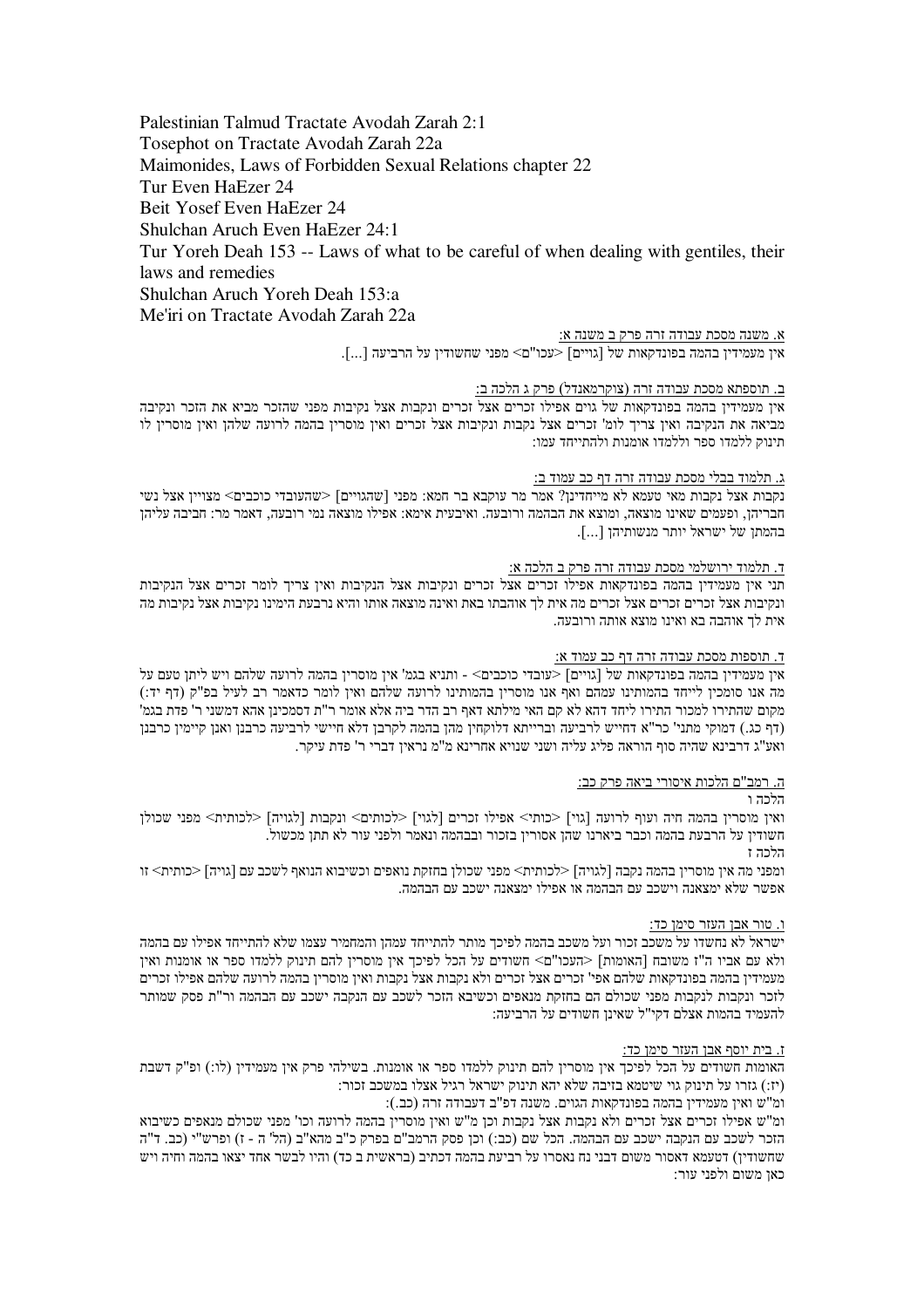Palestinian Talmud Tractate Avodah Zarah 2:1

Tosephot on Tractate Avodah Zarah 22a

Maimonides, Laws of Forbidden Sexual Relations chapter 22

Tur Even HaEzer 24

Beit Yosef Even HaEzer 24

Shulchan Aruch Even HaEzer 24:1

Tur Yoreh Deah 153 -- Laws of what to be careful of when dealing with gentiles, their laws and remedies

Shulchan Aruch Yoreh Deah 153:a

Me'iri on Tractate Avodah Zarah 22a

א. משנה מסכת עבודה זרה פרק ב משנה א:

אין מעמידין בהמה בפונדקאות של [גויים] <עכו"ם> מפני שחשודין על הרביעה [...].

ב. תוספתא מסכת עבודה זרה (צוקרמאנדל) פרק ג הלכה ב:

אין מעמידין בהמה בפונדקאות של גוים אפילו זכרים אצל זכרים ונקבות אצל נקיבות מפני שהזכר מביא את הזכר ונקיבה מביאה את הנקיבה ואין צריך לומ' זכרים אצל נקבות ונקיבות אצל זכרים ואין מוסרין בהמה לרועה שלהן ואין מוסרין לו תינוק ללמדו ספר וללמדו אומנות ולהתייחד עמו:

ג. תלמוד בבלי מסכת עבודה זרה דף כב עמוד ב:

נקבות אצל נקבות מאי טעמא לא מייחדינן? אמר מר עוקבא בר חמא: מפני [שהגויים] <שהעובדי כוכבים> מצויין אצל נשי חבריהן, ופעמים שאינו מוצאה, ומוצא את הבהמה ורובעה. ואיבעית אימא: אפילו מוצאה נמי רובעה, דאמר מר: חביבה עליהן בהמתן של ישראל יותר מנשותיהן [...].

ד. תלמוד ירושלמי מסכת עבודה זרה פרק ב הלכה א:

תני אין מעמידין בהמה בפונדקאות אפילו זכרים אצל זכרים ונקיבות אצל הנקיבות ואין צריך לומר זכרים אצל הנקיבות ונקיבות אצל זכרים זכרים אצל זכרים מה אית לך אוהבתו באת ואינה מוצאה אותו והיא נרבעת הימינו נקיבות אצל נקיבות מה אית לך אוהבה בא ואינו מוצא אותה ורובעה.

ד. תוספות מסכת עבודה זרה דף כב עמוד א:

אין מעמידין בהמה בפונדקאות של [גויים] <עובדי כוכבים> - ותניא בגמ' אין מוסרין בהמה לרועה שלהם ויש ליתן טעם על מה אנו סומכין לייחד בהמותינו עמהם ואף אנו מוסרין בהמותינו לרועה שלהם ואין לומר כדאמר רב לעיל בפ"ק (דף יד:) מקום שהתירו למכור התירו ליחד דהא לא קם האי מילתא דאף רב הדר ביה אלא אומר ר"ת דסמכינן אהא דמשני ר' פדת בגמ' (דף כג.) דמוקי מתני' כר"א דחייש לרביעה וברייתא דלוקחין מהן בהמה לקרבן דלא חיישי לרבנן ואנן קיימין כרבנן ואע"ג דרבינא שהיה סוף הוראה פליג עליה ושני שנויא אחרינא מ"מ נראין דברי ר' פדת עיקר.

ה. רמב"ם הלכות איסורי ביאה פרק כב:

הלכה ו

ואין מוסרין בהמה חיה ועוף לרועה [גוי] <כותי> אפילו זכרים [לגוי] <לכותים> ונקבות [לגויה] <לכותית> מפני שכולן חשודין על הרבעת בהמה וכבר ביארנו שהן אסורין בזכור ובבהמה ונאמר ולפני עור לא תתן מכשול.

הלכה ז

ומפני מה אין מוסרין בהמה נקבה [לגויה] <לכותית> מפני שכולן בחזקת נואפים וכשיבוא הנואף לשכב עם [גויה] <כותית> זו אפשר שלא ימצאנה וישכב עם הבהמה או אפילו ימצאנה ישכב עם הבהמה.

ו. טור אבן העזר סימן כד:

ישראל לא נחשדו על משכב זכור ועל משכב בהמה לפיכך מותר להתייחד עמהן והמחמיר עצמו שלא להתייחד אפילו עם בהמה ולא עם אביו ה"ז משובח [האומות] <העכו"ם> חשודים על הכל לפיכך אין מוסרין להם תינוק ללמדו ספר או אומנות ואין מעמידין בהמה בפונדקאות שלהם אפי' זכרים אצל זכרים ולא נקבות אצל נקבות ואין מוסרין בהמה לרועה שלהם אפילו זכרים לזכר ונקבות לנקבות מפני שכולם הם בחזקת מנאפים וכשיבא הזכר לשכב עם הנקבה ישכב עם הבהמה ור"ת פסק שמותר להעמיד בהמות אצלם דקי"ל שאינן חשודים על הרביעה:

ז. בית יוסף אבן העזר סימן כד:

האומות חשודים על הכל לפיכך אין מוסרין להם תינוק ללמדו ספר או אומנות. בשילהי פרק אין מעמידין (לו:) ופ"ק דשבת (יז:) גזרו על תינוק גוי שיטמא בזיבה שלא יהא תינוק ישראל רגיל אצלו במשכב זכור:

ומ"ש ואין מעמידין בהמה בפונדקאות הגוים. משנה דפ"ב דעבודה זרה (כב.):

ומ"ש אפילו זכרים אצל זכרים ולא נקבות אצל נקבות וכן מ"ש ואין מוסרין בהמה לרועה וכו' מפני שכולם מנאפים כשיבוא הזכר לשכב עם הנקבה ישכב עם הבהמה. הכל שם (כב:) וכן פסק הרמב"ם בפרק כ"ב מהא"ב (הל' ה - ז) ופרש"י (כב. ד"ה שחשודין) דטעמא דאסור משום דבני נח נאסרו על רביעת בהמה דכתיב (בראשית ב כד) והיו לבשר אחד יצאו בהמה וחיה ויש כאן משום ולפני עור: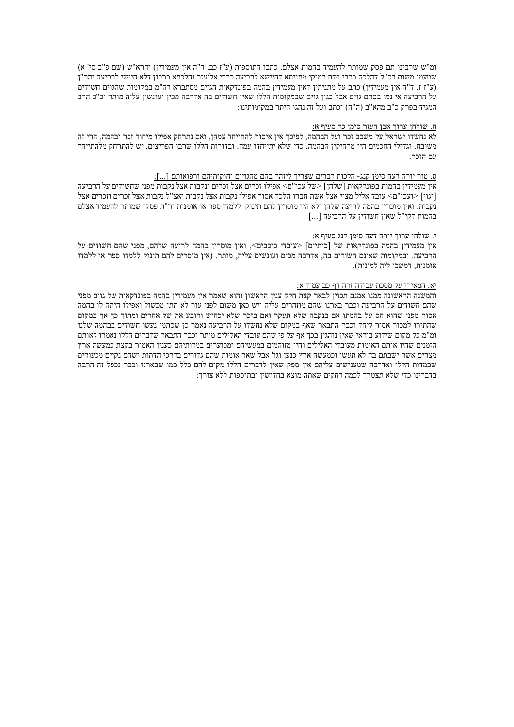ומ"ש שרבינו תם פסק שמותר להעמיד בהמות אצלם. כתבו התוספות (ע"ז כב. ד"ה אין מעמידין) והרא"ש (שם פ"ב סי' א) שטעמו משום דס"ל דהלכה כרבי פדת דמוקי מתניתא דחיישא לרביעה כרבי אליעזר והלכתא כרבנן דלא חיישי לרביעה והר"ן (ע"ז ז. ד"ה אין מעמידין) כתב על מתניתין דאין מעמידין בהמה בפונדקאות הגוים מסתברא דה"מ במקומות שהגוים חשודים על הרביעה אי נמי בסתם גוים אבל כגון גוים שבמקומות הללו שאין חשודים בה אדרבה מכין ועונשין עליה מותר וכ"כ הרב המגיד בפרק כ"ב מהא"ב (ה"ה) וכתב ועל זה נהגו היתר במקומותינו:

<u>ח. שולחן ערוך אבן העזר סימן כד סעיף א:</u>

לא נחשדו ישראל על משכב זכר ועל הבהמה, לפיכך אין איסור להתייחד עמהן, ואם נתרחק אפילו מיחוד זכר ובהמה, הרי זה משובח. וגדולי החכמים היו מרחיקין הבהמה, כדי שלא יתייחדו עמה. ובדורות הללו שרבו הפריצים, יש להתרחק מלהתייחד עם הזכר.

<u>ט. טור יורה דעה סימן קנג- הלכות דברים שצריך ליזהר בהם מהגויים וחוקותיהם ורפואותם [...]:</u>

אין מעמידין בהמות בפונדקאות [שלהן] <של עכו"ם> אפילו זכרים אצל זכרים ונקבות אצל נקבות מפני שחשודים על הרביעה [וגוי] <ועכו"ם> עובד אליל מצוי אצל אשת חברו הלכך אסור אפילו נקבות אצל נקבות ואצ"ל נקבות אצל זכרים וזכרים אצל נקבות. ואין מוכרין בהמה לרועה שלהן ולא היו מוסרין להם תינוק ללמדו ספר או אומנות ור"ת פסקו שמותר להעמיד אצלם בהמות דקי"ל שאין חשודין על הרביעה [...]

<u>י. שולחן ערוך יורה דעה סימן קנג סעיף א:</u>

אין מעמידין בהמה בפונדקאות של [כותיים] <עובדי כוכבים>, ואין מוסרין בהמה לרועה שלהם, מפני שהם חשודים על הרביעה. ובמקומות שאינם חשודים בה, אדרבה מכים ועונשים עליה, מותר. (אין מוסרים להם תינוק ללמדו ספר או ללמדו אומנות, דמשכי ליה למינות).

<u>יא. המאירי על מסכת עבודה זרה דף כב עמוד א:</u>

והמשנה הראשונה ממנו אמנם תכוין לבאר קצת חלק ענין הראשון והוא שאמר אין מעמידין בהמה בפונדקאות של גוים מפני שהם חשודים על הרביעה וכבר בארנו שהם מוזהרים עליה ויש כאן משום לפני עור לא תתן מכשול ואפילו היתה לו בהמה אסור מפני שהוא חס על בהמתו אם בנקבה שלא תעקר ואם בזכר שלא יכחיש ורובע את של אחרים ומתוך כך אף במקום שהתירו למכור אסור ליחד וכבר התבאר שאף במקום שלא נחשדו על הרביעה נאמר כן שסתמן נעשו חשודים בבהמה שלנו ומ"מ כל מקום שידוע בודאי שאין נוהגין בכך אף על פי שהם עובדי האלילים מותר וכבר התבאר שדברים הללו נאמרו לאותם הזמנים שהיו אותם האומות מעובדי האלילים והיו מזוהמים במעשיהם ומכוערים במדותיהם כענין האמור בקצת כמעשה ארץ מצרים אשר ישבתם בה לא תעשו וכמעשה ארץ כנען וגו' אבל שאר אומות שהם גדורים בדרכי הדתות ושהם נקיים מכעורים שבמדות הללו ואדרבה שמענישים עליהם אין ספק שאין לדברים הללו מקום להם כלל כמו שבארנו וכבר נכפל זה הרבה בדברינו כדי שלא תצטרך לכמה דחקים שאתה מוצא בחדושין ובתוספות ללא צורך: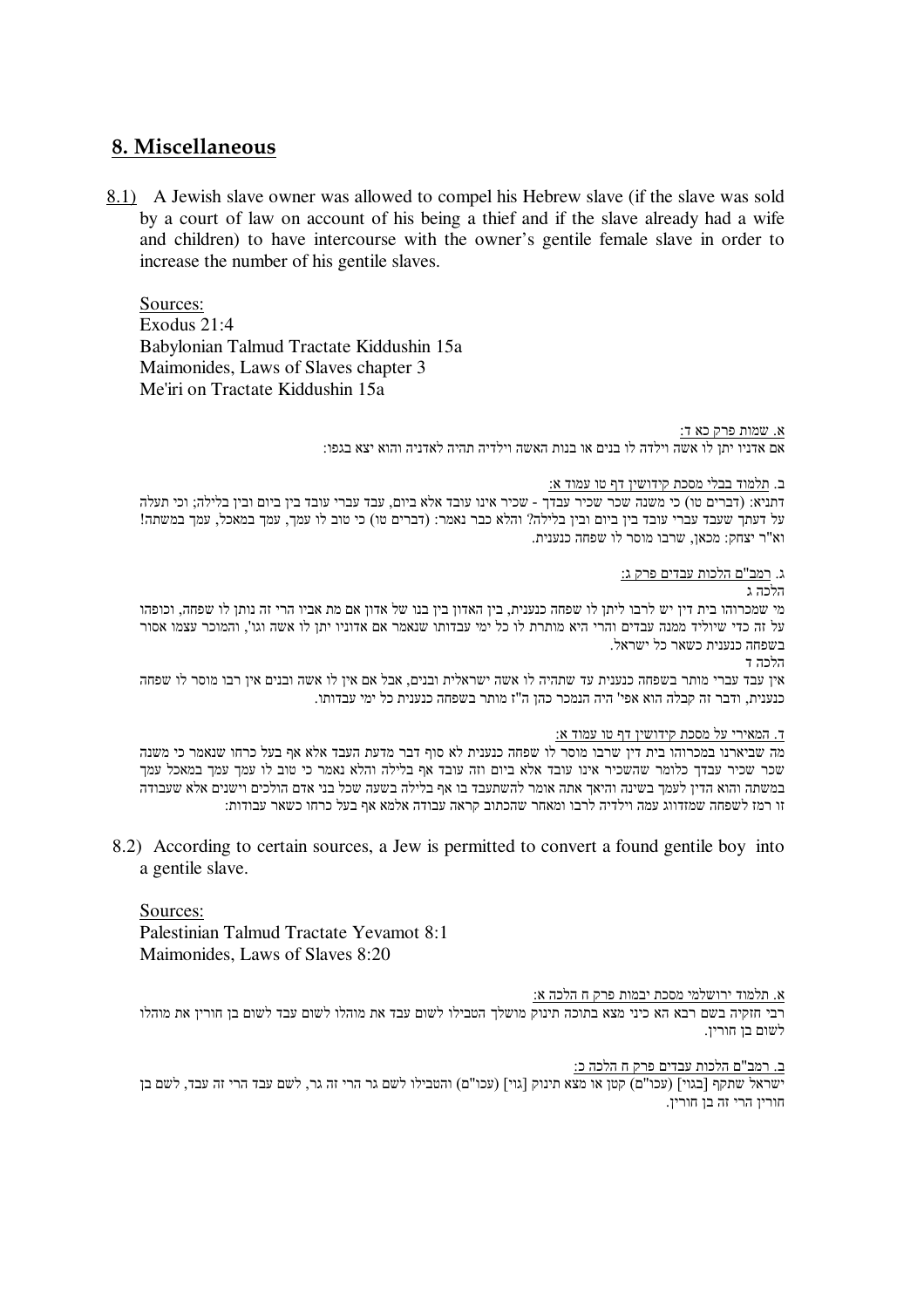## 8. Miscellaneous

8.1) A Jewish slave owner was allowed to compel his Hebrew slave (if the slave was sold by a court of law on account of his being a thief and if the slave already had a wife and children) to have intercourse with the owner's gentile female slave in order to increase the number of his gentile slaves.

Sources:
Exodus 21:4
Babylonian Talmud Tractate Kiddushin 15a
Maimonides, Laws of Slaves chapter 3
Me'iri on Tractate Kiddushin 15a

א. שמות פרק כא ד:
אם אדניו יתן לו אשה וילדה לו בנים או בנות האשה וילדיה תהיה לאדניה והוא יצא בגפו:

ב. תלמוד בבלי מסכת קידושין דף טו עמוד א:
דתניא: (דברים טו) כי משנה שכר שכיר עבדך - שכיר אינו עובד אלא ביום, עבד עברי עובד בין ביום ובין בלילה; וכי תעלה על דעתך שעבד עברי עובד בין ביום ובין בלילה? והלא כבר נאמר: (דברים טו) כי טוב לו עמך, עמך במאכל, עמך במשתה! וא"ר יצחק: מכאן, שרבו מוסר לו שפחה כנענית.

ג. רמב"ם הלכות עבדים פרק ג:
הלכה ג
מי שמכרוהו בית דין יש לרבו ליתן לו שפחה כנענית, בין האדון בין בנו של אדון אם מת אביו הרי זה נותן לו שפחה, וכופהו על זה כדי שיוליד ממנה עבדים והרי היא מותרת לו כל ימי עבודתו שנאמר אם אדוניו יתן לו אשה וגו', והמוכר עצמו אסור בשפחה כנענית כשאר כל ישראל.
הלכה ד
אין עבד עברי מותר בשפחה כנענית עד שתהיה לו אשה ישראלית ובנים, אבל אם אין לו אשה ובנים אין רבו מוסר לו שפחה כנענית, ודבר זה קבלה הוא אפי' היה הנמכר כהן ה"ז מותר בשפחה כנענית כל ימי עבודתו.

ד. המאירי על מסכת קידושין דף טו עמוד א:
מה שביארנו במכרוהו בית דין שרבו מוסר לו שפחה כנענית לא סוף דבר מדעת העבד אלא אף בעל כרחו שנאמר כי משנה שכר שכיר עבדך כלומר שהשכיר אינו עובד אלא ביום וזה עובד אף בלילה והלא נאמר כי טוב לו עמך עמך במאכל עמך במשתה והוא הדין לעמך בשינה והיאך אתה אומר להשתעבד בו אף בלילה בשעה שכל בני אדם הולכים וישנים אלא שעבודה זו רמז לשפחה שמזדווג עמה וילדיה לרבו ומאחר שהכתוב קראה עבודה אלמא אף בעל כרחו כשאר עבודות:

8.2) According to certain sources, a Jew is permitted to convert a found gentile boy into a gentile slave.

Sources:
Palestinian Talmud Tractate Yevamot 8:1
Maimonides, Laws of Slaves 8:20

א. תלמוד ירושלמי מסכת יבמות פרק ח הלכה א:
רבי חזקיה בשם רבא הא כיני מצא בתוכה תינוק מושלך הטבילו לשום עבד את מוהלו לשום עבד לשום בן חורין את מוהלו לשום בן חורין.

ב. רמב"ם הלכות עבדים פרק ח הלכה כ:
ישראל שתקף [בגוי] (עכו"ם) קטן או מצא תינוק [גוי] (עכו"ם) והטבילו לשם גר הרי זה גר, לשם עבד הרי זה עבד, לשם בן חורין הרי זה בן חורין.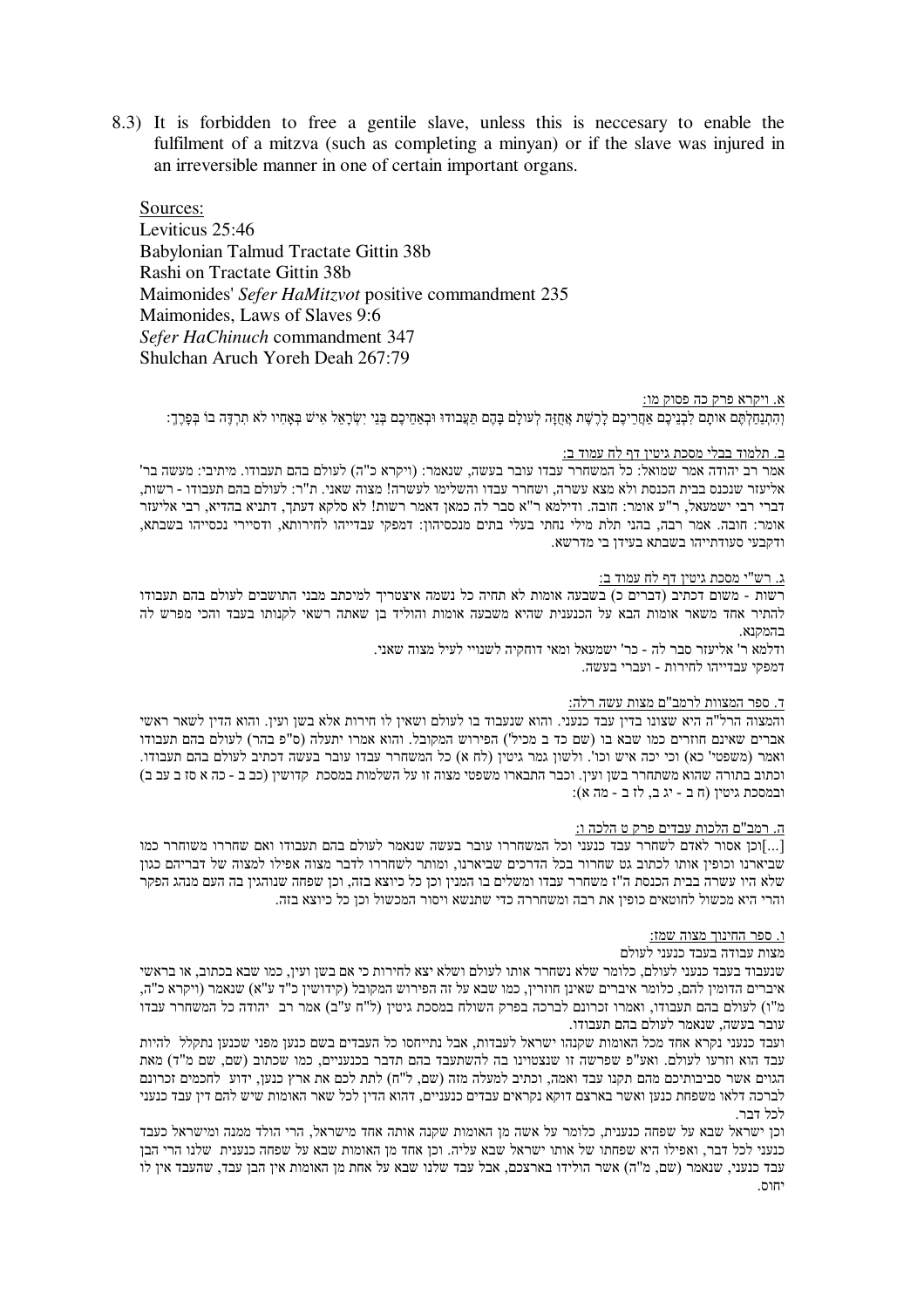8.3) It is forbidden to free a gentile slave, unless this is neccesary to enable the fulfilment of a mitzva (such as completing a minyan) or if the slave was injured in an irreversible manner in one of certain important organs.

Sources:
Leviticus 25:46
Babylonian Talmud Tractate Gittin 38b
Rashi on Tractate Gittin 38b
Maimonides' *Sefer HaMitzvot* positive commandment 235
Maimonides, Laws of Slaves 9:6
*Sefer HaChinuch* commandment 347
Shulchan Aruch Yoreh Deah 267:79

א. ויקרא פרק כה פסוק מו:

וְהִתְנַחַלְתֶּם אֹתָם לִבְנֵיכֶם אַחֲרֵיכֶם לָרֶשֶׁת אֲחֻזָּה לְעֹלָם בָּהֶם תַּעֲבֹדוּ וּבְאַחֵיכֶם בְּנֵי יִשְׂרָאֵל אִישׁ בְּאָחִיו לֹא תִרְדֶּה בוֹ בְּפָרֶךְ:

ב. תלמוד בבלי מסכת גיטין דף לח עמוד ב:

אמר רב יהודה אמר שמואל: כל המשחרר עבדו עובר בעשה, שנאמר: (ויקרא כ"ה) לעולם בהם תעבודו. מיתיבי: מעשה בר' אליעזר שנכנס בבית הכנסת ולא מצא עשרה, ושחרר עבדו והשלימו לעשרה! מצוה שאני. ת"ר: לעולם בהם תעבודו - רשות, דברי רבי ישמעאל, ר"ע אומר: חובה. ודילמא ר"א סבר לה כמאן דאמר רשות! לא סלקא דעתך, דתניא בהדיא, רבי אליעזר אומר: חובה. אמר רבה, בהני תלת מילי נחתי בעלי בתים מנכסיהון: דמפקי עבדייהו לחירותא, ודסיירי נכסייהו בשבתא, ודקבעי סעודתייהו בשבתא בעידן בי מדרשא.

ג. רש"י מסכת גיטין דף לח עמוד ב:

רשות - משום דכתיב (דברים כ) בשבעה אומות לא תחיה כל נשמה איצטריך למיכתב מבני התושבים לעולם בהם תעבודו להתיר אחד משאר אומות הבא על הכנענית שהיא משבעה אומות והוליד בן שאתה רשאי לקנותו בעבד והכי מפרש לה בהמקנא.

ודלמא ר' אליעזר סבר לה - כר' ישמעאל ומאי דוחקיה לשנויי לעיל מצוה שאני.

דמפקי עבדייהו לחירות - ועברי בעשה.

ד. ספר המצוות לרמב"ם מצות עשה רלה:

והמצוה הרל"ה היא שצונו בדין עבד כנעני. והוא שנעבוד בו לעולם ושאין לו חירות אלא בשן ועין. והוא הדין לשאר ראשי אברים שאינם חוזרים כמו שבא בו (שם כד ב מכיל') הפירוש המקובל. והוא אמרו יתעלה (ס"פ בהר) לעולם בהם תעבודו ואמר (משפטי' כא) וכי יכה איש וכו'. ולשון גמר גיטין (לח א) כל המשחרר עבדו עובר בעשה דכתיב לעולם בהם תעבודו. וכתוב בתורה שהוא משתחרר בשן ועין. וכבר התבארו משפטי מצוה זו על השלמות במסכת קדושין (כב ב - כה א כז ב עב ב) ובמסכת גיטין (ח ב - יג ב, לז ב - מה א):

ה. רמב"ם הלכות עבדים פרק ט הלכה ו:

[...]וכן אסור לאדם לשחרר עבד כנעני וכל המשחררו עובר בעשה שנאמר לעולם בהם תעבודו ואם שחררו משוחרר כמו שביארנו וכופין אותו לכתוב גט שחרור בכל הדרכים שביארנו, ומותר לשחררו לדבר מצוה אפילו למצוה של דבריהם כגון שלא היו עשרה בבית הכנסת ה"ז משחרר עבדו ומשלים בו המנין וכן כל כיוצא בזה, וכן שפחה שנוהגין בה העם מנהג הפקר והרי היא מכשול לחוטאים כופין את רבה ומשחררה כדי שתנשא ויסור המכשול וכן כל כיוצא בזה.

ו. ספר החינוך מצוה שמז:

מצות עבודה בעבד כנעני לעולם

שנעבוד בעבד כנעני לעולם, כלומר שלא נשחרר אותו לעולם ושלא יצא לחירות כי אם בשן ועין, כמו שבא בכתוב, או בראשי איברים הדומין להם, כלומר איברים שאינן חוזרין, כמו שבא על זה הפירוש המקובל (קידושין כ"ד ע"א) שנאמר (ויקרא כ"ה, מ"ו) לעולם בהם תעבודו, ואמרו זכרונם לברכה בפרק השולח במסכת גיטין (ל"ח ע"ב) אמר רב יהודה כל המשחרר עבדו עובר בעשה, שנאמר לעולם בהם תעבודו.

ועבד כנעני נקרא אחד מכל האומות שקנהו ישראל לעבדות, אבל נתייחסו כל העבדים בשם כנען מפני שכנען נתקלל להיות עבד הוא וזרעו לעולם. ואע"פ שפרשה זו שנצטוינו בה להשתעבד בהם תדבר בכנעניים, כמו שכתוב (שם, שם מ"ד) מאת הגוים אשר סביבותיכם מהם תקנו עבד ואמה, וכתיב למעלה מזה (שם, ל"ח) לתת לכם את ארץ כנען, ידוע לחכמים זכרונם לברכה דלאו משפחת כנען ואשר בארצם דוקא נקראים עבדים כנעניים, דהוא הדין לכל שאר האומות שיש להם דין עבד כנעני לכל דבר.

וכן ישראל שבא על שפחה כנענית, כלומר על אשה מן האומות שקנה אותה אחד מישראל, הרי הולד ממנה ומישראל כעבד כנעני לכל דבר, ואפילו היא שפחתו של אותו ישראל שבא עליה. וכן אחד מן האומות שבא על שפחה כנענית שלנו הרי הבן עבד כנעני, שנאמר (שם, מ"ה) אשר הולידו בארצכם, אבל עבד שלנו שבא על אחת מן האומות אין הבן עבד, שהעבד אין לו יחוס.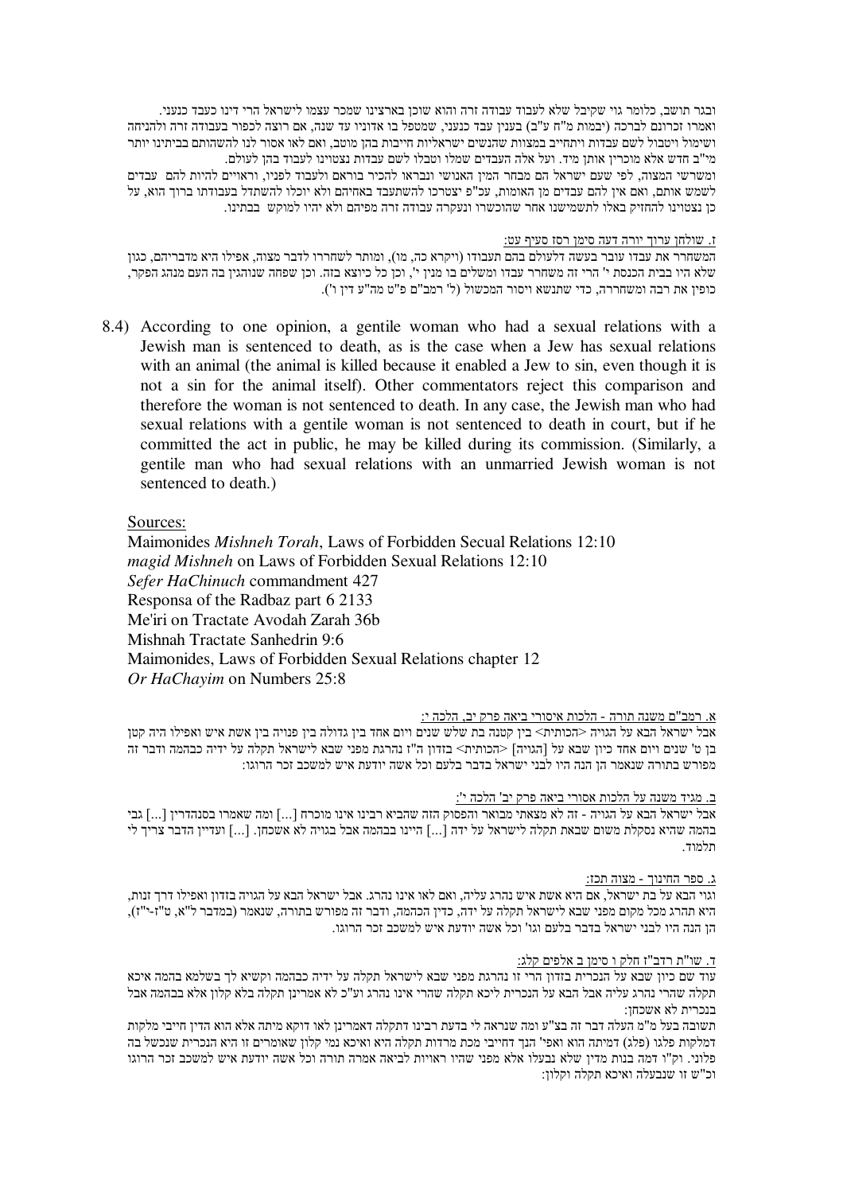ובגר תושב, כלומר גוי שקיבל שלא לעבוד עבודה זרה והוא שוכן בארצינו שמכר עצמו לישראל הרי דינו כעבד כנעני.
ואמרו זכרונם לברכה (יבמות מ"ח ע"ב) בענין עבד כנעני, שמטפל בו אדוניו עד שנה, אם רוצה לכפור בעבודה זרה ולהניחה ושימול ויטבול לשם עבדות ויתחייב במצוות שהנשים ישראליות חייבות בהן מוטב, ואם לאו אסור לנו להשהותם בביתינו יותר מי"ב חדש אלא מוכרין אותן מיד. ועל אלה העבדים שמלו וטבלו לשם עבדות נצטוינו לעבוד בהן לעולם.
ומשרשי המצוה, לפי שעם ישראל הם מבחר המין האנושי ונבראו להכיר בוראם ולעבוד לפניו, וראויים להיות להם עבדים לשמש אותם, ואם אין להם עבדים מן האומות, עכ"פ יצטרכו להשתעבד באחיהם ולא יוכלו להשתדל בעבודתו ברוך הוא, על כן נצטוינו להחזיק באלו לתשמישנו אחר שהוכשרו ונעקרה עבודה זרה מפיהם ולא יהיו למוקש בבתינו.

ז. שולחן ערוך יורה דעה סימן רסז סעיף עט:

המשחרר את עבדו עובר בעשה דלעולם בהם תעבודו (ויקרא כה, מו), ומותר לשחררו לדבר מצוה, אפילו היא מדבריהם, כגון שלא היו בבית הכנסת י' הרי זה משחרר עבדו ומשלים בו מנין י', וכן כל כיוצא בזה. וכן שפחה שנוהגין בה העם מנהג הפקר, כופין את רבה ומשחררה, כדי שתנשא ויסור המכשול (ל' רמב"ם פ"ט מה"ע דין ו').

8.4) According to one opinion, a gentile woman who had a sexual relations with a Jewish man is sentenced to death, as is the case when a Jew has sexual relations with an animal (the animal is killed because it enabled a Jew to sin, even though it is not a sin for the animal itself). Other commentators reject this comparison and therefore the woman is not sentenced to death. In any case, the Jewish man who had sexual relations with a gentile woman is not sentenced to death in court, but if he committed the act in public, he may be killed during its commission. (Similarly, a gentile man who had sexual relations with an unmarried Jewish woman is not sentenced to death.)

Sources:

Maimonides *Mishneh Torah*, Laws of Forbidden Secual Relations 12:10
*magid Mishneh* on Laws of Forbidden Sexual Relations 12:10
*Sefer HaChinuch* commandment 427
Responsa of the Radbaz part 6 2133
Me'iri on Tractate Avodah Zarah 36b
Mishnah Tractate Sanhedrin 9:6
Maimonides, Laws of Forbidden Sexual Relations chapter 12
*Or HaChayim* on Numbers 25:8

א. רמב"ם משנה תורה - הלכות איסורי ביאה פרק יב, הלכה י:

אבל ישראל הבא על הגויה <הכותית> בין קטנה בת שלש שנים ויום אחד בין גדולה בין פנויה בין אשת איש ואפילו היה קטן בן ט' שנים ויום אחד כיון שבא על [הגויה] <הכותית> בזדון ה"ז נהרגת מפני שבא לישראל תקלה על ידיה כבהמה ודבר זה מפורש בתורה שנאמר הן הנה היו לבני ישראל בדבר בלעם וכל אשה יודעת איש למשכב זכר הרוגו:

ב. מגיד משנה על הלכות אסורי ביאה פרק יב' הלכה י':

אבל ישראל הבא על הגויה - זה לא מצאתי מבואר והפסוק הזה שהביא רבינו אינו מוכרח [...] ומה שאמרו בסנהדרין [...] גבי בהמה שהיא נסקלת משום שבאת תקלה לישראל על ידה [...] היינו בבהמה אבל בגויה לא אשכחן. [...] ועדיין הדבר צריך לי תלמוד.

ג. ספר החינוך - מצוה תכז:

וגוי הבא על בת ישראל, אם היא אשת איש נהרג עליה, ואם לאו אינו נהרג. אבל ישראל הבא על הגויה בזדון ואפילו דרך זנות, היא תהרג מכל מקום מפני שבא לישראל תקלה על ידה, כדין הבהמה, ודבר זה מפורש בתורה, שנאמר (במדבר ל"א, ט"ז-י"ז), הן הנה היו לבני ישראל בדבר בלעם וגו' וכל אשה יודעת איש למשכב זכר הרוגו.

ד. שו"ת רדב"ז חלק ו סימן ב אלפים קלג:

עוד שם כיון שבא על הנכרית בזדון הרי זו נהרגת מפני שבא לישראל תקלה על ידיה כבהמה וקשיא לך בשלמא בהמה איכא תקלה שהרי נהרג עליה אבל הבא על הנכרית ליכא תקלה שהרי אינו נהרג וע"כ לא אמרינן תקלה בלא קלון אלא בבהמה אבל בנכרית לא אשכחן:

תשובה בעל מ"מ העלה דבר זה בצ"ע ומה שנראה לי בדעת רבינו דתקלה דאמרינן לאו דוקא מיתה אלא הוא הדין חייבי מלקות דמלקות פלגו (פלג) דמיתה הוא ואפי' הנך דחייבי מכת מרדות תקלה היא ואיכא נמי קלון שאומרים זו היא הנכרית שנכשל בה פלוני. וק"ו דמה בנות מדין שלא נבעלו אלא מפני שהיו ראויות לביאה אמרה תורה וכל אשה יודעת איש למשכב זכר הרוגו וכ"ש זו שנבעלה ואיכא תקלה וקלון: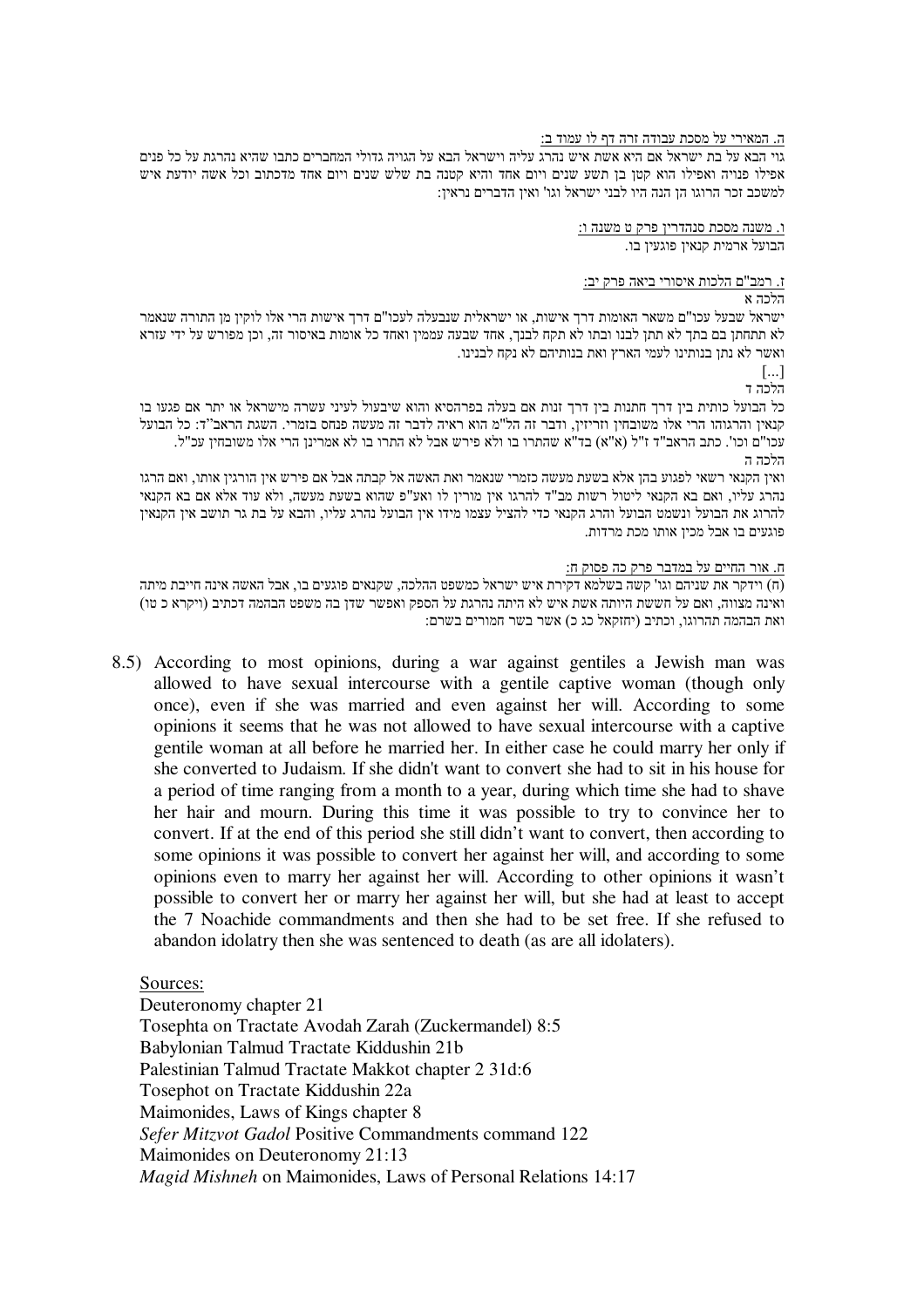ה. המאירי על מסכת עבודה זרה דף לו עמוד ב:

גוי הבא על בת ישראל אם היא אשת איש נהרג עליה וישראל הבא על הגויה גדולי המחברים כתבו שהיא נהרגת על כל פנים אפילו פנויה ואפילו הוא קטן בן תשע שנים ויום אחד והיא קטנה בת שלש שנים ויום אחד מדכתוב וכל אשה יודעת איש למשכב זכר הרוגו הן הנה היו לבני ישראל וגו' ואין הדברים נראין:

ו. משנה מסכת סנהדרין פרק ט משנה ו:

הבועל ארמית קנאין פוגעין בו.

ז. רמב"ם הלכות איסורי ביאה פרק יב:

הלכה א

ישראל שבעל עכו"ם משאר האומות דרך אישות, או ישראלית שנבעלה לעכו"ם דרך אישות הרי אלו לוקין מן התורה שנאמר לא תתחתן בם בתך לא תתן לבנו ובתו לא תקח לבנך, אחד שבעה עממין ואחד כל אומות באיסור זה, וכן מפורש על ידי עזרא ואשר לא נתן בנותינו לעמי הארץ ואת בנותיהם לא נקח לבנינו.

[...]

הלכה ד

כל הבועל כותית בין דרך חתנות בין דרך זנות אם בעלה בפרהסיא והוא שיבעול לעיני עשרה מישראל או יתר אם פגעו בו קנאין והרגוהו הרי אלו משובחין וזריזין, ודבר זה הל"מ הוא ראיה לדבר זה מעשה פנחס בזמרי. השגת הראב"ד: כל הבועל עכו"ם וכו'. כתב הראב"ד ז"ל (א"א) בד"א שהתרו בו ולא פירש אבל לא התרו בו לא אמרינן הרי אלו משובחין עכ"ל.

הלכה ה

ואין הקנאי רשאי לפגוע בהן אלא בשעת מעשה כזמרי שנאמר ואת האשה אל קבתה אבל אם פירש אין הורגין אותו, ואם הרגו נהרג עליו, ואם בא הקנאי ליטול רשות מב"ד להרגו אין מורין לו ואע"פ שהוא בשעת מעשה, ולא עוד אלא אם בא הקנאי להרוג את הבועל ונשמט הבועל והרג הקנאי כדי להציל עצמו מידו אין הבועל נהרג עליו, והבא על בת גר תושב אין הקנאין פוגעים בו אבל מכין אותו מכת מרדות.

ח. אור החיים על במדבר פרק כה פסוק ח:

(ח) וידקר את שניהם וגו' קשה בשלמא דקירת איש ישראל כמשפט ההלכה, שקנאים פוגעים בו, אבל האשה אינה חייבת מיתה ואינה מצווה, ואם על חששת היותה אשת איש לא היתה נהרגת על הספק ואפשר שדן בה משפט הבהמה דכתיב (ויקרא כ טו) ואת הבהמה תהרוגו, וכתיב (יחזקאל כג כ) אשר בשר חמורים בשרם:

8.5) According to most opinions, during a war against gentiles a Jewish man was allowed to have sexual intercourse with a gentile captive woman (though only once), even if she was married and even against her will. According to some opinions it seems that he was not allowed to have sexual intercourse with a captive gentile woman at all before he married her. In either case he could marry her only if she converted to Judaism. If she didn't want to convert she had to sit in his house for a period of time ranging from a month to a year, during which time she had to shave her hair and mourn. During this time it was possible to try to convince her to convert. If at the end of this period she still didn't want to convert, then according to some opinions it was possible to convert her against her will, and according to some opinions even to marry her against her will. According to other opinions it wasn't possible to convert her or marry her against her will, but she had at least to accept the 7 Noachide commandments and then she had to be set free. If she refused to abandon idolatry then she was sentenced to death (as are all idolaters).

Sources:

Deuteronomy chapter 21
Tosephta on Tractate Avodah Zarah (Zuckermandel) 8:5
Babylonian Talmud Tractate Kiddushin 21b
Palestinian Talmud Tractate Makkot chapter 2 31d:6
Tosephot on Tractate Kiddushin 22a
Maimonides, Laws of Kings chapter 8
*Sefer Mitzvot Gadol* Positive Commandments command 122
Maimonides on Deuteronomy 21:13
*Magid Mishneh* on Maimonides, Laws of Personal Relations 14:17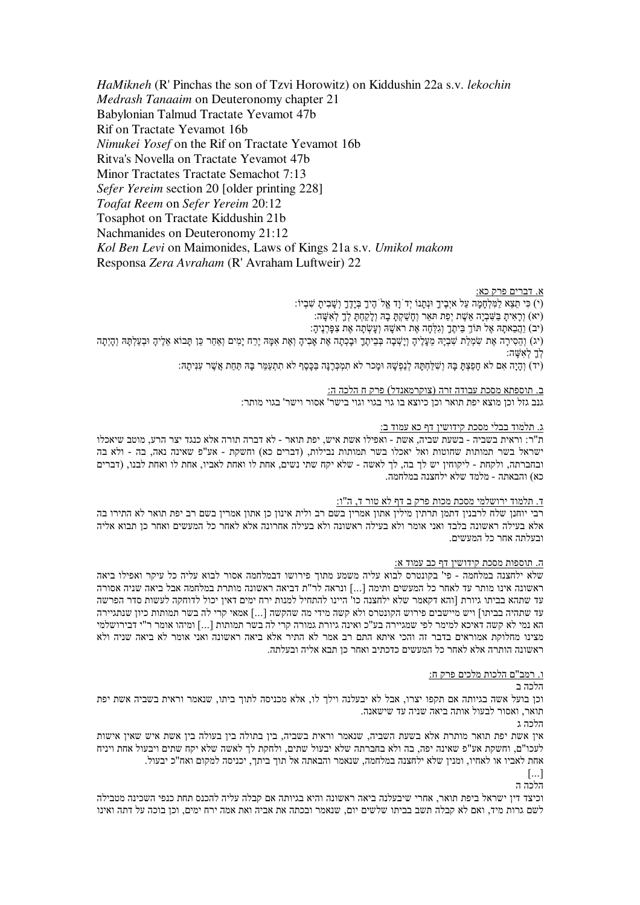*HaMikneh* (R' Pinchas the son of Tzvi Horowitz) on Kiddushin 22a s.v. *lekochin*
*Medrash Tanaaim* on Deuteronomy chapter 21
Babylonian Talmud Tractate Yevamot 47b
Rif on Tractate Yevamot 16b
*Nimukei Yosef* on the Rif on Tractate Yevamot 16b
Ritva's Novella on Tractate Yevamot 47b
Minor Tractates Tractate Semachot 7:13
*Sefer Yereim* section 20 [older printing 228]
*Toafat Reem* on *Sefer Yereim* 20:12
Tosaphot on Tractate Kiddushin 21b
Nachmanides on Deuteronomy 21:12
*Kol Ben Levi* on Maimonides, Laws of Kings 21a s.v. *Umikol makom*
Responsa *Zera Avraham* (R' Avraham Luftweir) 22

א. דברים פרק כא:

(י) כִּי תֵצֵא לַמִּלְחָמָה עַל אֹיְבֶיךָ וּנְתָנוֹ יְדֹוָד אֱלֹהֶיךָ בְּיָדֶךָ וְשָׁבִיתָ שִׁבְיוֹ:
(יא) וְרָאִיתָ בַּשִּׁבְיָה אֵשֶׁת יְפַת תֹּאַר וְחָשַׁקְתָּ בָהּ וְלָקַחְתָּ לְךָ לְאִשָּׁה:
(יב) וַהֲבֵאתָהּ אֶל תּוֹךְ בֵּיתֶךָ וְגִלְּחָה אֶת רֹאשָׁהּ וְעָשְׂתָה אֶת צִפָּרְנֶיהָ:
(יג) וְהֵסִירָה אֶת שִׂמְלַת שִׁבְיָהּ מֵעָלֶיהָ וְיָשְׁבָה בְּבֵיתֶךָ וּבָכְתָה אֶת אָבִיהָ וְאֶת אִמָּהּ יֶרַח יָמִים וְאַחַר כֵּן תָּבוֹא אֵלֶיהָ וּבְעַלְתָּהּ וְהָיְתָה לְךָ לְאִשָּׁה:
(יד) וְהָיָה אִם לֹא חָפַצְתָּ בָּהּ וְשִׁלַּחְתָּהּ לְנַפְשָׁהּ וּמָכֹר לֹא תִמְכְּרֶנָּה בַּכָּסֶף לֹא תִתְעַמֵּר בָּהּ תַּחַת אֲשֶׁר עִנִּיתָהּ:

ב. תוספתא מסכת עבודה זרה (צוקרמאנדל) פרק ח הלכה ה:

גנב גזל וכן מוצא יפת תואר וכן כיוצא בה גוי בגוי וגוי בישר' אסור וישר' בגוי מותר:

ג. תלמוד בבלי מסכת קידושין דף כא עמוד ב:

ת"ר: וראית בשביה - בשעת שביה, אשת - ואפילו אשת איש, יפת תואר - לא דברה תורה אלא כנגד יצר הרע, מוטב שיאכלו ישראל בשר תמותות שחוטות ואל יאכלו בשר תמותות נבילות, (דברים כא) וחשקת - אע"פ שאינה נאה, בה - ולא בה ובחברתה, ולקחת - ליקוחין יש לך בה, לך לאשה - שלא יקח שתי נשים, אחת לו ואחת לאביו, אחת לו ואחת לבנו, (דברים כא) והבאתה - מלמד שלא ילחצנה במלחמה.

ד. תלמוד ירושלמי מסכת מכות פרק ב דף לא טור ד, ה"ו:

רבי יוחנן שלח לרבנין דתמן תרתין מילין אתון אמרין בשם רב ולית אינון כן אתון אמרין בשם רב יפת תואר לא התירו בה אלא בעילה ראשונה בלבד ואני אומר ולא בעילה ראשונה ולא בעילה אחרונה אלא לאחר כל המעשים ואחר כן תבוא אליה ובעלתה אחר כל המעשים.

ה. תוספות מסכת קידושין דף כב עמוד א:

שלא ילחצנה במלחמה - פי' בקונטרס לבוא עליה משמע מתוך פירושו דבמלחמה אסור לבוא עליה כל עיקר ואפילו ביאה ראשונה אינו מותר עד לאחר כל המעשים ותימה [...] ונראה לר"ת דביאה ראשונה מותרת במלחמה אבל ביאה שניה אסורה עד שתהא בביתו גיורת [והא דקאמר שלא ילחצנה כו' היינו להתחיל למנות ירח ימים דאין יכול לדוחקה לעשות סדר הפרשה עד שתהיה בביתו] ויש מיישבים פירוש הקונטרס ולא קשה מידי מה שהקשה [...] אמאי קרי לה בשר תמותות כיון שנתגיירה הא נמי לא קשה דאיכא למימר לפי שמגיירה בע"כ ואינה גיורת גמורה קרי לה בשר תמותות [...] ומיהו אומר ר"י דבירושלמי מצינו מחלוקת אמוראים בדבר זה והכי איתא התם רב אמר לא התיר אלא ביאה ראשונה ואני אומר לא ביאה שניה ולא ראשונה הותרה אלא לאחר כל המעשים כדכתיב ואחר כן תבא אליה ובעלתה.

ו. רמב"ם הלכות מלכים פרק ח:

הלכה ב

וכן בועל אשה בגיותה אם תקפו יצרו, אבל לא יבעלנה וילך לו, אלא מכניסה לתוך ביתו, שנאמר וראית בשביה אשת יפת תואר, ואסור לבעול אותה ביאה שניה עד שישאנה.

הלכה ג

אין אשת יפת תואר מותרת אלא בשעת השביה, שנאמר וראית בשביה, בין בתולה בין בעולה בין אשת איש שאין אישות לעכו"ם, וחשקת אע"פ שאינה יפה, בה ולא בחברתה שלא יבעול שתים, ולקחת לך לאשה שלא יקח שתים ויבעול אחת ויניח אחת לאביו או לאחיו, ומנין שלא ילחצנה במלחמה, שנאמר והבאתה אל תוך ביתך, יכניסה למקום ואח"כ יבעול.

[...]

הלכה ה

וכיצד דין ישראל ביפת תואר, אחרי שיבעלנה ביאה ראשונה והיא בגיותה אם קבלה עליה להכנס תחת כנפי השכינה מטבילה לשם גרות מיד, ואם לא קבלה תשב בביתו שלשים יום, שנאמר ובכתה את אביה ואת אמה ירח ימים, וכן בוכה על דתה ואינו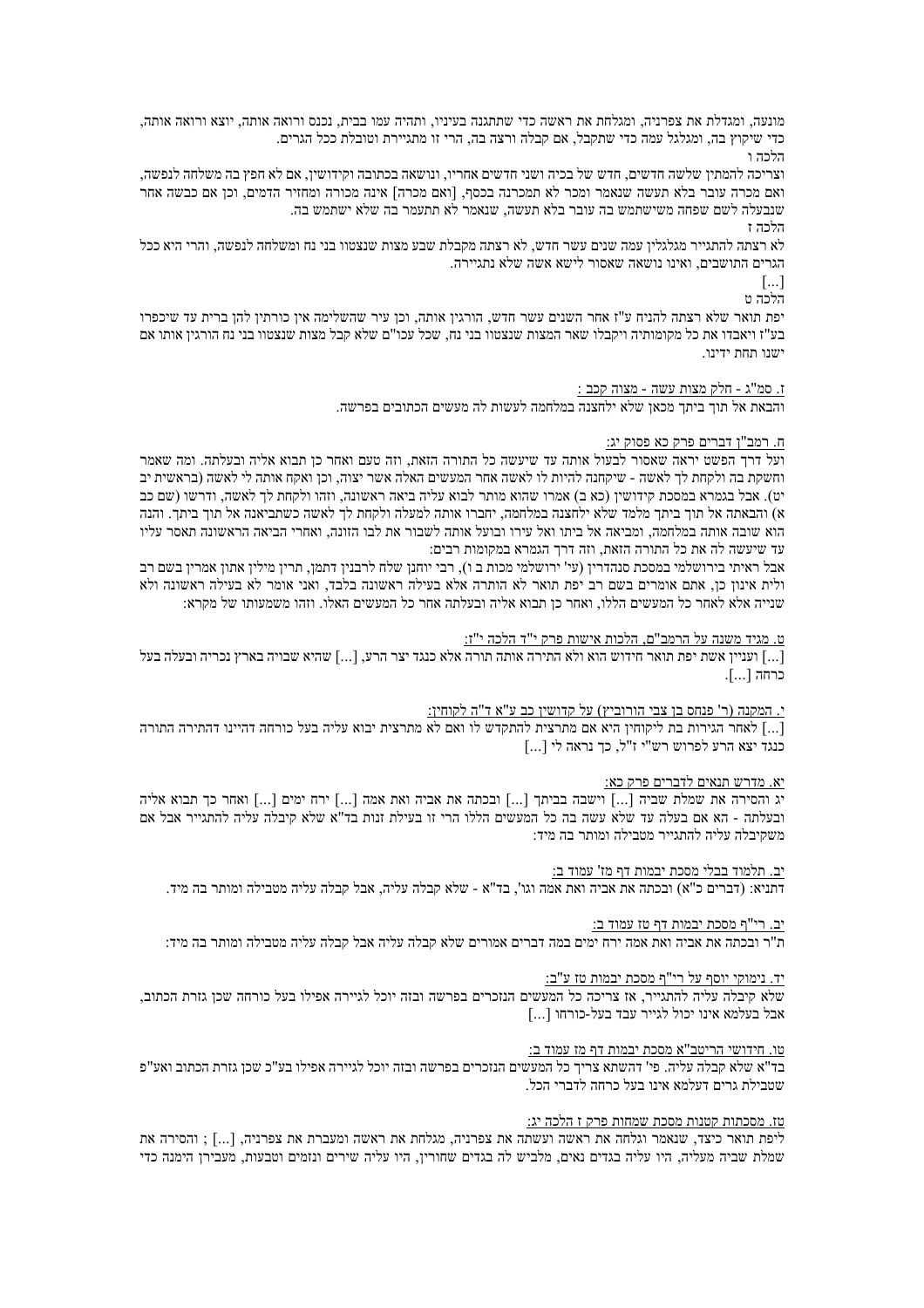מונעה, ומגדלת את צפרניה, ומגלחת את ראשה כדי שתתגנה בעיניו, ותהיה עמו בבית, נכנס ורואה אותה, יוצא ורואה אותה, כדי שיקוץ בה, ומגלגל עמה כדי שתקבל, אם קבלה ורצה בה, הרי זו מתגיירת וטובלת ככל הגרים.

הלכה ו

וצריכה להמתין שלשה חדשים, חדש של בכיה ושני חדשים אחריו, ונושאה בכתובה וקידושין, אם לא חפץ בה משלחה לנפשה, ואם מכרה עובר בלא תעשה שנאמר ומכר לא תמכרנה בכסף, [ואם מכרה] אינה מכורה ומחזיר הדמים, וכן אם כבשה אחר שנבעלה לשם שפחה משישתמש בה עובר בלא תעשה, שנאמר לא תתעמר בה שלא ישתמש בה.

הלכה ז

לא רצתה להתגייר מגלגלין עמה שנים עשר חדש, לא רצתה מקבלת שבע מצות שנצטוו בני נח ומשלחה לנפשה, והרי היא ככל הגרים התושבים, ואינו נושאה שאסור לישא אשה שלא נתגיירה.

[...]

הלכה ט

יפת תואר שלא רצתה להניח ע"ז אחר השנים עשר חדש, הורגין אותה, וכן עיר שהשלימה אין כורתין להן ברית עד שיכפרו בע"ז ויאבדו את כל מקומותיה ויקבלו שאר המצות שנצטוו בני נח, שכל עכו"ם שלא קבל מצות שנצטוו בני נח הורגין אותו אם ישנו תחת ידינו.

ז. סמ"ג - חלק מצות עשה - מצוה קכב :

והבאת אל תוך ביתך מכאן שלא ילחצנה במלחמה לעשות לה מעשים הכתובים בפרשה.

ח. רמב"ן דברים פרק כא פסוק יג:

ועל דרך הפשט יראה שאסור לבעול אותה עד שיעשה כל התורה הזאת, וזה טעם ואחר כן תבוא אליה ובעלתה. ומה שאמר וחשקת בה ולקחת לך לאשה - שיקחנה להיות לו לאשה אחר המעשים האלה אשר יצוה, וכן ואקח אותה לי לאשה (בראשית יב יט). אבל בגמרא במסכת קידושין (כא ב) אמרו שהוא מותר לבוא עליה ביאה ראשונה, וזהו ולקחת לך לאשה, ודרשו (שם כב א) והבאתה אל תוך ביתך מלמד שלא ילחצנה במלחמה, יחברו אותה למעלה ולקחת לך לאשה כשתביאנה אל תוך ביתך. והנה הוא שובה אותה במלחמה, ומביאה אל ביתו ואל עירו ובועל אותה לשבור את לבו הזונה, ואחרי הביאה הראשונה תאסר עליו עד שיעשה לה את כל התורה הזאת, וזה דרך הגמרא במקומות רבים:

אבל ראיתי בירושלמי במסכת סנהדרין (עי' ירושלמי מכות ב ו), רבי יוחנן שלח לרבנין דתמן, תרין מילין אתון אמרין בשם רב ולית אינון כן, אתם אומרים בשם רב יפת תואר לא הותרה אלא בעילה ראשונה בלבד, ואני אומר לא בעילה ראשונה ולא שנייה אלא לאחר כל המעשים הללו, ואחר כן תבוא אליה ובעלתה אחר כל המעשים האלו. וזהו משמעותו של מקרא:

ט. מגיד משנה על הרמב"ם, הלכות אישות פרק י"ד הלכה י"ז:

[...] ועניין אשת יפת תואר חידוש הוא ולא התירה אותה תורה אלא כנגד יצר הרע, [...] שהיא שבויה בארץ נכריה ובעלה בעל כרחה [...].

י. המקנה (ר' פנחס בן צבי הורוביץ) על קדושין כב ע"א ד"ה לקוחין:

[...] לאחר הגירות בת ליקוחין היא אם מתרצית להתקדש לו ואם לא מתרצית יבוא עליה בעל כורחה דהיינו דהתירה התורה כנגד יצא הרע לפרוש רש"י ז"ל, כך נראה לי [...]

יא. מדרש תנאים לדברים פרק כא:

יג והסירה את שמלת שביה [...] וישבה בביתך [...] ובכתה את אביה ואת אמה [...] ירח ימים [...] ואחר כך תבוא אליה ובעלתה - הא אם בעלה עד שלא עשה בה כל המעשים הללו הרי זו בעילת זנות בד"א שלא קיבלה עליה להתגייר אבל אם משקיבלה עליה להתגייר מטבילה ומותר בה מיד:

יב. תלמוד בבלי מסכת יבמות דף מז' עמוד ב:

דתניא: (דברים כ"א) ובכתה את אביה ואת אמה וגו', בד"א - שלא קבלה עליה, אבל קבלה עליה מטבילה ומותר בה מיד.

יב. רי"ף מסכת יבמות דף טז עמוד ב:

ת"ר ובכתה את אביה ואת אמה ירח ימים במה דברים אמורים שלא קבלה עליה אבל קבלה עליה מטבילה ומותר בה מיד:

יד. נימוקי יוסף על רי"ף מסכת יבמות טז ע"ב:

שלא קיבלה עליה להתגייר, אז צריכה כל המעשים הנזכרים בפרשה ובזה יוכל לגיירה אפילו בעל כורחה שכן גזרת הכתוב, אבל בעלמא אינו יכול לגייר עבד בעל-כורחו [...]

טו. חידושי הריטב"א מסכת יבמות דף מז עמוד ב:

בד"א שלא קבלה עליה. פי' דהשתא צריך כל המעשים הנזכרים בפרשה ובזה יוכל לגיירה אפילו בע"כ שכן גזרת הכתוב ואע"פ שטבילת גרים דעלמא אינו בעל כרחה לדברי הכל.

טז. מסכתות קטנות מסכת שמחות פרק ז הלכה יג:

ליפת תואר כיצד, שנאמר וגלחה את ראשה ועשתה את צפרניה, מגלחת את ראשה ומעברת את צפרניה, [...] ; והסירה את שמלת שביה מעליה, היו עליה בגדים נאים, מלביש לה בגדים שחורין, היו עליה שירים ונזמים וטבעות, מעבירן הימנה כדי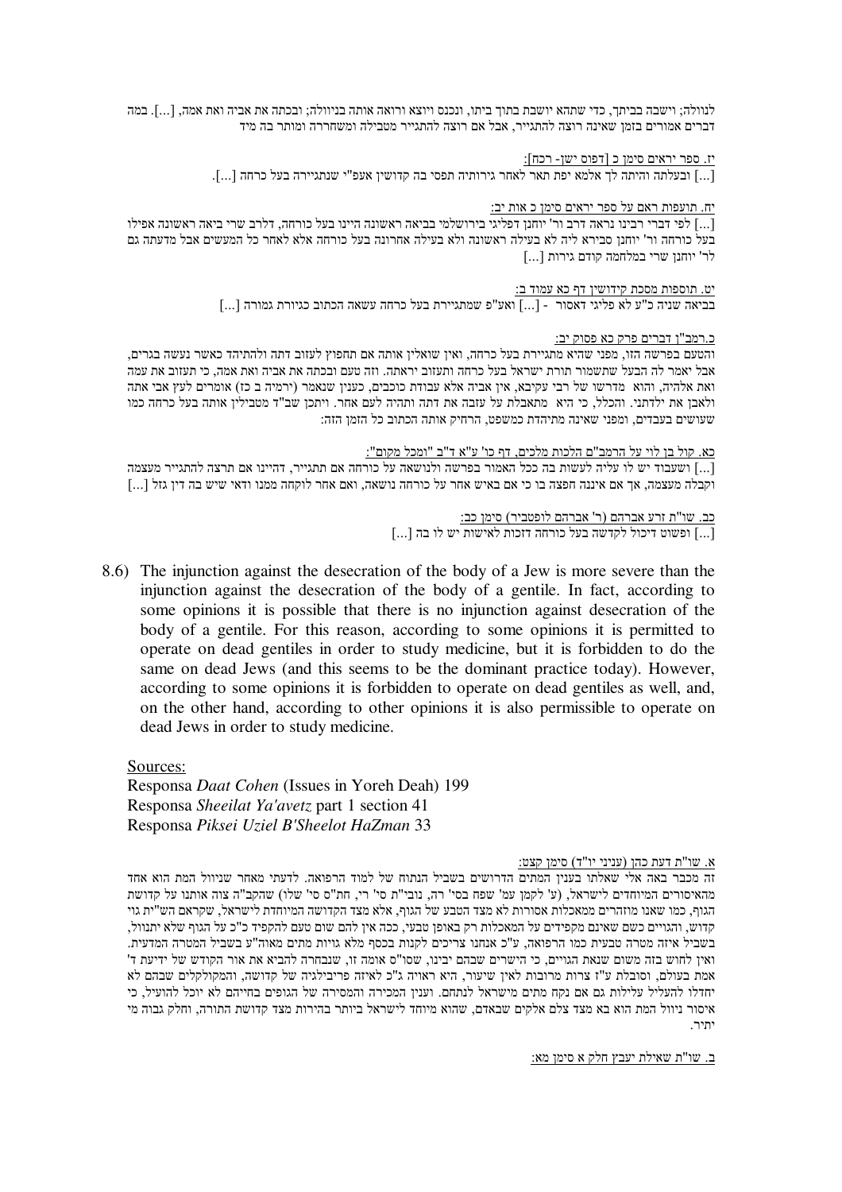לנוולה; וישבה בביתך, כדי שתהא יושבת בתוך ביתו, ונכנס ויוצא ורואה אותה בניוולה; ובכתה את אביה ואת אמה, [...]. במה דברים אמורים בזמן שאינה רוצה להתגייר, אבל אם רוצה להתגייר מטבילה ומשחררה ומותר בה מיד

יז. ספר יראים סימן כ [דפוס ישן- רכח]:

[...] ובעלתה והיתה לך אלמא יפת תאר לאחר גירותיה תפסי בה קדושין אעפ"י שנתגיירה בעל כרחה [...].

יח. תועפות ראם על ספר יראים סימן כ אות יב:

[...] לפי דברי רבינו נראה דרב ור' יוחנן דפליגי בירושלמי בביאה ראשונה היינו בעל כורחה, דלרב שרי ביאה ראשונה אפילו בעל כורחה ור' יוחנן סבירא ליה לא בעילה ראשונה ולא בעילה אחרונה בעל כורחה אלא לאחר כל המעשים אבל מדעתה גם לר' יוחנן שרי במלחמה קודם גירות [...]

יט. תוספות מסכת קידושין דף כא עמוד ב:

בביאה שניה כ"ע לא פליגי דאסור - [...] ואע"פ שמתגיירת בעל כרחה עשאה הכתוב כגיורת גמורה [...]

כ.רמב"ן דברים פרק כא פסוק יב:

והטעם בפרשה הזו, מפני שהיא מתגיירת בעל כרחה, ואין שואלין אותה אם תחפוץ לעזוב דתה ולהתיהד כאשר נעשה בגרים, אבל יאמר לה הבעל שתשמור תורת ישראל בעל כרחה ותעזוב יראתה. וזה טעם ובכתה את אביה ואת אמה, כי תעזוב את עמה ואת אלהיה, והוא מדרשו של רבי עקיבא, אין אביה אלא עבודת כוכבים, כענין שנאמר (ירמיה ב כז) אומרים לעץ אבי אתה ולאבן את ילדתני. והכלל, כי היא מתאבלת על עזבה את דתה ותהיה לעם אחר. ויתכן שב"ד מטבילין אותה בעל כרחה כמו שעושים בעבדים, ומפני שאינה מתיהדת כמשפט, הרחיק אותה הכתוב כל הזמן הזה:

כא. קול בן לוי על הרמב"ם הלכות מלכים, דף כו' ע"א ד"ב "ומכל מקום":

[...] ושעבוד יש לו עליה לעשות בה ככל האמור בפרשה ולנושאה על כורחה אם תתגייר, דהיינו אם תרצה להתגייר מעצמה וקבלה מעצמה, אך אם איננה חפצה בו כי אם באיש אחר על כורחה נושאה, ואם אחר לוקחה ממנו ודאי שיש בה דין גזל [...]

כב. שו"ת זרע אברהם (ר' אברהם לופטביר) סימן כב:

[...] ופשוט דיכול לקדשה בעל כורחה דזכות לאישות יש לו בה [...]

8.6) The injunction against the desecration of the body of a Jew is more severe than the injunction against the desecration of the body of a gentile. In fact, according to some opinions it is possible that there is no injunction against desecration of the body of a gentile. For this reason, according to some opinions it is permitted to operate on dead gentiles in order to study medicine, but it is forbidden to do the same on dead Jews (and this seems to be the dominant practice today). However, according to some opinions it is forbidden to operate on dead gentiles as well, and, on the other hand, according to other opinions it is also permissible to operate on dead Jews in order to study medicine.

Sources:
Responsa *Daat Cohen* (Issues in Yoreh Deah) 199
Responsa *Sheeilat Ya'avetz* part 1 section 41
Responsa *Piksei Uziel B'Sheelot HaZman* 33

א. שו"ת דעת כהן (עניני יו"ד) סימן קצט:

זה מכבר באה אלי שאלתו בענין המתים הדרושים בשביל הנתוח של למוד הרפואה. לדעתי מאחר שניוול המת הוא אחד מהאיסורים המיוחדים לישראל, (ע' לקמן עמ' שפח בסי' רה, נובי"ת סי' רי, חת"ס סי' שלו) שהקב"ה צוה אותנו על קדושת הגוף, כמו שאנו מוזהרים ממאכלות אסורות לא מצד הטבע של הגוף, אלא מצד הקדושה המיוחדת לישראל, שקראם השי"ת גוי קדוש, והגויים כשם שאינם מקפידים על המאכלות רק באופן טבעי, ככה אין להם שום טעם להקפיד כ"כ על הגוף שלא יתנוול, בשביל איזה מטרה טבעית כמו הרפואה, ע"כ אנחנו צריכים לקנות בכסף מלא גויות מתים מאוה"ע בשביל המטרה המדעית. ואין לחוש בזה משום שנאת הגויים, כי הישרים שבהם יבינו, שסו"ס אומה זו, שנבחרה להביא את אור הקודש של ידיעת ד' אמת בעולם, וסובלת ע"ז צרות מרובות לאין שיעור, היא ראויה ג"כ לאיזה פריבילגיה של קדושה, והמקולקלים שבהם לא יחדלו להעליל עלילות גם אם נקח מתים מישראל לנתחם. וענין המכירה והמסירה של הגופים בחייהם לא יוכל להועיל, כי איסור ניוול המת הוא בא מצד צלם אלקים שבאדם, שהוא מיוחד לישראל ביותר בהירות מצד קדושת התורה, וחלק גבוה מי יתיר.

ב. שו"ת שאילת יעבץ חלק א סימן מא: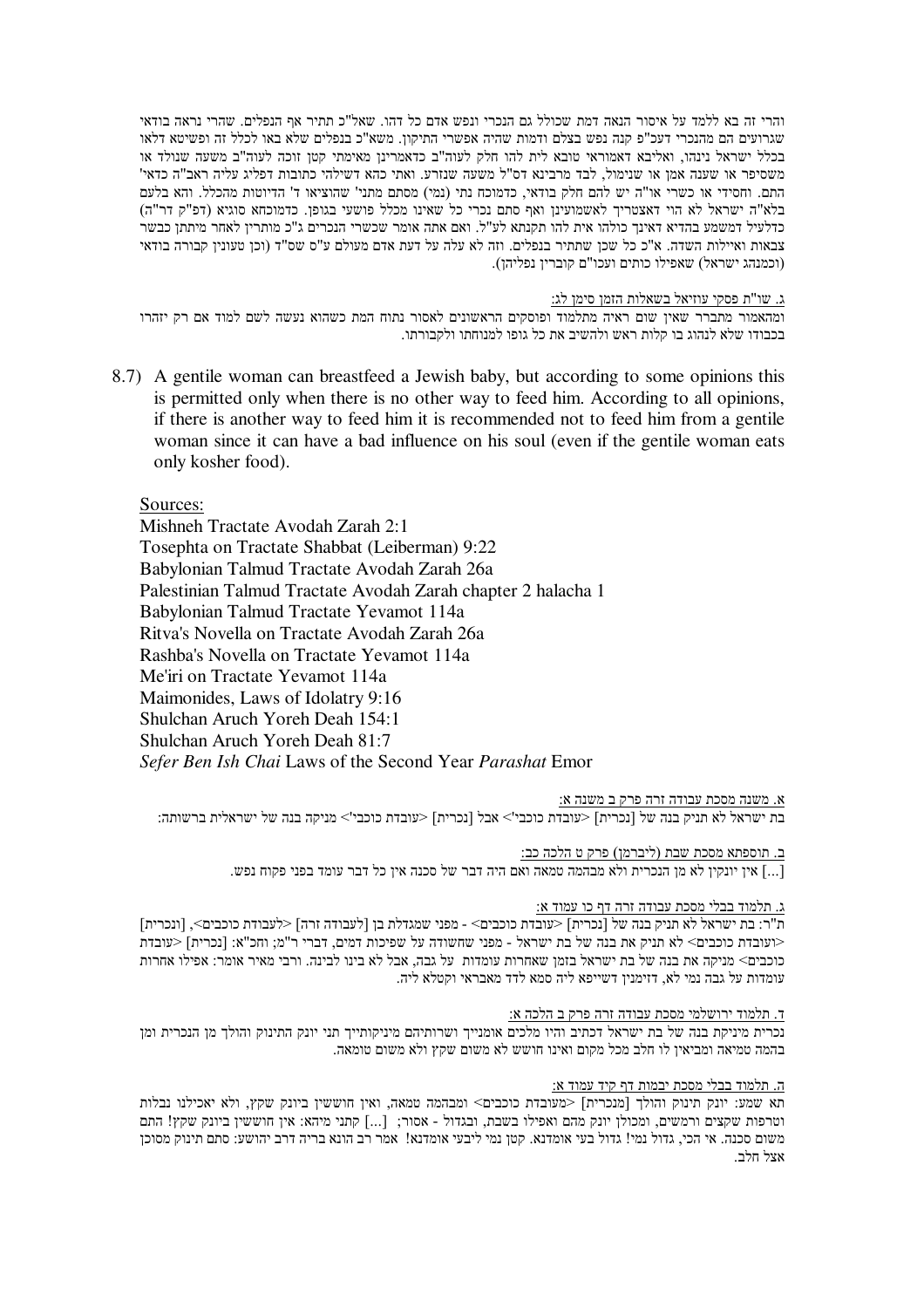והרי זה בא ללמד על איסור הנאה דמת שכולל גם הנכרי ונפש אדם כל דהו. שאל"כ תתיר אף הנפלים. שהרי נראה בודאי שגרועים הם מהנכרי דעכ"פ קנה נפש בצלם ודמות שהיה אפשרי התיקון. משא"כ בנפלים שלא באו לכלל זה ופשיטא דלאו בכלל ישראל נינהו, ואליבא דאמוראי טובא לית להו חלק לעוה"ב כדאמרינן מאימתי קטן זוכה לעוה"ב משעה שנולד או משסיפר או שענה אמן או שנימול, לבד מרבינא דס"ל משעה שנזרע. ואתי כהא דשילהי כתובות דפליג עליה ראב"ה כדאי' התם. וחסידי או כשרי או"ה יש להם חלק בודאי, כדמוכח נתי (נמי) מסתם מתני' שהוציאו ד' הדיוטות מהכלל. והא בלעם בלא"ה ישראל לא הוי דאצטריך לאשמועינן ואף סתם נכרי כל שאינו מכלל פושעי בגופן. כדמוכחא סוגיא (דפ"ק דר"ה) כדלעיל דמשמע בהדיא דאינך כולהו אית להו תקנתא לע"ל. ואם אתה אומר שכשרי הנכרים ג"כ מותרין לאחר מיתתן כבשר צבאות ואיילות השדה. א"כ כל שכן שתתיר בנפלים. וזה לא עלה על דעת אדם מעולם ע"ס שס"ד (וכן טוענין קבורה בודאי (וכמנהג ישראל) שאפילו כותים ועכו"ם קוברין נפליהן).

ג. שו"ת פסקי עוזיאל בשאלות הזמן סימן לג:

ומהאמור מתברר שאין שום ראיה מתלמוד ופוסקים הראשונים לאסור נתוח המת כשהוא נעשה לשם למוד אם רק יזהרו בכבודו שלא לנהוג בו קלות ראש ולהשיב את כל גופו למנוחתו ולקבורתו.

8.7) A gentile woman can breastfeed a Jewish baby, but according to some opinions this is permitted only when there is no other way to feed him. According to all opinions, if there is another way to feed him it is recommended not to feed him from a gentile woman since it can have a bad influence on his soul (even if the gentile woman eats only kosher food).

Sources:
Mishneh Tractate Avodah Zarah 2:1
Tosephta on Tractate Shabbat (Leiberman) 9:22
Babylonian Talmud Tractate Avodah Zarah 26a
Palestinian Talmud Tractate Avodah Zarah chapter 2 halacha 1
Babylonian Talmud Tractate Yevamot 114a
Ritva's Novella on Tractate Avodah Zarah 26a
Rashba's Novella on Tractate Yevamot 114a
Me'iri on Tractate Yevamot 114a
Maimonides, Laws of Idolatry 9:16
Shulchan Aruch Yoreh Deah 154:1
Shulchan Aruch Yoreh Deah 81:7
*Sefer Ben Ish Chai* Laws of the Second Year *Parashat* Emor

א. משנה מסכת עבודה זרה פרק ב משנה א:

בת ישראל לא תניק בנה של [נכרית] <עובדת כוכבי'> אבל [נכרית] <עובדת כוכבי'> מניקה בנה של ישראלית ברשותה:

ב. תוספתא מסכת שבת (ליברמן) פרק ט הלכה כב:

[...] אין יונקין לא מן הנכרית ולא מבהמה טמאה ואם היה דבר של סכנה אין כל דבר עומד בפני פקוח נפש.

ג. תלמוד בבלי מסכת עבודה זרה דף כו עמוד א:

ת"ר: בת ישראל לא תניק בנה של [נכרית] <עובדת כוכבים> - מפני שמגדלת בן [לעבודה זרה] <לעבודת כוכבים>, [ונכרית] <ועובדת כוכבים> לא תניק את בנה של בת ישראל - מפני שחשודה על שפיכות דמים, דברי ר"מ; וחכ"א: [נכרית] <עובדת כוכבים> מניקה את בנה של בת ישראל בזמן שאחרות עומדות על גבה, אבל לא בינו לבינה. ורבי מאיר אומר: אפילו אחרות עומדות על גבה נמי לא, דזימנין דשייפא ליה סמא לדד מאבראי וקטלא ליה.

ד. תלמוד ירושלמי מסכת עבודה זרה פרק ב הלכה א:

נכרית מיניקת בנה של בת ישראל דכתיב והיו מלכים אומנייך ושרותיהם מיניקותייך תני יונק התינוק והולך מן הנכרית ומן בהמה טמיאה ומביאין לו חלב מכל מקום ואינו חושש לא משום שקץ ולא משום טומאה.

ה. תלמוד בבלי מסכת יבמות דף קיד עמוד א:

תא שמע: יונק תינוק והולך [מנכרית] <מעובדת כוכבים> ומבהמה טמאה, ואין חוששין ביונק שקץ, ולא יאכילנו נבלות וטרפות שקצים ורמשים, ומכולן יונק מהם ואפילו בשבת, ובגדול - אסור; [...] קתני מיהא: אין חוששין ביונק שקץ! התם משום סכנה. אי הכי, גדול נמי! גדול בעי אומדנא. קטן נמי ליבעי אומדנא! אמר רב הונא בריה דרב יהושע: סתם תינוק מסוכן אצל חלב.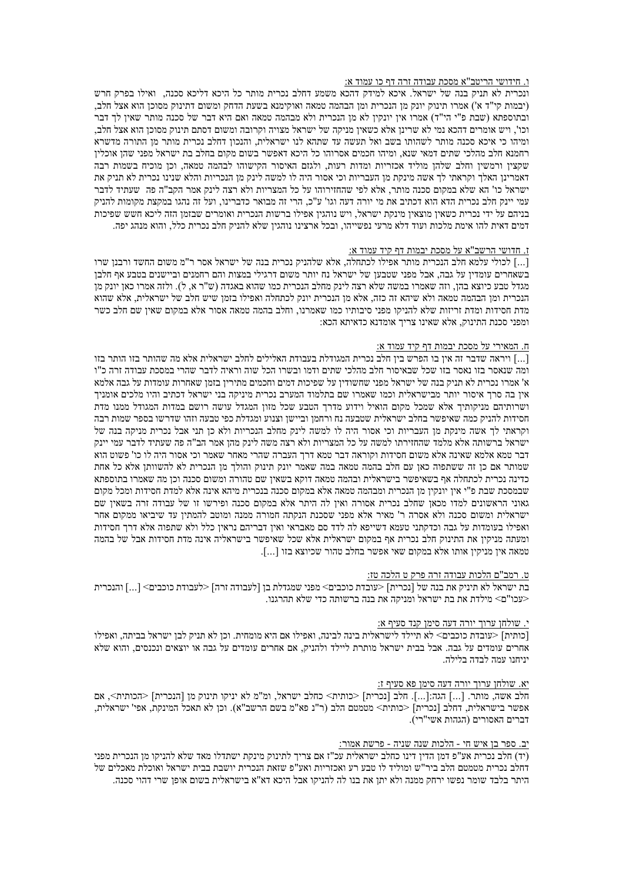ו. חידושי הריטב"א מסכת עבודה זרה דף כו עמוד א:

ונכרית לא תניק בנה של ישראל. איכא למידק דהכא משמע דחלב נכרית מותר כל היכא דליכא סכנה, ואילו בפרק חרש (יבמות קי"ד א') אמרו תינוק יונק מן הנכרית ומן הבהמה טמאה ואוקימנא בשעת הדחק ומשום דתינוק מסוכן הוא אצל חלב, ובתוספתא (שבת פ"י הי"ד) אמרו אין יונקין לא מן הנכרית ולא מבהמה טמאה ואם היא דבר של סכנה מותר שאין לך דבר וכו', ויש אומרים דהכא נמי לא שרינן אלא כשאין מניקה של ישראל מצויה וקרובה ומשום דסתם תינוק מסוכן הוא אצל חלב, ומיהו כי איכא סכנה מותר לשהותו בשר ואל תעשה עד שתהא לנו ישראלית, והנכון דחלב נכרית מותר מן התורה מדשרא רחמנא חלב מהלכי שתים דמאי שנא, ומיהו חכמים אסרוהו כל היכא דאפשר בשום מקום בחלב בת ישראל מפני שהן אוכלין שקצים ורמשין וחלב שלהן מוליד אכזריות ומדות רעות, ולגזם האיסור הקישוהו לבהמה טמאה, וכן מוכיח בשמות רבה דאמרינן האלך וקראתי לך אשה מינקת מן העבריות וכי אסור היה לו למשה לינק מן הנכריות והלא שנינו נכרית לא תניק את ישראל כו' הא שלא במקום סכנה מותר, אלא לפי שהחזירוהו על כל המצריות ולא רצה לינק אמר הקב"ה פה שעתיד לדבר עמי יינק חלב נכרית הדא הוא דכתיב את מי יורה דעה וגו' ע"כ, הרי זה מבואר כדברינו, ועל זה נהגו במקצת מקומות להניק בניהם על ידי נכרית כשאין מוצאין מינקת ישראל, ויש נוהגין אפילו ברשות הנכרית ואומרים שבזמן הזה ליכא חשש שפיכות דמים דאית להו אימת מלכות ועוד דלא מרעי נפשייהו, ובכל ארצינו נוהגין שלא להניק חלב נכרית כלל, והוא מנהג יפה.

ז. חדושי הרשב"א על מסכת יבמות דף קיד עמוד א:

[...] לכולי עלמא חלב הנכרית מותר אפילו לכתחלה, אלא שלהניק נכרית בנה של ישראל אסר ר"מ משום החשד ורבנן שרו בשאחרים עומדין על גבה, אבל מפני שטבען של ישראל נח יותר משום דרגילי במצות והם רחמנים וביישנים בטבע אף חלבן מגדל טבע כיוצא בהן, וזה שאמרו במשה שלא רצה לינק מחלב הנכרית כמו שהוא באגדה (ש"ר א, ל). ולזה אמרו כאן יונק מן הנכרית ומן הבהמה טמאה ולא שיהא זה כזה, אלא מן הנכרית יונק לכתחלה ואפילו בזמן שיש חלב של ישראלית, אלא שהוא מדת חסידות ומדת זריזות שלא להניקו מפני סיבותיו כמו שאמרנו, וחלב בהמה טמאה אסור אלא במקום שאין שם חלב כשר ומפני סכנת התינוק, אלא שאינו צריך אומדנא כדאיתא הכא:

ח. המאירי על מסכת יבמות דף קיד עמוד א:

[...] ויראה שדבר זה אין בו הפרש בין חלב נכרית המגודלת בעבודת האלילים לחלב ישראלית אלא מה שהותר בזו הותר בזו ומה שנאסר בזו נאסר בזו שכל שבאיסור חלב מהלכי שתים ודמו ובשרו הכל שוה וראיה לדבר שהרי במסכת עבודה זרה כ"ו א' אמרו נכרית לא תניק בנה של ישראל מפני שחשודין על שפיכות דמים וחכמים מתירין בזמן שאחרות עומדות על גבה אלמא אין בה סרך איסור יותר מבישראלית וכמו שאמרו שם בתלמוד המערב נכרית מיניקה בני ישראל דכתיב והיו מלכים אומניך ושרותיהם מניקותיך אלא שמכל מקום הואיל וידוע מדרך הטבע שכל מזון המגדל עושה רושם במדות המגודל ממנו מדת חסידות להניק כמה שאיפשר בחלב ישראלית שטבעה נח ורחמן וביישן וצנוע ומגדלת כפי טבעה וזהו שדרשו בספר שמות רבה וקראתי לך אשה מינקת מן העבריות וכי אסור היה לו למשה לינק מחלב הנכריות ולא כן תני אבל נכרית מניקה בנה של ישראל ברשותה אלא מלמד שהחזירתו למשה על כל המצריות ולא רצה משה לינק מהן אמר הב"ה פה שעתיד לדבר עמי יינק דבר טמא אלמא שאינה אלא משום חסידות וקוראה דבר טמא דרך העברה שהרי מאחר שאמר וכי אסור היה לו כו' פשוט הוא שמותר אם כן זה ששתפוה כאן עם חלב בהמה טמאה במה שאמר יונק תינוק והולך מן הנכרית לא להשוותן אלא כל אחת כדינה נכרית לכתחלה אף בשאיפשר בישראלית ובהמה טמאה דוקא בשאין שם טהורה ומשום סכנה וכן מה שאמרו בתוספתא שבמסכת שבת פ"י אין יונקין מן הנכרית ומבהמה טמאה אלא במקום סכנה בנכרית מיהא אינה אלא למדת חסידות ומכל מקום גאוני הראשונים למדו מכאן שחלב נכרית אסורה ואין לה היתר אלא במקום סכנה ופירשו זו של עבודה זרה בשאין שם ישראלית ומשום סכנה ולא אסרה ר' מאיר אלא מפני שסכנת הנקתה חמורה ממנה ומוטב להמתין עד שיביאו ממקום אחר ואפילו בעומדות על גבה וכדקתני טעמא דשייפא לה לדד סם מאבראי ואין דבריהם נראין כלל ולא שתפוה אלא דרך חסידות ומעתה מניקין את התינוק חלב נכרית אף במקום ישראלית אלא שכל שאיפשר בישראליה אינה מדת חסידות אבל של בהמה טמאה אין מניקין אותו אלא במקום שאי אפשר בחלב טהור שכיוצא בזו [...].

ט. רמב"ם הלכות עבודה זרה פרק ט הלכה טז:

בת ישראל לא תיניק את בנה של [נכרית] <עובדת כוכבים> מפני שמגדלת בן [לעבודה זרה] <לעבודת כוכבים> [...] והנכרית <עכו"ם> מילדת את בת ישראל ומניקה את בנה ברשותה כדי שלא תהרגנו.

י. שולחן ערוך יורה דעה סימן קנד סעיף א:

[כותית] <עובדת כוכבים> לא תיילד לישראלית בינה לבינה, ואפילו אם היא מומחית. וכן לא תניק לבן ישראל בביתה, ואפילו אחרים עומדים על גבה. אבל בבית ישראל מותרת ליילד ולהניק, אם אחרים עומדים על גבה או יוצאים ונכנסים, והוא שלא יניחנו עמה לבדה בלילה.

יא. שולחן ערוך יורה דעה סימן פא סעיף ז:

חלב אשה, מותר. [...] הגה:[...]. חלב [נכרית] <כותית> כחלב ישראל, ומ"מ לא יניקו תינוק מן [הנכרית] <הכותית>, אם אפשר בישראלית, דחלב [נכרית] <כותית> מטמטם הלב (ר"נ פא"מ בשם הרשב"א). וכן לא תאכל המינקת, אפי' ישראלית, דברים האסורים (הגהות אשיר"י).

יב. ספר בן איש חי - הלכות שנה שניה - פרשת אמור:

(יד) חלב נכרית אע"פ דמן הדין דינו כחלב ישראלית עכ"ז אם צריך לתינוק מינקת ישתדלו מאד שלא להניקו מן הנכרית מפני דחלב נכרית מטמטם הלב ביר"ש ומוליד לו טבע רע ואכזריות ואע"פ שזאת הנכרית יושבת בבית ישראל ואוכלת מאכלים של היתר בלבד שומר נפשו ירחק ממנה ולא יתן את בנו לה להניקו אבל היכא דא"א בישראלית בשום אופן שרי דהוי סכנה.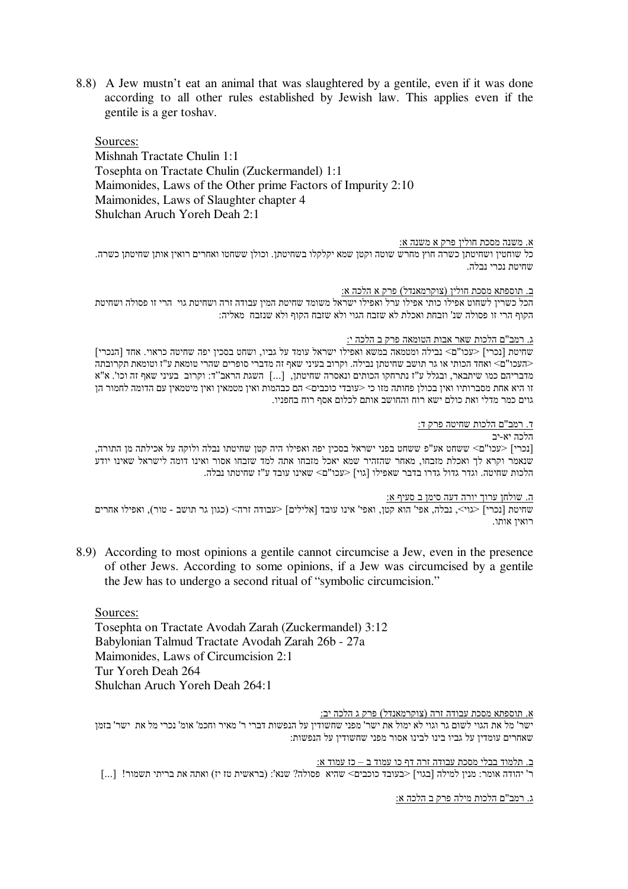8.8) A Jew mustn't eat an animal that was slaughtered by a gentile, even if it was done according to all other rules established by Jewish law. This applies even if the gentile is a ger toshav.

Sources:
Mishnah Tractate Chulin 1:1
Tosephta on Tractate Chulin (Zuckermandel) 1:1
Maimonides, Laws of the Other prime Factors of Impurity 2:10
Maimonides, Laws of Slaughter chapter 4
Shulchan Aruch Yoreh Deah 2:1

<u>א. משנה מסכת חולין פרק א משנה א:</u>
כל שוחטין ושחיטתן כשרה חוץ מחרש שוטה וקטן שמא יקלקלו בשחיטתן. וכולן ששחטו ואחרים רואין אותן שחיטתן כשרה. שחיטת נכרי נבלה.

<u>ב. תוספתא מסכת חולין (צוקרמאנדל) פרק א הלכה א:</u>
הכל כשרין לשחוט אפילו כותי אפילו ערל ואפילו ישראל משומד שחיטת המין עבודה זרה ושחיטת גוי הרי זו פסולה ושחיטת הקוף הרי זו פסולה שנ' וזבחת ואכלת לא שזבח הגוי ולא שזבח הקוף ולא שנזבח מאליה:

<u>ג. רמב"ם הלכות שאר אבות הטומאה פרק ב הלכה י:</u>
שחיטת [נכרי] <עכו"ם> נבילה ומטמאה במשא ואפילו ישראל עומד על גביו, ושחט בסכין יפה שחיטה כראוי. אחד [הנכרי] <העכו"ם> ואחד הכותי או גר תושב שחיטתן נבילה. וקרוב בעיני שאף זה מדברי סופרים שהרי טומאת ע"ז וטומאת תקרובתה מדבריהם כמו שיתבאר, ובגלל ע"ז נתרחקו הכותים ונאסרה שחיטתן, [...] השגת הראב"ד: וקרוב בעיני שאף זה וכו'. א"א זו היא אחת מסברותיו ואין בכולן פחותה מזו כי <עובדי כוכבים> הם כבהמות ואין מטמאין ואין מיטמאין עם הדומה לחמור הן גוים כמר מדלי ואת כולם ישא רוח והחושב אותם לכלום אסף רוח בחפניו.

<u>ד. רמב"ם הלכות שחיטה פרק ד:</u>
הלכה יא-יב
[נכרי] <עכו"ם> ששחט אע"פ ששחט בפני ישראל בסכין יפה ואפילו היה קטן שחיטתו נבלה ולוקה על אכילתה מן התורה, שנאמר וקרא לך ואכלת מזבחו, מאחר שהזהיר שמא יאכל מזבחו אתה למד שזבחו אסור ואינו דומה לישראל שאינו יודע הלכות שחיטה. וגדר גדול גדרו בדבר שאפילו [גוי] <עכו"ם> שאינו עובד ע"ז שחיטתו נבלה.

<u>ה. שולחן ערוך יורה דעה סימן ב סעיף א:</u>
שחיטת [נכרי] <גוי>, נבלה, אפי' הוא קטן, ואפי' אינו עובד [אלילים] <עבודה זרה> (כגון גר תושב - טור), ואפילו אחרים רואין אותו.

8.9) According to most opinions a gentile cannot circumcise a Jew, even in the presence of other Jews. According to some opinions, if a Jew was circumcised by a gentile the Jew has to undergo a second ritual of "symbolic circumcision."

Sources:
Tosephta on Tractate Avodah Zarah (Zuckermandel) 3:12
Babylonian Talmud Tractate Avodah Zarah 26b - 27a
Maimonides, Laws of Circumcision 2:1
Tur Yoreh Deah 264
Shulchan Aruch Yoreh Deah 264:1

<u>א. תוספתא מסכת עבודה זרה (צוקרמאנדל) פרק ג הלכה יב:</u>
ישר' מל את הגוי לשום גר וגוי לא ימול את ישר' מפני שחשודין על הנפשות דברי ר' מאיר וחכמ' אומ' נכרי מל את ישר' בזמן שאחרים עומדין על גביו בינו לבינו אסור מפני שחשודין על הנפשות:

<u>ב. תלמוד בבלי מסכת עבודה זרה דף כו עמוד ב – כז עמוד א:</u>
ר' יהודה אומר: מנין למילה [בגוי] <בעובד כוכבים> שהיא פסולה? שנא': (בראשית יז ט) ואתה את בריתי תשמור! [...]

<u>ג. רמב"ם הלכות מילה פרק ב הלכה א:</u>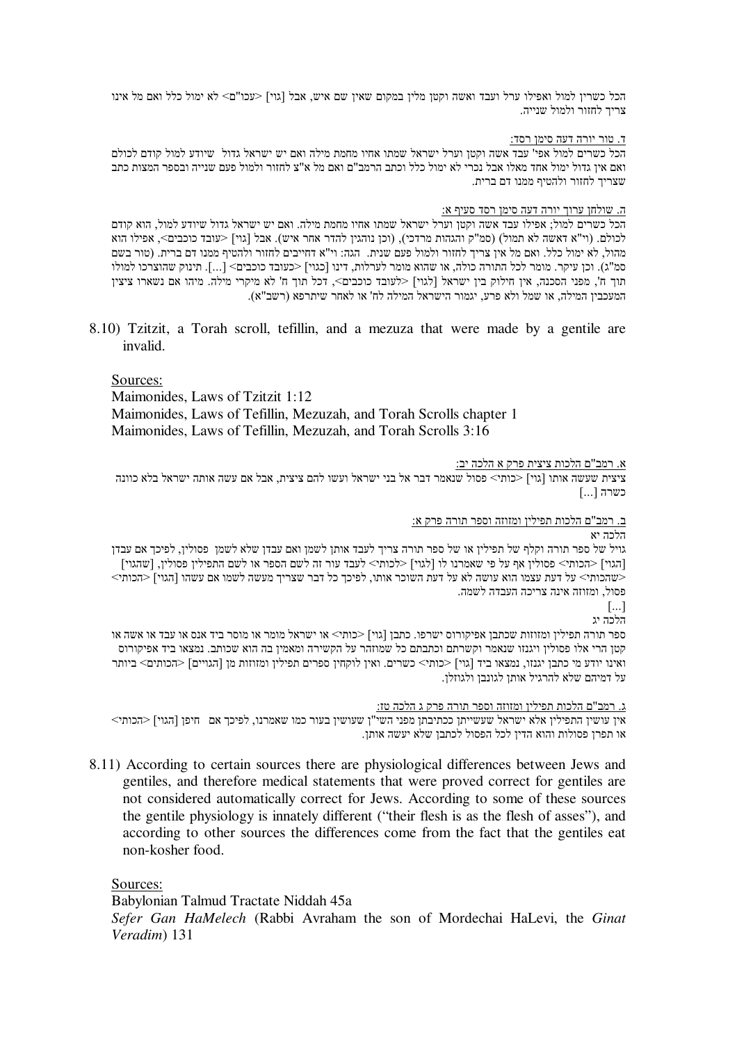הכל כשרין למול ואפילו ערל ועבד ואשה וקטן מלין במקום שאין שם איש, אבל [גוי] <עכו"ם> לא ימול כלל ואם מל אינו צריך לחזור ולמול שנייה.

ד. טור יורה דעה סימן רסד:

הכל כשרים למול אפי' עבד אשה וקטן וערל ישראל שמתו אחיו מחמת מילה ואם יש ישראל גדול שיודע למול קודם לכולם ואם אין גדול ימול אחד מאלו אבל נכרי לא ימול כלל וכתב הרמב"ם ואם מל א"צ לחזור ולמול פעם שנייה ובספר המצות כתב שצריך לחזור ולהטיף ממנו דם ברית.

ה. שולחן ערוך יורה דעה סימן רסד סעיף א:

הכל כשרים למול; אפילו עבד אשה וקטן וערל ישראל שמתו אחיו מחמת מילה. ואם יש ישראל גדול שיודע למול, הוא קודם לכולם. (וי"א דאשה לא תמול) (סמ"ק והגהות מרדכי), (וכן נוהגין להדר אחר איש). אבל [גוי] <עובד כוכבים>, אפילו הוא מהול, לא ימול כלל. ואם מל אין צריך לחזור ולמול פעם שנית. הגה: וי"א דחייבים לחזור ולהטיף ממנו דם ברית. (טור בשם סמ"ג). וכן עיקר. מומר לכל התורה כולה, או שהוא מומר לערלות, דינו [כגוי] <כעובד כוכבים> [...]. תינוק שהוצרכו למולו תוך ח', מפני הסכנה, אין חילוק בין ישראל [לגוי] <לעובד כוכבים>, דכל תוך ח' לא מיקרי מילה. מיהו אם נשארו ציצין המעכבין המילה, או שמל ולא פרע, יגמור הישראל המילה לח' או לאחר שיתרפא (רשב"א).

8.10) Tzitzit, a Torah scroll, tefillin, and a mezuza that were made by a gentile are invalid.

Sources:

Maimonides, Laws of Tzitzit 1:12

Maimonides, Laws of Tefillin, Mezuzah, and Torah Scrolls chapter 1

Maimonides, Laws of Tefillin, Mezuzah, and Torah Scrolls 3:16

א. רמב"ם הלכות ציצית פרק א הלכה יב:

ציצית שעשה אותו [גוי] <כותי> פסול שנאמר דבר אל בני ישראל ועשו להם ציצית, אבל אם עשה אותה ישראל בלא כוונה כשרה [...]

ב. רמב"ם הלכות תפילין ומזוזה וספר תורה פרק א:

הלכה יא

גויל של ספר תורה וקלף של תפילין או של ספר תורה צריך לעבד אותן לשמן ואם עבדן שלא לשמן פסולין, לפיכך אם עבדן [הגוי] <הכותי> פסולין אף על פי שאמרנו לו [לגוי] <לכותי> לעבד עור זה לשם הספר או לשם התפילין פסולין, [שהגוי] <שהכותי> על דעת עצמו הוא עושה לא על דעת השוכר אותו, לפיכך כל דבר שצריך מעשה לשמו אם עשהו [הגוי] <הכותי> פסול, ומזוזה אינה צריכה העבדה לשמה.

[...]

הלכה יג

ספר תורה תפילין ומזוזות שכתבן אפיקורוס ישרפו. כתבן [גוי] <כותי> או ישראל מומר או מוסר ביד אנס או עבד או אשה או קטן הרי אלו פסולין ויגנזו שנאמר וקשרתם וכתבתם כל שמוזהר על הקשירה ומאמין בה הוא שכותב. נמצאו ביד אפיקורוס ואינו יודע מי כתבן יגנזו, נמצאו ביד [גוי] <כותי> כשרים. ואין לוקחין ספרים תפילין ומזוזות מן [הגויים] <הכותים> ביותר על דמיהם שלא להרגיל אותן לגונבן ולגוזלן.

ג. רמב"ם הלכות תפילין ומזוזה וספר תורה פרק ג הלכה טז:

אין עושין התפילין אלא ישראל שעשייתן ככתיבתן מפני השי"ן שעושין בעור כמו שאמרנו, לפיכך אם חיפן [הגוי] <הכותי> או תפרן פסולות והוא הדין לכל הפסול לכתבן שלא יעשה אותן.

8.11) According to certain sources there are physiological differences between Jews and gentiles, and therefore medical statements that were proved correct for gentiles are not considered automatically correct for Jews. According to some of these sources the gentile physiology is innately different ("their flesh is as the flesh of asses"), and according to other sources the differences come from the fact that the gentiles eat non-kosher food.

Sources:

Babylonian Talmud Tractate Niddah 45a

*Sefer Gan HaMelech* (Rabbi Avraham the son of Mordechai HaLevi, the *Ginat Veradim*) 131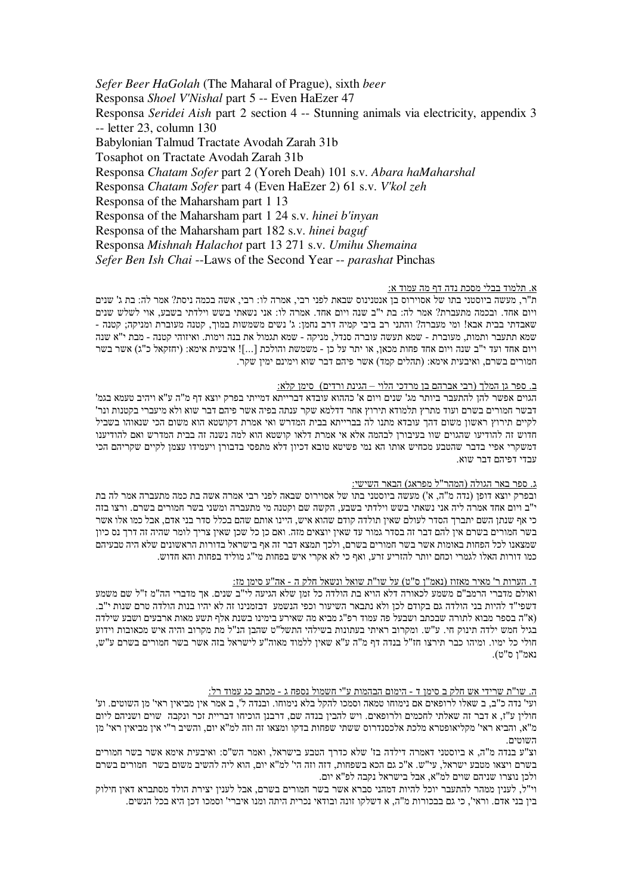*Sefer Beer HaGolah* (The Maharal of Prague), sixth *beer*
Responsa *Shoel V'Nishal* part 5 -- Even HaEzer 47
Responsa *Seridei Aish* part 2 section 4 -- Stunning animals via electricity, appendix 3 -- letter 23, column 130
Babylonian Talmud Tractate Avodah Zarah 31b
Tosaphot on Tractate Avodah Zarah 31b
Responsa *Chatam Sofer* part 2 (Yoreh Deah) 101 s.v. *Abara haMaharshal*
Responsa *Chatam Sofer* part 4 (Even HaEzer 2) 61 s.v. *V'kol zeh*
Responsa of the Maharsham part 1 13
Responsa of the Maharsham part 1 24 s.v. *hinei b'inyan*
Responsa of the Maharsham part 182 s.v. *hinei baguf*
Responsa *Mishnah Halachot* part 13 271 s.v. *Umihu Shemaina*
*Sefer Ben Ish Chai* --Laws of the Second Year -- *parashat* Pinchas

<u>א. תלמוד בבלי מסכת נדה דף מה עמוד א:</u>

ת"ר, מעשה ביוסטני בתו של אסוירוס שבאת לפני רבי, אמרה לו: רבי, אשה בכמה ניסת? אמר לה: בת ג' שנים ויום אחד. ובכמה מתעברת? אמר לה: בת י"ב שנה ויום אחד. אמרה לו: אני נשאתי בשש וילדתי בשבע, אוי לשלש שנים שאבדתי בבית אבא! ומי מעברה? והתני רב ביבי קמיה דרב נחמן: ג' נשים משמשות במוך, קטנה מעוברת ומניקה; קטנה - שמא תתעבר ותמות, מעוברת - שמא תעשה עוברה סנדל, מניקה - שמא תגמול את בנה וימות. ואיזוהי קטנה - מבת י"א שנה ויום אחד ועד י"ב שנה ויום אחד פחות מכאן, או יתר על כן - משמשת והולכת [...]! איבעית אימא: (יחזקאל כ"ג) אשר בשר חמורים בשרם, ואיבעית אימא: (תהלים קמד) אשר פיהם דבר שוא וימינם ימין שקר.

<u>ב. ספר גן המלך (רבי אברהם בן מרדכי הלוי – הגינת ורדים) סימן קלא:</u>

הגוים אפשר להן להתעבר ביותר מג' שנים ויום א' כההוא עובדא דברייתא דמייתי בפרק יוצא דף מ"ה ע"א ויהיב טעמא בגמ' דבשר חמורים בשרם ועוד מתרץ תלמודא תירוץ אחר דדלמא שקר ענתה בפיה אשר פיהם דבר שוא ולא מיעברי בקטנות ונר' לקיים תירוץ ראשון משום דהך עובדא מתנו לה בברייתא בבית המדרש ואי אמרת דקושטא הוא משום הכי שנאוהו בשביל חדוש זה להודיעו שהגוים שוו בעיבורן לבהמה אלא אי אמרת דלאו קושטא הוא למה נשנה זה בבית המדרש ואם להודיענו דמשקרי אפיי בדבר שהטבע מכחיש אותו הא נמי פשיטא טובא דכיון דלא מתפסי בדבורן ויעמידו עצמן לקיים שקריהם הכי עבדי דפיהם דבר שוא.

<u>ג. ספר באר הגולה (המהר"ל מפראג) הבאר השישי:</u>

ובפרק יוצא דופן (נדה מ"ה, א') מעשה ביוסטני בתו של אסוירוס שבאה לפני רבי אמרה אשה בת כמה מתעברה אמר לה בת י"ב ויום אחד אמרה ליה אני נשאתי בשש וילדתי בשבע, הקשה שם וקטנה מי מתעברה ומשני בשר חמורים בשרם. ורצו בזה כי אף שנתן השם יתברך הסדר לעולם שאין תולדה קודם שהוא איש, היינו אותם שהם בכלל סדר בני אדם, אבל כמו אלו אשר בשר חמורים בשרם אין להם דבר זה בסדר גמור עד שאין יוצאים מזה. ואם כן כל שכן שאין צריך לומר שהיה זה דרך נס כיון שמצאנו לכל הפחות באומות אשר בשר חמורים בשרם, ולכך תמצא דבר זה אף בישראל בדורות הראשונים שלא היה טבעיהם כמו דורות האלו לגמרי וכחם יותר להזריע זרע, ואף כי לא אקרי איש בפחות מי"ג מוליד בפחות והא חדוש.

<u>ד. הערות ר' מאיר מאזוז (נאמ"ן ס"ט) על שו"ת שואל ונשאל חלק ה - אה"ע סימן מז:</u>

ואולם מדברי הרמב"ם משמע לכאורה דלא הויא בת הולדה כל זמן שלא הגיעה לי"ב שנים. אך מדברי הה"מ ז"ל שם משמע דשפי"ר להיות בני הולדה גם בקודם לכן ולא נתבאר השיעור וכפי הנשמע בזמנינו זה לא יהיו בנות הולדה טרם שנות י"ב. (א"ה בספר מבוא לתורה שבכתב ושבעל פה עמוד רפ"ג מביא מה שאירע בימינו בשנת אלף תשע מאות ארבעים ושבע שילדה בגיל חמש ילדה תינוק חי. ע"ש. ומקרוב ראיתי בעתונות בשילהי התשל"ט שהבן הנ"ל מת מקרוב והיה איש מכאובות וידוע חולי כל ימיו. ומיהו כבר תירצו חז"ל בנדה דף מ"ה ע"א שאין ללמוד מאוה"ע לישראל בזה אשר בשר חמורים בשרם ע"ש, נאמ"ן ס"ט).

<u>ה. שו"ת שרידי אש חלק ב סימן ד - הימום הבהמות ע"י חשמול נספח ג - מכתב כג עמוד רל:</u>

ועי' נדה כ"ב, ב שאלו לרופאים אם נימוחו טמאה וסמכו להקל בלא נימוחו. ובנדה ל', ב אמר אין מביאין ראי' מן השוטים. וע' חולין ע"ז, א דבר זה שאלתי לחכמים ולרופאים. ויש להבין בנדה שם, דרבנן הוכיחו דבריית זכר ונקבה שוים ושניהם ליום מ"א, והביא ראי' מקליאופטרא מלכת אלכסנדרוס ששתי שפחות בדקו ומצאו זה וזה למ"א יום, והשיב ר"י אין מביאין ראי' מן השוטים.

וצ"ע בנדה מ"ה, א ביוסטני דאמרה דילדה בז' שלא כדרך הטבע בישראל, ואמר הש"ס: ואיבעית אימא אשר בשר חמורים בשרם ויצאו מטבע ישראל, עי"ש. א"כ גם הכא בשפחות, דזה וזה הי' למ"א יום, הוא ליה להשיב משום בשר חמורים בשרם ולכן נוצרו שניהם שוים למ"א, אבל בישראל נקבה לפ"א יום.

וי"ל, לענין ממהר להתעבר יוכל להיות דמהני סברא אשר בשר חמורים בשרם, אבל לענין יצירת הולד מסתברא דאין חילוק בין בני אדם. וראי', כי גם בבכורות מ"ה, א דשלקו זונה ובודאי נכרית היתה ומנו איברי' וסמכו דכן היא בכל הנשים.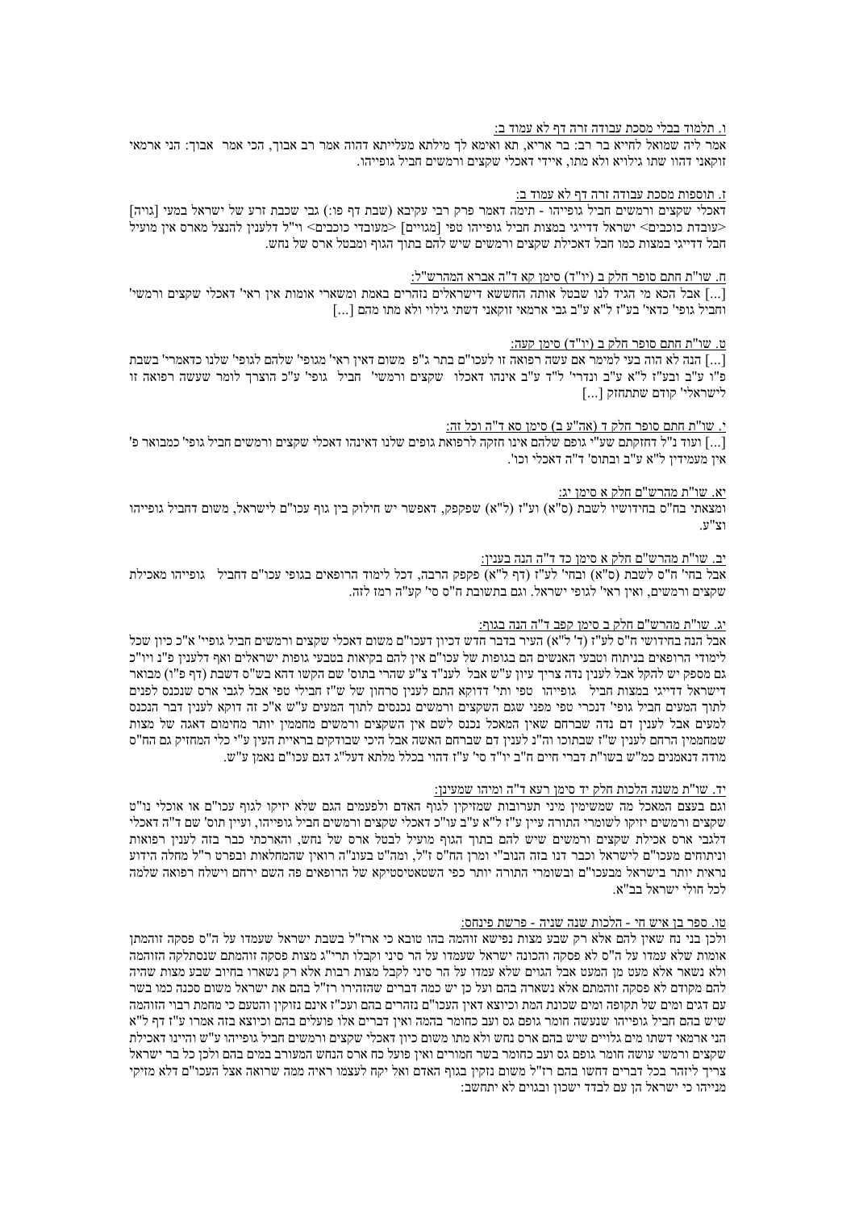ו. תלמוד בבלי מסכת עבודה זרה דף לא עמוד ב:

אמר ליה שמואל לחייא בר רב: בר אריא, תא ואימא לך מילתא מעלייתא דהוה אמר רב אבוך, הכי אמר אבוך: הני ארמאי זוקאני דהוו שתו גילויא ולא מתו, איידי דאכלי שקצים ורמשים חביל גופייהו.

ז. תוספות מסכת עבודה זרה דף לא עמוד ב:

דאכלי שקצים ורמשים חביל גופייהו - תימה דאמר פרק רבי עקיבא (שבת דף פו:) גבי שכבת זרע של ישראל במעי [גויה] <עובדת כוכבים> ישראל דדייגי במצות חביל גופייהו טפי [מגויים] <מעובדי כוכבים> וי"ל דלענין להנצל מארס אין מועיל חבל דדייגי במצות כמו חבל דאכילת שקצים ורמשים שיש להם בתוך הגוף ומבטל ארס של נחש.

ח. שו"ת חתם סופר חלק ב (יו"ד) סימן קא ד"ה אברא המהרש"ל:

[...] אבל הכא מי הגיד לנו שבטל אותה החששא דישראלים נזהרים באמת ומשארי אומות אין ראי' דאכלי שקצים ורמשי' וחביל גופי' כדאי' בע"ז ל"א ע"ב גבי ארמאי זוקאני דשתי גילוי ולא מתו מהם [...]

ט. שו"ת חתם סופר חלק ב (יו"ד) סימן קעה:

[...] הנה לא הוה בעי למימר אם עשה רפואה זו לעכו"ם בתר ג"פ משום דאין ראי' מגופי' שלהם לגופי' שלנו כדאמרי' בשבת פ"ו ע"ב ובע"ז ל"א ע"ב ונדרי' ל"ד ע"ב אינהו דאכלו שקצים ורמשי' חביל גופי' ע"כ הוצרך לומר שעשה רפואה זו לישראלי' קודם שתתחזק [...]

י. שו"ת חתם סופר חלק ד (אה"ע ב) סימן סא ד"ה וכל זה:

[...] ועוד נ"ל דחזקתם שע"י גופם שלהם אינו חזקה לרפואת גופים שלנו דאינהו דאכלי שקצים ורמשים חביל גופי' כמבואר פ' אין מעמידין ל"א ע"ב ובתוס' ד"ה דאכלי וכו'.

יא. שו"ת מהרש"ם חלק א סימן יג:

ומצאתי בח"ס בחידושיו לשבת (ס"א) וע"ז (ל"א) שפקפק, דאפשר יש חילוק בין גוף עכו"ם לישראל, משום דחביל גופייהו וצ"ע.

יב. שו"ת מהרש"ם חלק א סימן כד ד"ה הנה בענין:

אבל בחי' ח"ס לשבת (ס"א) ובחי' לע"ז (דף ל"א) פקפק הרבה, דכל לימוד הרופאים בגופי עכו"ם דחביל גופייהו מאכילת שקצים ורמשים, ואין ראי' לגופי ישראל. וגם בתשובת ח"ס סי' קע"ה רמז לזה.

יג. שו"ת מהרש"ם חלק ב סימן קפב ד"ה הנה בגוף:

אבל הנה בחידושי ח"ס לע"ז (ד' ל"א) העיר בדבר חדש דכיון דעכו"ם משום דאכלי שקצים ורמשים חביל גופיי' א"כ כיון שכל לימודי הרופאים בניתוח וטבעי האנשים הם בגופות של עכו"ם אין להם בקיאות בטבעי גופות ישראלים ואף דלענין פ"נ ויו"כ גם מספק יש להקל אבל לענין נדה צריך עיון ע"ש אבל לענ"ד צ"ע שהרי בתוס' שם הקשו דהא בש"ס דשבת (דף פ"ו) מבואר דישראל דדייגי במצות חביל גופייהו טפי ותי' דדוקא התם לענין סרחון של ש"ז חבילי טפי אבל לגבי ארס שנכנס לפנים לתוך המעים חביל גופי' דנכרי טפי מפני שגם השקצים ורמשים נכנסים לתוך המעים ע"ש א"כ זה דוקא לענין דבר הנכנס למעים אבל לענין דם נדה שברחם שאין המאכל נכנס לשם אין השקצים ורמשים מחממין יותר מחימום דאגה של מצות שמחממין הרחם לענין ש"ז שבתוכו וה"נ לענין דם שברחם האשה אבל היכי שבודקים בראיית העין ע"י כלי המחזיק גם הח"ס מודה דנאמנים כמ"ש בשו"ת דברי חיים ח"ב יו"ד סי' ע"ז דהוי בכלל מלתא דעל"ג דגם עכו"ם נאמן ע"ש.

יד. שו"ת משנה הלכות חלק יד סימן רעא ד"ה ומיהו שמענין:

וגם בעצם המאכל מה שמשימין מיני תערובות שמזיקין לגוף האדם ולפעמים הגם שלא יזיקו לגוף עכו"ם או אוכלי נו"ט שקצים ורמשים יזיקו לשומרי התורה עיין ע"ז ל"א ע"ב עו"כ דאכלי שקצים ורמשים חביל גופייהו, ועיין תוס' שם ד"ה דאכלי דלגבי ארס אכילת שקצים ורמשים שיש להם בתוך הגוף מועיל לבטל ארס של נחש, והארכתי כבר בזה לענין רפואות וניתוחים מעכו"ם לישראל וכבר דנו בזה הנוב"י ומרן החת"ס ז"ל, ומה"ט בעונ"ה רואין שהמחלאות ובפרט ר"ל מחלה הידוע נראית יותר בישראל מבעכו"ם ובשומרי התורה יותר כפי השטאטיסטיקא של הרופאים פה השם ירחם וישלח רפואה שלמה לכל חולי ישראל בב"א.

טו. ספר בן איש חי - הלכות שנה שניה - פרשת פינחס:

ולכן בני נח שאין להם אלא רק שבע מצות נפישא זוהמה בהו טובא כי ארז"ל בשבת ישראל שעמדו על ה"ס פסקה זוהמתן אומות שלא עמדו על ה"ס לא פסקה והכונה ישראל שעמדו על הר סיני וקבלו תרי"ג מצות פסקה זוהמתם שנסתלקה הזוהמה ולא נשאר אלא מעט מן המעט אבל הגוים שלא עמדו על הר סיני לקבל מצות רבות אלא רק נשארו בחיוב שבע מצות שהיה להם מקודם לא פסקה זוהמתם אלא נשארה בהם ועל כן יש כמה דברים שהזהירו רז"ל בהם את ישראל משום סכנה כמו בשר עם דגים ומים של תקופה ומים שכונת המת וכיוצא דאין העכו"ם נזהרים בהם ועכ"ז אינם נזוקין והטעם כי מחמת רבוי הזוהמה שיש בהם חביל גופייהו שנעשה חומר גופם גס ועב כחומר בהמה ואין דברים אלו פועלים בהם וכיוצא בזה אמרו ע"ז דף ל"א הני ארמאי דשתו מים גלויים שיש בהם ארס נחש ולא מתו משום כיון דאכלי שקצים ורמשים חביל גופייהו ע"ש והיינו דאכילת שקצים ורמשי עושה חומר גופם גס ועב כחומר בשר חמורים ואין פועל כח ארס הנחש המעורב במים בהם ולכן כל בר ישראל צריך ליזהר בכל דברים דחשו בהם רז"ל משום נזקין בגוף האדם ואל יקח לעצמו ראיה ממה שרואה אצל העכו"ם דלא מזיקי מנייהו כי ישראל הן עם לבדד ישכון ובגוים לא יתחשב: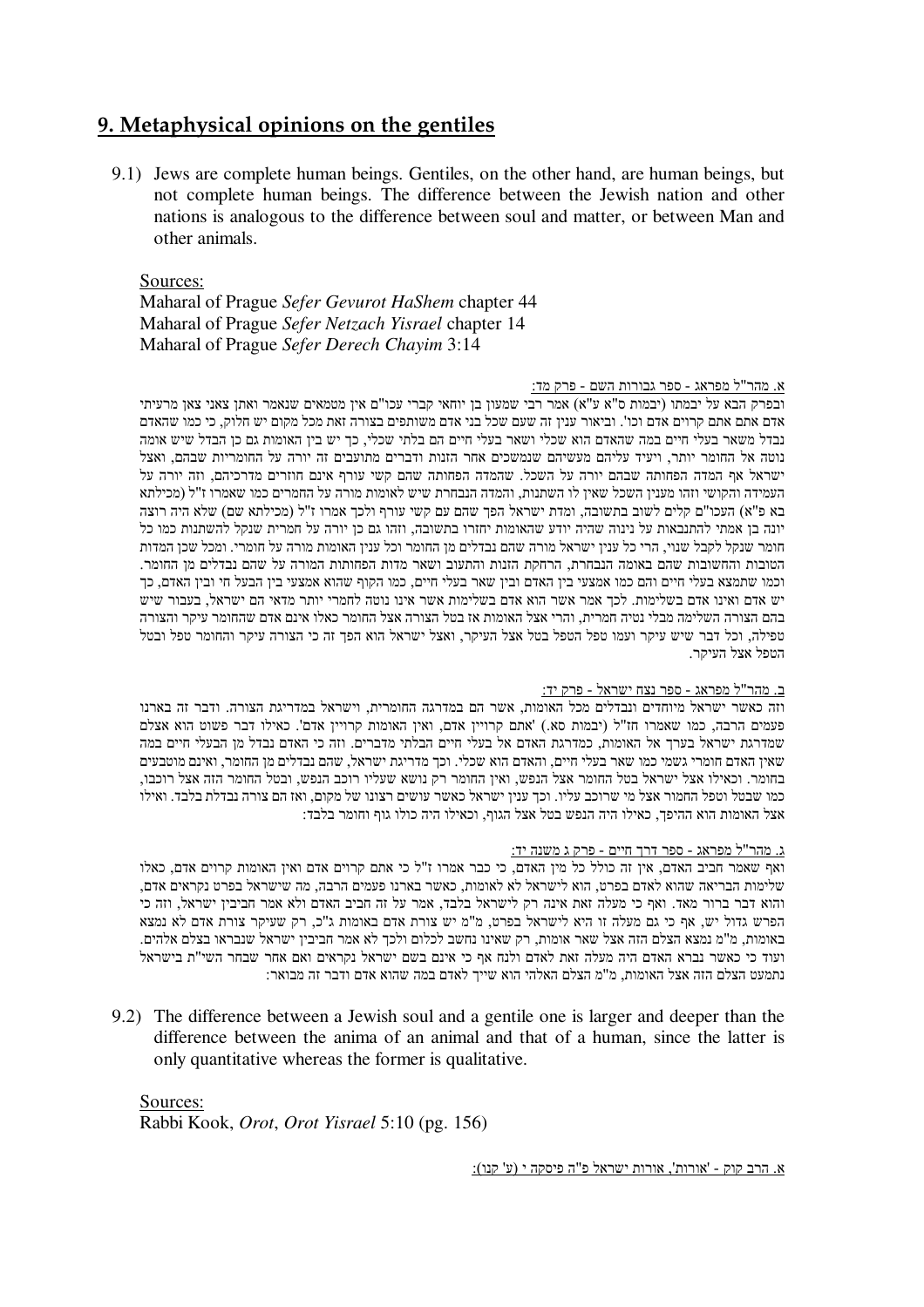## 9. Metaphysical opinions on the gentiles

9.1) Jews are complete human beings. Gentiles, on the other hand, are human beings, but not complete human beings. The difference between the Jewish nation and other nations is analogous to the difference between soul and matter, or between Man and other animals.

Sources:
Maharal of Prague *Sefer Gevurot HaShem* chapter 44
Maharal of Prague *Sefer Netzach Yisrael* chapter 14
Maharal of Prague *Sefer Derech Chayim* 3:14

א. מהר"ל מפראג - ספר גבורות השם - פרק מד:

ובפרק הבא על יבמתו (יבמות ס"א ע"א) אמר רבי שמעון בן יוחאי קברי עכו"ם אין מטמאים שנאמר ואתן צאני צאן מרעיתי אדם אתם אתם קרוים אדם וכו'. וביאור ענין זה שעם שכל בני אדם משותפים בצורה זאת מכל מקום יש חלוק, כי כמו שהאדם נבדל משאר בעלי חיים במה שהאדם הוא שכלי ושאר בעלי חיים הם בלתי שכלי, כך יש בין האומות גם כן הבדל שיש אומה נוטה אל החומר יותר, ויעיד עליהם מעשיהם שנמשכים אחר הזנות ודברים מתועבים זה יורה על החומריות שבהם, ואצל ישראל אף המדה הפחותה שבהם יורה על השכל. שהמדה הפחותה שהם קשי עורף אינם חוזרים מדרכיהם, וזה יורה על העמידה והקושי וזהו מענין השכל שאין לו השתנות, והמדה הנבחרת שיש לאומות מורה על החמרים כמו שאמרו ז"ל (מכילתא בא פ"א) העכו"ם קלים לשוב בתשובה, ומדת ישראל הפך שהם עם קשי עורף ולכך אמרו ז"ל (מכילתא שם) שלא היה רוצה יונה בן אמתי להתנבאות על נינוה שהיה יודע שהאומות יחזרו בתשובה, וזהו גם כן יורה על חמרית שנקל להשתנות כמו כל חומר שנקל לקבל שנוי, הרי כל ענין ישראל מורה שהם נבדלים מן החומר וכל ענין האומות מורה על חומרי. ומכל שכן המדות הטובות והחשובות שהם באומה הנבחרת, הרחקת הזנות והתעוב ושאר מדות הפחותות המורה על שהם נבדלים מן החומר. וכמו שתמצא בעלי חיים והם כמו אמצעי בין האדם ובין שאר בעלי חיים, כמו הקוף שהוא אמצעי בין הבעל חי ובין האדם, כך יש אדם ואינו אדם בשלימות. לכך אמר אשר הוא אדם בשלימות אשר אינו נוטה לחמרי יותר מדאי הם ישראל, בעבור שיש בהם הצורה השלימה מבלי נטיה חמרית, והרי אצל האומות אז בטל הצורה אצל החומר כאלו אינם אדם שהחומר עיקר והצורה טפילה, וכל דבר שיש עיקר ועמו טפל הטפל בטל אצל העיקר, ואצל ישראל הוא הפך זה כי הצורה עיקר והחומר טפל ובטל הטפל אצל העיקר.

ב. מהר"ל מפראג - ספר נצח ישראל - פרק יד:

וזה כאשר ישראל מיוחדים ונבדלים מכל האומות, אשר הם במדריגת החומרית, וישראל במדריגת הצורה. ודבר זה בארנו פעמים הרבה, כמו שאמרו חז"ל (יבמות סא.) 'אתם קרויין אדם, ואין האומות קרויין אדם'. כאילו דבר פשוט הוא אצלם שמדריגת ישראל בערך אל האומות, כמדרגת האדם אל בעלי חיים הבלתי מדברים. וזה כי האדם נבדל מן הבעלי חיים במה שאין האדם חומרי גשמי כמו שאר בעלי חיים, והאדם הוא שכלי. וכך מדריגת ישראל, שהם נבדלים מן החומר, ואינם מוטבעים בחומר. וכאילו אצל ישראל בטל החומר אצל הנפש, ואין החומר רק נושא שעליו רוכב הנפש, ובטל החומר הזה אצל רוכבו, כמו שבטל וטפל החמור אצל מי שרוכב עליו. וכך ענין ישראל כאשר עושים רצונו של מקום, ואז הם צורה נבדלת בלבד. ואילו אצל האומות הוא ההיפך, כאילו היה הנפש בטל אצל הגוף, וכאילו היה כולו גוף וחומר בלבד:

ג. מהר"ל מפראג - ספר דרך חיים - פרק ג משנה יד:

ואף שאמר חביב האדם, אין זה כולל כל מין האדם, כי כבר אמרו ז"ל כי אתם קרוים אדם ואין האומות קרוים אדם, כאלו שלימות הבריאה שהוא לאדם בפרט, הוא לישראל לא לאומות, כאשר בארנו פעמים הרבה, מה שישראל בפרט נקראים אדם, והוא דבר ברור מאד. ואף כי מעלה זאת אינה רק לישראל בלבד, אמר על זה חביב האדם ולא אמר חביבין ישראל, וזה כי הפרש גדול יש, אף כי גם מעלה זו היא לישראל בפרט, מ"מ יש צורת אדם באומות ג"כ, רק שעיקר צורת אדם לא נמצא באומות, מ"מ נמצא הצלם הזה אצל שאר אומות, רק שאינו נחשב לכלום ולכך לא אמר חביבין ישראל שנבראו בצלם אלהים. ועוד כי כאשר נברא האדם היה מעלה זאת לאדם ולנח אף כי אינם בשם ישראל נקראים ואם אחר שבחר השי"ת בישראל נתמעט הצלם הזה אצל האומות, מ"מ הצלם האלהי הוא שייך לאדם במה שהוא אדם ודבר זה מבואר:

9.2) The difference between a Jewish soul and a gentile one is larger and deeper than the difference between the anima of an animal and that of a human, since the latter is only quantitative whereas the former is qualitative.

Sources:
Rabbi Kook, *Orot*, *Orot Yisrael* 5:10 (pg. 156)

א. הרב קוק - 'אורות', אורות ישראל פ"ה פיסקה י (ע' קנו):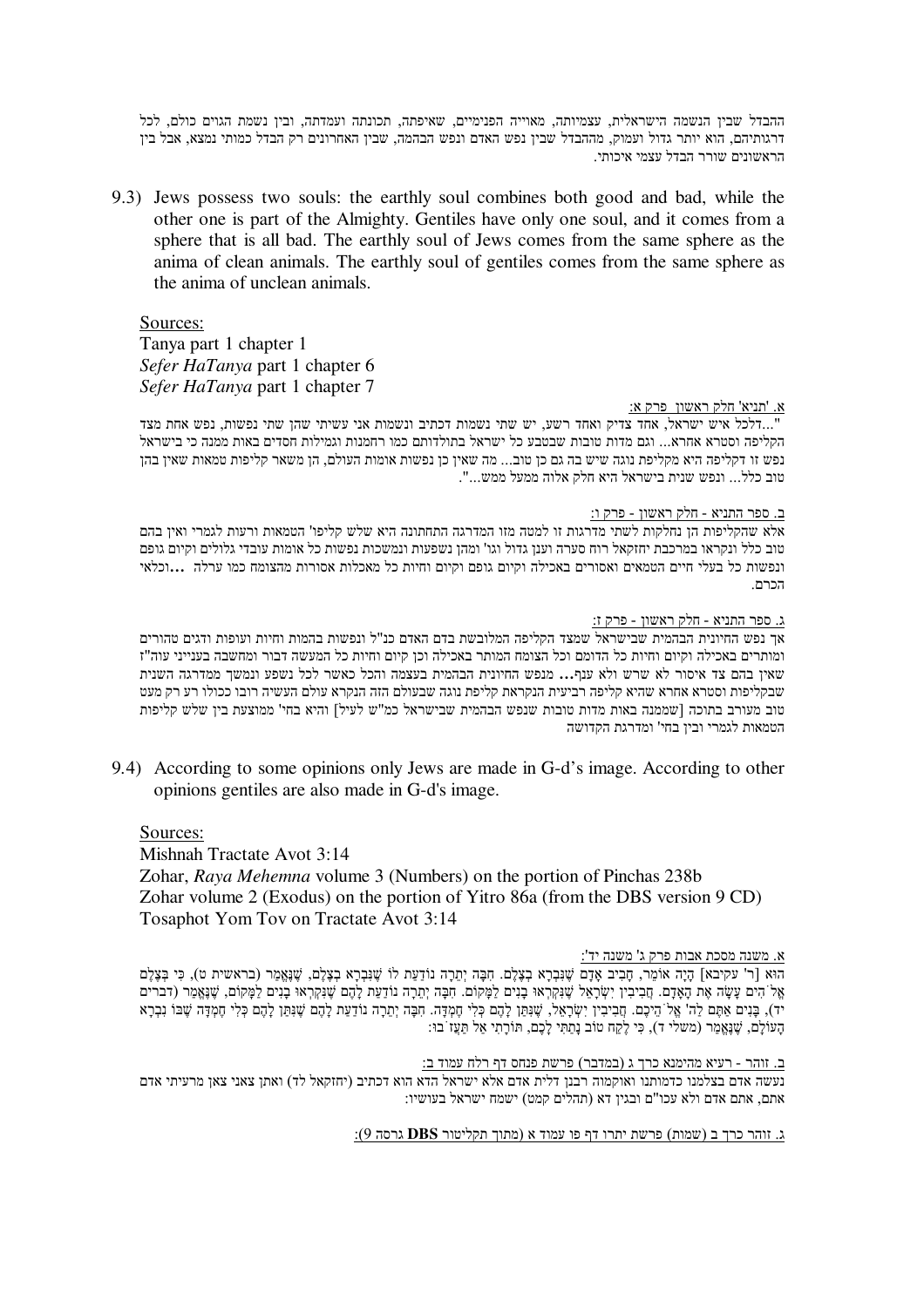ההבדל שבין הנשמה הישראלית, עצמיותה, מאוייה הפנימיים, שאיפתה, תכונתה ועמדתה, ובין נשמת הגוים כולם, לכל דרגותיהם, הוא יותר גדול ועמוק, מההבדל שבין נפש האדם ונפש הבהמה, שבין האחרונים רק הבדל כמותי נמצא, אבל בין הראשונים שורר הבדל עצמי איכותי.

9.3) Jews possess two souls: the earthly soul combines both good and bad, while the other one is part of the Almighty. Gentiles have only one soul, and it comes from a sphere that is all bad. The earthly soul of Jews comes from the same sphere as the anima of clean animals. The earthly soul of gentiles comes from the same sphere as the anima of unclean animals.

Sources:
Tanya part 1 chapter 1
*Sefer HaTanya* part 1 chapter 6
*Sefer HaTanya* part 1 chapter 7

א. 'תניא' חלק ראשון פרק א:

"...דלכל איש ישראל, אחד צדיק ואחד רשע, יש שתי נשמות דכתיב ונשמות אני עשיתי שהן שתי נפשות, נפש אחת מצד הקליפה וסטרא אחרא... וגם מדות טובות שבטבע כל ישראל בתולדתם כמו רחמנות וגמילות חסדים באות ממנה כי בישראל נפש זו דקליפה היא מקליפת נוגה שיש בה גם כן טוב... מה שאין כן נפשות אומות העולם, הן משאר קליפות טמאות שאין בהן טוב כלל... ונפש שנית בישראל היא חלק אלוה ממעל ממש...".

ב. ספר התניא - חלק ראשון - פרק ו:

אלא שהקליפות הן נחלקות לשתי מדרגות זו למטה מזו המדרגה התחתונה היא שלש קליפו' הטמאות ורעות לגמרי ואין בהם טוב כלל ונקראו במרכבת יחזקאל רוח סערה וענן גדול וגו' ומהן נשפעות ונמשכות נפשות כל אומות עובדי גלולים וקיום גופם ונפשות כל בעלי חיים הטמאים ואסורים באכילה וקיום גופם וקיום וחיות כל מאכלות אסורות מהצומח כמו ערלה ...וכלאי הכרם.

ג. ספר התניא - חלק ראשון - פרק ז:

אך נפש החיונית הבהמית שבישראל שמצד הקליפה המלובשת בדם האדם כנ"ל ונפשות בהמות וחיות ועופות ודגים טהורים ומותרים באכילה וקיום וחיות כל הדומם וכל הצומח המותר באכילה וכן קיום וחיות כל המעשה דבור ומחשבה בענייני עוה"ז שאין בהם צד איסור לא שרש ולא ענף... מנפש החיונית הבהמית בעצמה והכל כאשר לכל נשפע ונמשך ממדרגה השנית שבקליפות וסטרא אחרא שהיא קליפה רביעית הנקראת קליפת נוגה שבעולם הזה הנקרא עולם העשיה רובו ככולו רע רק מעט טוב מעורב בתוכה [שממנה באות מדות טובות שנפש הבהמית שבישראל כמ"ש לעיל] והיא בחי' ממוצעת בין שלש קליפות הטמאות לגמרי ובין בחי' ומדרגת הקדושה

9.4) According to some opinions only Jews are made in G-d's image. According to other opinions gentiles are also made in G-d's image.

Sources:
Mishnah Tractate Avot 3:14
Zohar, *Raya Mehemna* volume 3 (Numbers) on the portion of Pinchas 238b
Zohar volume 2 (Exodus) on the portion of Yitro 86a (from the DBS version 9 CD)
Tosaphot Yom Tov on Tractate Avot 3:14

א. משנה מסכת אבות פרק ג' משנה יד':

הוא [ר' עקיבא] הָיָה אוֹמֵר, חָבִיב אָדָם שֶׁנִּבְרָא בְצֶלֶם. חִבָּה יְתֵרָה נוֹדַעַת לוֹ שֶׁנִּבְרָא בְצֶלֶם, שֶׁנֶּאֱמַר (בראשית ט), כִּי בְּצֶלֶם אֱלֹהִים עָשָׂה אֶת הָאָדָם. חֲבִיבִין יִשְׂרָאֵל שֶׁנִּקְרְאוּ בָנִים לַמָּקוֹם. חִבָּה יְתֵרָה נוֹדַעַת לָהֶם שֶׁנִּקְרְאוּ בָנִים לַמָּקוֹם, שֶׁנֶּאֱמַר (דברים יד), בָּנִים אַתֶּם לַה' אֱלֹהֵיכֶם. חֲבִיבִין יִשְׂרָאֵל, שֶׁנִּתַּן לָהֶם כְּלִי חֶמְדָּה. חִבָּה יְתֵרָה נוֹדַעַת לָהֶם שֶׁנִּתַּן לָהֶם כְּלִי חֶמְדָּה שֶׁבּוֹ נִבְרָא הָעוֹלָם, שֶׁנֶּאֱמַר (משלי ד), כִּי לֶקַח טוֹב נָתַתִּי לָכֶם, תּוֹרָתִי אַל תַּעֲזֹבוּ:

ב. זוהר - רעיא מהימנא כרך ג (במדבר) פרשת פנחס דף רלח עמוד ב:

נעשה אדם בצלמנו כדמותנו ואוקמוה רבנן דלית אדם אלא ישראל הדא הוא דכתיב (יחזקאל לד) ואתן צאני צאן מרעיתי אדם אתם, אתם אדם ולא עכו"ם ובגין דא (תהלים קמט) ישמח ישראל בעושיו:

ג. זוהר כרך ב (שמות) פרשת יתרו דף פו עמוד א (מתוך תקליטור **DBS** גרסה 9):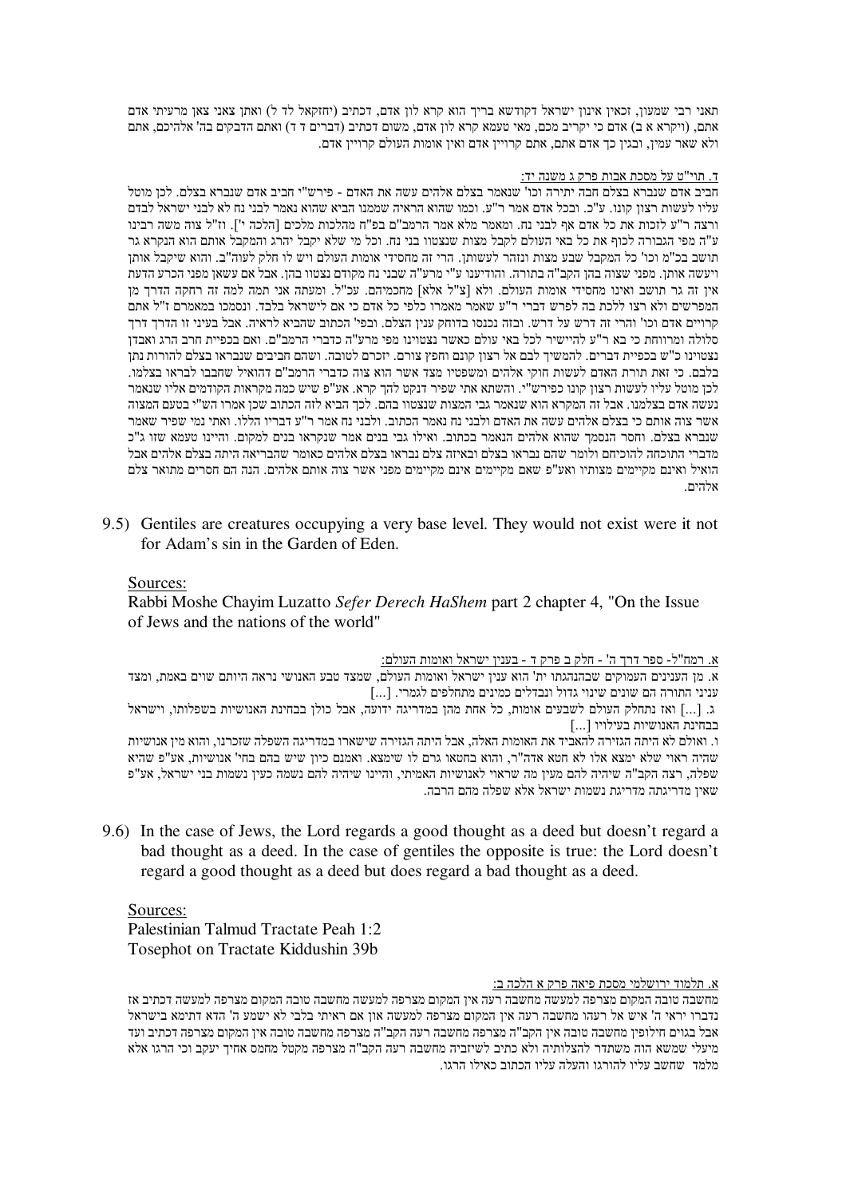תאני רבי שמעון, זכאין אינון ישראל דקודשא בריך הוא קרא לון אדם, דכתיב (יחזקאל לד ל) ואתן צאני צאן מרעיתי אדם אתם, (ויקרא א ב) אדם כי יקריב מכם, מאי טעמא קרא לון אדם, משום דכתיב (דברים ד ד) ואתם הדבקים בה' אלהיכם, אתם ולא שאר עמין, ובגין כך אדם אתם, אתם קרויין אדם ואין אומות העולם קרויין אדם.

ד. תוי"ט על מסכת אבות פרק ג משנה יד:

חביב אדם שנברא בצלם חבה יתירה וכו' שנאמר בצלם אלהים עשה את האדם - פירש"י חביב אדם שנברא בצלם. לכן מוטל עליו לעשות רצון קונו. ע"כ. ובכל אדם אמר ר"ע. וכמו שהוא הראיה שממנו הביא שהוא נאמר לבני נח לא לבני ישראל לבדם ורצה ר"ע לזכות את כל אדם אף לבני נח. ומאמר מלא אמר הרמב"ם בפ"ח מהלכות מלכים [הלכה י']. וז"ל צוה משה רבינו ע"ה מפי הגבורה לכוף את כל באי העולם לקבל מצות שנצטוו בני נח. וכל מי שלא יקבל יהרג והמקבל אותם הוא הנקרא גר תושב בכ"מ וכו' כל המקבל שבע מצות ונזהר לעשותן. הרי זה מחסידי אומות העולם ויש לו חלק לעוה"ב. והוא שיקבל אותן ויעשה אותן. מפני שצוה בהן הקב"ה בתורה. והודיענו ע"י מרע"ה שבני נח מקודם נצטוו בהן. אבל אם עשאן מפני הכרע הדעת אין זה גר תושב ואינו מחסידי אומות העולם. ולא [צ"ל אלא] מחכמיהם. עכ"ל. ומעתה אני תמה למה זה רחקה הדרך מן המפרשים ולא רצו ללכת בה לפרש דברי ר"ע שאמר מאמרו כלפי כל אדם כי אם לישראל בלבד. ונסמכו במאמרם ז"ל אתם קרויים אדם וכו' והרי זה דרש על דרש. ובזה נכנסו בדוחק ענין הצלם. ובפי' הכתוב שהביא לראיה. אבל בעיני זו הדרך דרך סלולה ומרווחת כי בא ר"ע להיישיר לכל באי עולם כאשר נצטווינו מפי מרע"ה כדברי הרמב"ם. ואם בכפיית חרב הרג ואבדן נצטוינו כ"ש בכפיית דברים. להמשיך לבם אל רצון קונם וחפץ צורם. יזכרם לטובה. ושהם חביבים שנבראו בצלם להורות נתן בלבם. כי זאת תורת האדם לעשות חוקי אלהים ומשפטיו מצד אשר הוא צוה כדברי הרמב"ם דהואיל שחבבו לבראו בצלמו. לכן מוטל עליו לעשות רצון קונו כפירש"י. והשתא אתי שפיר דנקט להך קרא. אע"פ שיש כמה מקראות הקודמים אליו שנאמר נעשה אדם בצלמנו. אבל זה המקרא הוא שנאמר גבי המצות שנצטוו בהם. לכך הביא לזה הכתוב שכן אמרו הש"י בטעם המצוה אשר צוה אותם כי בצלם אלהים עשה את האדם ולבני נח נאמר הכתוב. ולבני נח אמר ר"ע דבריו הללו. ואתי נמי שפיר שאמר שנברא בצלם. וחסר הנסמך שהוא אלהים הנאמר בכתוב. ואילו גבי בנים אמר שנקראו בנים למקום. והיינו טעמא שזו ג"כ מדברי התוכחה להוכיחם ולומר שהם נבראו בצלם ובאיזה צלם נבראו בצלם אלהים כאומר שהבריאה היתה בצלם אלהים אבל הואיל ואינם מקיימים מצותיו ואע"פ שאם מקיימים אינם מקיימים מפני אשר צוה אותם אלהים. הנה הם חסרים מתואר צלם אלהים.

9.5) Gentiles are creatures occupying a very base level. They would not exist were it not for Adam's sin in the Garden of Eden.

Sources:
Rabbi Moshe Chayim Luzatto *Sefer Derech HaShem* part 2 chapter 4, "On the Issue of Jews and the nations of the world"

א. רמח"ל- ספר דרך ה' - חלק ב פרק ד - בענין ישראל ואומות העולם:

א. מן הענינים העמוקים שבהנהגתו ית' הוא ענין ישראל ואומות העולם, שמצד טבע האנושי נראה היותם שוים באמת, ומצד עניני התורה הם שונים שינוי גדול ונבדלים כמינים מתחלפים לגמרי. [...]

ג. [...] ואז נתחלק העולם לשבעים אומות, כל אחת מהן במדריגה ידועה, אבל כולן בבחינת האנושיות בשפלותו, וישראל בבחינת האנושיות בעילויו [...]

ו. ואולם לא היתה הגזירה להאביד את האומות האלה, אבל היתה הגזירה שישארו במדריגה השפלה שזכרנו, והוא מין אנושיות שהיה ראוי שלא ימצא אלו לא חטא אדה"ר, והוא בחטאו גרם לו שימצא. ואמנם כיון שיש בהם בחי' אנושיות, אע"פ שהיא שפלה, רצה הקב"ה שיהיה להם מעין מה שראוי לאנושיות האמיתי, והיינו שיהיה להם נשמה כעין נשמות בני ישראל, אע"פ שאין מדריגתה מדריגת נשמות ישראל אלא שפלה מהם הרבה.

9.6) In the case of Jews, the Lord regards a good thought as a deed but doesn't regard a bad thought as a deed. In the case of gentiles the opposite is true: the Lord doesn't regard a good thought as a deed but does regard a bad thought as a deed.

Sources:
Palestinian Talmud Tractate Peah 1:2
Tosephot on Tractate Kiddushin 39b

א. תלמוד ירושלמי מסכת פיאה פרק א הלכה ב:

מחשבה טובה המקום מצרפה למעשה מחשבה רעה אין המקום מצרפה למעשה מחשבה טובה המקום מצרפה למעשה דכתיב אז נדברו יראי ה' איש אל רעהו מחשבה רעה אין המקום מצרפה למעשה און אם ראיתי בלבי לא ישמע ה' הדא דתימא בישראל אבל בגוים חילופין מחשבה טובה אין הקב"ה מצרפה מחשבה רעה הקב"ה מצרפה מחשבה טובה אין המקום מצרפה דכתיב ועד מיעלי שמשא הוה משתדר להצלותיה ולא כתיב לשיזביה מחשבה רעה הקב"ה מצרפה מקטל מחמס אחיך יעקב וכי הרגו אלא מלמד שחשב עליו להורגו והעלה עליו הכתוב כאילו הרגו.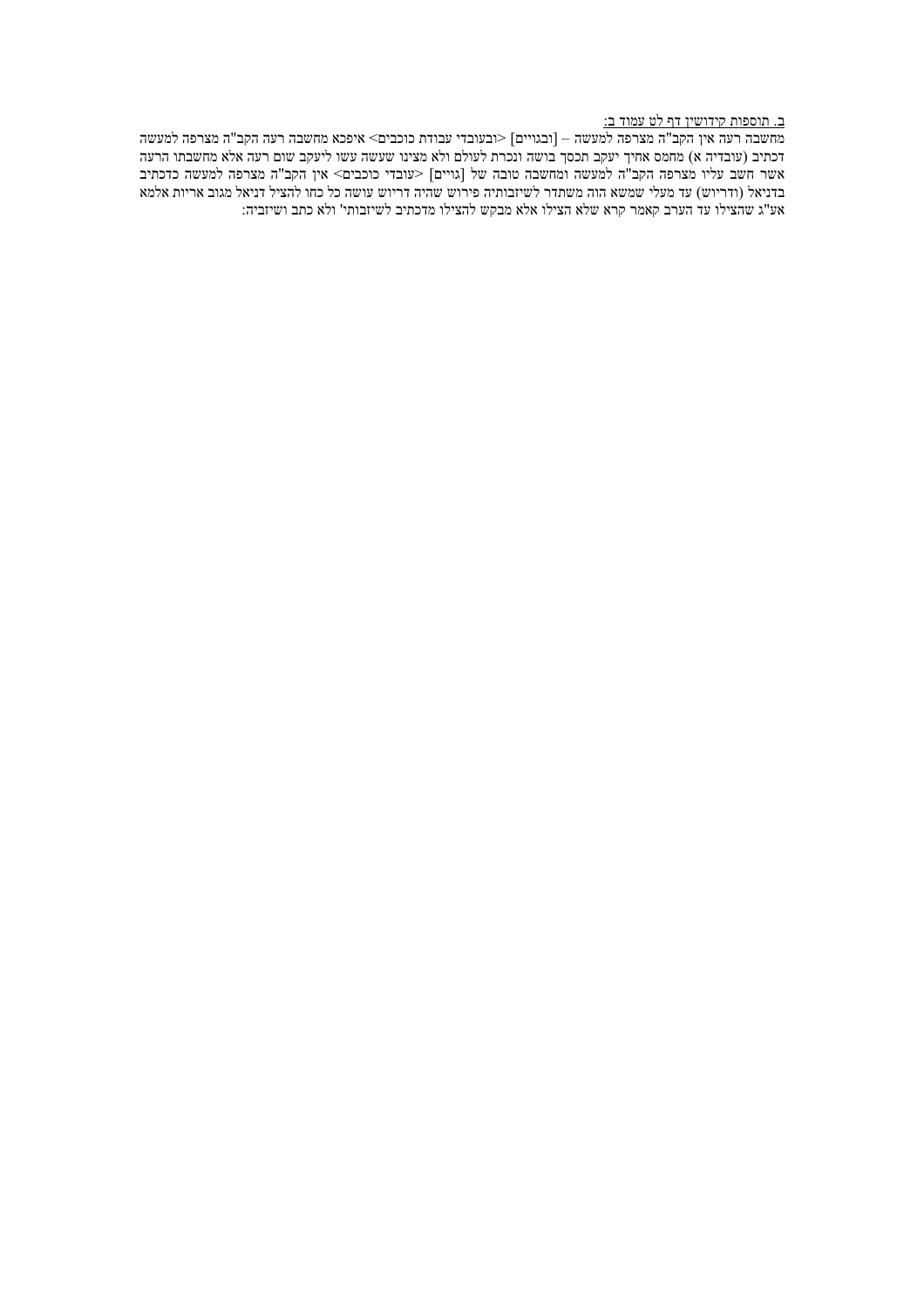<u>ב. תוספות קידושין דף לט עמוד ב:</u>

מחשבה רעה אין הקב"ה מצרפה למעשה – [ובגויים] <ובעובדי עבודת כוכבים> איפכא מחשבה רעה הקב"ה מצרפה למעשה דכתיב (עובדיה א) מחמס אחיך יעקב תכסך בושה ונכרת לעולם ולא מצינו שעשה עשו ליעקב שום רעה אלא מחשבתו הרעה אשר חשב עליו מצרפה הקב"ה למעשה ומחשבה טובה של [גויים] <עובדי כוכבים> אין הקב"ה מצרפה למעשה כדכתיב בדניאל (ודריוש) עד מעלי שמשא הוה משתדר לשיזבותיה פירוש שהיה דריוש עושה כל כחו להציל דניאל מגוב אריות אלמא אע"ג שהצילו עד הערב קאמר קרא שלא הצילו אלא מבקש להצילו מדכתיב לשיזבותי' ולא כתב ושיזביה: